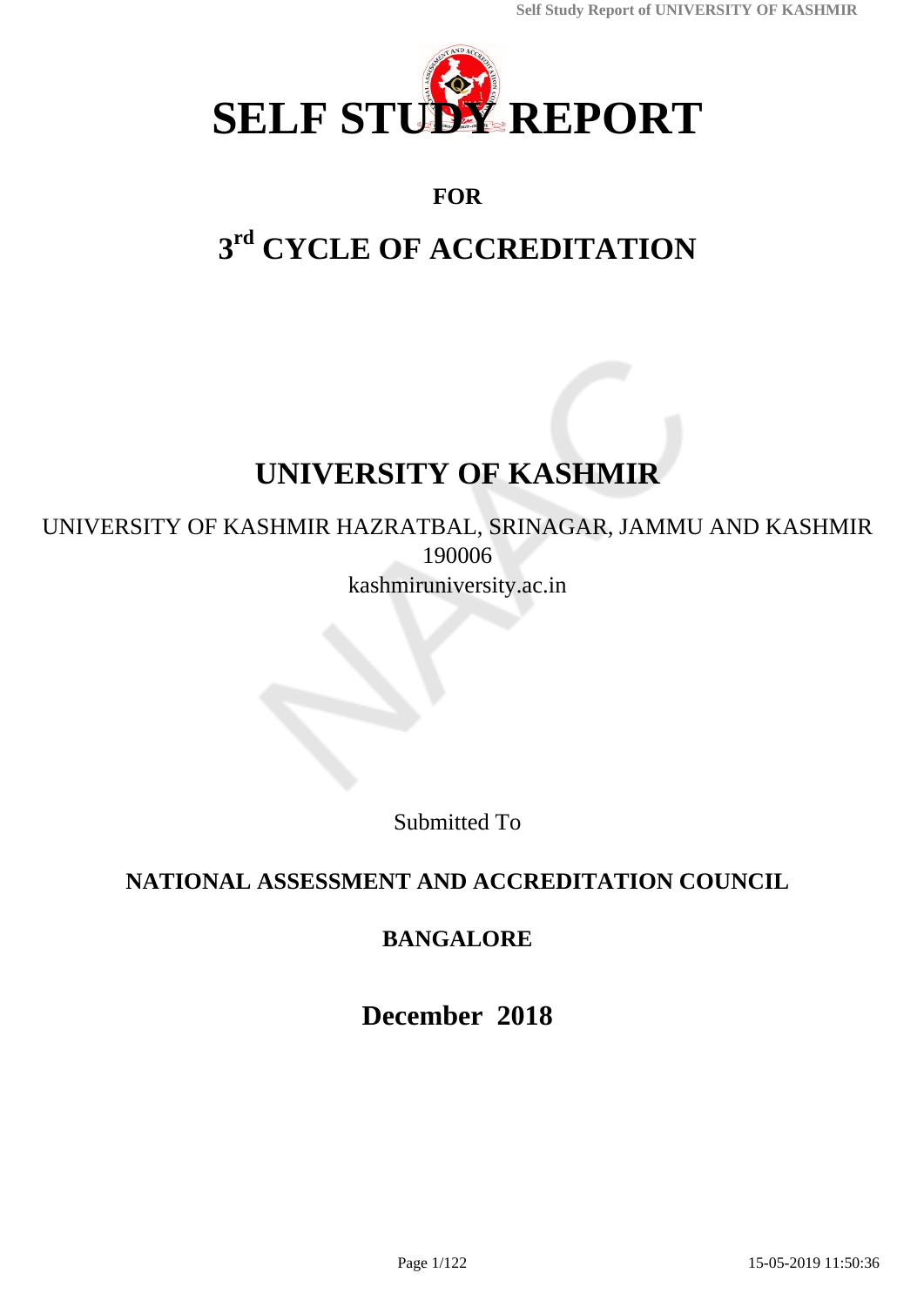# SELF STUDY REPORT

**FOR**

## 3rd CYCLE OF ACCREDITATION

# UNIVERSITY OF KASHMIR

UNIVERSITY OF KASHMIR HAZRATBAL, SRINAGAR, JAMMU AND KASHMIR
190006
kashmiruniversity.ac.in

Submitted To

**NATIONAL ASSESSMENT AND ACCREDITATION COUNCIL**

**BANGALORE**

**December 2018**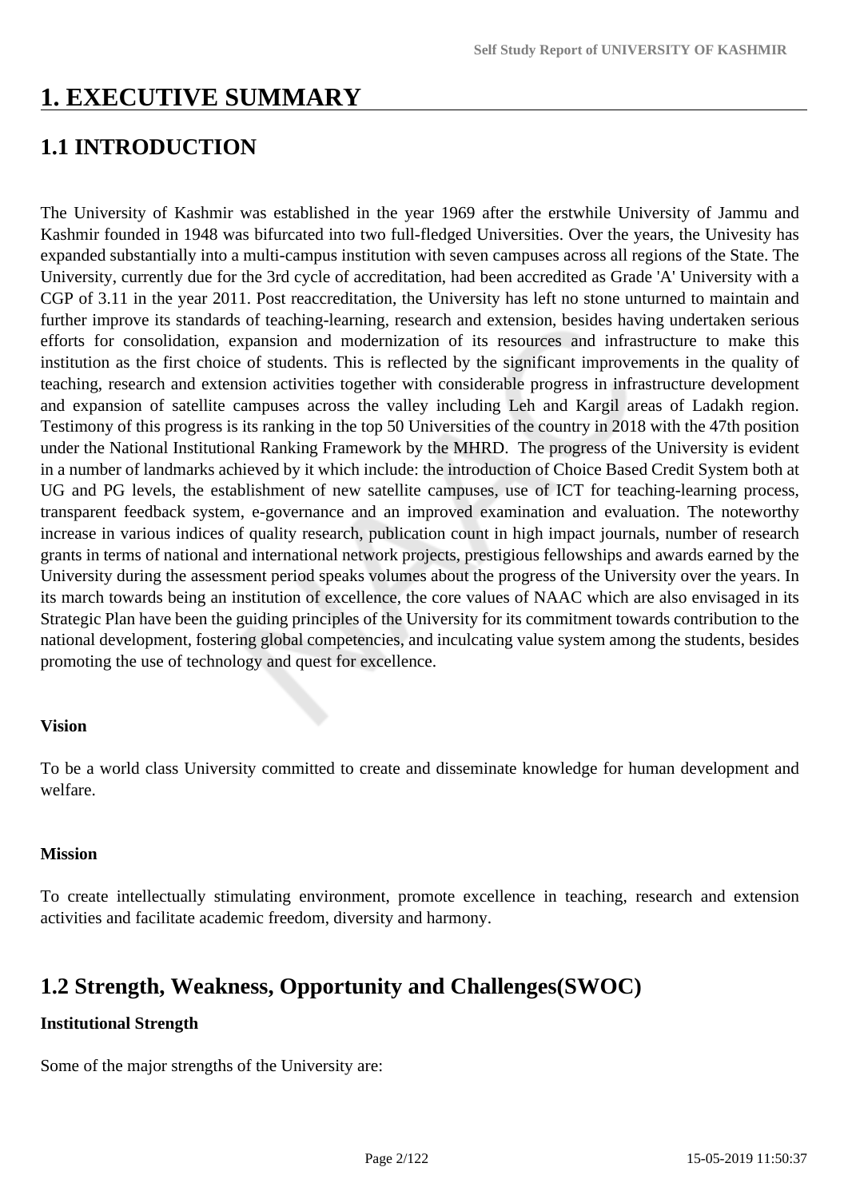# 1. EXECUTIVE SUMMARY

## 1.1 INTRODUCTION

The University of Kashmir was established in the year 1969 after the erstwhile University of Jammu and Kashmir founded in 1948 was bifurcated into two full-fledged Universities. Over the years, the Univesity has expanded substantially into a multi-campus institution with seven campuses across all regions of the State. The University, currently due for the 3rd cycle of accreditation, had been accredited as Grade 'A' University with a CGP of 3.11 in the year 2011. Post reaccreditation, the University has left no stone unturned to maintain and further improve its standards of teaching-learning, research and extension, besides having undertaken serious efforts for consolidation, expansion and modernization of its resources and infrastructure to make this institution as the first choice of students. This is reflected by the significant improvements in the quality of teaching, research and extension activities together with considerable progress in infrastructure development and expansion of satellite campuses across the valley including Leh and Kargil areas of Ladakh region. Testimony of this progress is its ranking in the top 50 Universities of the country in 2018 with the 47th position under the National Institutional Ranking Framework by the MHRD. The progress of the University is evident in a number of landmarks achieved by it which include: the introduction of Choice Based Credit System both at UG and PG levels, the establishment of new satellite campuses, use of ICT for teaching-learning process, transparent feedback system, e-governance and an improved examination and evaluation. The noteworthy increase in various indices of quality research, publication count in high impact journals, number of research grants in terms of national and international network projects, prestigious fellowships and awards earned by the University during the assessment period speaks volumes about the progress of the University over the years. In its march towards being an institution of excellence, the core values of NAAC which are also envisaged in its Strategic Plan have been the guiding principles of the University for its commitment towards contribution to the national development, fostering global competencies, and inculcating value system among the students, besides promoting the use of technology and quest for excellence.

**Vision**

To be a world class University committed to create and disseminate knowledge for human development and welfare.

**Mission**

To create intellectually stimulating environment, promote excellence in teaching, research and extension activities and facilitate academic freedom, diversity and harmony.

## 1.2 Strength, Weakness, Opportunity and Challenges(SWOC)

**Institutional Strength**

Some of the major strengths of the University are: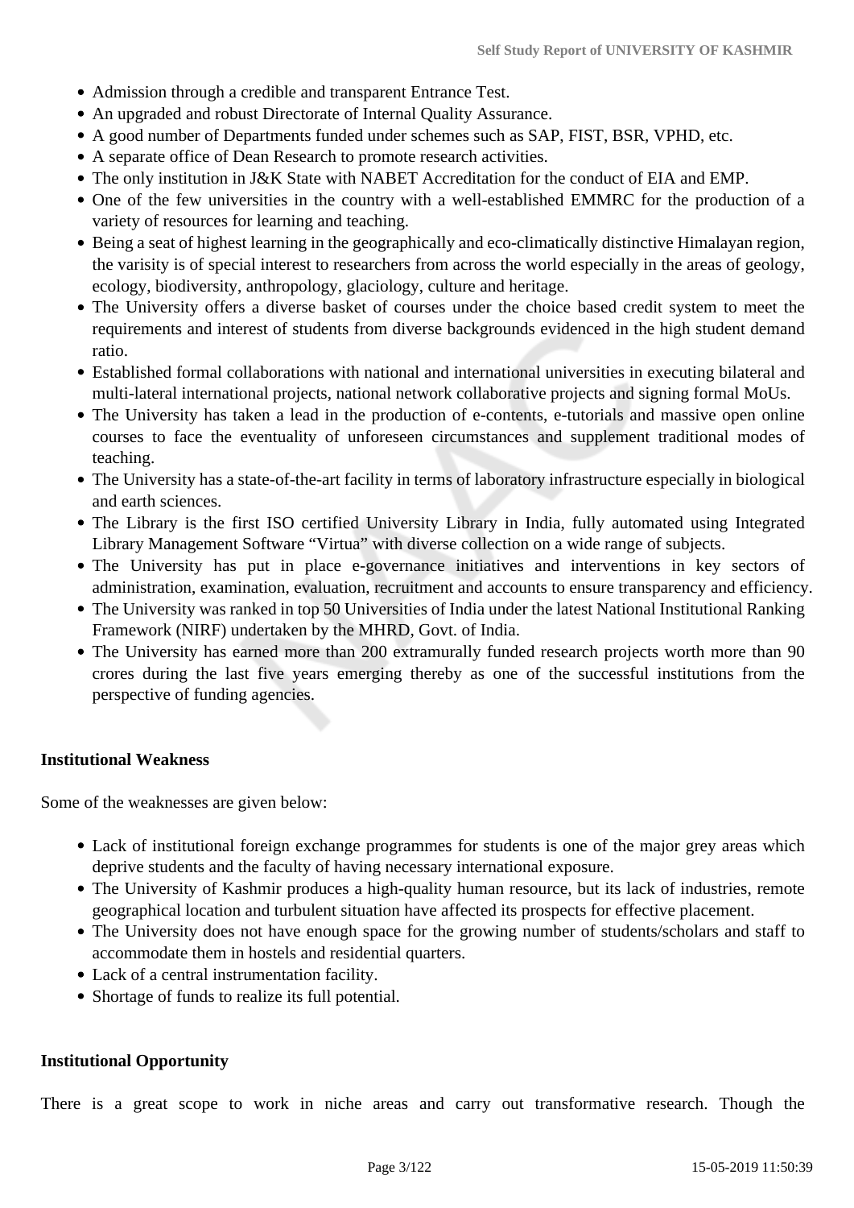- Admission through a credible and transparent Entrance Test.
- An upgraded and robust Directorate of Internal Quality Assurance.
- A good number of Departments funded under schemes such as SAP, FIST, BSR, VPHD, etc.
- A separate office of Dean Research to promote research activities.
- The only institution in J&K State with NABET Accreditation for the conduct of EIA and EMP.
- One of the few universities in the country with a well-established EMMRC for the production of a variety of resources for learning and teaching.
- Being a seat of highest learning in the geographically and eco-climatically distinctive Himalayan region, the varisity is of special interest to researchers from across the world especially in the areas of geology, ecology, biodiversity, anthropology, glaciology, culture and heritage.
- The University offers a diverse basket of courses under the choice based credit system to meet the requirements and interest of students from diverse backgrounds evidenced in the high student demand ratio.
- Established formal collaborations with national and international universities in executing bilateral and multi-lateral international projects, national network collaborative projects and signing formal MoUs.
- The University has taken a lead in the production of e-contents, e-tutorials and massive open online courses to face the eventuality of unforeseen circumstances and supplement traditional modes of teaching.
- The University has a state-of-the-art facility in terms of laboratory infrastructure especially in biological and earth sciences.
- The Library is the first ISO certified University Library in India, fully automated using Integrated Library Management Software "Virtua" with diverse collection on a wide range of subjects.
- The University has put in place e-governance initiatives and interventions in key sectors of administration, examination, evaluation, recruitment and accounts to ensure transparency and efficiency.
- The University was ranked in top 50 Universities of India under the latest National Institutional Ranking Framework (NIRF) undertaken by the MHRD, Govt. of India.
- The University has earned more than 200 extramurally funded research projects worth more than 90 crores during the last five years emerging thereby as one of the successful institutions from the perspective of funding agencies.

**Institutional Weakness**

Some of the weaknesses are given below:

- Lack of institutional foreign exchange programmes for students is one of the major grey areas which deprive students and the faculty of having necessary international exposure.
- The University of Kashmir produces a high-quality human resource, but its lack of industries, remote geographical location and turbulent situation have affected its prospects for effective placement.
- The University does not have enough space for the growing number of students/scholars and staff to accommodate them in hostels and residential quarters.
- Lack of a central instrumentation facility.
- Shortage of funds to realize its full potential.

**Institutional Opportunity**

There is a great scope to work in niche areas and carry out transformative research. Though the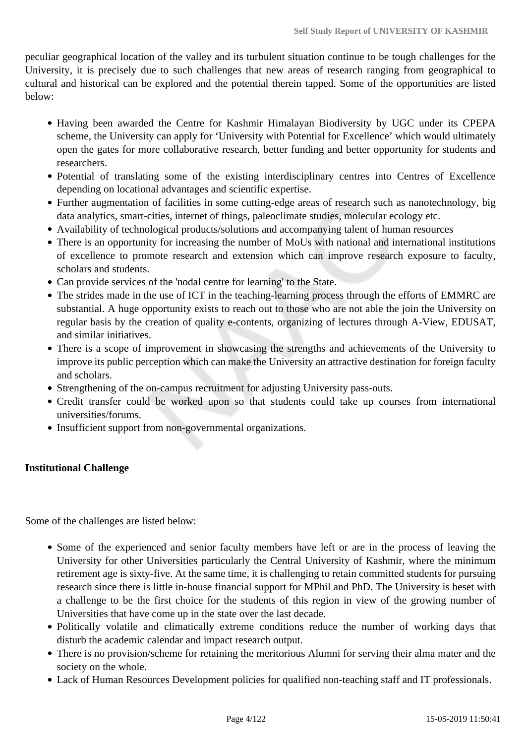peculiar geographical location of the valley and its turbulent situation continue to be tough challenges for the University, it is precisely due to such challenges that new areas of research ranging from geographical to cultural and historical can be explored and the potential therein tapped. Some of the opportunities are listed below:

- Having been awarded the Centre for Kashmir Himalayan Biodiversity by UGC under its CPEPA scheme, the University can apply for 'University with Potential for Excellence' which would ultimately open the gates for more collaborative research, better funding and better opportunity for students and researchers.
- Potential of translating some of the existing interdisciplinary centres into Centres of Excellence depending on locational advantages and scientific expertise.
- Further augmentation of facilities in some cutting-edge areas of research such as nanotechnology, big data analytics, smart-cities, internet of things, paleoclimate studies, molecular ecology etc.
- Availability of technological products/solutions and accompanying talent of human resources
- There is an opportunity for increasing the number of MoUs with national and international institutions of excellence to promote research and extension which can improve research exposure to faculty, scholars and students.
- Can provide services of the 'nodal centre for learning' to the State.
- The strides made in the use of ICT in the teaching-learning process through the efforts of EMMRC are substantial. A huge opportunity exists to reach out to those who are not able the join the University on regular basis by the creation of quality e-contents, organizing of lectures through A-View, EDUSAT, and similar initiatives.
- There is a scope of improvement in showcasing the strengths and achievements of the University to improve its public perception which can make the University an attractive destination for foreign faculty and scholars.
- Strengthening of the on-campus recruitment for adjusting University pass-outs.
- Credit transfer could be worked upon so that students could take up courses from international universities/forums.
- Insufficient support from non-governmental organizations.

**Institutional Challenge**

Some of the challenges are listed below:

- Some of the experienced and senior faculty members have left or are in the process of leaving the University for other Universities particularly the Central University of Kashmir, where the minimum retirement age is sixty-five. At the same time, it is challenging to retain committed students for pursuing research since there is little in-house financial support for MPhil and PhD. The University is beset with a challenge to be the first choice for the students of this region in view of the growing number of Universities that have come up in the state over the last decade.
- Politically volatile and climatically extreme conditions reduce the number of working days that disturb the academic calendar and impact research output.
- There is no provision/scheme for retaining the meritorious Alumni for serving their alma mater and the society on the whole.
- Lack of Human Resources Development policies for qualified non-teaching staff and IT professionals.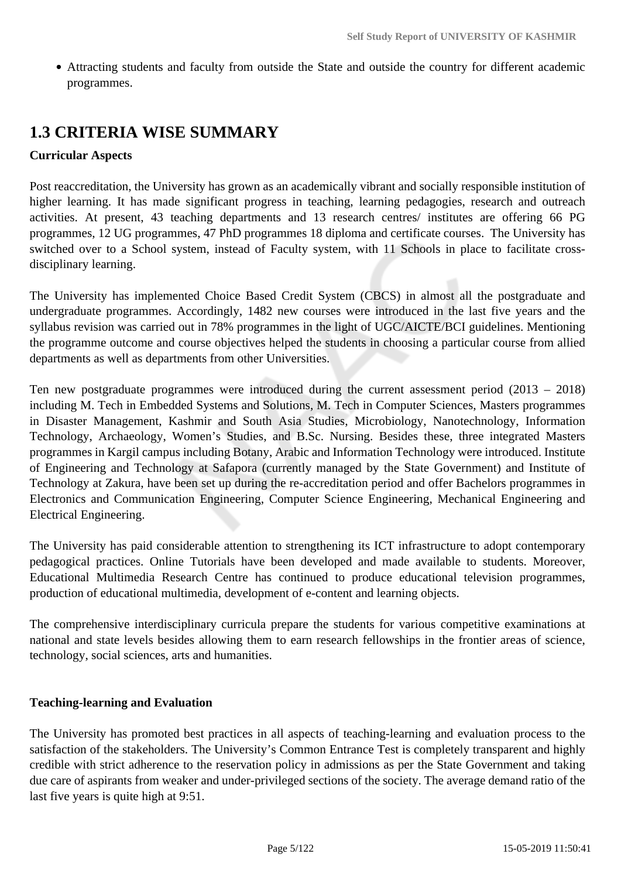- Attracting students and faculty from outside the State and outside the country for different academic programmes.

## 1.3 CRITERIA WISE SUMMARY

**Curricular Aspects**

Post reaccreditation, the University has grown as an academically vibrant and socially responsible institution of higher learning. It has made significant progress in teaching, learning pedagogies, research and outreach activities. At present, 43 teaching departments and 13 research centres/ institutes are offering 66 PG programmes, 12 UG programmes, 47 PhD programmes 18 diploma and certificate courses. The University has switched over to a School system, instead of Faculty system, with 11 Schools in place to facilitate cross-disciplinary learning.

The University has implemented Choice Based Credit System (CBCS) in almost all the postgraduate and undergraduate programmes. Accordingly, 1482 new courses were introduced in the last five years and the syllabus revision was carried out in 78% programmes in the light of UGC/AICTE/BCI guidelines. Mentioning the programme outcome and course objectives helped the students in choosing a particular course from allied departments as well as departments from other Universities.

Ten new postgraduate programmes were introduced during the current assessment period (2013 – 2018) including M. Tech in Embedded Systems and Solutions, M. Tech in Computer Sciences, Masters programmes in Disaster Management, Kashmir and South Asia Studies, Microbiology, Nanotechnology, Information Technology, Archaeology, Women's Studies, and B.Sc. Nursing. Besides these, three integrated Masters programmes in Kargil campus including Botany, Arabic and Information Technology were introduced. Institute of Engineering and Technology at Safapora (currently managed by the State Government) and Institute of Technology at Zakura, have been set up during the re-accreditation period and offer Bachelors programmes in Electronics and Communication Engineering, Computer Science Engineering, Mechanical Engineering and Electrical Engineering.

The University has paid considerable attention to strengthening its ICT infrastructure to adopt contemporary pedagogical practices. Online Tutorials have been developed and made available to students. Moreover, Educational Multimedia Research Centre has continued to produce educational television programmes, production of educational multimedia, development of e-content and learning objects.

The comprehensive interdisciplinary curricula prepare the students for various competitive examinations at national and state levels besides allowing them to earn research fellowships in the frontier areas of science, technology, social sciences, arts and humanities.

**Teaching-learning and Evaluation**

The University has promoted best practices in all aspects of teaching-learning and evaluation process to the satisfaction of the stakeholders. The University's Common Entrance Test is completely transparent and highly credible with strict adherence to the reservation policy in admissions as per the State Government and taking due care of aspirants from weaker and under-privileged sections of the society. The average demand ratio of the last five years is quite high at 9:51.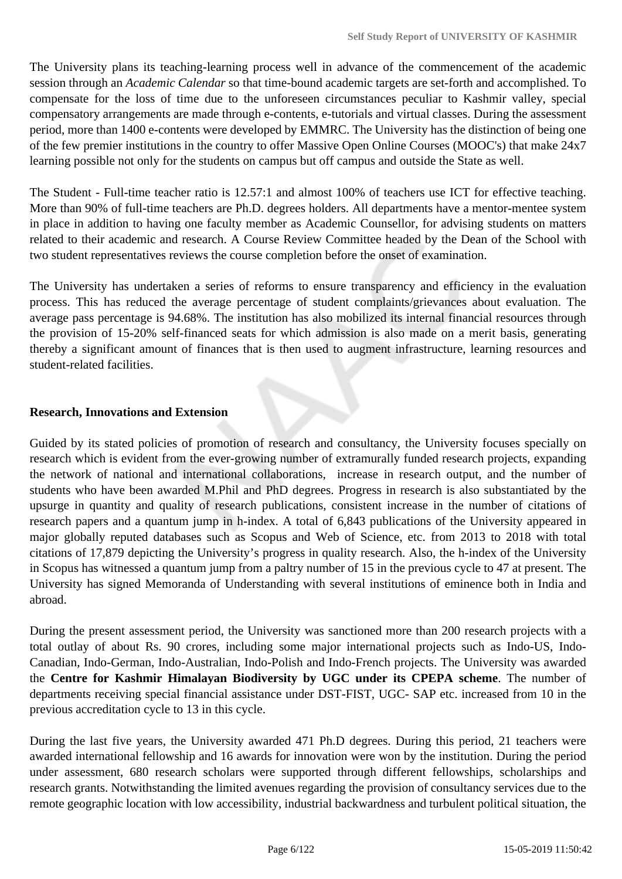The University plans its teaching-learning process well in advance of the commencement of the academic session through an *Academic Calendar* so that time-bound academic targets are set-forth and accomplished. To compensate for the loss of time due to the unforeseen circumstances peculiar to Kashmir valley, special compensatory arrangements are made through e-contents, e-tutorials and virtual classes. During the assessment period, more than 1400 e-contents were developed by EMMRC. The University has the distinction of being one of the few premier institutions in the country to offer Massive Open Online Courses (MOOC's) that make 24x7 learning possible not only for the students on campus but off campus and outside the State as well.

The Student - Full-time teacher ratio is 12.57:1 and almost 100% of teachers use ICT for effective teaching. More than 90% of full-time teachers are Ph.D. degrees holders. All departments have a mentor-mentee system in place in addition to having one faculty member as Academic Counsellor, for advising students on matters related to their academic and research. A Course Review Committee headed by the Dean of the School with two student representatives reviews the course completion before the onset of examination.

The University has undertaken a series of reforms to ensure transparency and efficiency in the evaluation process. This has reduced the average percentage of student complaints/grievances about evaluation. The average pass percentage is 94.68%. The institution has also mobilized its internal financial resources through the provision of 15-20% self-financed seats for which admission is also made on a merit basis, generating thereby a significant amount of finances that is then used to augment infrastructure, learning resources and student-related facilities.

**Research, Innovations and Extension**

Guided by its stated policies of promotion of research and consultancy, the University focuses specially on research which is evident from the ever-growing number of extramurally funded research projects, expanding the network of national and international collaborations, increase in research output, and the number of students who have been awarded M.Phil and PhD degrees. Progress in research is also substantiated by the upsurge in quantity and quality of research publications, consistent increase in the number of citations of research papers and a quantum jump in h-index. A total of 6,843 publications of the University appeared in major globally reputed databases such as Scopus and Web of Science, etc. from 2013 to 2018 with total citations of 17,879 depicting the University's progress in quality research. Also, the h-index of the University in Scopus has witnessed a quantum jump from a paltry number of 15 in the previous cycle to 47 at present. The University has signed Memoranda of Understanding with several institutions of eminence both in India and abroad.

During the present assessment period, the University was sanctioned more than 200 research projects with a total outlay of about Rs. 90 crores, including some major international projects such as Indo-US, Indo-Canadian, Indo-German, Indo-Australian, Indo-Polish and Indo-French projects. The University was awarded the **Centre for Kashmir Himalayan Biodiversity by UGC under its CPEPA scheme**. The number of departments receiving special financial assistance under DST-FIST, UGC- SAP etc. increased from 10 in the previous accreditation cycle to 13 in this cycle.

During the last five years, the University awarded 471 Ph.D degrees. During this period, 21 teachers were awarded international fellowship and 16 awards for innovation were won by the institution. During the period under assessment, 680 research scholars were supported through different fellowships, scholarships and research grants. Notwithstanding the limited avenues regarding the provision of consultancy services due to the remote geographic location with low accessibility, industrial backwardness and turbulent political situation, the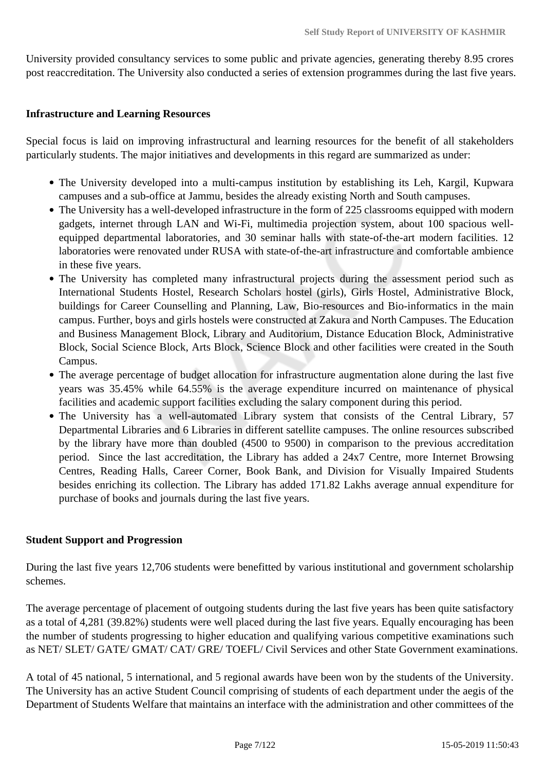University provided consultancy services to some public and private agencies, generating thereby 8.95 crores post reaccreditation. The University also conducted a series of extension programmes during the last five years.

**Infrastructure and Learning Resources**

Special focus is laid on improving infrastructural and learning resources for the benefit of all stakeholders particularly students. The major initiatives and developments in this regard are summarized as under:

- The University developed into a multi-campus institution by establishing its Leh, Kargil, Kupwara campuses and a sub-office at Jammu, besides the already existing North and South campuses.
- The University has a well-developed infrastructure in the form of 225 classrooms equipped with modern gadgets, internet through LAN and Wi-Fi, multimedia projection system, about 100 spacious well-equipped departmental laboratories, and 30 seminar halls with state-of-the-art modern facilities. 12 laboratories were renovated under RUSA with state-of-the-art infrastructure and comfortable ambience in these five years.
- The University has completed many infrastructural projects during the assessment period such as International Students Hostel, Research Scholars hostel (girls), Girls Hostel, Administrative Block, buildings for Career Counselling and Planning, Law, Bio-resources and Bio-informatics in the main campus. Further, boys and girls hostels were constructed at Zakura and North Campuses. The Education and Business Management Block, Library and Auditorium, Distance Education Block, Administrative Block, Social Science Block, Arts Block, Science Block and other facilities were created in the South Campus.
- The average percentage of budget allocation for infrastructure augmentation alone during the last five years was 35.45% while 64.55% is the average expenditure incurred on maintenance of physical facilities and academic support facilities excluding the salary component during this period.
- The University has a well-automated Library system that consists of the Central Library, 57 Departmental Libraries and 6 Libraries in different satellite campuses. The online resources subscribed by the library have more than doubled (4500 to 9500) in comparison to the previous accreditation period. Since the last accreditation, the Library has added a 24x7 Centre, more Internet Browsing Centres, Reading Halls, Career Corner, Book Bank, and Division for Visually Impaired Students besides enriching its collection. The Library has added 171.82 Lakhs average annual expenditure for purchase of books and journals during the last five years.

**Student Support and Progression**

During the last five years 12,706 students were benefitted by various institutional and government scholarship schemes.

The average percentage of placement of outgoing students during the last five years has been quite satisfactory as a total of 4,281 (39.82%) students were well placed during the last five years. Equally encouraging has been the number of students progressing to higher education and qualifying various competitive examinations such as NET/ SLET/ GATE/ GMAT/ CAT/ GRE/ TOEFL/ Civil Services and other State Government examinations.

A total of 45 national, 5 international, and 5 regional awards have been won by the students of the University. The University has an active Student Council comprising of students of each department under the aegis of the Department of Students Welfare that maintains an interface with the administration and other committees of the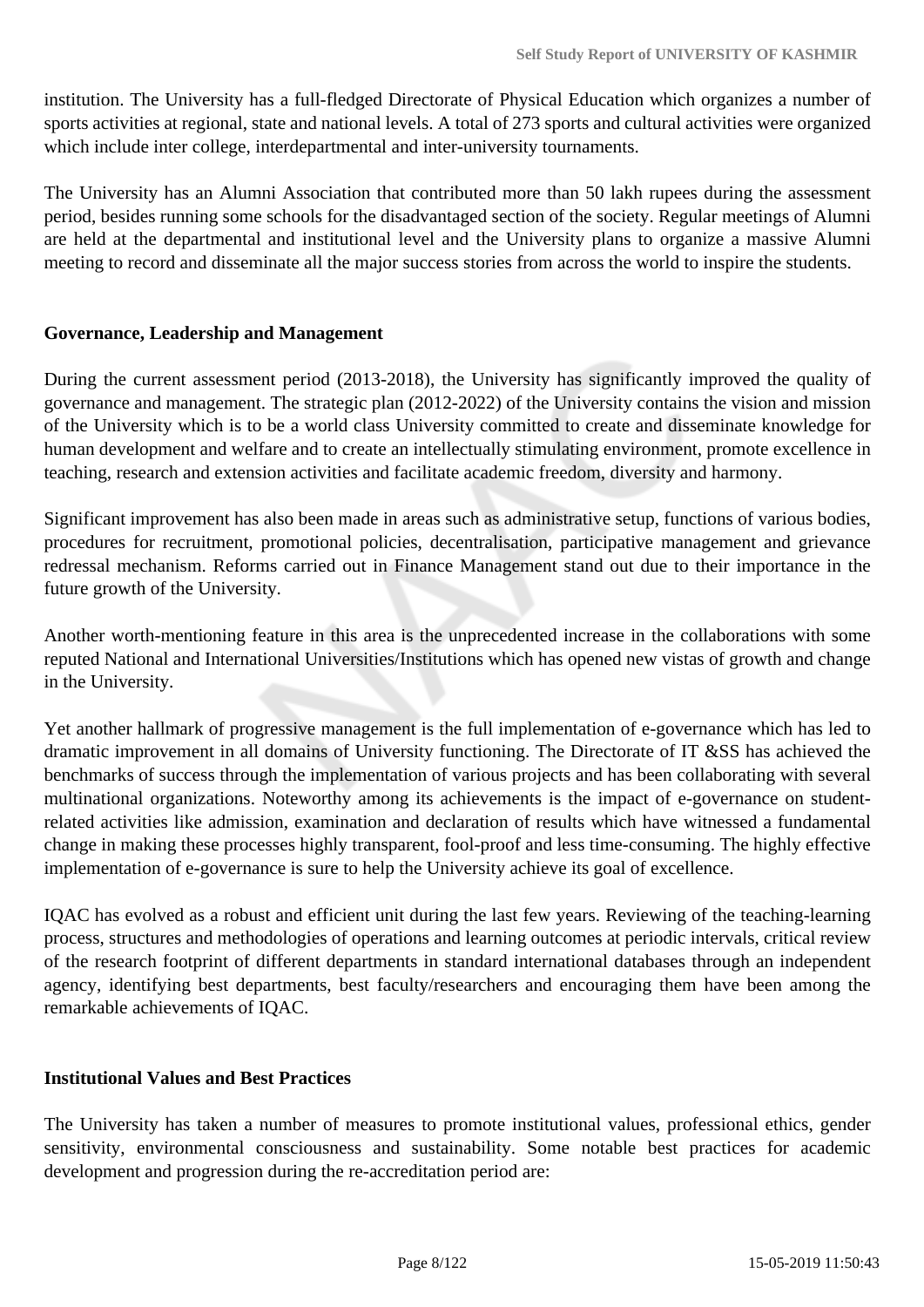institution. The University has a full-fledged Directorate of Physical Education which organizes a number of sports activities at regional, state and national levels. A total of 273 sports and cultural activities were organized which include inter college, interdepartmental and inter-university tournaments.

The University has an Alumni Association that contributed more than 50 lakh rupees during the assessment period, besides running some schools for the disadvantaged section of the society. Regular meetings of Alumni are held at the departmental and institutional level and the University plans to organize a massive Alumni meeting to record and disseminate all the major success stories from across the world to inspire the students.

**Governance, Leadership and Management**

During the current assessment period (2013-2018), the University has significantly improved the quality of governance and management. The strategic plan (2012-2022) of the University contains the vision and mission of the University which is to be a world class University committed to create and disseminate knowledge for human development and welfare and to create an intellectually stimulating environment, promote excellence in teaching, research and extension activities and facilitate academic freedom, diversity and harmony.

Significant improvement has also been made in areas such as administrative setup, functions of various bodies, procedures for recruitment, promotional policies, decentralisation, participative management and grievance redressal mechanism. Reforms carried out in Finance Management stand out due to their importance in the future growth of the University.

Another worth-mentioning feature in this area is the unprecedented increase in the collaborations with some reputed National and International Universities/Institutions which has opened new vistas of growth and change in the University.

Yet another hallmark of progressive management is the full implementation of e-governance which has led to dramatic improvement in all domains of University functioning. The Directorate of IT &SS has achieved the benchmarks of success through the implementation of various projects and has been collaborating with several multinational organizations. Noteworthy among its achievements is the impact of e-governance on student-related activities like admission, examination and declaration of results which have witnessed a fundamental change in making these processes highly transparent, fool-proof and less time-consuming. The highly effective implementation of e-governance is sure to help the University achieve its goal of excellence.

IQAC has evolved as a robust and efficient unit during the last few years. Reviewing of the teaching-learning process, structures and methodologies of operations and learning outcomes at periodic intervals, critical review of the research footprint of different departments in standard international databases through an independent agency, identifying best departments, best faculty/researchers and encouraging them have been among the remarkable achievements of IQAC.

**Institutional Values and Best Practices**

The University has taken a number of measures to promote institutional values, professional ethics, gender sensitivity, environmental consciousness and sustainability. Some notable best practices for academic development and progression during the re-accreditation period are: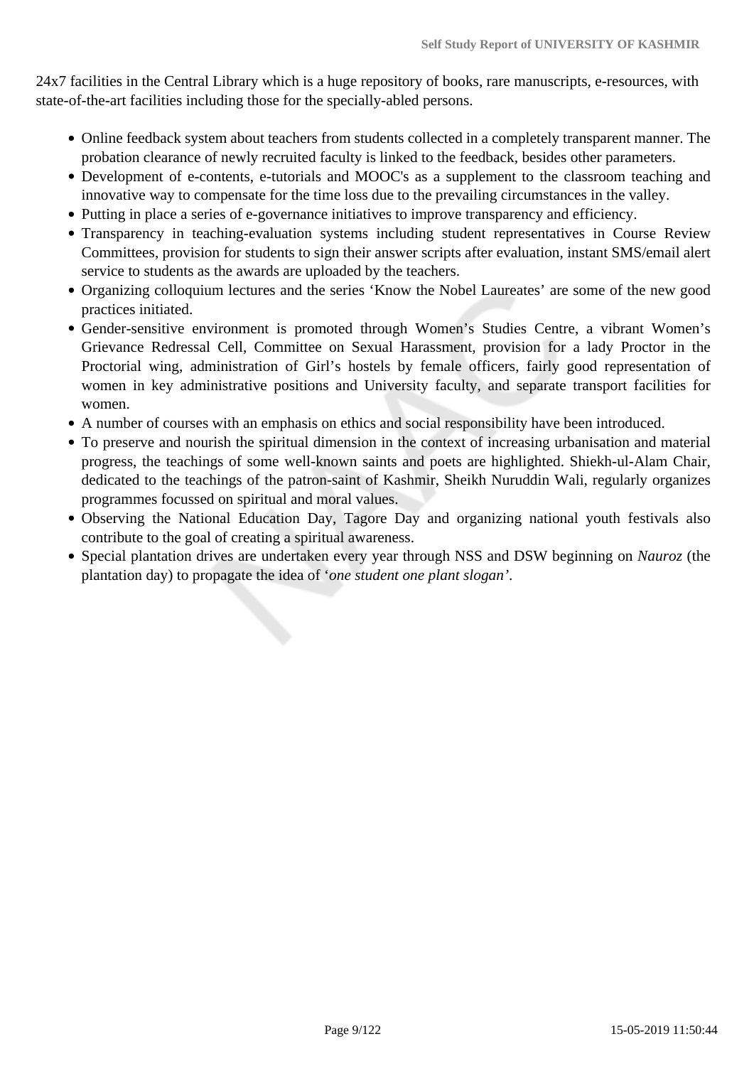24x7 facilities in the Central Library which is a huge repository of books, rare manuscripts, e-resources, with state-of-the-art facilities including those for the specially-abled persons.

- Online feedback system about teachers from students collected in a completely transparent manner. The probation clearance of newly recruited faculty is linked to the feedback, besides other parameters.
- Development of e-contents, e-tutorials and MOOC's as a supplement to the classroom teaching and innovative way to compensate for the time loss due to the prevailing circumstances in the valley.
- Putting in place a series of e-governance initiatives to improve transparency and efficiency.
- Transparency in teaching-evaluation systems including student representatives in Course Review Committees, provision for students to sign their answer scripts after evaluation, instant SMS/email alert service to students as the awards are uploaded by the teachers.
- Organizing colloquium lectures and the series 'Know the Nobel Laureates' are some of the new good practices initiated.
- Gender-sensitive environment is promoted through Women's Studies Centre, a vibrant Women's Grievance Redressal Cell, Committee on Sexual Harassment, provision for a lady Proctor in the Proctorial wing, administration of Girl's hostels by female officers, fairly good representation of women in key administrative positions and University faculty, and separate transport facilities for women.
- A number of courses with an emphasis on ethics and social responsibility have been introduced.
- To preserve and nourish the spiritual dimension in the context of increasing urbanisation and material progress, the teachings of some well-known saints and poets are highlighted. Shiekh-ul-Alam Chair, dedicated to the teachings of the patron-saint of Kashmir, Sheikh Nuruddin Wali, regularly organizes programmes focussed on spiritual and moral values.
- Observing the National Education Day, Tagore Day and organizing national youth festivals also contribute to the goal of creating a spiritual awareness.
- Special plantation drives are undertaken every year through NSS and DSW beginning on *Nauroz* (the plantation day) to propagate the idea of '*one student one plant slogan*'.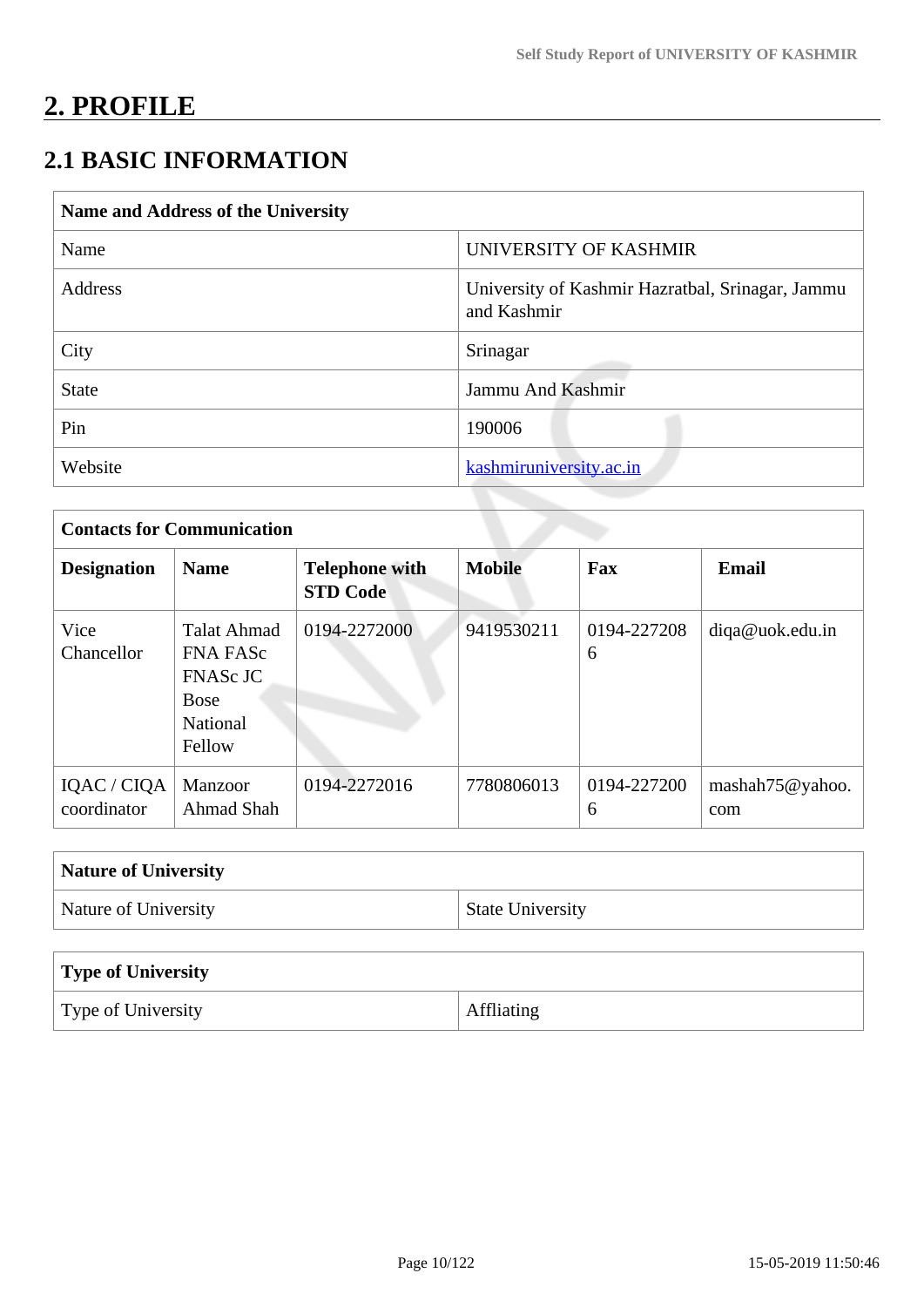# 2. PROFILE

## 2.1 BASIC INFORMATION

| Name and Address of the University | |
|---|---|
| Name | UNIVERSITY OF KASHMIR |
| Address | University of Kashmir Hazratbal, Srinagar, Jammu and Kashmir |
| City | Srinagar |
| State | Jammu And Kashmir |
| Pin | 190006 |
| Website | kashmiruniversity.ac.in |

| Contacts for Communication | | | | | |
|---|---|---|---|---|---|
| **Designation** | **Name** | **Telephone with STD Code** | **Mobile** | **Fax** | **Email** |
| Vice Chancellor | Talat Ahmad FNA FASc FNASc JC Bose National Fellow | 0194-2272000 | 9419530211 | 0194-2272086 | diqa@uok.edu.in |
| IQAC / CIQA coordinator | Manzoor Ahmad Shah | 0194-2272016 | 7780806013 | 0194-2272006 | mashah75@yahoo.com |

| Nature of University | |
|---|---|
| Nature of University | State University |

| Type of University | |
|---|---|
| Type of University | Affliating |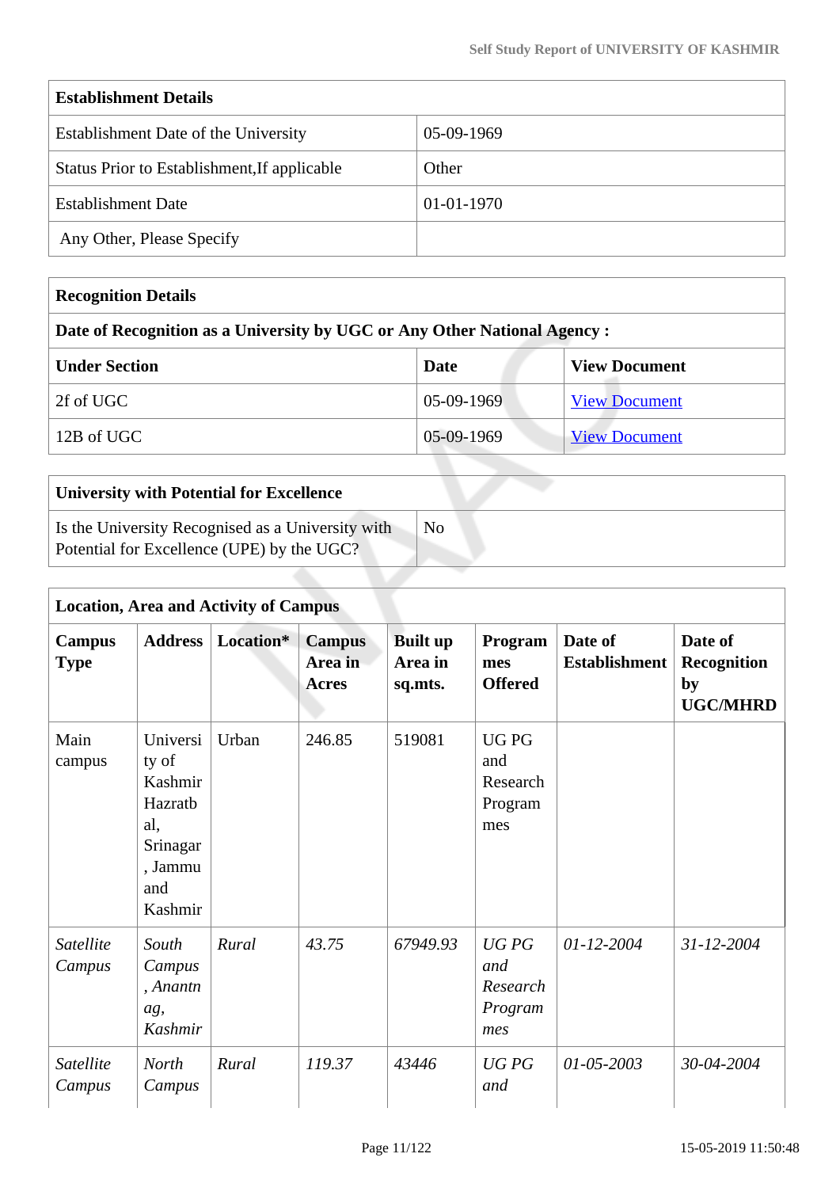| Establishment Details | |
|---|---|
| Establishment Date of the University | 05-09-1969 |
| Status Prior to Establishment,If applicable | Other |
| Establishment Date | 01-01-1970 |
| Any Other, Please Specify | |

| Recognition Details | | |
|---|---|---|
| **Date of Recognition as a University by UGC or Any Other National Agency :** | | |
| **Under Section** | **Date** | **View Document** |
| 2f of UGC | 05-09-1969 | View Document |
| 12B of UGC | 05-09-1969 | View Document |

| University with Potential for Excellence | |
|---|---|
| Is the University Recognised as a University with Potential for Excellence (UPE) by the UGC? | No |

**Location, Area and Activity of Campus**

| Campus Type | Address | Location* | Campus Area in Acres | Built up Area in sq.mts. | Programmes Offered | Date of Establishment | Date of Recognition by UGC/MHRD |
|---|---|---|---|---|---|---|---|
| Main campus | University of Kashmir Hazratbal, Srinagar, Jammu and Kashmir | Urban | 246.85 | 519081 | UG PG and Research Programmes | | |
| *Satellite Campus* | *South Campus, Anantnag, Kashmir* | *Rural* | *43.75* | *67949.93* | *UG PG and Research Programmes* | *01-12-2004* | *31-12-2004* |
| *Satellite Campus* | *North Campus* | *Rural* | *119.37* | *43446* | *UG PG and* | *01-05-2003* | *30-04-2004* |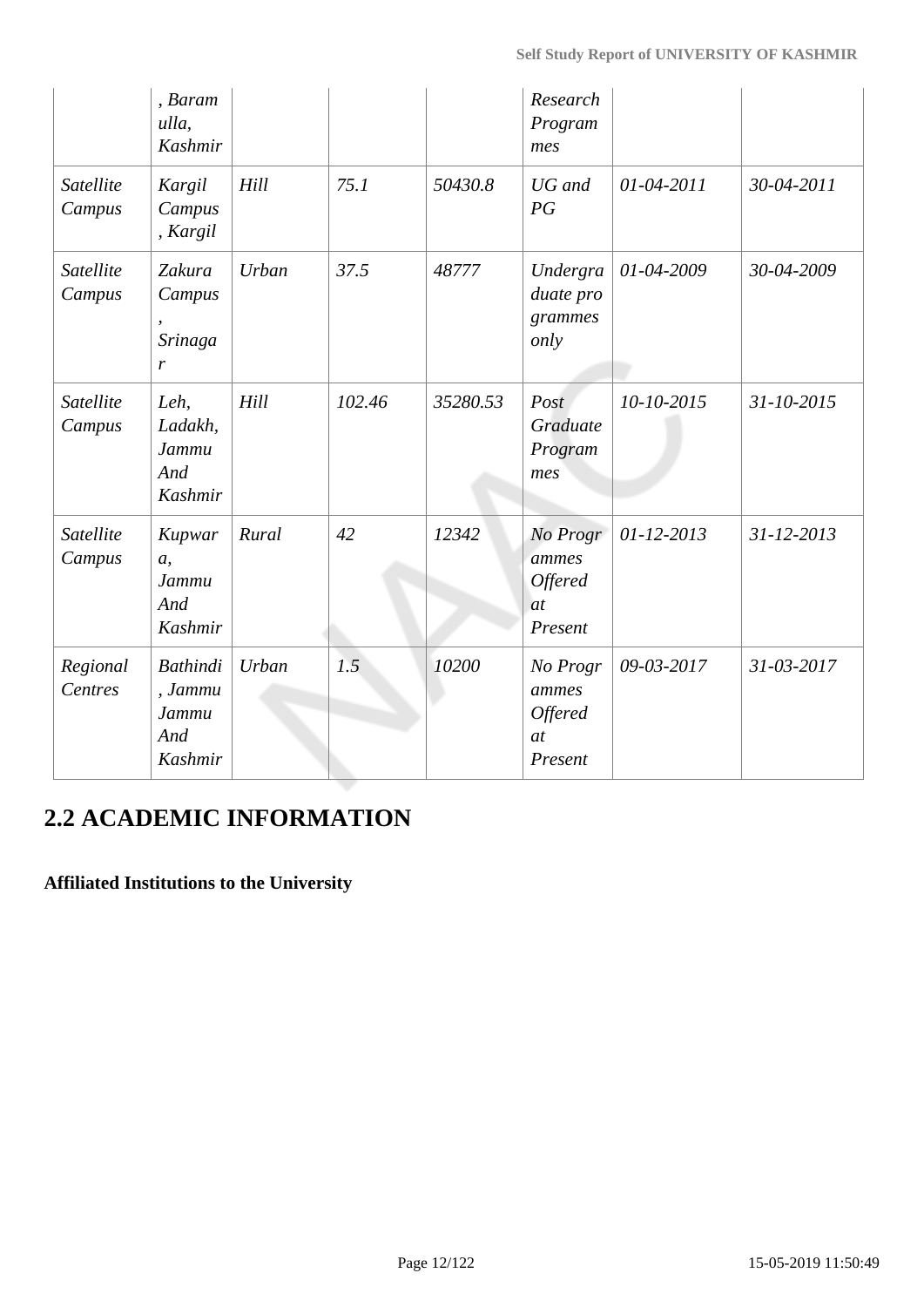| | , Baramulla, Kashmir | | | | Research Programmes | | |
|---|---|---|---|---|---|---|---|
| Satellite Campus | Kargil Campus, Kargil | Hill | 75.1 | 50430.8 | UG and PG | 01-04-2011 | 30-04-2011 |
| Satellite Campus | Zakura Campus, Srinagar | Urban | 37.5 | 48777 | Undergraduate programmes only | 01-04-2009 | 30-04-2009 |
| Satellite Campus | Leh, Ladakh, Jammu And Kashmir | Hill | 102.46 | 35280.53 | Post Graduate Programmes | 10-10-2015 | 31-10-2015 |
| Satellite Campus | Kupwara, Jammu And Kashmir | Rural | 42 | 12342 | No Programmes Offered at Present | 01-12-2013 | 31-12-2013 |
| Regional Centres | Bathindi, Jammu Jammu And Kashmir | Urban | 1.5 | 10200 | No Programmes Offered at Present | 09-03-2017 | 31-03-2017 |

## 2.2 ACADEMIC INFORMATION

**Affiliated Institutions to the University**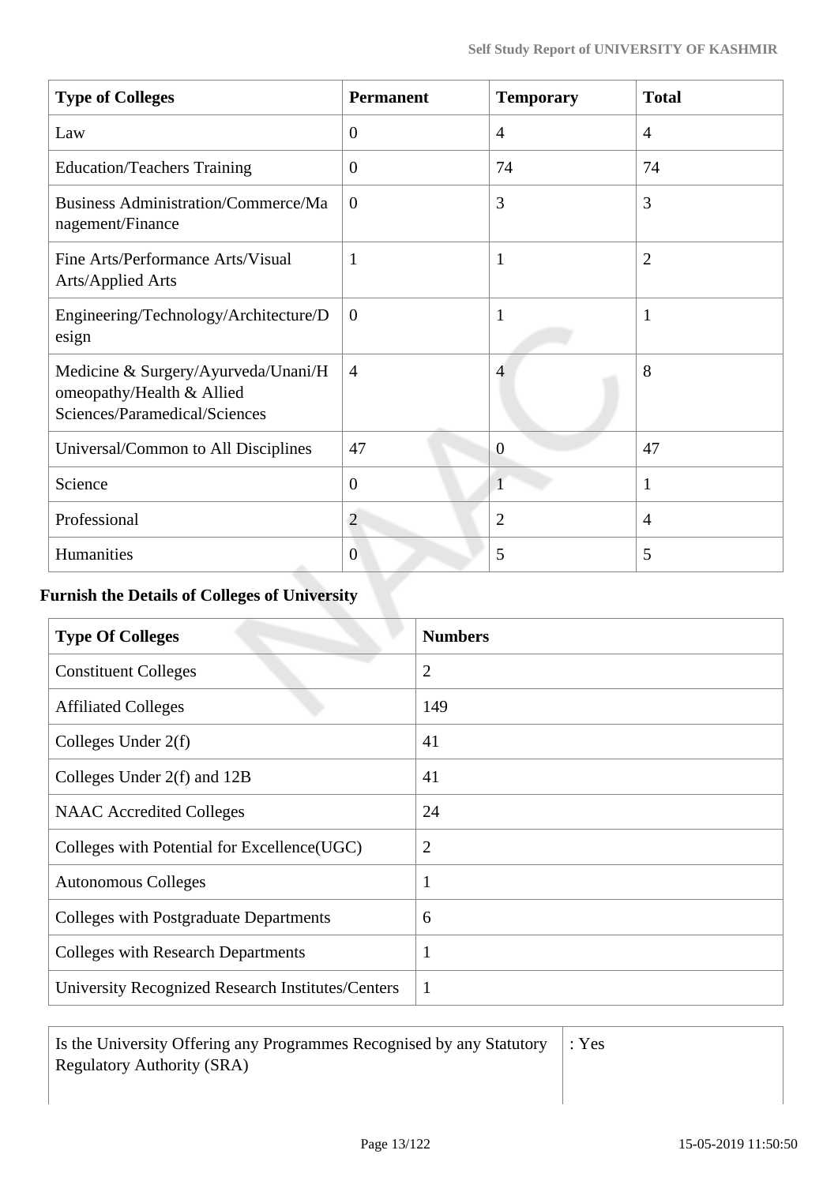| Type of Colleges | Permanent | Temporary | Total |
|---|---|---|---|
| Law | 0 | 4 | 4 |
| Education/Teachers Training | 0 | 74 | 74 |
| Business Administration/Commerce/Management/Finance | 0 | 3 | 3 |
| Fine Arts/Performance Arts/Visual Arts/Applied Arts | 1 | 1 | 2 |
| Engineering/Technology/Architecture/Design | 0 | 1 | 1 |
| Medicine & Surgery/Ayurveda/Unani/Homeopathy/Health & Allied Sciences/Paramedical/Sciences | 4 | 4 | 8 |
| Universal/Common to All Disciplines | 47 | 0 | 47 |
| Science | 0 | 1 | 1 |
| Professional | 2 | 2 | 4 |
| Humanities | 0 | 5 | 5 |

**Furnish the Details of Colleges of University**

| Type Of Colleges | Numbers |
|---|---|
| Constituent Colleges | 2 |
| Affiliated Colleges | 149 |
| Colleges Under 2(f) | 41 |
| Colleges Under 2(f) and 12B | 41 |
| NAAC Accredited Colleges | 24 |
| Colleges with Potential for Excellence(UGC) | 2 |
| Autonomous Colleges | 1 |
| Colleges with Postgraduate Departments | 6 |
| Colleges with Research Departments | 1 |
| University Recognized Research Institutes/Centers | 1 |

| | |
|---|---|
| Is the University Offering any Programmes Recognised by any Statutory Regulatory Authority (SRA) | : Yes |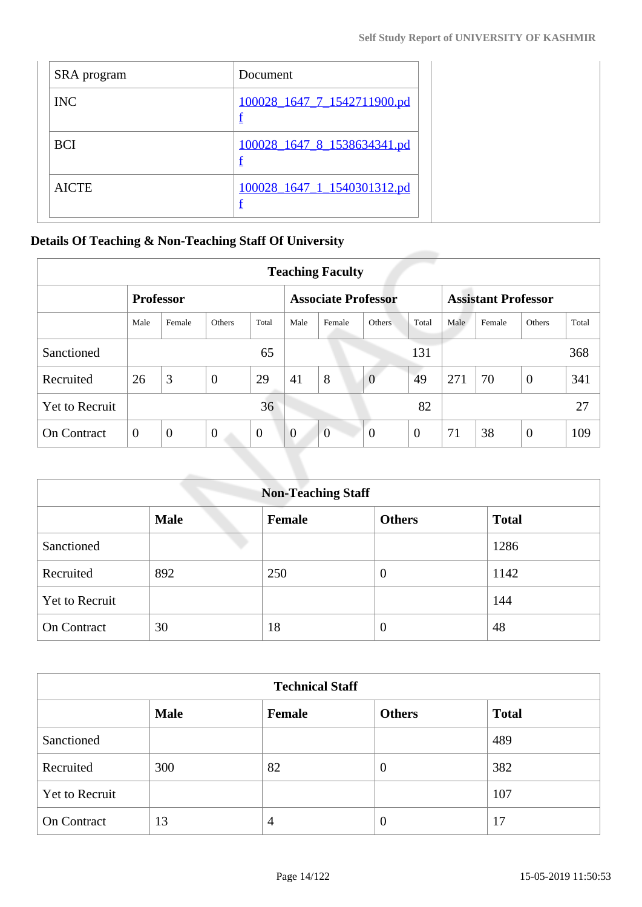| SRA program | Document |
|---|---|
| INC | 100028_1647_7_1542711900.pdf |
| BCI | 100028_1647_8_1538634341.pdf |
| AICTE | 100028_1647_1_1540301312.pdf |

## Details Of Teaching & Non-Teaching Staff Of University

| Teaching Faculty | | | | | | | | | | | | |
|---|---|---|---|---|---|---|---|---|---|---|---|---|
| | **Professor** | | | | **Associate Professor** | | | | **Assistant Professor** | | | |
| | Male | Female | Others | Total | Male | Female | Others | Total | Male | Female | Others | Total |
| Sanctioned | | | | 65 | | | | 131 | | | | 368 |
| Recruited | 26 | 3 | 0 | 29 | 41 | 8 | 0 | 49 | 271 | 70 | 0 | 341 |
| Yet to Recruit | | | | 36 | | | | 82 | | | | 27 |
| On Contract | 0 | 0 | 0 | 0 | 0 | 0 | 0 | 0 | 71 | 38 | 0 | 109 |

| Non-Teaching Staff | | | | |
|---|---|---|---|---|
| | **Male** | **Female** | **Others** | **Total** |
| Sanctioned | | | | 1286 |
| Recruited | 892 | 250 | 0 | 1142 |
| Yet to Recruit | | | | 144 |
| On Contract | 30 | 18 | 0 | 48 |

| Technical Staff | | | | |
|---|---|---|---|---|
| | **Male** | **Female** | **Others** | **Total** |
| Sanctioned | | | | 489 |
| Recruited | 300 | 82 | 0 | 382 |
| Yet to Recruit | | | | 107 |
| On Contract | 13 | 4 | 0 | 17 |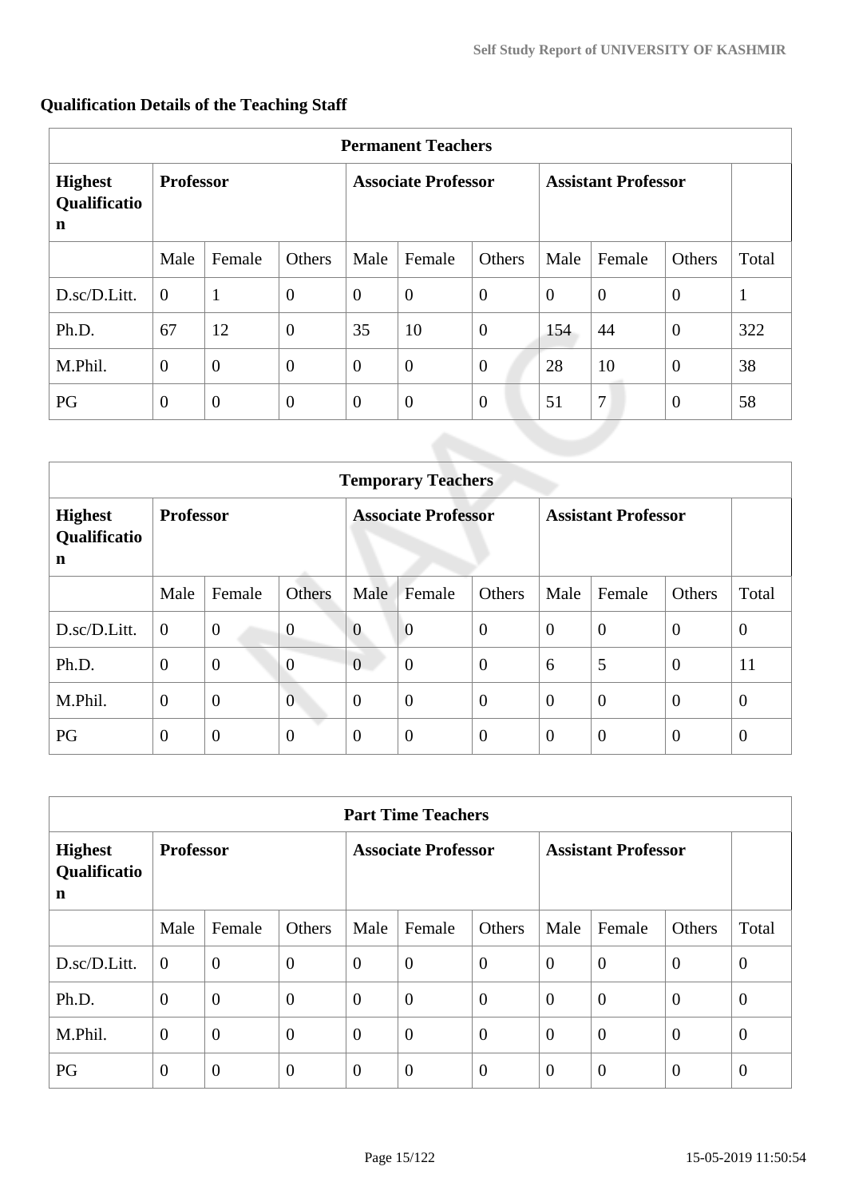### Qualification Details of the Teaching Staff

| Permanent Teachers | | | | | | | | | | |
|---|---|---|---|---|---|---|---|---|---|---|
| **Highest Qualification** | **Professor** | | | **Associate Professor** | | | **Assistant Professor** | | | |
| | Male | Female | Others | Male | Female | Others | Male | Female | Others | Total |
| D.sc/D.Litt. | 0 | 1 | 0 | 0 | 0 | 0 | 0 | 0 | 0 | 1 |
| Ph.D. | 67 | 12 | 0 | 35 | 10 | 0 | 154 | 44 | 0 | 322 |
| M.Phil. | 0 | 0 | 0 | 0 | 0 | 0 | 28 | 10 | 0 | 38 |
| PG | 0 | 0 | 0 | 0 | 0 | 0 | 51 | 7 | 0 | 58 |

| Temporary Teachers | | | | | | | | | | |
|---|---|---|---|---|---|---|---|---|---|---|
| **Highest Qualification** | **Professor** | | | **Associate Professor** | | | **Assistant Professor** | | | |
| | Male | Female | Others | Male | Female | Others | Male | Female | Others | Total |
| D.sc/D.Litt. | 0 | 0 | 0 | 0 | 0 | 0 | 0 | 0 | 0 | 0 |
| Ph.D. | 0 | 0 | 0 | 0 | 0 | 0 | 6 | 5 | 0 | 11 |
| M.Phil. | 0 | 0 | 0 | 0 | 0 | 0 | 0 | 0 | 0 | 0 |
| PG | 0 | 0 | 0 | 0 | 0 | 0 | 0 | 0 | 0 | 0 |

| Part Time Teachers | | | | | | | | | | |
|---|---|---|---|---|---|---|---|---|---|---|
| **Highest Qualification** | **Professor** | | | **Associate Professor** | | | **Assistant Professor** | | | |
| | Male | Female | Others | Male | Female | Others | Male | Female | Others | Total |
| D.sc/D.Litt. | 0 | 0 | 0 | 0 | 0 | 0 | 0 | 0 | 0 | 0 |
| Ph.D. | 0 | 0 | 0 | 0 | 0 | 0 | 0 | 0 | 0 | 0 |
| M.Phil. | 0 | 0 | 0 | 0 | 0 | 0 | 0 | 0 | 0 | 0 |
| PG | 0 | 0 | 0 | 0 | 0 | 0 | 0 | 0 | 0 | 0 |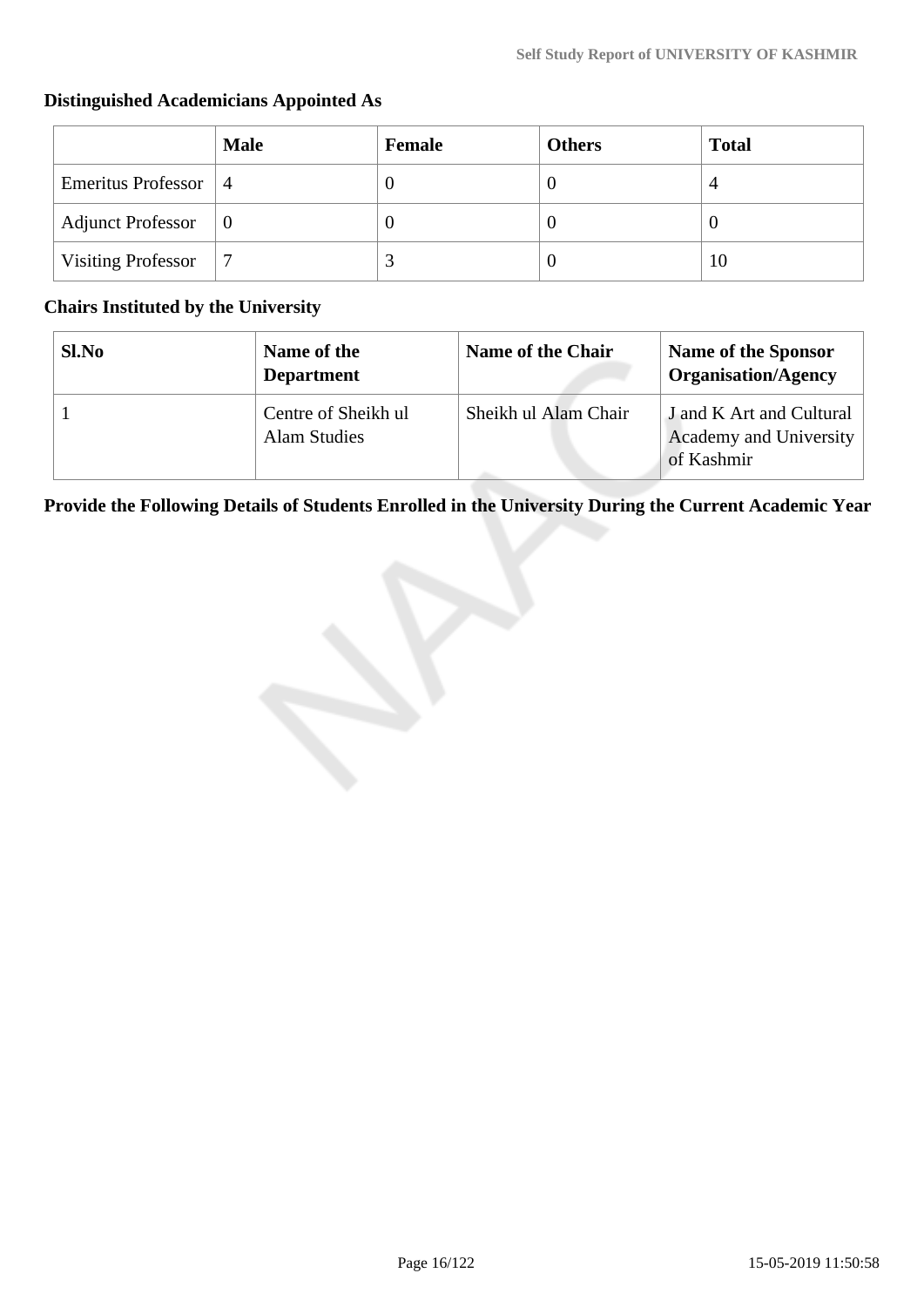### Distinguished Academicians Appointed As

| | Male | Female | Others | Total |
|---|---|---|---|---|
| Emeritus Professor | 4 | 0 | 0 | 4 |
| Adjunct Professor | 0 | 0 | 0 | 0 |
| Visiting Professor | 7 | 3 | 0 | 10 |

### Chairs Instituted by the University

| Sl.No | Name of the Department | Name of the Chair | Name of the Sponsor Organisation/Agency |
|---|---|---|---|
| 1 | Centre of Sheikh ul Alam Studies | Sheikh ul Alam Chair | J and K Art and Cultural Academy and University of Kashmir |

### Provide the Following Details of Students Enrolled in the University During the Current Academic Year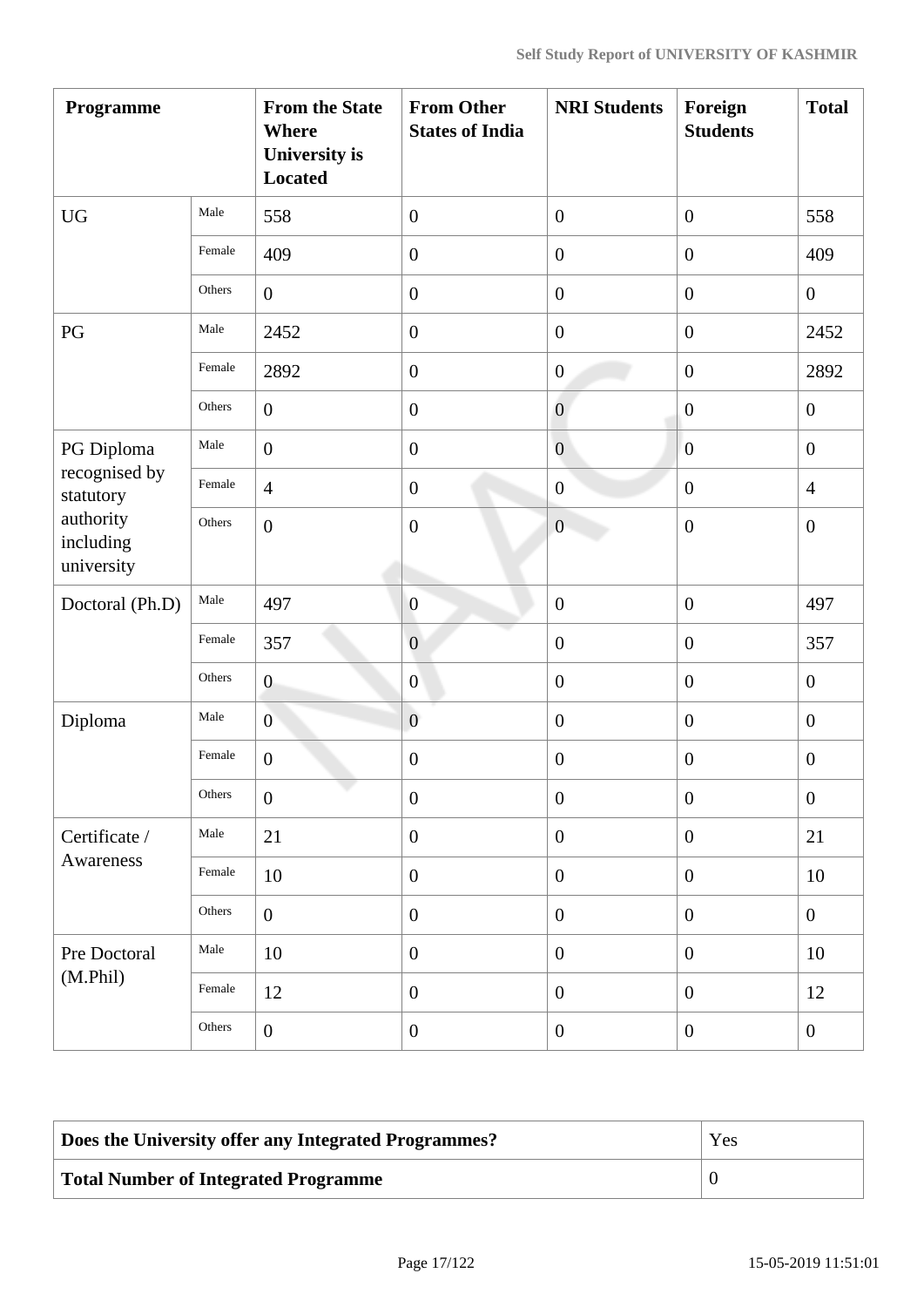| Programme | | From the State Where University is Located | From Other States of India | NRI Students | Foreign Students | Total |
|---|---|---|---|---|---|---|
| UG | Male | 558 | 0 | 0 | 0 | 558 |
| | Female | 409 | 0 | 0 | 0 | 409 |
| | Others | 0 | 0 | 0 | 0 | 0 |
| PG | Male | 2452 | 0 | 0 | 0 | 2452 |
| | Female | 2892 | 0 | 0 | 0 | 2892 |
| | Others | 0 | 0 | 0 | 0 | 0 |
| PG Diploma recognised by statutory authority including university | Male | 0 | 0 | 0 | 0 | 0 |
| | Female | 4 | 0 | 0 | 0 | 4 |
| | Others | 0 | 0 | 0 | 0 | 0 |
| Doctoral (Ph.D) | Male | 497 | 0 | 0 | 0 | 497 |
| | Female | 357 | 0 | 0 | 0 | 357 |
| | Others | 0 | 0 | 0 | 0 | 0 |
| Diploma | Male | 0 | 0 | 0 | 0 | 0 |
| | Female | 0 | 0 | 0 | 0 | 0 |
| | Others | 0 | 0 | 0 | 0 | 0 |
| Certificate / Awareness | Male | 21 | 0 | 0 | 0 | 21 |
| | Female | 10 | 0 | 0 | 0 | 10 |
| | Others | 0 | 0 | 0 | 0 | 0 |
| Pre Doctoral (M.Phil) | Male | 10 | 0 | 0 | 0 | 10 |
| | Female | 12 | 0 | 0 | 0 | 12 |
| | Others | 0 | 0 | 0 | 0 | 0 |

| Does the University offer any Integrated Programmes? | Yes |
|---|---|
| **Total Number of Integrated Programme** | 0 |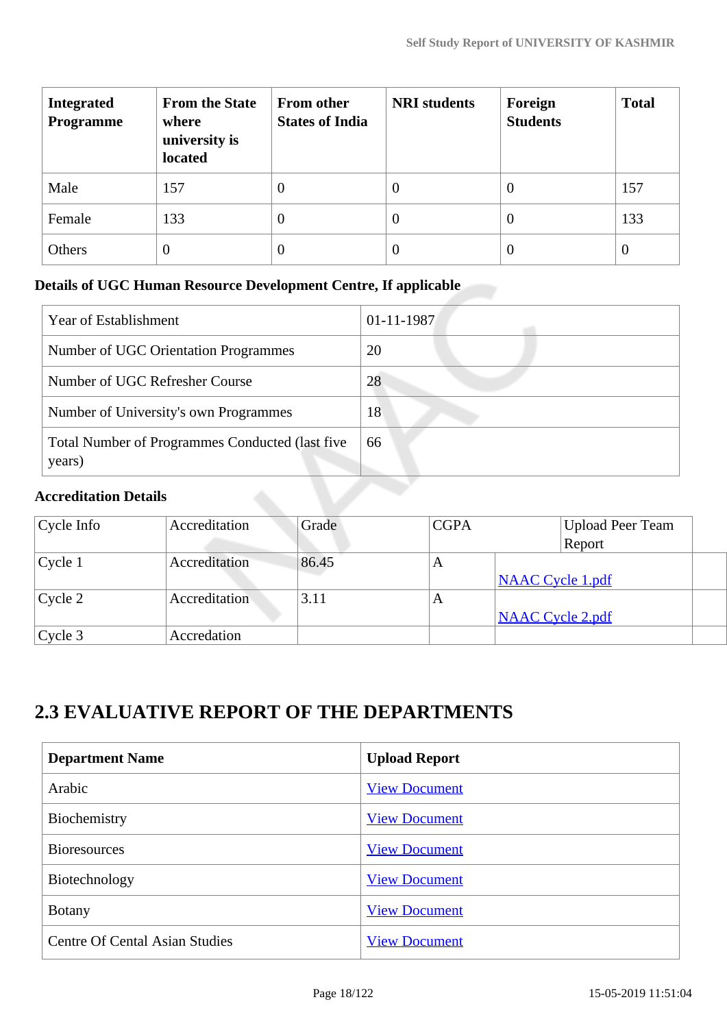| Integrated Programme | From the State where university is located | From other States of India | NRI students | Foreign Students | Total |
|---|---|---|---|---|---|
| Male | 157 | 0 | 0 | 0 | 157 |
| Female | 133 | 0 | 0 | 0 | 133 |
| Others | 0 | 0 | 0 | 0 | 0 |

**Details of UGC Human Resource Development Centre, If applicable**

| | |
|---|---|
| Year of Establishment | 01-11-1987 |
| Number of UGC Orientation Programmes | 20 |
| Number of UGC Refresher Course | 28 |
| Number of University's own Programmes | 18 |
| Total Number of Programmes Conducted (last five years) | 66 |

**Accreditation Details**

| Cycle Info | Accreditation | Grade | CGPA | Upload Peer Team Report |
|---|---|---|---|---|
| Cycle 1 | Accreditation | 86.45 | A | NAAC Cycle 1.pdf |
| Cycle 2 | Accreditation | 3.11 | A | NAAC Cycle 2.pdf |
| Cycle 3 | Accredation | | | |

## 2.3 EVALUATIVE REPORT OF THE DEPARTMENTS

| Department Name | Upload Report |
|---|---|
| Arabic | View Document |
| Biochemistry | View Document |
| Bioresources | View Document |
| Biotechnology | View Document |
| Botany | View Document |
| Centre Of Cental Asian Studies | View Document |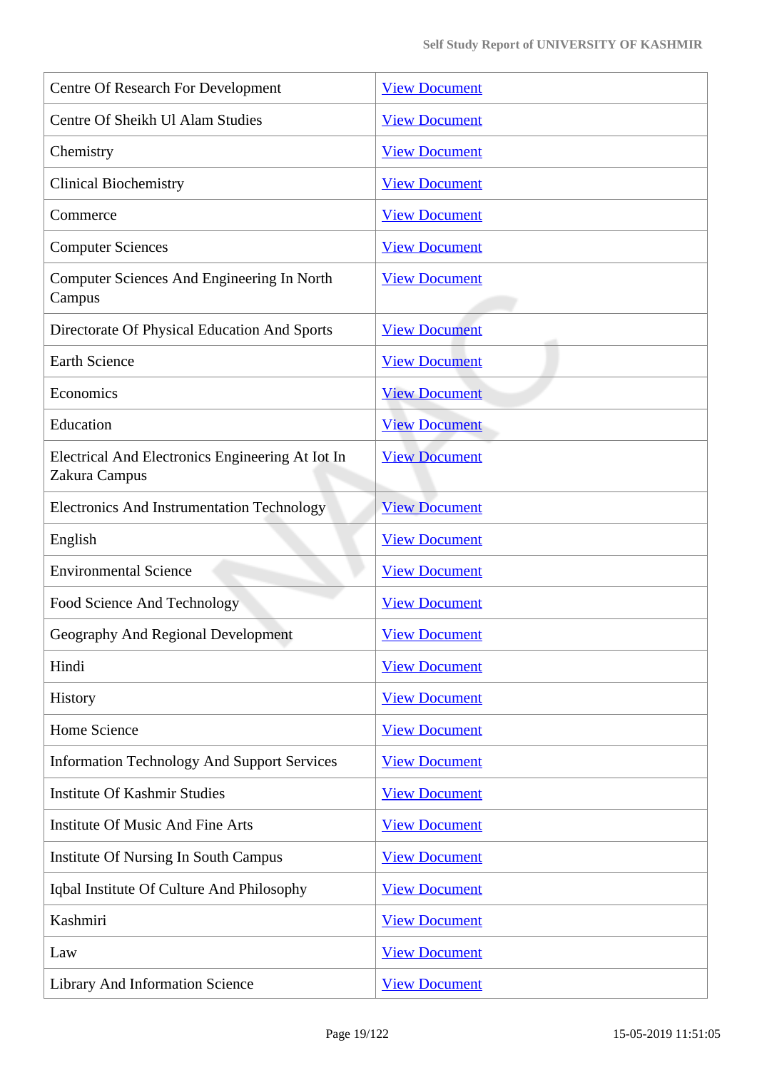| Centre Of Research For Development | View Document |
|---|---|
| Centre Of Sheikh Ul Alam Studies | View Document |
| Chemistry | View Document |
| Clinical Biochemistry | View Document |
| Commerce | View Document |
| Computer Sciences | View Document |
| Computer Sciences And Engineering In North Campus | View Document |
| Directorate Of Physical Education And Sports | View Document |
| Earth Science | View Document |
| Economics | View Document |
| Education | View Document |
| Electrical And Electronics Engineering At Iot In Zakura Campus | View Document |
| Electronics And Instrumentation Technology | View Document |
| English | View Document |
| Environmental Science | View Document |
| Food Science And Technology | View Document |
| Geography And Regional Development | View Document |
| Hindi | View Document |
| History | View Document |
| Home Science | View Document |
| Information Technology And Support Services | View Document |
| Institute Of Kashmir Studies | View Document |
| Institute Of Music And Fine Arts | View Document |
| Institute Of Nursing In South Campus | View Document |
| Iqbal Institute Of Culture And Philosophy | View Document |
| Kashmiri | View Document |
| Law | View Document |
| Library And Information Science | View Document |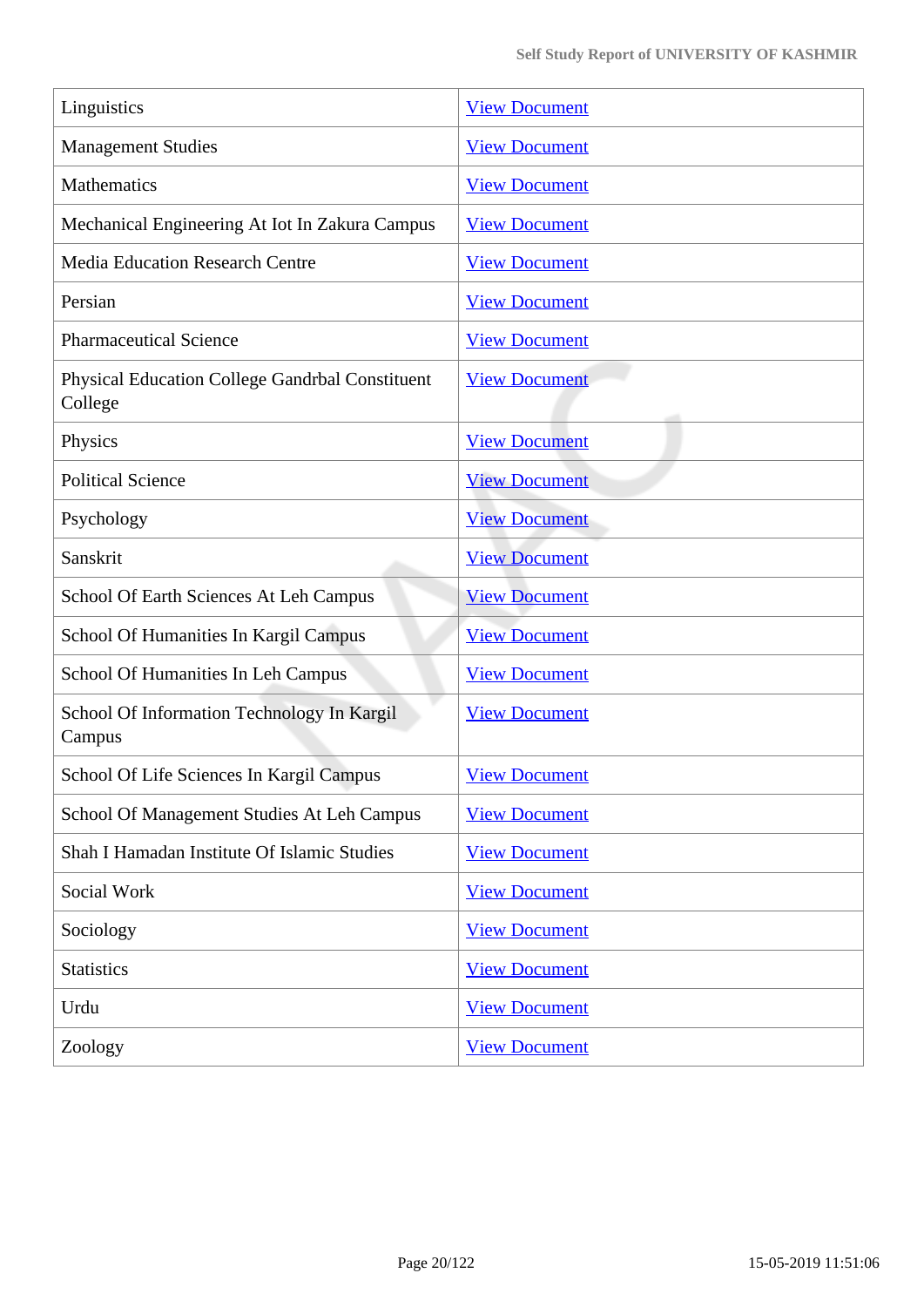| Linguistics | View Document |
|---|---|
| Management Studies | View Document |
| Mathematics | View Document |
| Mechanical Engineering At Iot In Zakura Campus | View Document |
| Media Education Research Centre | View Document |
| Persian | View Document |
| Pharmaceutical Science | View Document |
| Physical Education College Gandrbal Constituent College | View Document |
| Physics | View Document |
| Political Science | View Document |
| Psychology | View Document |
| Sanskrit | View Document |
| School Of Earth Sciences At Leh Campus | View Document |
| School Of Humanities In Kargil Campus | View Document |
| School Of Humanities In Leh Campus | View Document |
| School Of Information Technology In Kargil Campus | View Document |
| School Of Life Sciences In Kargil Campus | View Document |
| School Of Management Studies At Leh Campus | View Document |
| Shah I Hamadan Institute Of Islamic Studies | View Document |
| Social Work | View Document |
| Sociology | View Document |
| Statistics | View Document |
| Urdu | View Document |
| Zoology | View Document |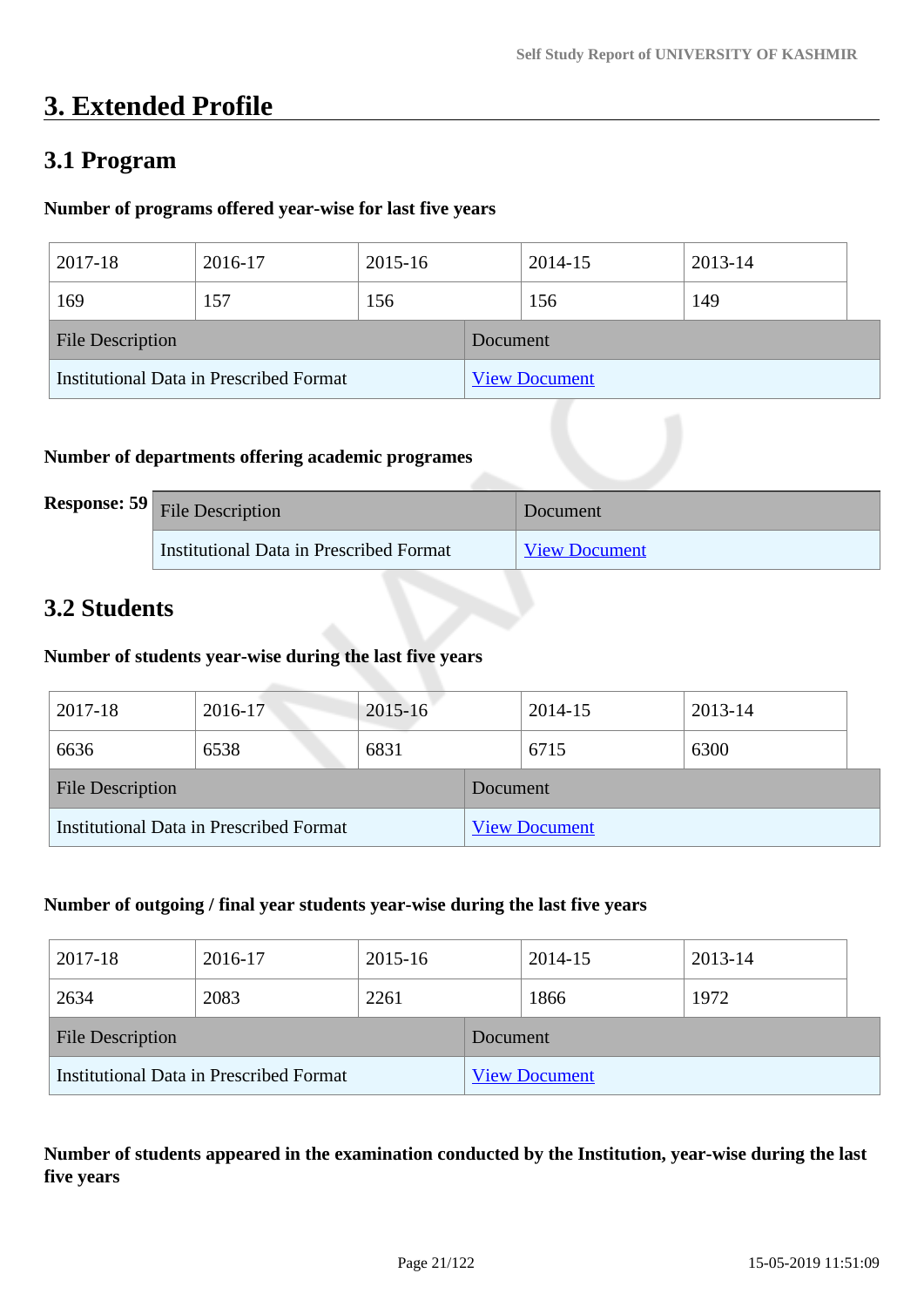# 3. Extended Profile

## 3.1 Program

**Number of programs offered year-wise for last five years**

| 2017-18 | 2016-17 | 2015-16 | 2014-15 | 2013-14 |
|---|---|---|---|---|
| 169 | 157 | 156 | 156 | 149 |

| File Description | Document |
|---|---|
| Institutional Data in Prescribed Format | View Document |

**Number of departments offering academic programes**

**Response: 59**

| File Description | Document |
|---|---|
| Institutional Data in Prescribed Format | View Document |

## 3.2 Students

**Number of students year-wise during the last five years**

| 2017-18 | 2016-17 | 2015-16 | 2014-15 | 2013-14 |
|---|---|---|---|---|
| 6636 | 6538 | 6831 | 6715 | 6300 |

| File Description | Document |
|---|---|
| Institutional Data in Prescribed Format | View Document |

**Number of outgoing / final year students year-wise during the last five years**

| 2017-18 | 2016-17 | 2015-16 | 2014-15 | 2013-14 |
|---|---|---|---|---|
| 2634 | 2083 | 2261 | 1866 | 1972 |

| File Description | Document |
|---|---|
| Institutional Data in Prescribed Format | View Document |

**Number of students appeared in the examination conducted by the Institution, year-wise during the last five years**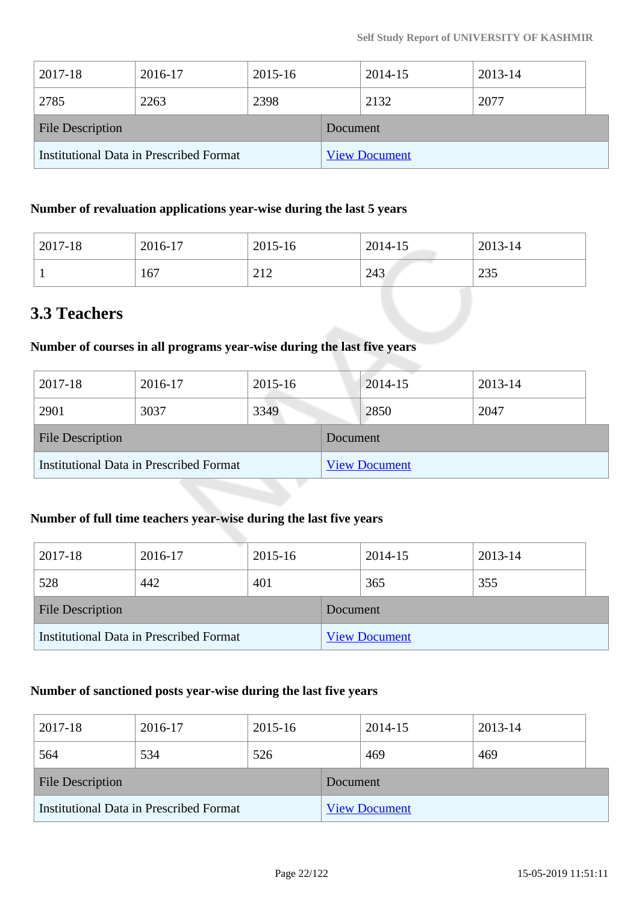| 2017-18 | 2016-17 | 2015-16 | 2014-15 | 2013-14 |
|---|---|---|---|---|
| 2785 | 2263 | 2398 | 2132 | 2077 |

| File Description | Document |
|---|---|
| Institutional Data in Prescribed Format | View Document |

**Number of revaluation applications year-wise during the last 5 years**

| 2017-18 | 2016-17 | 2015-16 | 2014-15 | 2013-14 |
|---|---|---|---|---|
| 1 | 167 | 212 | 243 | 235 |

## 3.3 Teachers

**Number of courses in all programs year-wise during the last five years**

| 2017-18 | 2016-17 | 2015-16 | 2014-15 | 2013-14 |
|---|---|---|---|---|
| 2901 | 3037 | 3349 | 2850 | 2047 |

| File Description | Document |
|---|---|
| Institutional Data in Prescribed Format | View Document |

**Number of full time teachers year-wise during the last five years**

| 2017-18 | 2016-17 | 2015-16 | 2014-15 | 2013-14 |
|---|---|---|---|---|
| 528 | 442 | 401 | 365 | 355 |

| File Description | Document |
|---|---|
| Institutional Data in Prescribed Format | View Document |

**Number of sanctioned posts year-wise during the last five years**

| 2017-18 | 2016-17 | 2015-16 | 2014-15 | 2013-14 |
|---|---|---|---|---|
| 564 | 534 | 526 | 469 | 469 |

| File Description | Document |
|---|---|
| Institutional Data in Prescribed Format | View Document |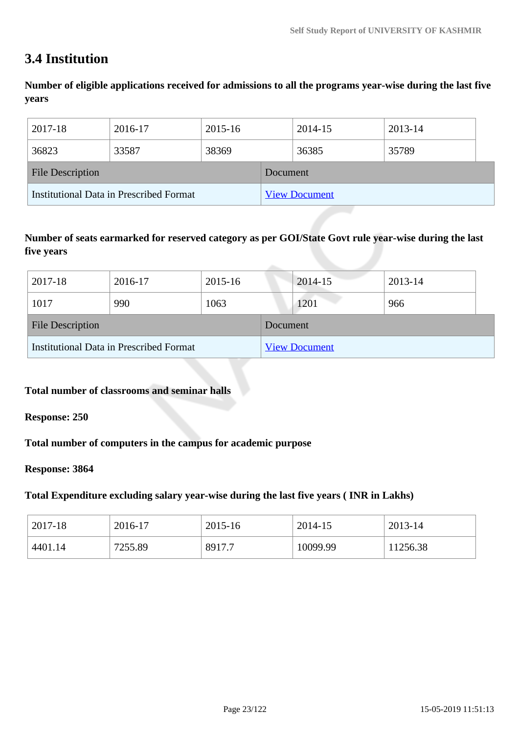## 3.4 Institution

**Number of eligible applications received for admissions to all the programs year-wise during the last five years**

| 2017-18 | 2016-17 | 2015-16 | 2014-15 | 2013-14 |
|---|---|---|---|---|
| 36823 | 33587 | 38369 | 36385 | 35789 |

| File Description | Document |
|---|---|
| Institutional Data in Prescribed Format | View Document |

**Number of seats earmarked for reserved category as per GOI/State Govt rule year-wise during the last five years**

| 2017-18 | 2016-17 | 2015-16 | 2014-15 | 2013-14 |
|---|---|---|---|---|
| 1017 | 990 | 1063 | 1201 | 966 |

| File Description | Document |
|---|---|
| Institutional Data in Prescribed Format | View Document |

**Total number of classrooms and seminar halls**

**Response: 250**

**Total number of computers in the campus for academic purpose**

**Response: 3864**

**Total Expenditure excluding salary year-wise during the last five years ( INR in Lakhs)**

| 2017-18 | 2016-17 | 2015-16 | 2014-15 | 2013-14 |
|---|---|---|---|---|
| 4401.14 | 7255.89 | 8917.7 | 10099.99 | 11256.38 |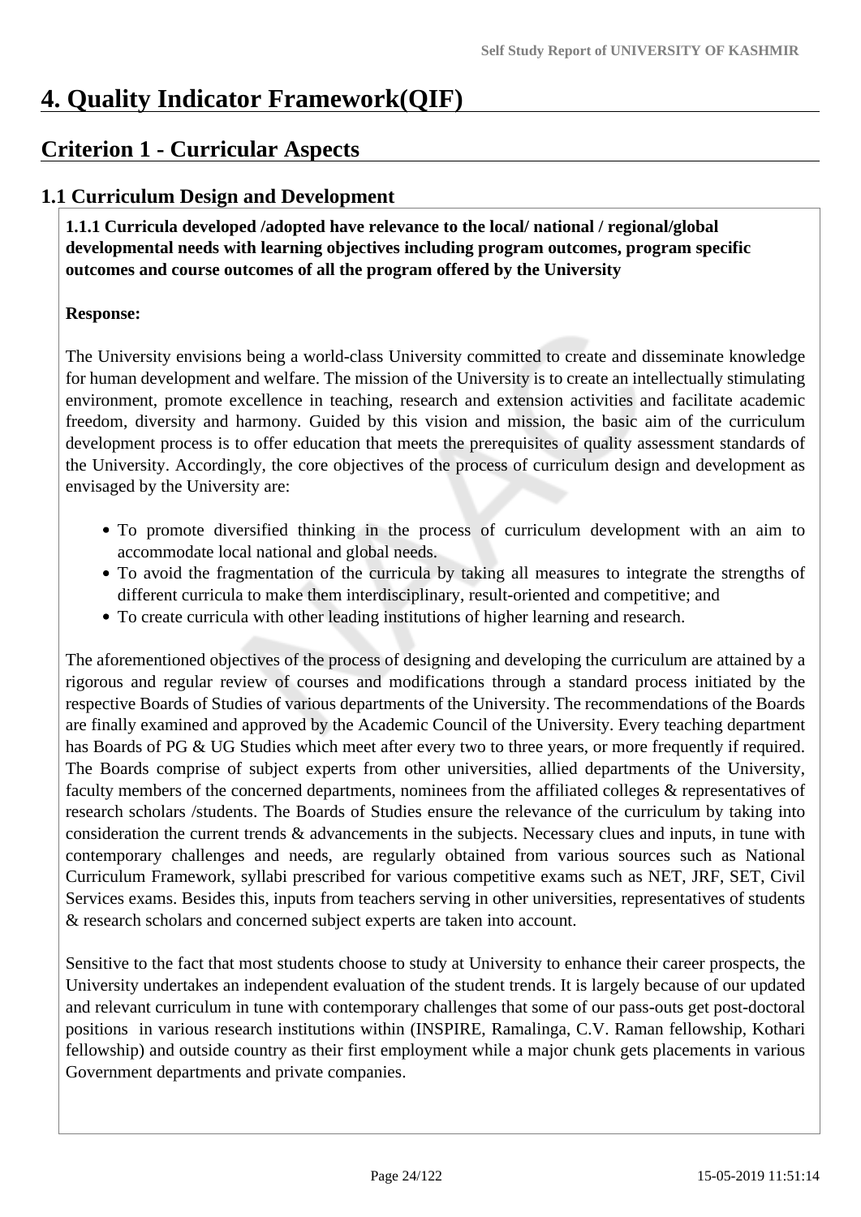# 4. Quality Indicator Framework(QIF)

## Criterion 1 - Curricular Aspects

### 1.1 Curriculum Design and Development

**1.1.1 Curricula developed /adopted have relevance to the local/ national / regional/global developmental needs with learning objectives including program outcomes, program specific outcomes and course outcomes of all the program offered by the University**

**Response:**

The University envisions being a world-class University committed to create and disseminate knowledge for human development and welfare. The mission of the University is to create an intellectually stimulating environment, promote excellence in teaching, research and extension activities and facilitate academic freedom, diversity and harmony. Guided by this vision and mission, the basic aim of the curriculum development process is to offer education that meets the prerequisites of quality assessment standards of the University. Accordingly, the core objectives of the process of curriculum design and development as envisaged by the University are:

- To promote diversified thinking in the process of curriculum development with an aim to accommodate local national and global needs.
- To avoid the fragmentation of the curricula by taking all measures to integrate the strengths of different curricula to make them interdisciplinary, result-oriented and competitive; and
- To create curricula with other leading institutions of higher learning and research.

The aforementioned objectives of the process of designing and developing the curriculum are attained by a rigorous and regular review of courses and modifications through a standard process initiated by the respective Boards of Studies of various departments of the University. The recommendations of the Boards are finally examined and approved by the Academic Council of the University. Every teaching department has Boards of PG & UG Studies which meet after every two to three years, or more frequently if required. The Boards comprise of subject experts from other universities, allied departments of the University, faculty members of the concerned departments, nominees from the affiliated colleges & representatives of research scholars /students. The Boards of Studies ensure the relevance of the curriculum by taking into consideration the current trends & advancements in the subjects. Necessary clues and inputs, in tune with contemporary challenges and needs, are regularly obtained from various sources such as National Curriculum Framework, syllabi prescribed for various competitive exams such as NET, JRF, SET, Civil Services exams. Besides this, inputs from teachers serving in other universities, representatives of students & research scholars and concerned subject experts are taken into account.

Sensitive to the fact that most students choose to study at University to enhance their career prospects, the University undertakes an independent evaluation of the student trends. It is largely because of our updated and relevant curriculum in tune with contemporary challenges that some of our pass-outs get post-doctoral positions in various research institutions within (INSPIRE, Ramalinga, C.V. Raman fellowship, Kothari fellowship) and outside country as their first employment while a major chunk gets placements in various Government departments and private companies.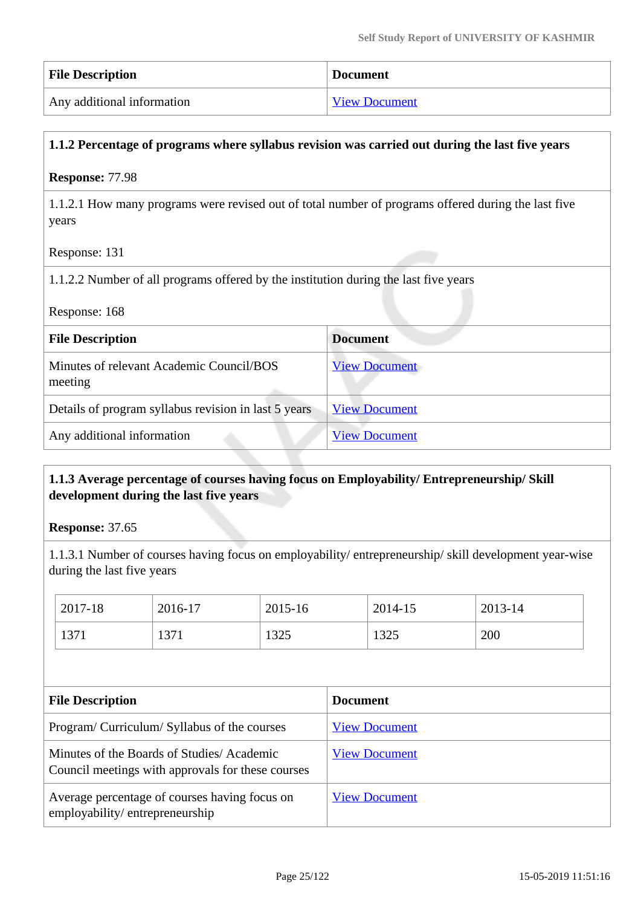| File Description | Document |
|---|---|
| Any additional information | View Document |

**1.1.2 Percentage of programs where syllabus revision was carried out during the last five years**

**Response:** 77.98

1.1.2.1 How many programs were revised out of total number of programs offered during the last five years

Response: 131

1.1.2.2 Number of all programs offered by the institution during the last five years

Response: 168

| File Description | Document |
|---|---|
| Minutes of relevant Academic Council/BOS meeting | View Document |
| Details of program syllabus revision in last 5 years | View Document |
| Any additional information | View Document |

**1.1.3 Average percentage of courses having focus on Employability/ Entrepreneurship/ Skill development during the last five years**

**Response:** 37.65

1.1.3.1 Number of courses having focus on employability/ entrepreneurship/ skill development year-wise during the last five years

| 2017-18 | 2016-17 | 2015-16 | 2014-15 | 2013-14 |
|---|---|---|---|---|
| 1371 | 1371 | 1325 | 1325 | 200 |

| File Description | Document |
|---|---|
| Program/ Curriculum/ Syllabus of the courses | View Document |
| Minutes of the Boards of Studies/ Academic Council meetings with approvals for these courses | View Document |
| Average percentage of courses having focus on employability/ entrepreneurship | View Document |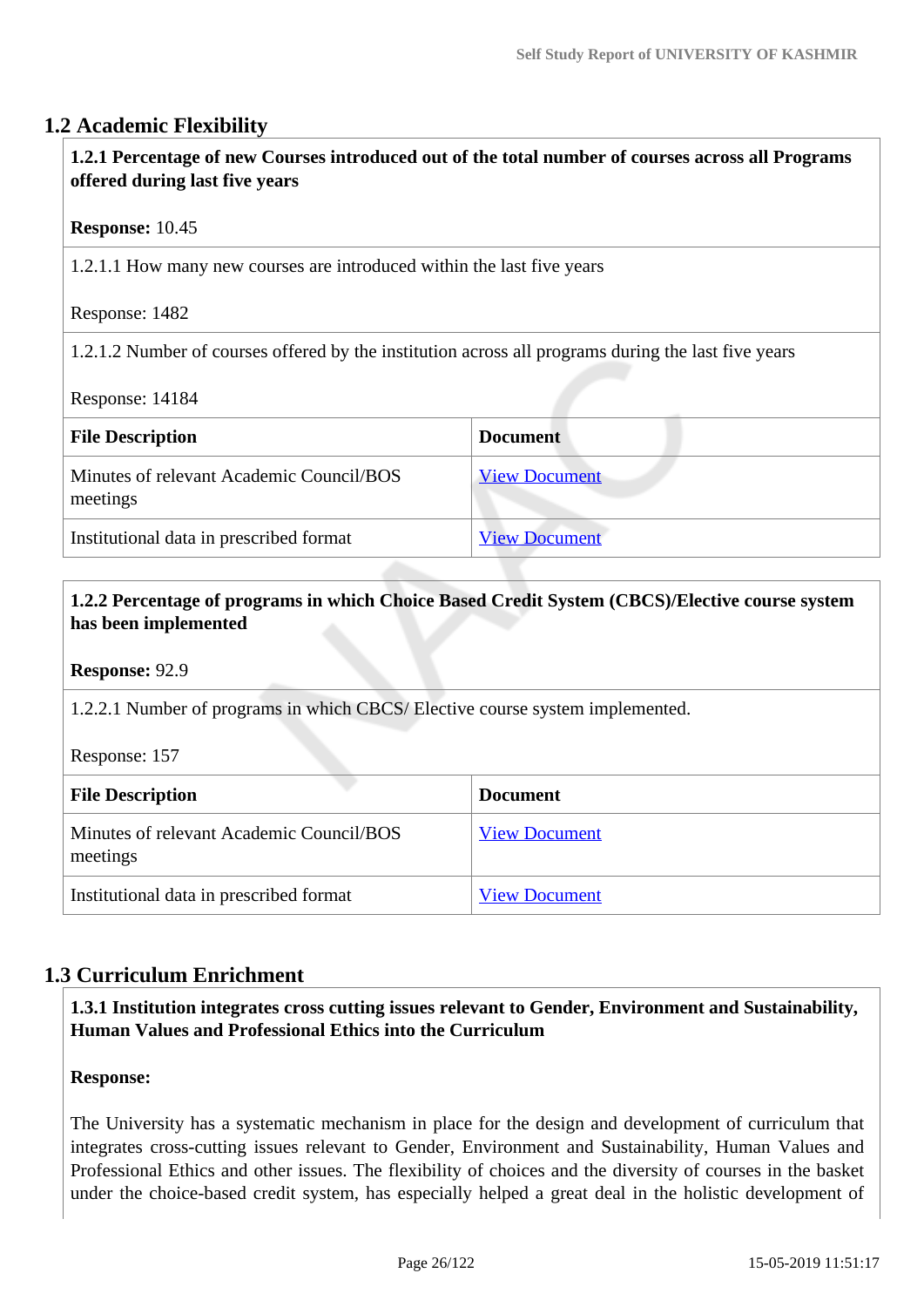## 1.2 Academic Flexibility

**1.2.1 Percentage of new Courses introduced out of the total number of courses across all Programs offered during last five years**

**Response:** 10.45

1.2.1.1 How many new courses are introduced within the last five years

Response: 1482

1.2.1.2 Number of courses offered by the institution across all programs during the last five years

Response: 14184

| File Description | Document |
|---|---|
| Minutes of relevant Academic Council/BOS meetings | View Document |
| Institutional data in prescribed format | View Document |

**1.2.2 Percentage of programs in which Choice Based Credit System (CBCS)/Elective course system has been implemented**

**Response:** 92.9

1.2.2.1 Number of programs in which CBCS/ Elective course system implemented.

Response: 157

| File Description | Document |
|---|---|
| Minutes of relevant Academic Council/BOS meetings | View Document |
| Institutional data in prescribed format | View Document |

## 1.3 Curriculum Enrichment

**1.3.1 Institution integrates cross cutting issues relevant to Gender, Environment and Sustainability, Human Values and Professional Ethics into the Curriculum**

**Response:**

The University has a systematic mechanism in place for the design and development of curriculum that integrates cross-cutting issues relevant to Gender, Environment and Sustainability, Human Values and Professional Ethics and other issues. The flexibility of choices and the diversity of courses in the basket under the choice-based credit system, has especially helped a great deal in the holistic development of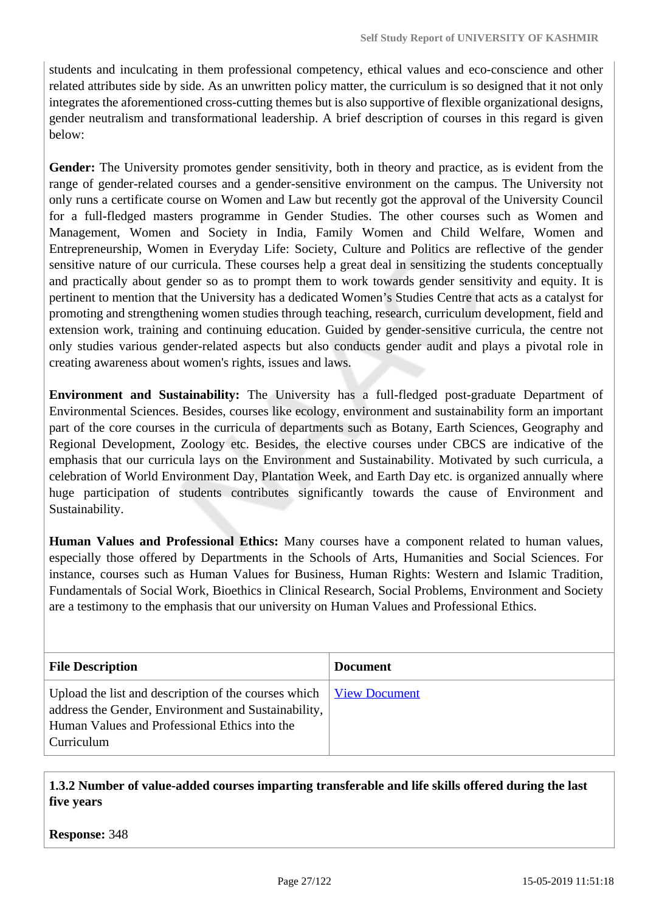students and inculcating in them professional competency, ethical values and eco-conscience and other related attributes side by side. As an unwritten policy matter, the curriculum is so designed that it not only integrates the aforementioned cross-cutting themes but is also supportive of flexible organizational designs, gender neutralism and transformational leadership. A brief description of courses in this regard is given below:

**Gender:** The University promotes gender sensitivity, both in theory and practice, as is evident from the range of gender-related courses and a gender-sensitive environment on the campus. The University not only runs a certificate course on Women and Law but recently got the approval of the University Council for a full-fledged masters programme in Gender Studies. The other courses such as Women and Management, Women and Society in India, Family Women and Child Welfare, Women and Entrepreneurship, Women in Everyday Life: Society, Culture and Politics are reflective of the gender sensitive nature of our curricula. These courses help a great deal in sensitizing the students conceptually and practically about gender so as to prompt them to work towards gender sensitivity and equity. It is pertinent to mention that the University has a dedicated Women's Studies Centre that acts as a catalyst for promoting and strengthening women studies through teaching, research, curriculum development, field and extension work, training and continuing education. Guided by gender-sensitive curricula, the centre not only studies various gender-related aspects but also conducts gender audit and plays a pivotal role in creating awareness about women's rights, issues and laws.

**Environment and Sustainability:** The University has a full-fledged post-graduate Department of Environmental Sciences. Besides, courses like ecology, environment and sustainability form an important part of the core courses in the curricula of departments such as Botany, Earth Sciences, Geography and Regional Development, Zoology etc. Besides, the elective courses under CBCS are indicative of the emphasis that our curricula lays on the Environment and Sustainability. Motivated by such curricula, a celebration of World Environment Day, Plantation Week, and Earth Day etc. is organized annually where huge participation of students contributes significantly towards the cause of Environment and Sustainability.

**Human Values and Professional Ethics:** Many courses have a component related to human values, especially those offered by Departments in the Schools of Arts, Humanities and Social Sciences. For instance, courses such as Human Values for Business, Human Rights: Western and Islamic Tradition, Fundamentals of Social Work, Bioethics in Clinical Research, Social Problems, Environment and Society are a testimony to the emphasis that our university on Human Values and Professional Ethics.

| File Description | Document |
|---|---|
| Upload the list and description of the courses which address the Gender, Environment and Sustainability, Human Values and Professional Ethics into the Curriculum | View Document |

**1.3.2 Number of value-added courses imparting transferable and life skills offered during the last five years**

**Response:** 348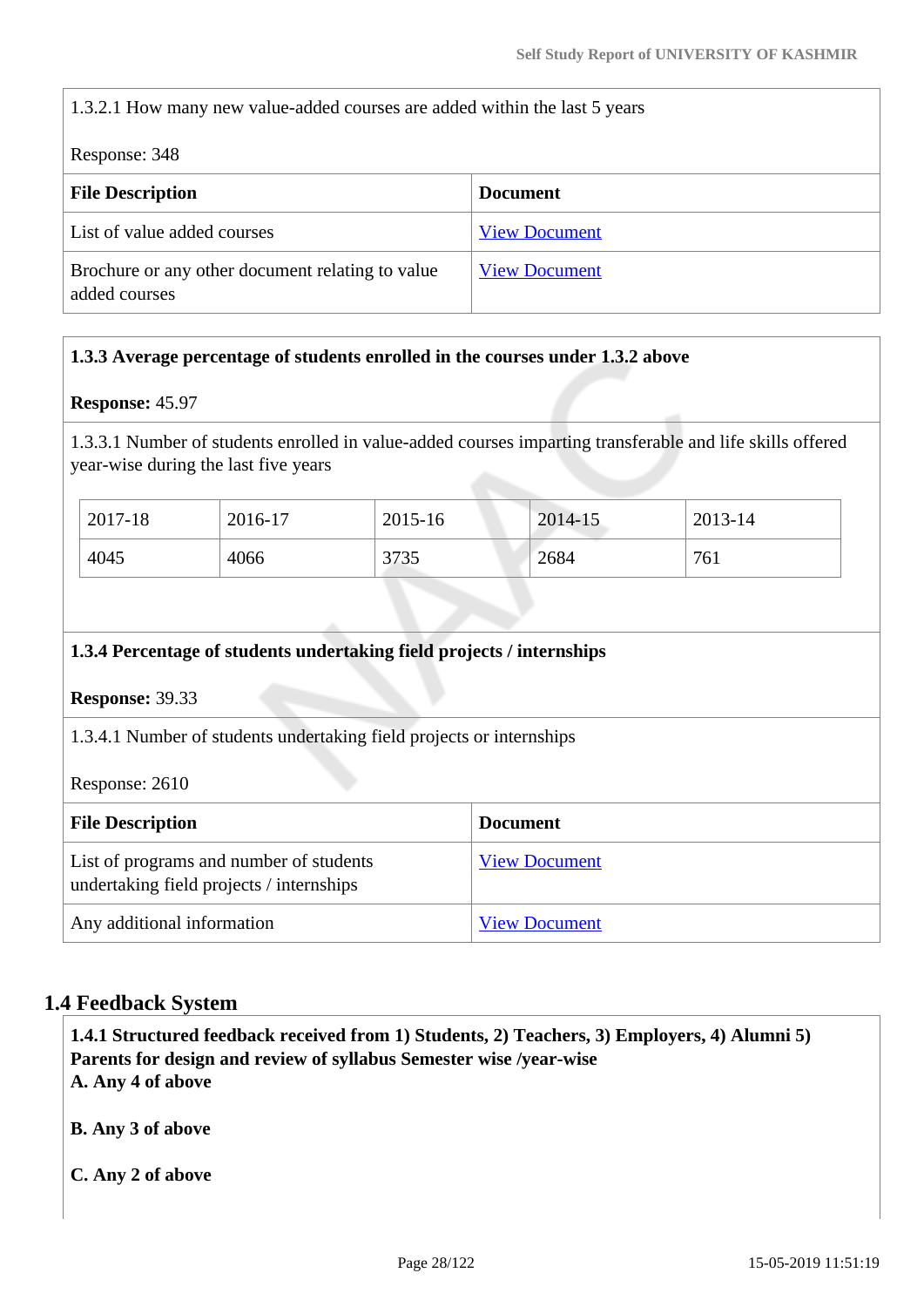1.3.2.1 How many new value-added courses are added within the last 5 years

Response: 348

| File Description | Document |
|---|---|
| List of value added courses | View Document |
| Brochure or any other document relating to value added courses | View Document |

**1.3.3 Average percentage of students enrolled in the courses under 1.3.2 above**

**Response:** 45.97

1.3.3.1 Number of students enrolled in value-added courses imparting transferable and life skills offered year-wise during the last five years

| 2017-18 | 2016-17 | 2015-16 | 2014-15 | 2013-14 |
|---|---|---|---|---|
| 4045 | 4066 | 3735 | 2684 | 761 |

**1.3.4 Percentage of students undertaking field projects / internships**

**Response:** 39.33

1.3.4.1 Number of students undertaking field projects or internships

Response: 2610

| File Description | Document |
|---|---|
| List of programs and number of students undertaking field projects / internships | View Document |
| Any additional information | View Document |

## 1.4 Feedback System

**1.4.1 Structured feedback received from 1) Students, 2) Teachers, 3) Employers, 4) Alumni 5) Parents for design and review of syllabus Semester wise /year-wise**

**A. Any 4 of above**

**B. Any 3 of above**

**C. Any 2 of above**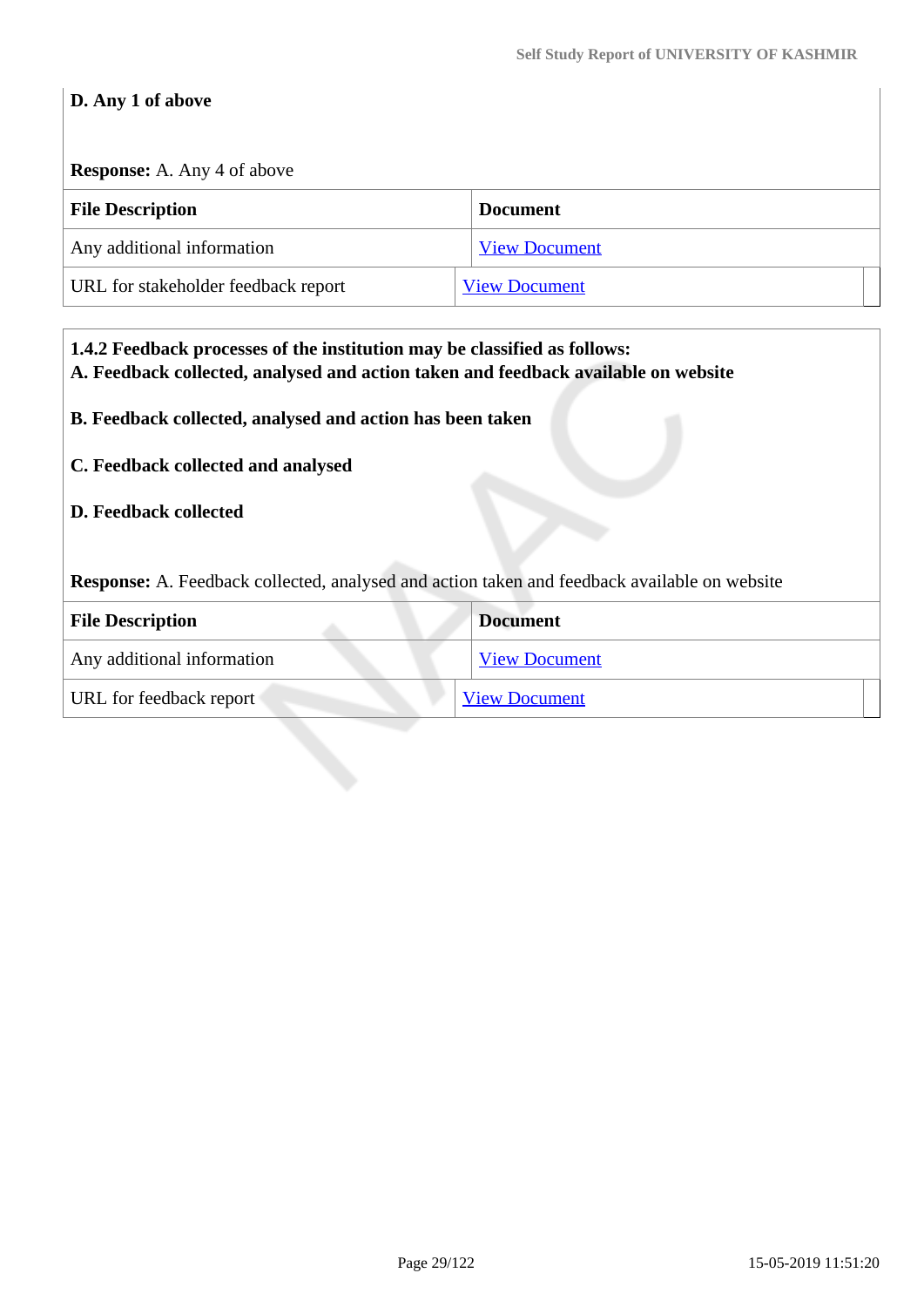**D. Any 1 of above**

**Response:** A. Any 4 of above

| File Description | Document |
|---|---|
| Any additional information | View Document |
| URL for stakeholder feedback report | View Document |

**1.4.2 Feedback processes of the institution may be classified as follows:**
**A. Feedback collected, analysed and action taken and feedback available on website**

**B. Feedback collected, analysed and action has been taken**

**C. Feedback collected and analysed**

**D. Feedback collected**

**Response:** A. Feedback collected, analysed and action taken and feedback available on website

| File Description | Document |
|---|---|
| Any additional information | View Document |
| URL for feedback report | View Document |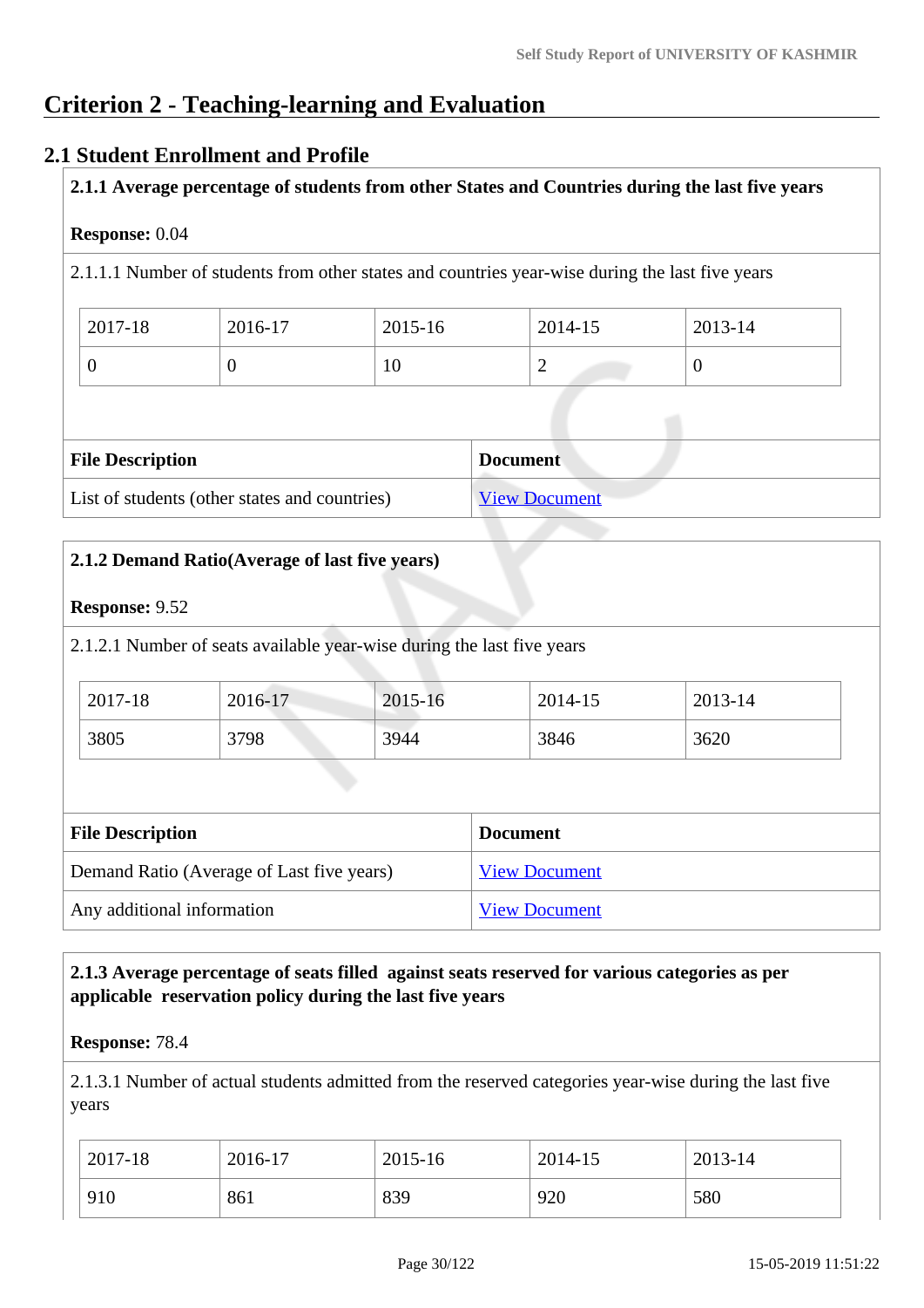# Criterion 2 - Teaching-learning and Evaluation

## 2.1 Student Enrollment and Profile

**2.1.1 Average percentage of students from other States and Countries during the last five years**

**Response:** 0.04

2.1.1.1 Number of students from other states and countries year-wise during the last five years

| 2017-18 | 2016-17 | 2015-16 | 2014-15 | 2013-14 |
|---|---|---|---|---|
| 0 | 0 | 10 | 2 | 0 |

| File Description | Document |
|---|---|
| List of students (other states and countries) | View Document |

**2.1.2 Demand Ratio(Average of last five years)**

**Response:** 9.52

2.1.2.1 Number of seats available year-wise during the last five years

| 2017-18 | 2016-17 | 2015-16 | 2014-15 | 2013-14 |
|---|---|---|---|---|
| 3805 | 3798 | 3944 | 3846 | 3620 |

| File Description | Document |
|---|---|
| Demand Ratio (Average of Last five years) | View Document |
| Any additional information | View Document |

**2.1.3 Average percentage of seats filled against seats reserved for various categories as per applicable reservation policy during the last five years**

**Response:** 78.4

2.1.3.1 Number of actual students admitted from the reserved categories year-wise during the last five years

| 2017-18 | 2016-17 | 2015-16 | 2014-15 | 2013-14 |
|---|---|---|---|---|
| 910 | 861 | 839 | 920 | 580 |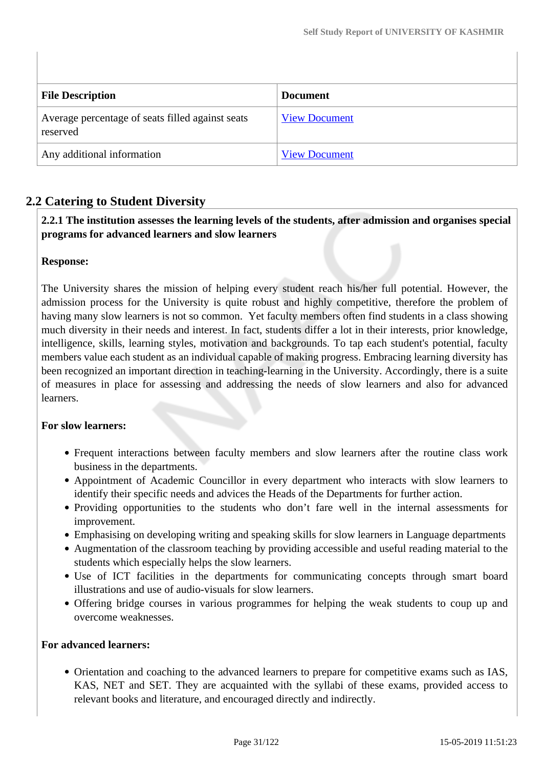| File Description | Document |
|---|---|
| Average percentage of seats filled against seats reserved | View Document |
| Any additional information | View Document |

## 2.2 Catering to Student Diversity

**2.2.1 The institution assesses the learning levels of the students, after admission and organises special programs for advanced learners and slow learners**

**Response:**

The University shares the mission of helping every student reach his/her full potential. However, the admission process for the University is quite robust and highly competitive, therefore the problem of having many slow learners is not so common. Yet faculty members often find students in a class showing much diversity in their needs and interest. In fact, students differ a lot in their interests, prior knowledge, intelligence, skills, learning styles, motivation and backgrounds. To tap each student's potential, faculty members value each student as an individual capable of making progress. Embracing learning diversity has been recognized an important direction in teaching-learning in the University. Accordingly, there is a suite of measures in place for assessing and addressing the needs of slow learners and also for advanced learners.

**For slow learners:**

- Frequent interactions between faculty members and slow learners after the routine class work business in the departments.
- Appointment of Academic Councillor in every department who interacts with slow learners to identify their specific needs and advices the Heads of the Departments for further action.
- Providing opportunities to the students who don’t fare well in the internal assessments for improvement.
- Emphasising on developing writing and speaking skills for slow learners in Language departments
- Augmentation of the classroom teaching by providing accessible and useful reading material to the students which especially helps the slow learners.
- Use of ICT facilities in the departments for communicating concepts through smart board illustrations and use of audio-visuals for slow learners.
- Offering bridge courses in various programmes for helping the weak students to coup up and overcome weaknesses.

**For advanced learners:**

- Orientation and coaching to the advanced learners to prepare for competitive exams such as IAS, KAS, NET and SET. They are acquainted with the syllabi of these exams, provided access to relevant books and literature, and encouraged directly and indirectly.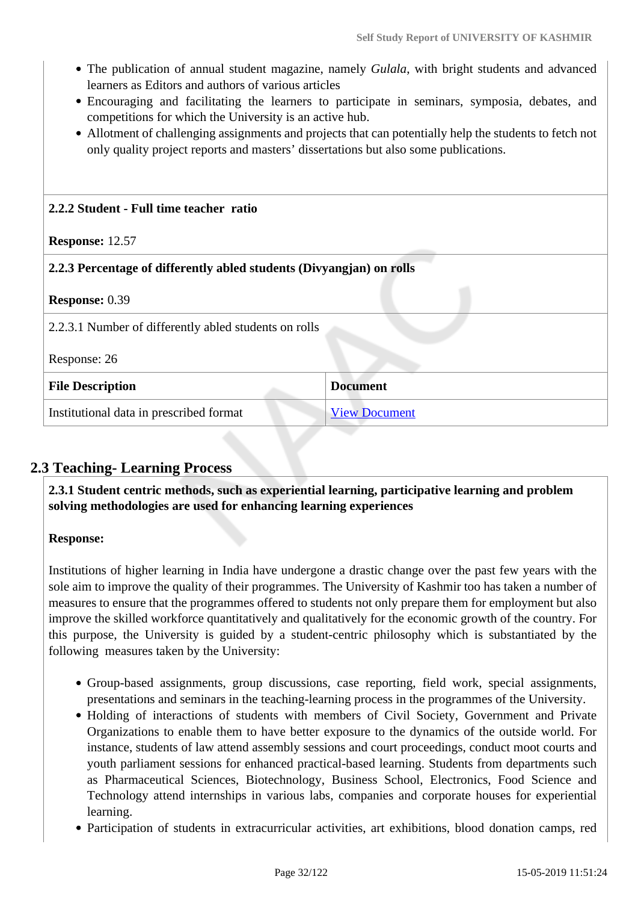- The publication of annual student magazine, namely *Gulala*, with bright students and advanced learners as Editors and authors of various articles
- Encouraging and facilitating the learners to participate in seminars, symposia, debates, and competitions for which the University is an active hub.
- Allotment of challenging assignments and projects that can potentially help the students to fetch not only quality project reports and masters' dissertations but also some publications.

**2.2.2 Student - Full time teacher ratio**

**Response:** 12.57

**2.2.3 Percentage of differently abled students (Divyangjan) on rolls**

**Response:** 0.39

2.2.3.1 Number of differently abled students on rolls

Response: 26

| File Description | Document |
|---|---|
| Institutional data in prescribed format | View Document |

## 2.3 Teaching- Learning Process

**2.3.1 Student centric methods, such as experiential learning, participative learning and problem solving methodologies are used for enhancing learning experiences**

**Response:**

Institutions of higher learning in India have undergone a drastic change over the past few years with the sole aim to improve the quality of their programmes. The University of Kashmir too has taken a number of measures to ensure that the programmes offered to students not only prepare them for employment but also improve the skilled workforce quantitatively and qualitatively for the economic growth of the country. For this purpose, the University is guided by a student-centric philosophy which is substantiated by the following measures taken by the University:

- Group-based assignments, group discussions, case reporting, field work, special assignments, presentations and seminars in the teaching-learning process in the programmes of the University.
- Holding of interactions of students with members of Civil Society, Government and Private Organizations to enable them to have better exposure to the dynamics of the outside world. For instance, students of law attend assembly sessions and court proceedings, conduct moot courts and youth parliament sessions for enhanced practical-based learning. Students from departments such as Pharmaceutical Sciences, Biotechnology, Business School, Electronics, Food Science and Technology attend internships in various labs, companies and corporate houses for experiential learning.
- Participation of students in extracurricular activities, art exhibitions, blood donation camps, red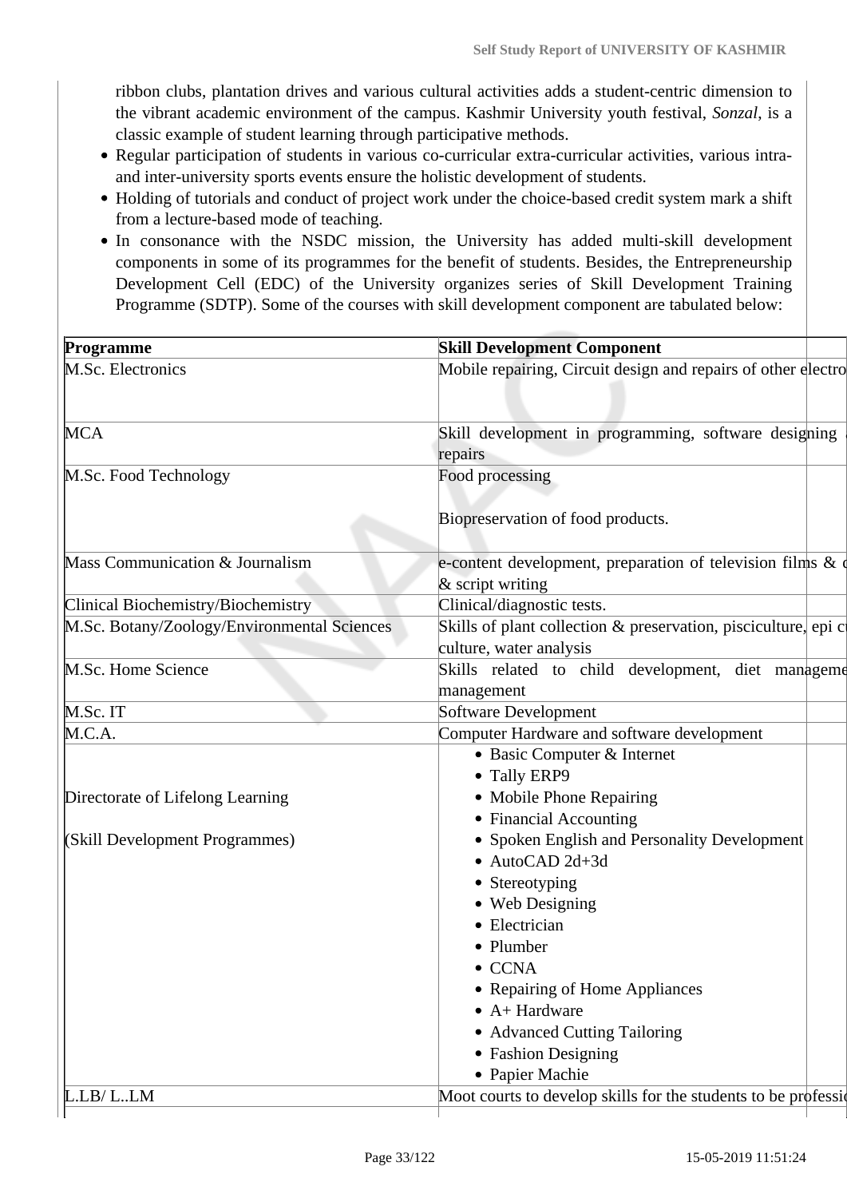ribbon clubs, plantation drives and various cultural activities adds a student-centric dimension to the vibrant academic environment of the campus. Kashmir University youth festival, *Sonzal*, is a classic example of student learning through participative methods.

- Regular participation of students in various co-curricular extra-curricular activities, various intra- and inter-university sports events ensure the holistic development of students.
- Holding of tutorials and conduct of project work under the choice-based credit system mark a shift from a lecture-based mode of teaching.
- In consonance with the NSDC mission, the University has added multi-skill development components in some of its programmes for the benefit of students. Besides, the Entrepreneurship Development Cell (EDC) of the University organizes series of Skill Development Training Programme (SDTP). Some of the courses with skill development component are tabulated below:

| Programme | Skill Development Component |
|---|---|
| M.Sc. Electronics | Mobile repairing, Circuit design and repairs of other electro |
| MCA | Skill development in programming, software designing repairs |
| M.Sc. Food Technology | Food processing<br><br>Biopreservation of food products. |
| Mass Communication & Journalism | e-content development, preparation of television films & & script writing |
| Clinical Biochemistry/Biochemistry | Clinical/diagnostic tests. |
| M.Sc. Botany/Zoology/Environmental Sciences | Skills of plant collection & preservation, pisciculture, epi c culture, water analysis |
| M.Sc. Home Science | Skills related to child development, diet manageme management |
| M.Sc. IT | Software Development |
| M.C.A. | Computer Hardware and software development |
| Directorate of Lifelong Learning<br><br>(Skill Development Programmes) | • Basic Computer & Internet<br>• Tally ERP9<br>• Mobile Phone Repairing<br>• Financial Accounting<br>• Spoken English and Personality Development<br>• AutoCAD 2d+3d<br>• Stereotyping<br>• Web Designing<br>• Electrician<br>• Plumber<br>• CCNA<br>• Repairing of Home Appliances<br>• A+ Hardware<br>• Advanced Cutting Tailoring<br>• Fashion Designing<br>• Papier Machie |
| L.LB/ L..LM | Moot courts to develop skills for the students to be professi |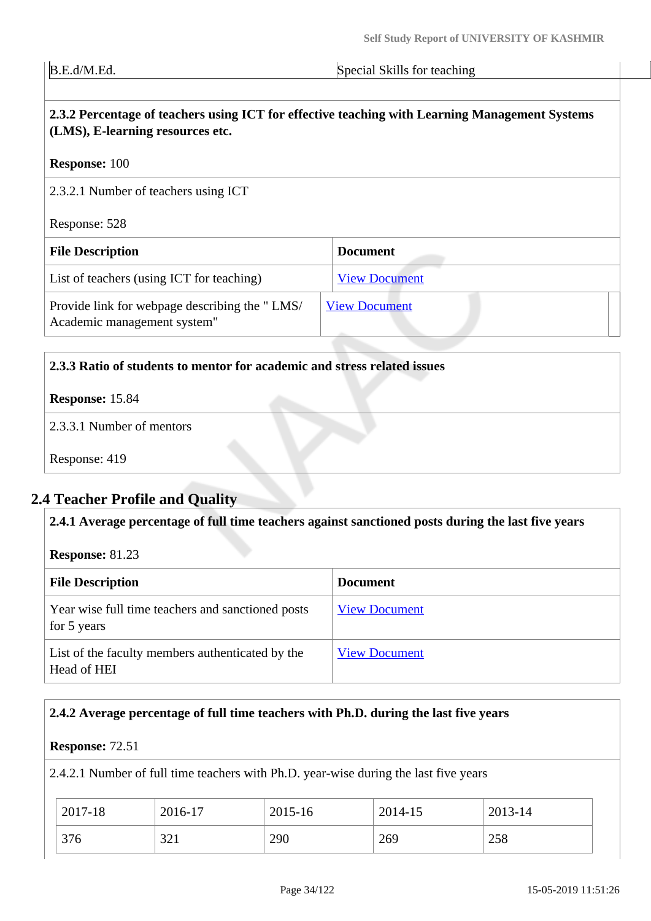| B.E.d/M.Ed. | Special Skills for teaching |
|---|---|

**2.3.2 Percentage of teachers using ICT for effective teaching with Learning Management Systems (LMS), E-learning resources etc.**

**Response:** 100

2.3.2.1 Number of teachers using ICT

Response: 528

| File Description | Document |
|---|---|
| List of teachers (using ICT for teaching) | View Document |
| Provide link for webpage describing the " LMS/ Academic management system" | View Document |

**2.3.3 Ratio of students to mentor for academic and stress related issues**

**Response:** 15.84

2.3.3.1 Number of mentors

Response: 419

## 2.4 Teacher Profile and Quality

**2.4.1 Average percentage of full time teachers against sanctioned posts during the last five years**

**Response:** 81.23

| File Description | Document |
|---|---|
| Year wise full time teachers and sanctioned posts for 5 years | View Document |
| List of the faculty members authenticated by the Head of HEI | View Document |

**2.4.2 Average percentage of full time teachers with Ph.D. during the last five years**

**Response:** 72.51

2.4.2.1 Number of full time teachers with Ph.D. year-wise during the last five years

| 2017-18 | 2016-17 | 2015-16 | 2014-15 | 2013-14 |
|---|---|---|---|---|
| 376 | 321 | 290 | 269 | 258 |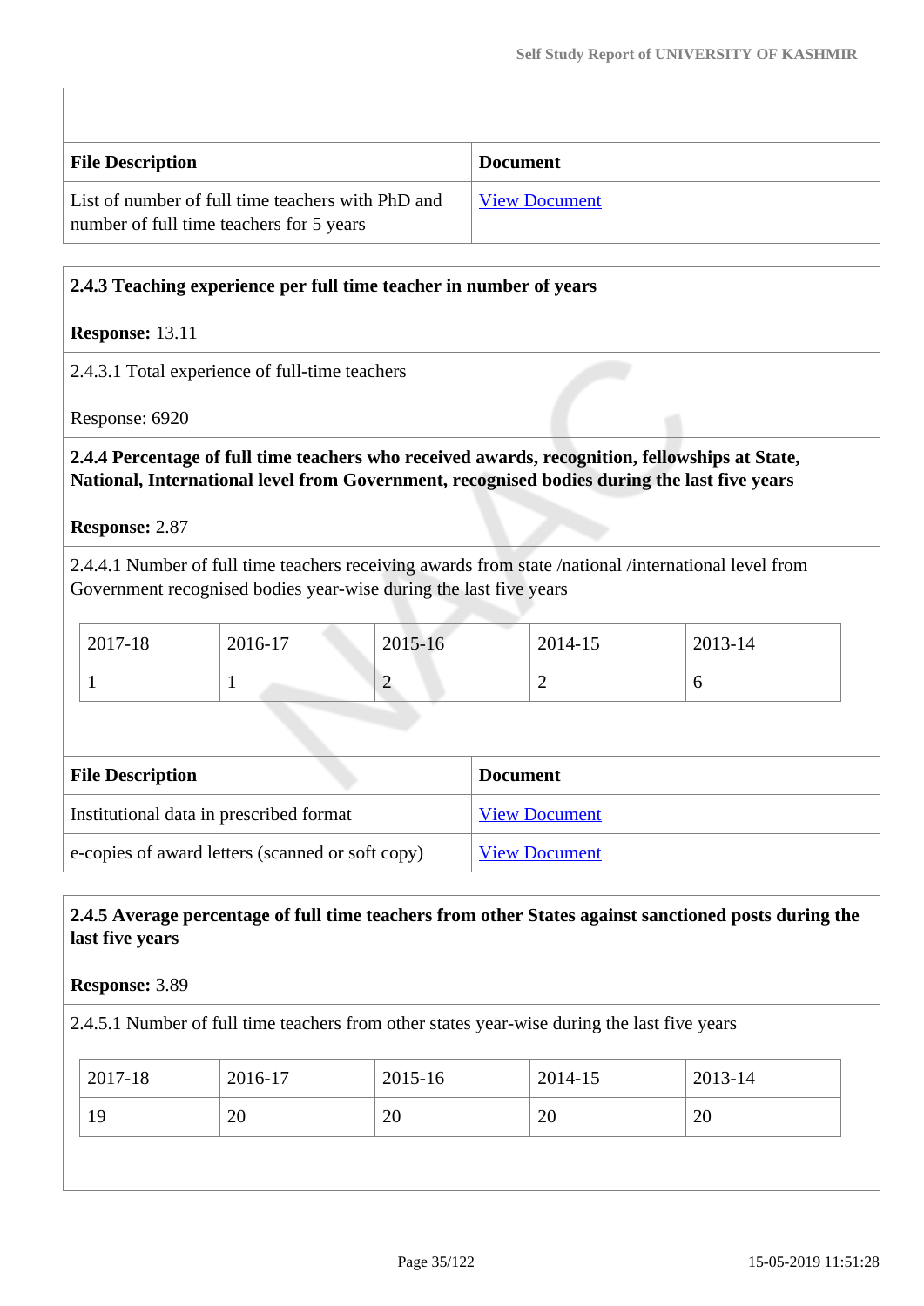| File Description | Document |
|---|---|
| List of number of full time teachers with PhD and number of full time teachers for 5 years | View Document |

**2.4.3 Teaching experience per full time teacher in number of years**

**Response:** 13.11

2.4.3.1 Total experience of full-time teachers

Response: 6920

**2.4.4 Percentage of full time teachers who received awards, recognition, fellowships at State, National, International level from Government, recognised bodies during the last five years**

**Response:** 2.87

2.4.4.1 Number of full time teachers receiving awards from state /national /international level from Government recognised bodies year-wise during the last five years

| 2017-18 | 2016-17 | 2015-16 | 2014-15 | 2013-14 |
|---|---|---|---|---|
| 1 | 1 | 2 | 2 | 6 |

| File Description | Document |
|---|---|
| Institutional data in prescribed format | View Document |
| e-copies of award letters (scanned or soft copy) | View Document |

**2.4.5 Average percentage of full time teachers from other States against sanctioned posts during the last five years**

**Response:** 3.89

2.4.5.1 Number of full time teachers from other states year-wise during the last five years

| 2017-18 | 2016-17 | 2015-16 | 2014-15 | 2013-14 |
|---|---|---|---|---|
| 19 | 20 | 20 | 20 | 20 |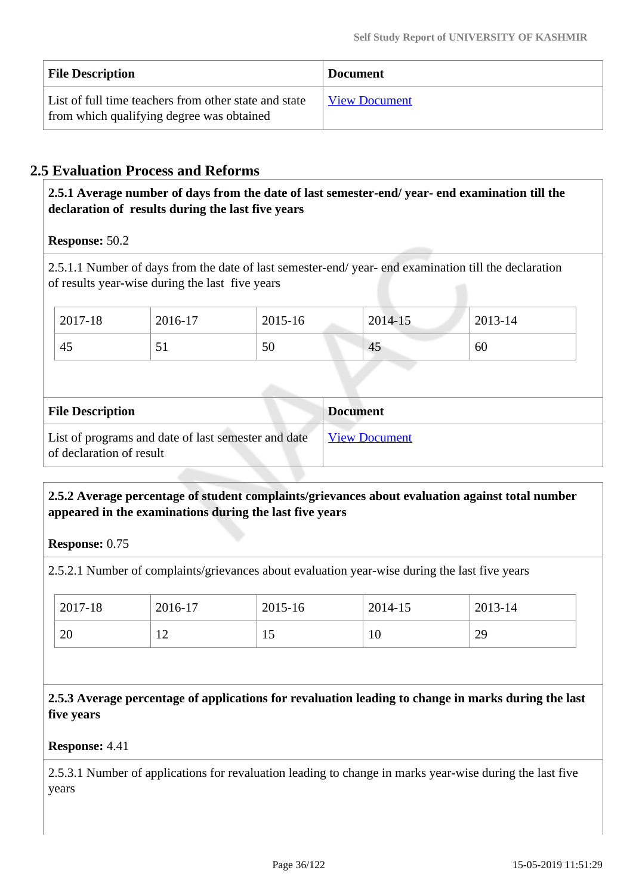| File Description | Document |
|---|---|
| List of full time teachers from other state and state from which qualifying degree was obtained | View Document |

## 2.5 Evaluation Process and Reforms

**2.5.1 Average number of days from the date of last semester-end/ year- end examination till the declaration of results during the last five years**

**Response:** 50.2

2.5.1.1 Number of days from the date of last semester-end/ year- end examination till the declaration of results year-wise during the last five years

| 2017-18 | 2016-17 | 2015-16 | 2014-15 | 2013-14 |
|---|---|---|---|---|
| 45 | 51 | 50 | 45 | 60 |

| File Description | Document |
|---|---|
| List of programs and date of last semester and date of declaration of result | View Document |

**2.5.2 Average percentage of student complaints/grievances about evaluation against total number appeared in the examinations during the last five years**

**Response:** 0.75

2.5.2.1 Number of complaints/grievances about evaluation year-wise during the last five years

| 2017-18 | 2016-17 | 2015-16 | 2014-15 | 2013-14 |
|---|---|---|---|---|
| 20 | 12 | 15 | 10 | 29 |

**2.5.3 Average percentage of applications for revaluation leading to change in marks during the last five years**

**Response:** 4.41

2.5.3.1 Number of applications for revaluation leading to change in marks year-wise during the last five years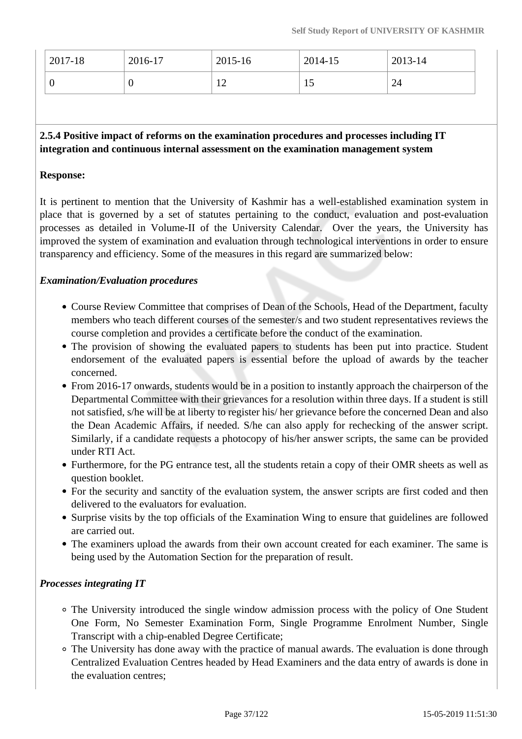| 2017-18 | 2016-17 | 2015-16 | 2014-15 | 2013-14 |
|---|---|---|---|---|
| 0 | 0 | 12 | 15 | 24 |

**2.5.4 Positive impact of reforms on the examination procedures and processes including IT integration and continuous internal assessment on the examination management system**

**Response:**

It is pertinent to mention that the University of Kashmir has a well-established examination system in place that is governed by a set of statutes pertaining to the conduct, evaluation and post-evaluation processes as detailed in Volume-II of the University Calendar. Over the years, the University has improved the system of examination and evaluation through technological interventions in order to ensure transparency and efficiency. Some of the measures in this regard are summarized below:

***Examination/Evaluation procedures***

- Course Review Committee that comprises of Dean of the Schools, Head of the Department, faculty members who teach different courses of the semester/s and two student representatives reviews the course completion and provides a certificate before the conduct of the examination.
- The provision of showing the evaluated papers to students has been put into practice. Student endorsement of the evaluated papers is essential before the upload of awards by the teacher concerned.
- From 2016-17 onwards, students would be in a position to instantly approach the chairperson of the Departmental Committee with their grievances for a resolution within three days. If a student is still not satisfied, s/he will be at liberty to register his/ her grievance before the concerned Dean and also the Dean Academic Affairs, if needed. S/he can also apply for rechecking of the answer script. Similarly, if a candidate requests a photocopy of his/her answer scripts, the same can be provided under RTI Act.
- Furthermore, for the PG entrance test, all the students retain a copy of their OMR sheets as well as question booklet.
- For the security and sanctity of the evaluation system, the answer scripts are first coded and then delivered to the evaluators for evaluation.
- Surprise visits by the top officials of the Examination Wing to ensure that guidelines are followed are carried out.
- The examiners upload the awards from their own account created for each examiner. The same is being used by the Automation Section for the preparation of result.

***Processes integrating IT***

- The University introduced the single window admission process with the policy of One Student One Form, No Semester Examination Form, Single Programme Enrolment Number, Single Transcript with a chip-enabled Degree Certificate;
- The University has done away with the practice of manual awards. The evaluation is done through Centralized Evaluation Centres headed by Head Examiners and the data entry of awards is done in the evaluation centres;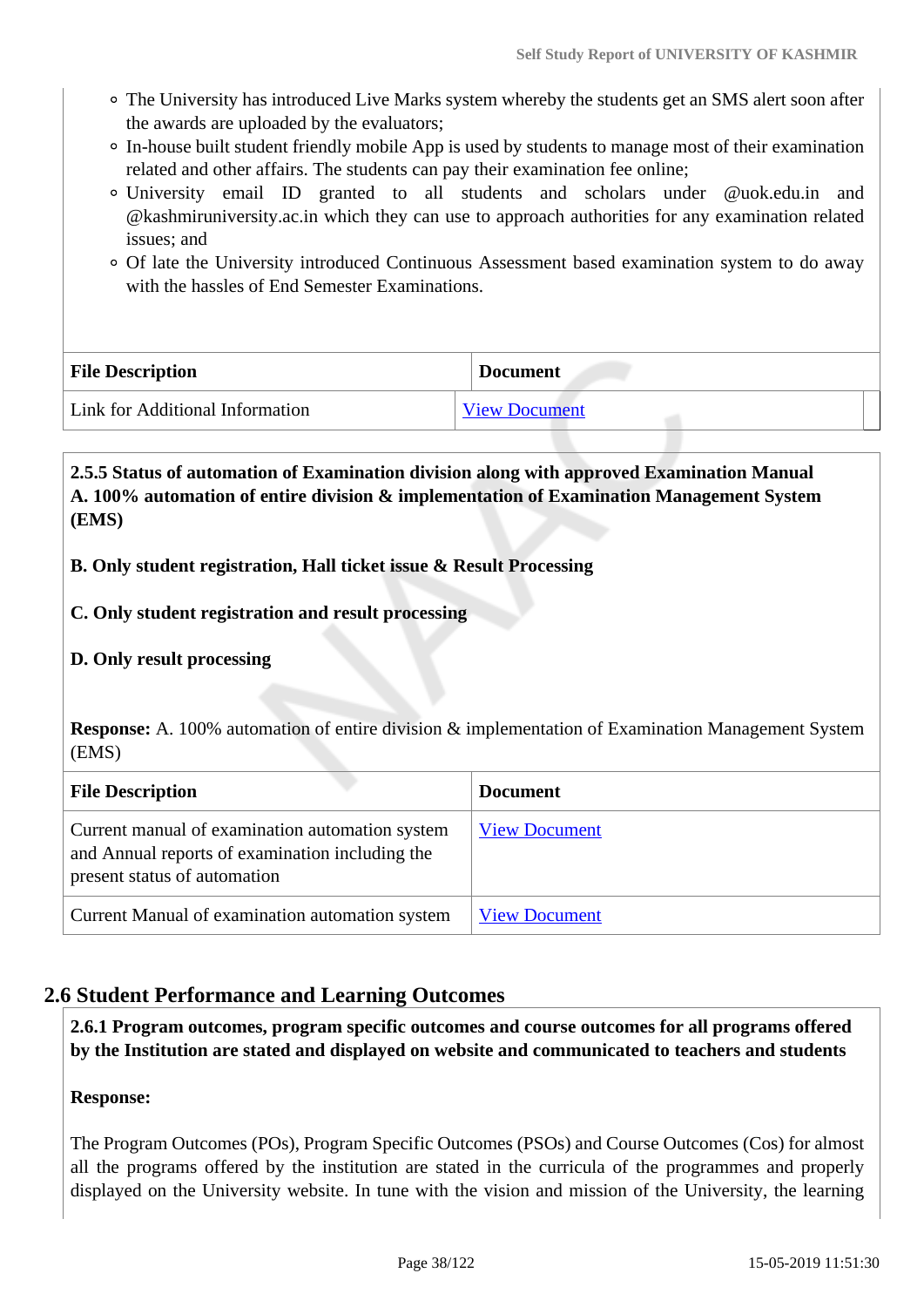- The University has introduced Live Marks system whereby the students get an SMS alert soon after the awards are uploaded by the evaluators;
- In-house built student friendly mobile App is used by students to manage most of their examination related and other affairs. The students can pay their examination fee online;
- University email ID granted to all students and scholars under @uok.edu.in and @kashmiruniversity.ac.in which they can use to approach authorities for any examination related issues; and
- Of late the University introduced Continuous Assessment based examination system to do away with the hassles of End Semester Examinations.

| File Description | Document |
|---|---|
| Link for Additional Information | View Document |

**2.5.5 Status of automation of Examination division along with approved Examination Manual**
**A. 100% automation of entire division & implementation of Examination Management System (EMS)**

**B. Only student registration, Hall ticket issue & Result Processing**

**C. Only student registration and result processing**

**D. Only result processing**

**Response:** A. 100% automation of entire division & implementation of Examination Management System (EMS)

| File Description | Document |
|---|---|
| Current manual of examination automation system and Annual reports of examination including the present status of automation | View Document |
| Current Manual of examination automation system | View Document |

## 2.6 Student Performance and Learning Outcomes

**2.6.1 Program outcomes, program specific outcomes and course outcomes for all programs offered by the Institution are stated and displayed on website and communicated to teachers and students**

**Response:**

The Program Outcomes (POs), Program Specific Outcomes (PSOs) and Course Outcomes (Cos) for almost all the programs offered by the institution are stated in the curricula of the programmes and properly displayed on the University website. In tune with the vision and mission of the University, the learning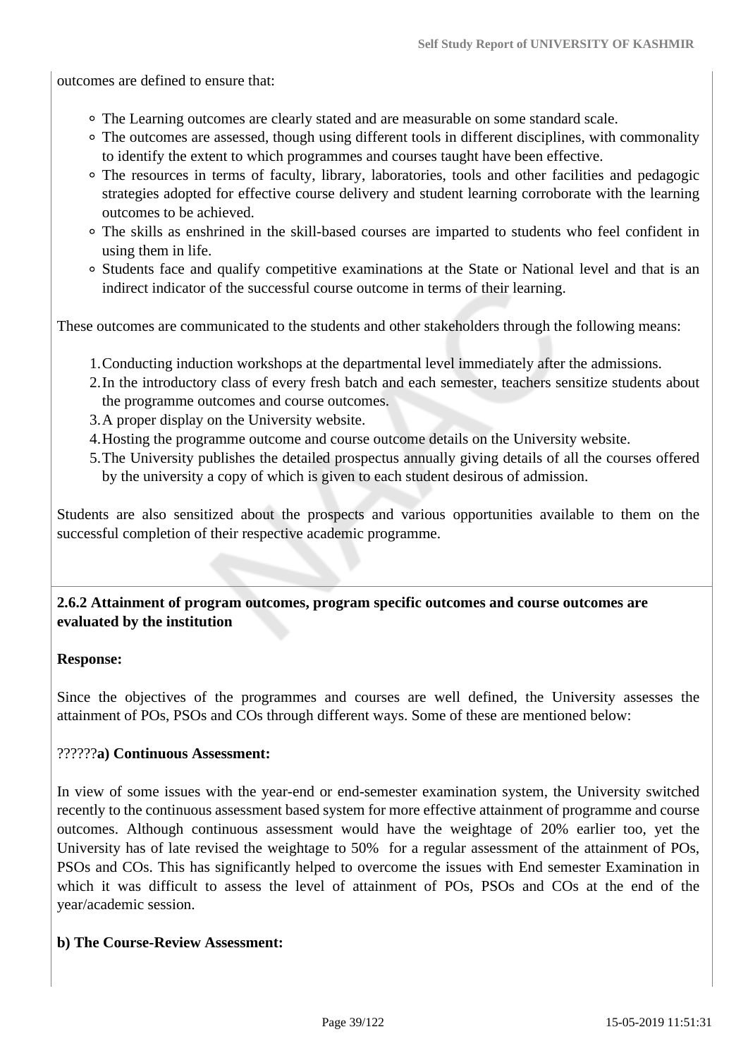outcomes are defined to ensure that:

- The Learning outcomes are clearly stated and are measurable on some standard scale.
- The outcomes are assessed, though using different tools in different disciplines, with commonality to identify the extent to which programmes and courses taught have been effective.
- The resources in terms of faculty, library, laboratories, tools and other facilities and pedagogic strategies adopted for effective course delivery and student learning corroborate with the learning outcomes to be achieved.
- The skills as enshrined in the skill-based courses are imparted to students who feel confident in using them in life.
- Students face and qualify competitive examinations at the State or National level and that is an indirect indicator of the successful course outcome in terms of their learning.

These outcomes are communicated to the students and other stakeholders through the following means:

1. Conducting induction workshops at the departmental level immediately after the admissions.
2. In the introductory class of every fresh batch and each semester, teachers sensitize students about the programme outcomes and course outcomes.
3. A proper display on the University website.
4. Hosting the programme outcome and course outcome details on the University website.
5. The University publishes the detailed prospectus annually giving details of all the courses offered by the university a copy of which is given to each student desirous of admission.

Students are also sensitized about the prospects and various opportunities available to them on the successful completion of their respective academic programme.

**2.6.2 Attainment of program outcomes, program specific outcomes and course outcomes are evaluated by the institution**

**Response:**

Since the objectives of the programmes and courses are well defined, the University assesses the attainment of POs, PSOs and COs through different ways. Some of these are mentioned below:

??????**a) Continuous Assessment:**

In view of some issues with the year-end or end-semester examination system, the University switched recently to the continuous assessment based system for more effective attainment of programme and course outcomes. Although continuous assessment would have the weightage of 20% earlier too, yet the University has of late revised the weightage to 50% for a regular assessment of the attainment of POs, PSOs and COs. This has significantly helped to overcome the issues with End semester Examination in which it was difficult to assess the level of attainment of POs, PSOs and COs at the end of the year/academic session.

**b) The Course-Review Assessment:**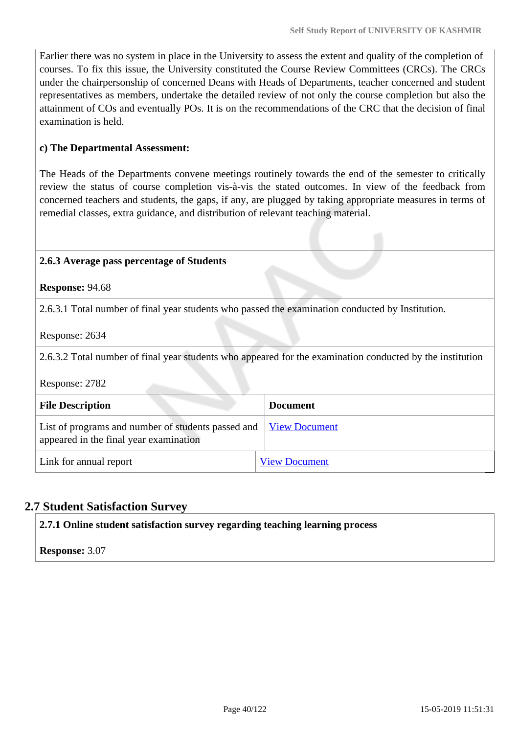Earlier there was no system in place in the University to assess the extent and quality of the completion of courses. To fix this issue, the University constituted the Course Review Committees (CRCs). The CRCs under the chairpersonship of concerned Deans with Heads of Departments, teacher concerned and student representatives as members, undertake the detailed review of not only the course completion but also the attainment of COs and eventually POs. It is on the recommendations of the CRC that the decision of final examination is held.

**c) The Departmental Assessment:**

The Heads of the Departments convene meetings routinely towards the end of the semester to critically review the status of course completion vis-à-vis the stated outcomes. In view of the feedback from concerned teachers and students, the gaps, if any, are plugged by taking appropriate measures in terms of remedial classes, extra guidance, and distribution of relevant teaching material.

**2.6.3 Average pass percentage of Students**

**Response:** 94.68

2.6.3.1 Total number of final year students who passed the examination conducted by Institution.

Response: 2634

2.6.3.2 Total number of final year students who appeared for the examination conducted by the institution

Response: 2782

| File Description | Document |
|---|---|
| List of programs and number of students passed and appeared in the final year examination | View Document |
| Link for annual report | View Document |

## 2.7 Student Satisfaction Survey

**2.7.1 Online student satisfaction survey regarding teaching learning process**

**Response:** 3.07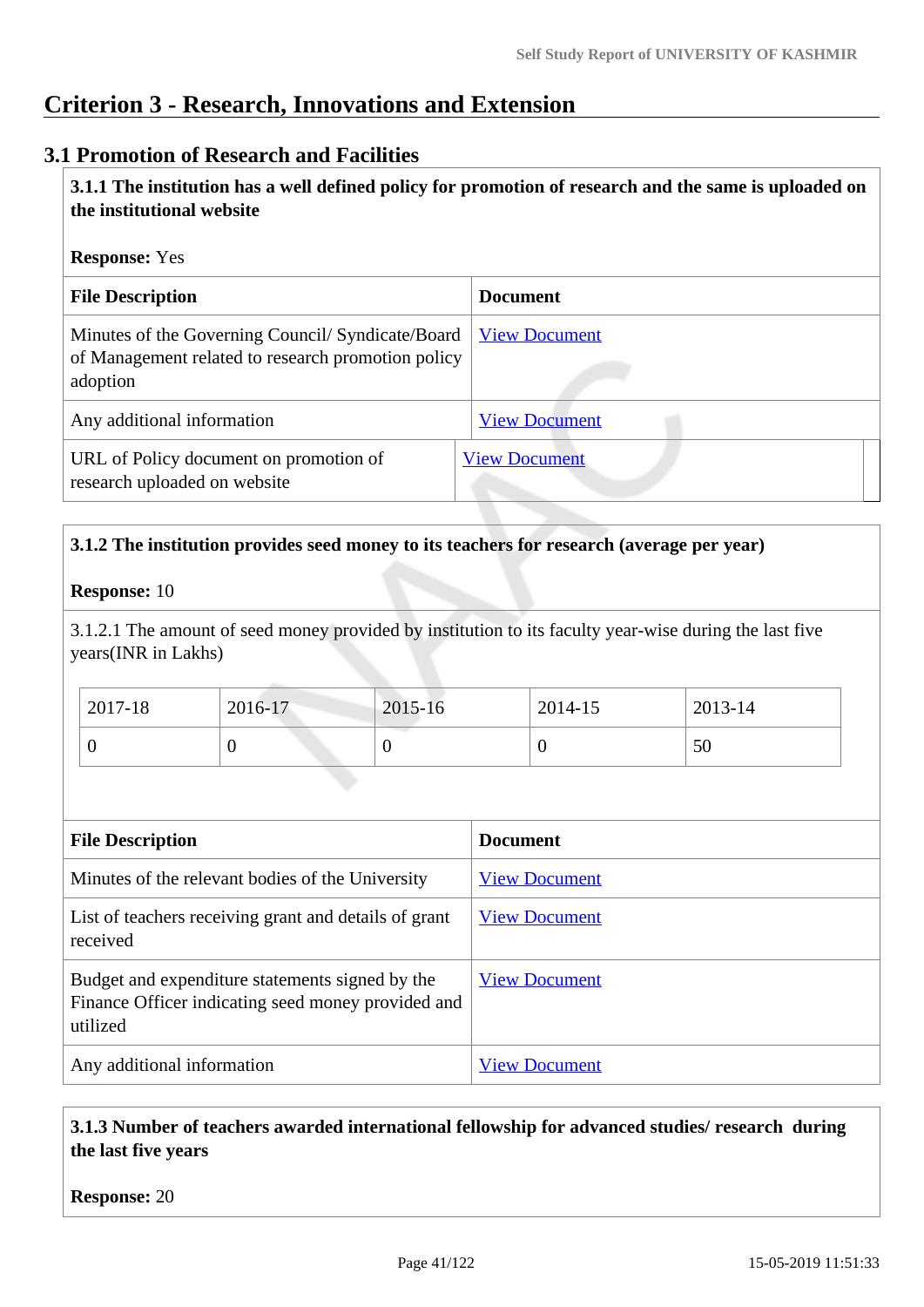# Criterion 3 - Research, Innovations and Extension

## 3.1 Promotion of Research and Facilities

**3.1.1 The institution has a well defined policy for promotion of research and the same is uploaded on the institutional website**

**Response:** Yes

| File Description | Document |
|---|---|
| Minutes of the Governing Council/ Syndicate/Board of Management related to research promotion policy adoption | View Document |
| Any additional information | View Document |
| URL of Policy document on promotion of research uploaded on website | View Document |

**3.1.2 The institution provides seed money to its teachers for research (average per year)**

**Response:** 10

3.1.2.1 The amount of seed money provided by institution to its faculty year-wise during the last five years(INR in Lakhs)

| 2017-18 | 2016-17 | 2015-16 | 2014-15 | 2013-14 |
|---|---|---|---|---|
| 0 | 0 | 0 | 0 | 50 |

| File Description | Document |
|---|---|
| Minutes of the relevant bodies of the University | View Document |
| List of teachers receiving grant and details of grant received | View Document |
| Budget and expenditure statements signed by the Finance Officer indicating seed money provided and utilized | View Document |
| Any additional information | View Document |

**3.1.3 Number of teachers awarded international fellowship for advanced studies/ research during the last five years**

**Response:** 20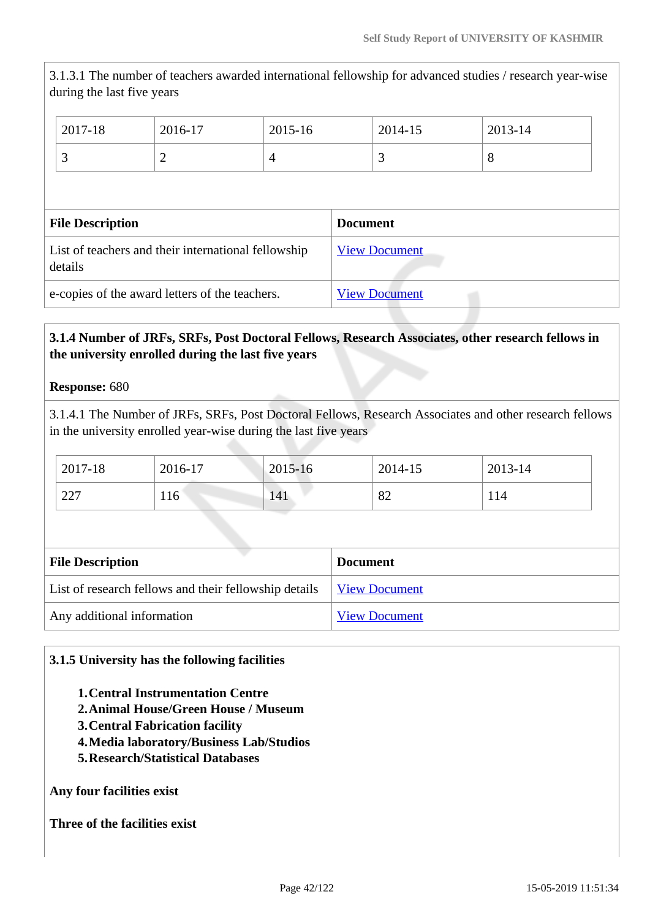3.1.3.1 The number of teachers awarded international fellowship for advanced studies / research year-wise during the last five years

| 2017-18 | 2016-17 | 2015-16 | 2014-15 | 2013-14 |
|---|---|---|---|---|
| 3 | 2 | 4 | 3 | 8 |

| File Description | Document |
|---|---|
| List of teachers and their international fellowship details | View Document |
| e-copies of the award letters of the teachers. | View Document |

**3.1.4 Number of JRFs, SRFs, Post Doctoral Fellows, Research Associates, other research fellows in the university enrolled during the last five years**

**Response:** 680

3.1.4.1 The Number of JRFs, SRFs, Post Doctoral Fellows, Research Associates and other research fellows in the university enrolled year-wise during the last five years

| 2017-18 | 2016-17 | 2015-16 | 2014-15 | 2013-14 |
|---|---|---|---|---|
| 227 | 116 | 141 | 82 | 114 |

| File Description | Document |
|---|---|
| List of research fellows and their fellowship details | View Document |
| Any additional information | View Document |

**3.1.5 University has the following facilities**

1. **Central Instrumentation Centre**
2. **Animal House/Green House / Museum**
3. **Central Fabrication facility**
4. **Media laboratory/Business Lab/Studios**
5. **Research/Statistical Databases**

**Any four facilities exist**

**Three of the facilities exist**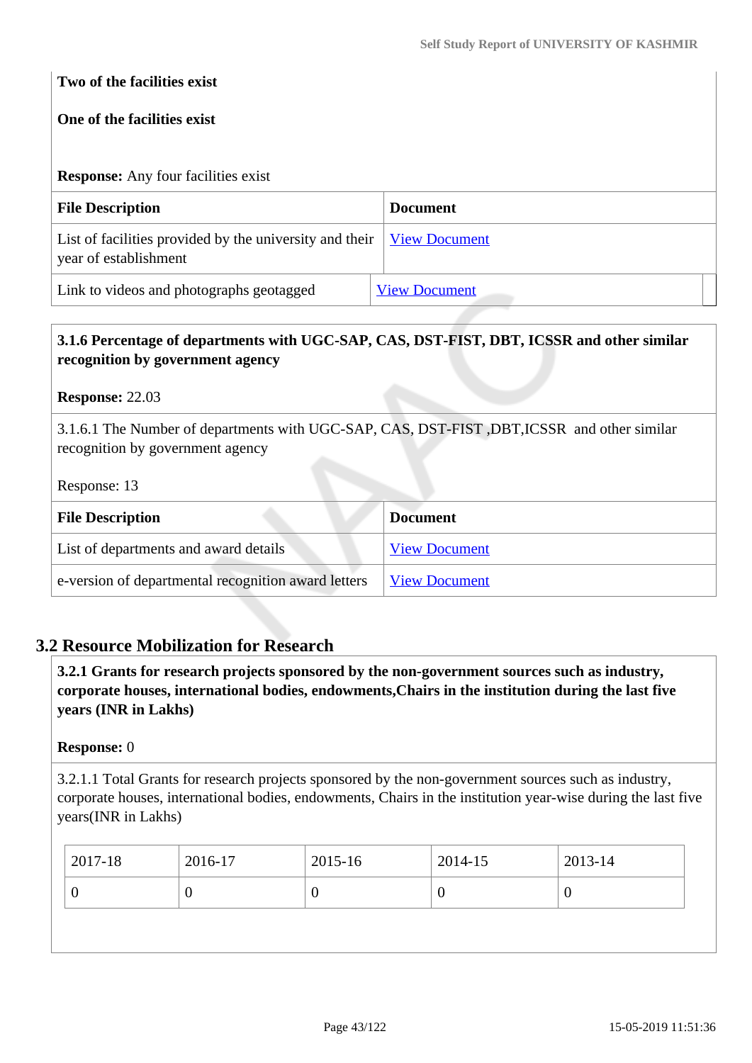**Two of the facilities exist**

**One of the facilities exist**

**Response:** Any four facilities exist

| File Description | Document |
| --- | --- |
| List of facilities provided by the university and their year of establishment | View Document |
| Link to videos and photographs geotagged | View Document |

**3.1.6 Percentage of departments with UGC-SAP, CAS, DST-FIST, DBT, ICSSR and other similar recognition by government agency**

**Response:** 22.03

3.1.6.1 The Number of departments with UGC-SAP, CAS, DST-FIST ,DBT,ICSSR and other similar recognition by government agency

Response: 13

| File Description | Document |
| --- | --- |
| List of departments and award details | View Document |
| e-version of departmental recognition award letters | View Document |

## 3.2 Resource Mobilization for Research

**3.2.1 Grants for research projects sponsored by the non-government sources such as industry, corporate houses, international bodies, endowments,Chairs in the institution during the last five years (INR in Lakhs)**

**Response:** 0

3.2.1.1 Total Grants for research projects sponsored by the non-government sources such as industry, corporate houses, international bodies, endowments, Chairs in the institution year-wise during the last five years(INR in Lakhs)

| 2017-18 | 2016-17 | 2015-16 | 2014-15 | 2013-14 |
| --- | --- | --- | --- | --- |
| 0 | 0 | 0 | 0 | 0 |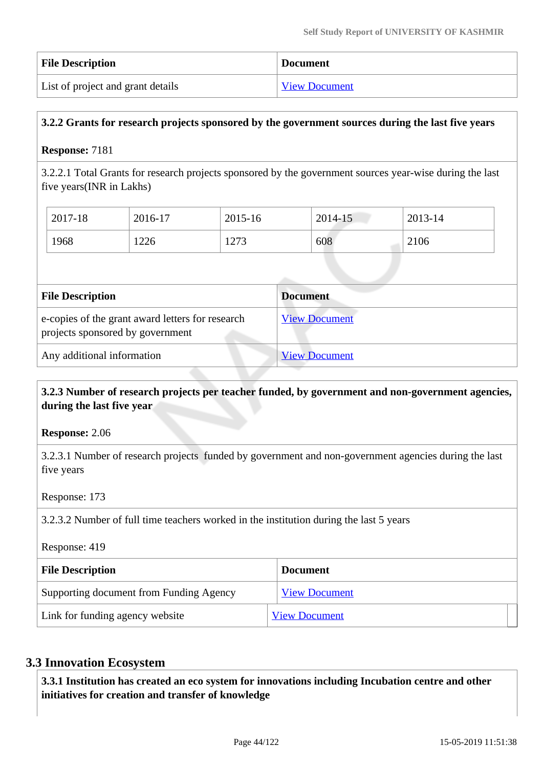| File Description | Document |
|---|---|
| List of project and grant details | View Document |

**3.2.2 Grants for research projects sponsored by the government sources during the last five years**

**Response:** 7181

3.2.2.1 Total Grants for research projects sponsored by the government sources year-wise during the last five years(INR in Lakhs)

| 2017-18 | 2016-17 | 2015-16 | 2014-15 | 2013-14 |
|---|---|---|---|---|
| 1968 | 1226 | 1273 | 608 | 2106 |

| File Description | Document |
|---|---|
| e-copies of the grant award letters for research projects sponsored by government | View Document |
| Any additional information | View Document |

**3.2.3 Number of research projects per teacher funded, by government and non-government agencies, during the last five year**

**Response:** 2.06

3.2.3.1 Number of research projects funded by government and non-government agencies during the last five years

Response: 173

3.2.3.2 Number of full time teachers worked in the institution during the last 5 years

Response: 419

| File Description | Document |
|---|---|
| Supporting document from Funding Agency | View Document |
| Link for funding agency website | View Document |

## 3.3 Innovation Ecosystem

**3.3.1 Institution has created an eco system for innovations including Incubation centre and other initiatives for creation and transfer of knowledge**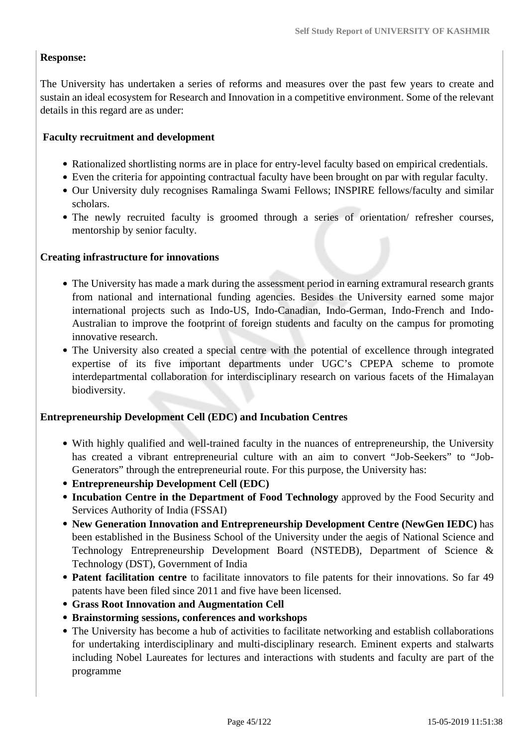**Response:**

The University has undertaken a series of reforms and measures over the past few years to create and sustain an ideal ecosystem for Research and Innovation in a competitive environment. Some of the relevant details in this regard are as under:

**Faculty recruitment and development**

- Rationalized shortlisting norms are in place for entry-level faculty based on empirical credentials.
- Even the criteria for appointing contractual faculty have been brought on par with regular faculty.
- Our University duly recognises Ramalinga Swami Fellows; INSPIRE fellows/faculty and similar scholars.
- The newly recruited faculty is groomed through a series of orientation/ refresher courses, mentorship by senior faculty.

**Creating infrastructure for innovations**

- The University has made a mark during the assessment period in earning extramural research grants from national and international funding agencies. Besides the University earned some major international projects such as Indo-US, Indo-Canadian, Indo-German, Indo-French and Indo-Australian to improve the footprint of foreign students and faculty on the campus for promoting innovative research.
- The University also created a special centre with the potential of excellence through integrated expertise of its five important departments under UGC's CPEPA scheme to promote interdepartmental collaboration for interdisciplinary research on various facets of the Himalayan biodiversity.

**Entrepreneurship Development Cell (EDC) and Incubation Centres**

- With highly qualified and well-trained faculty in the nuances of entrepreneurship, the University has created a vibrant entrepreneurial culture with an aim to convert "Job-Seekers" to "Job-Generators" through the entrepreneurial route. For this purpose, the University has:
- **Entrepreneurship Development Cell (EDC)**
- **Incubation Centre in the Department of Food Technology** approved by the Food Security and Services Authority of India (FSSAI)
- **New Generation Innovation and Entrepreneurship Development Centre (NewGen IEDC)** has been established in the Business School of the University under the aegis of National Science and Technology Entrepreneurship Development Board (NSTEDB), Department of Science & Technology (DST), Government of India
- **Patent facilitation centre** to facilitate innovators to file patents for their innovations. So far 49 patents have been filed since 2011 and five have been licensed.
- **Grass Root Innovation and Augmentation Cell**
- **Brainstorming sessions, conferences and workshops**
- The University has become a hub of activities to facilitate networking and establish collaborations for undertaking interdisciplinary and multi-disciplinary research. Eminent experts and stalwarts including Nobel Laureates for lectures and interactions with students and faculty are part of the programme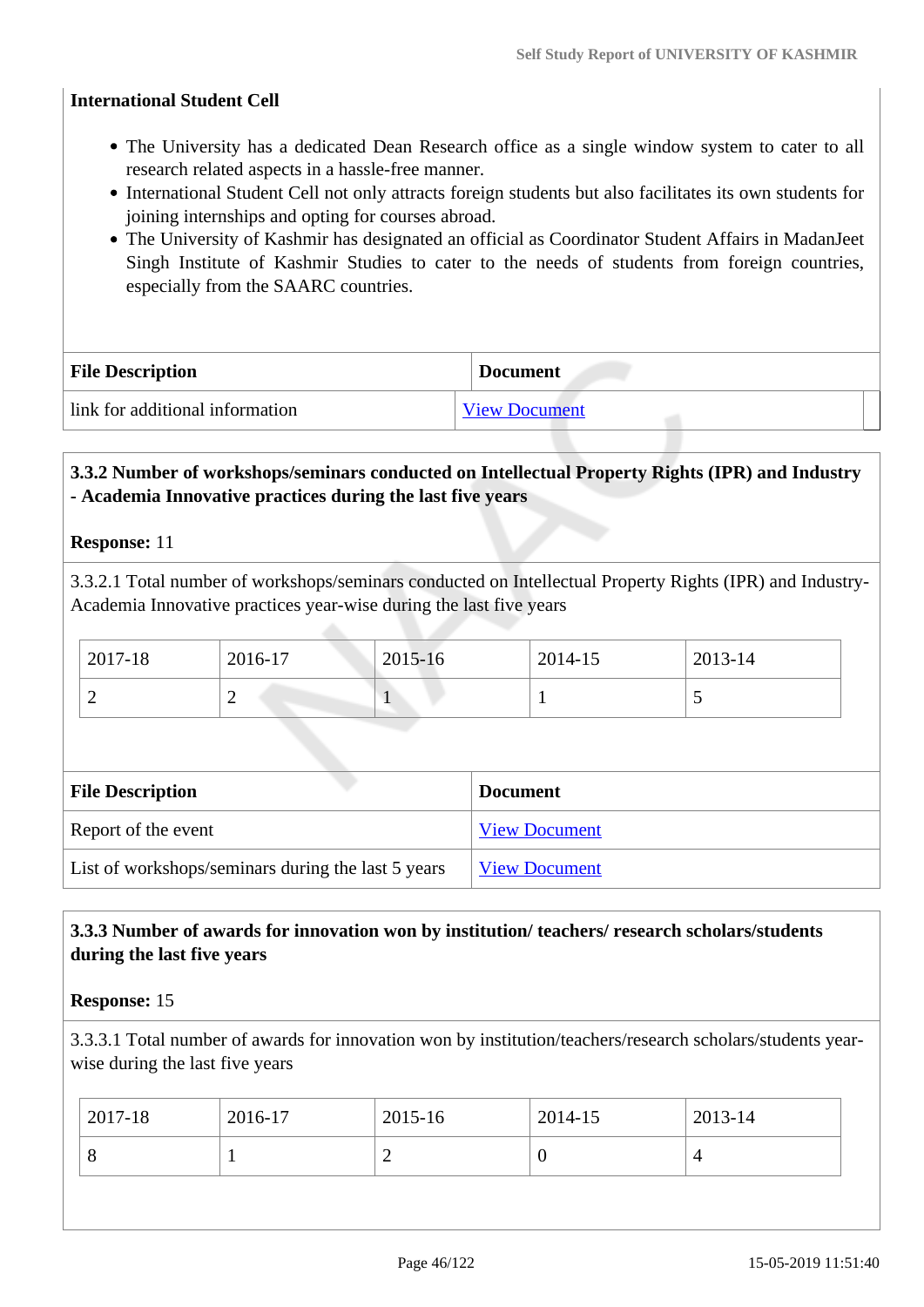**International Student Cell**

- The University has a dedicated Dean Research office as a single window system to cater to all research related aspects in a hassle-free manner.
- International Student Cell not only attracts foreign students but also facilitates its own students for joining internships and opting for courses abroad.
- The University of Kashmir has designated an official as Coordinator Student Affairs in MadanJeet Singh Institute of Kashmir Studies to cater to the needs of students from foreign countries, especially from the SAARC countries.

| File Description | Document |
|---|---|
| link for additional information | View Document |

**3.3.2 Number of workshops/seminars conducted on Intellectual Property Rights (IPR) and Industry - Academia Innovative practices during the last five years**

**Response:** 11

3.3.2.1 Total number of workshops/seminars conducted on Intellectual Property Rights (IPR) and Industry-Academia Innovative practices year-wise during the last five years

| 2017-18 | 2016-17 | 2015-16 | 2014-15 | 2013-14 |
|---|---|---|---|---|
| 2 | 2 | 1 | 1 | 5 |

| File Description | Document |
|---|---|
| Report of the event | View Document |
| List of workshops/seminars during the last 5 years | View Document |

**3.3.3 Number of awards for innovation won by institution/ teachers/ research scholars/students during the last five years**

**Response:** 15

3.3.3.1 Total number of awards for innovation won by institution/teachers/research scholars/students year-wise during the last five years

| 2017-18 | 2016-17 | 2015-16 | 2014-15 | 2013-14 |
|---|---|---|---|---|
| 8 | 1 | 2 | 0 | 4 |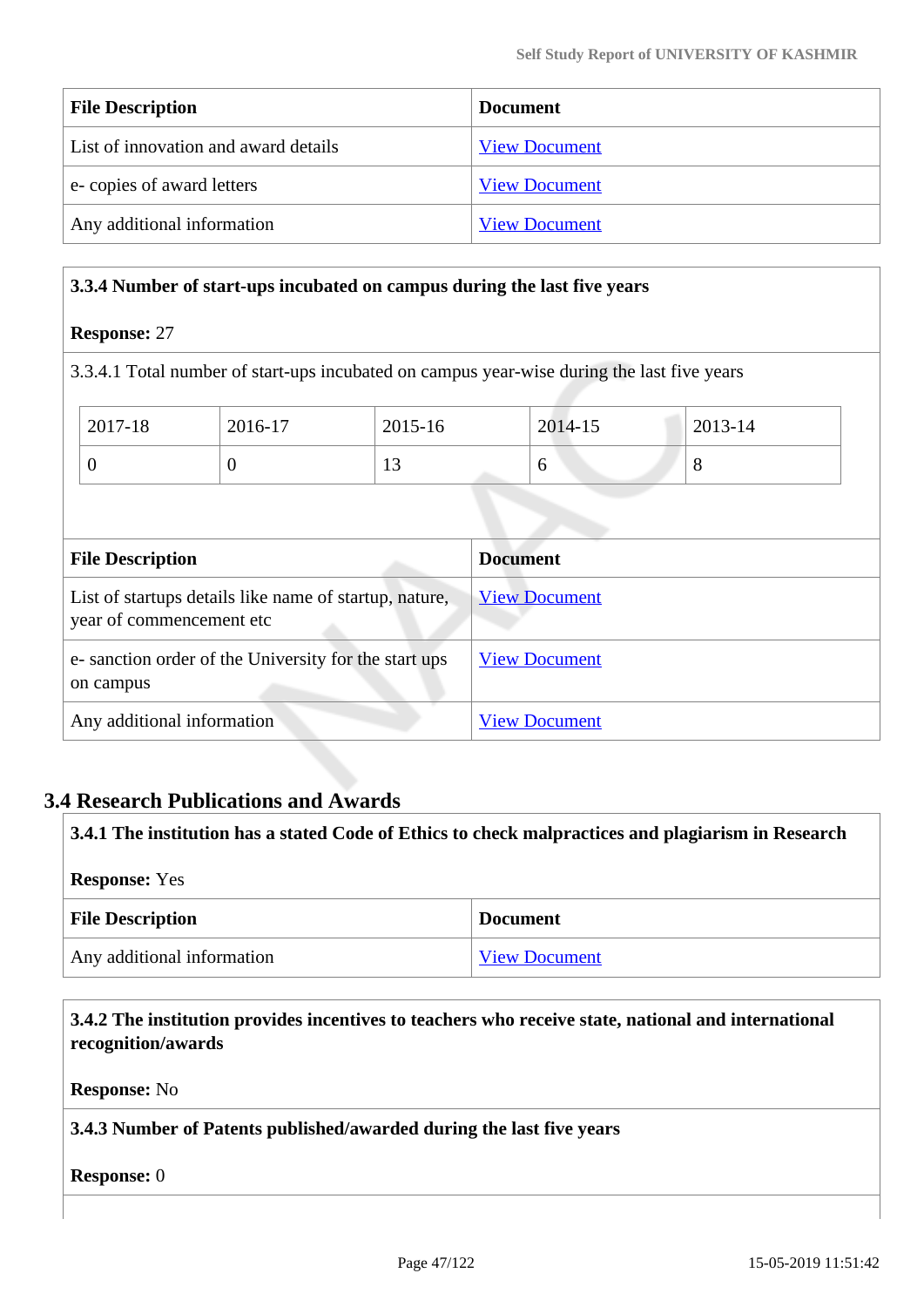| File Description | Document |
| --- | --- |
| List of innovation and award details | View Document |
| e- copies of award letters | View Document |
| Any additional information | View Document |

**3.3.4 Number of start-ups incubated on campus during the last five years**

**Response:** 27

3.3.4.1 Total number of start-ups incubated on campus year-wise during the last five years

| 2017-18 | 2016-17 | 2015-16 | 2014-15 | 2013-14 |
| --- | --- | --- | --- | --- |
| 0 | 0 | 13 | 6 | 8 |

| File Description | Document |
| --- | --- |
| List of startups details like name of startup, nature, year of commencement etc | View Document |
| e- sanction order of the University for the start ups on campus | View Document |
| Any additional information | View Document |

## 3.4 Research Publications and Awards

**3.4.1 The institution has a stated Code of Ethics to check malpractices and plagiarism in Research**

**Response:** Yes

| File Description | Document |
| --- | --- |
| Any additional information | View Document |

**3.4.2 The institution provides incentives to teachers who receive state, national and international recognition/awards**

**Response:** No

**3.4.3 Number of Patents published/awarded during the last five years**

**Response:** 0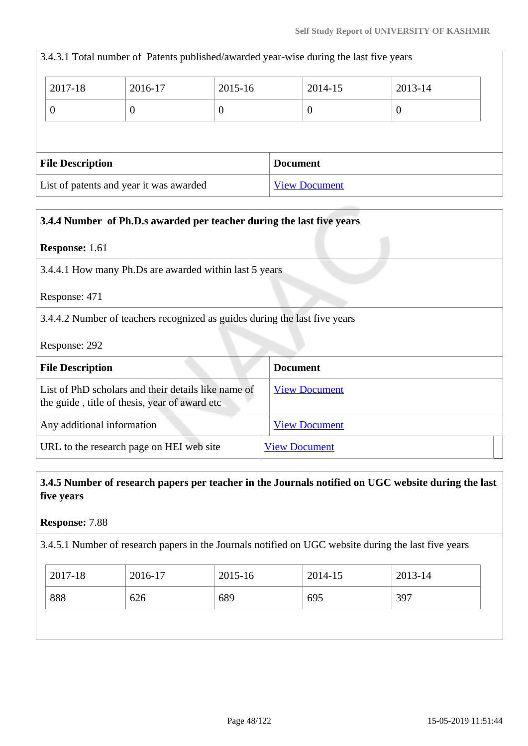3.4.3.1 Total number of Patents published/awarded year-wise during the last five years

| 2017-18 | 2016-17 | 2015-16 | 2014-15 | 2013-14 |
|---|---|---|---|---|
| 0 | 0 | 0 | 0 | 0 |

| File Description | Document |
|---|---|
| List of patents and year it was awarded | View Document |

**3.4.4 Number of Ph.D.s awarded per teacher during the last five years**

**Response:** 1.61

3.4.4.1 How many Ph.Ds are awarded within last 5 years

Response: 471

3.4.4.2 Number of teachers recognized as guides during the last five years

Response: 292

| File Description | Document |
|---|---|
| List of PhD scholars and their details like name of the guide , title of thesis, year of award etc | View Document |
| Any additional information | View Document |
| URL to the research page on HEI web site | View Document |

**3.4.5 Number of research papers per teacher in the Journals notified on UGC website during the last five years**

**Response:** 7.88

3.4.5.1 Number of research papers in the Journals notified on UGC website during the last five years

| 2017-18 | 2016-17 | 2015-16 | 2014-15 | 2013-14 |
|---|---|---|---|---|
| 888 | 626 | 689 | 695 | 397 |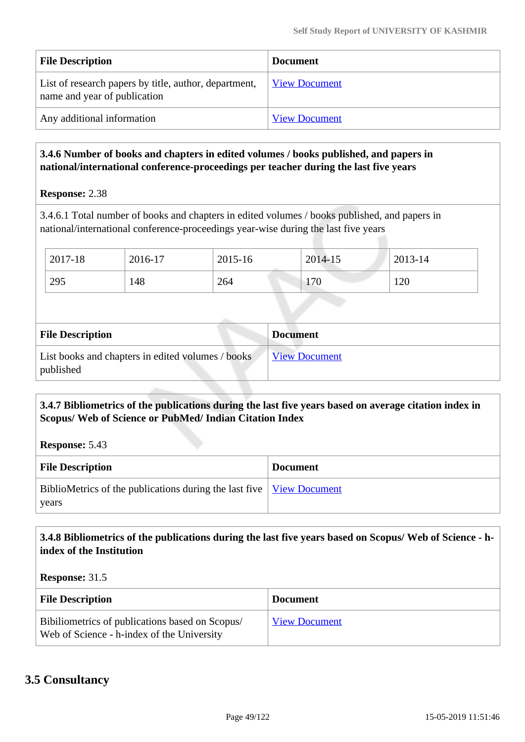| File Description | Document |
| --- | --- |
| List of research papers by title, author, department, name and year of publication | View Document |
| Any additional information | View Document |

**3.4.6 Number of books and chapters in edited volumes / books published, and papers in national/international conference-proceedings per teacher during the last five years**

**Response:** 2.38

3.4.6.1 Total number of books and chapters in edited volumes / books published, and papers in national/international conference-proceedings year-wise during the last five years

| 2017-18 | 2016-17 | 2015-16 | 2014-15 | 2013-14 |
| --- | --- | --- | --- | --- |
| 295 | 148 | 264 | 170 | 120 |

| File Description | Document |
| --- | --- |
| List books and chapters in edited volumes / books published | View Document |

**3.4.7 Bibliometrics of the publications during the last five years based on average citation index in Scopus/ Web of Science or PubMed/ Indian Citation Index**

**Response:** 5.43

| File Description | Document |
| --- | --- |
| BiblioMetrics of the publications during the last five years | View Document |

**3.4.8 Bibliometrics of the publications during the last five years based on Scopus/ Web of Science - h-index of the Institution**

**Response:** 31.5

| File Description | Document |
| --- | --- |
| Bibiliometrics of publications based on Scopus/ Web of Science - h-index of the University | View Document |

## 3.5 Consultancy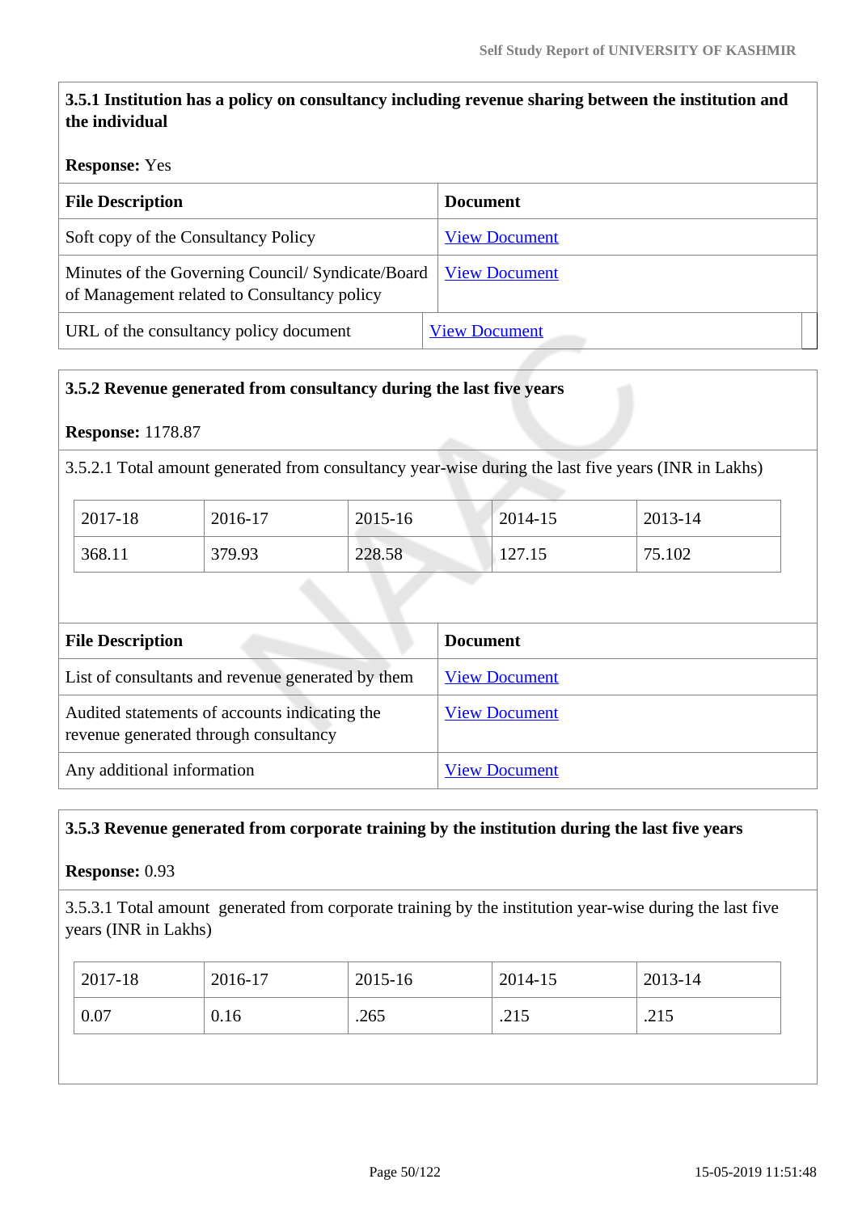**3.5.1 Institution has a policy on consultancy including revenue sharing between the institution and the individual**

**Response:** Yes

| File Description | Document |
|---|---|
| Soft copy of the Consultancy Policy | View Document |
| Minutes of the Governing Council/ Syndicate/Board of Management related to Consultancy policy | View Document |
| URL of the consultancy policy document | View Document |

**3.5.2 Revenue generated from consultancy during the last five years**

**Response:** 1178.87

3.5.2.1 Total amount generated from consultancy year-wise during the last five years (INR in Lakhs)

| 2017-18 | 2016-17 | 2015-16 | 2014-15 | 2013-14 |
|---|---|---|---|---|
| 368.11 | 379.93 | 228.58 | 127.15 | 75.102 |

| File Description | Document |
|---|---|
| List of consultants and revenue generated by them | View Document |
| Audited statements of accounts indicating the revenue generated through consultancy | View Document |
| Any additional information | View Document |

**3.5.3 Revenue generated from corporate training by the institution during the last five years**

**Response:** 0.93

3.5.3.1 Total amount generated from corporate training by the institution year-wise during the last five years (INR in Lakhs)

| 2017-18 | 2016-17 | 2015-16 | 2014-15 | 2013-14 |
|---|---|---|---|---|
| 0.07 | 0.16 | .265 | .215 | .215 |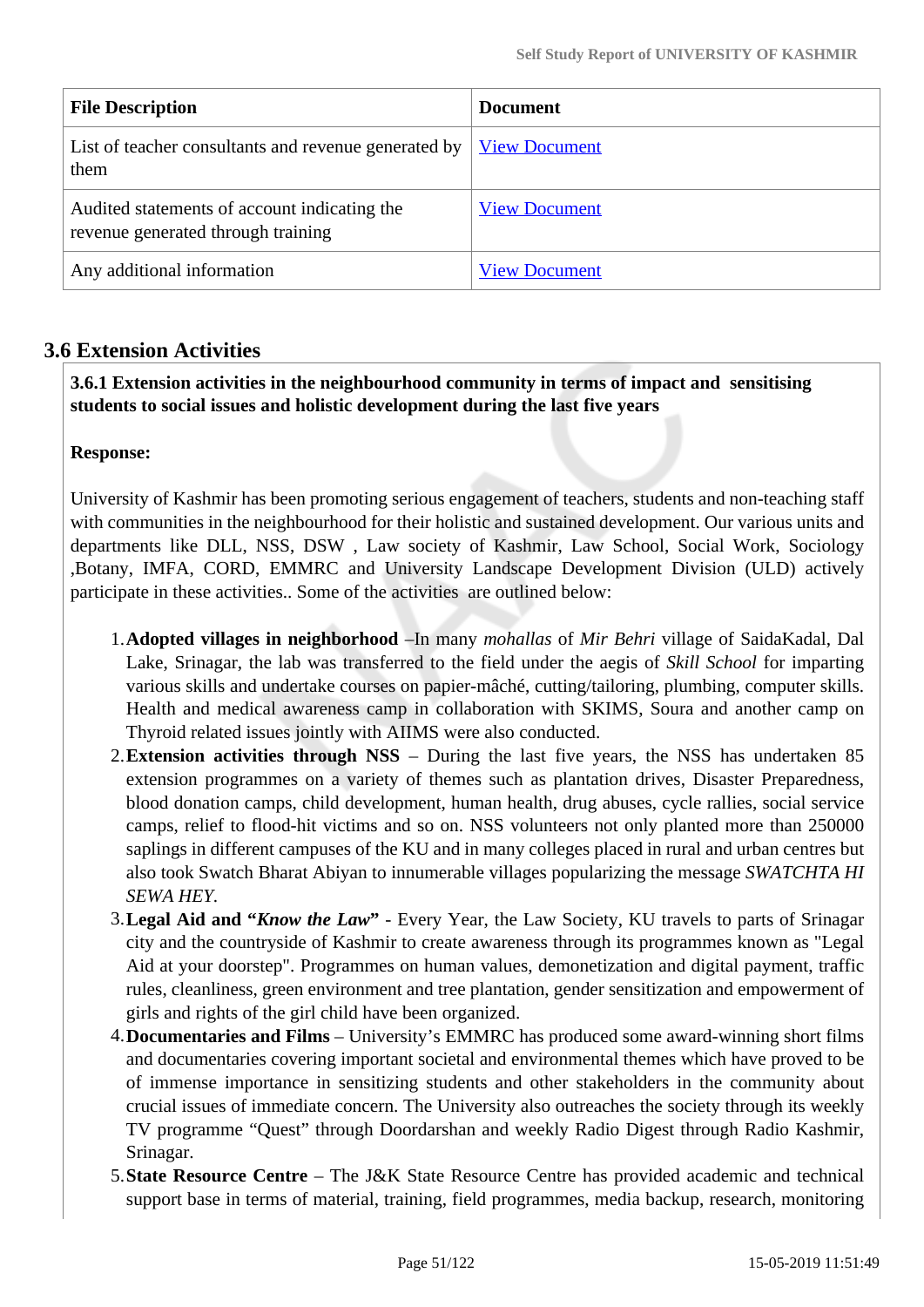| File Description | Document |
|---|---|
| List of teacher consultants and revenue generated by them | View Document |
| Audited statements of account indicating the revenue generated through training | View Document |
| Any additional information | View Document |

## 3.6 Extension Activities

**3.6.1 Extension activities in the neighbourhood community in terms of impact and sensitising students to social issues and holistic development during the last five years**

**Response:**

University of Kashmir has been promoting serious engagement of teachers, students and non-teaching staff with communities in the neighbourhood for their holistic and sustained development. Our various units and departments like DLL, NSS, DSW , Law society of Kashmir, Law School, Social Work, Sociology ,Botany, IMFA, CORD, EMMRC and University Landscape Development Division (ULD) actively participate in these activities.. Some of the activities are outlined below:

1. **Adopted villages in neighborhood** –In many *mohallas* of *Mir Behri* village of SaidaKadal, Dal Lake, Srinagar, the lab was transferred to the field under the aegis of *Skill School* for imparting various skills and undertake courses on papier-mâché, cutting/tailoring, plumbing, computer skills. Health and medical awareness camp in collaboration with SKIMS, Soura and another camp on Thyroid related issues jointly with AIIMS were also conducted.
2. **Extension activities through NSS** – During the last five years, the NSS has undertaken 85 extension programmes on a variety of themes such as plantation drives, Disaster Preparedness, blood donation camps, child development, human health, drug abuses, cycle rallies, social service camps, relief to flood-hit victims and so on. NSS volunteers not only planted more than 250000 saplings in different campuses of the KU and in many colleges placed in rural and urban centres but also took Swatch Bharat Abiyan to innumerable villages popularizing the message *SWATCHTA HI SEWA HEY.*
3. **Legal Aid and "*Know the Law*"** - Every Year, the Law Society, KU travels to parts of Srinagar city and the countryside of Kashmir to create awareness through its programmes known as "Legal Aid at your doorstep". Programmes on human values, demonetization and digital payment, traffic rules, cleanliness, green environment and tree plantation, gender sensitization and empowerment of girls and rights of the girl child have been organized.
4. **Documentaries and Films** – University's EMMRC has produced some award-winning short films and documentaries covering important societal and environmental themes which have proved to be of immense importance in sensitizing students and other stakeholders in the community about crucial issues of immediate concern. The University also outreaches the society through its weekly TV programme "Quest" through Doordarshan and weekly Radio Digest through Radio Kashmir, Srinagar.
5. **State Resource Centre** – The J&K State Resource Centre has provided academic and technical support base in terms of material, training, field programmes, media backup, research, monitoring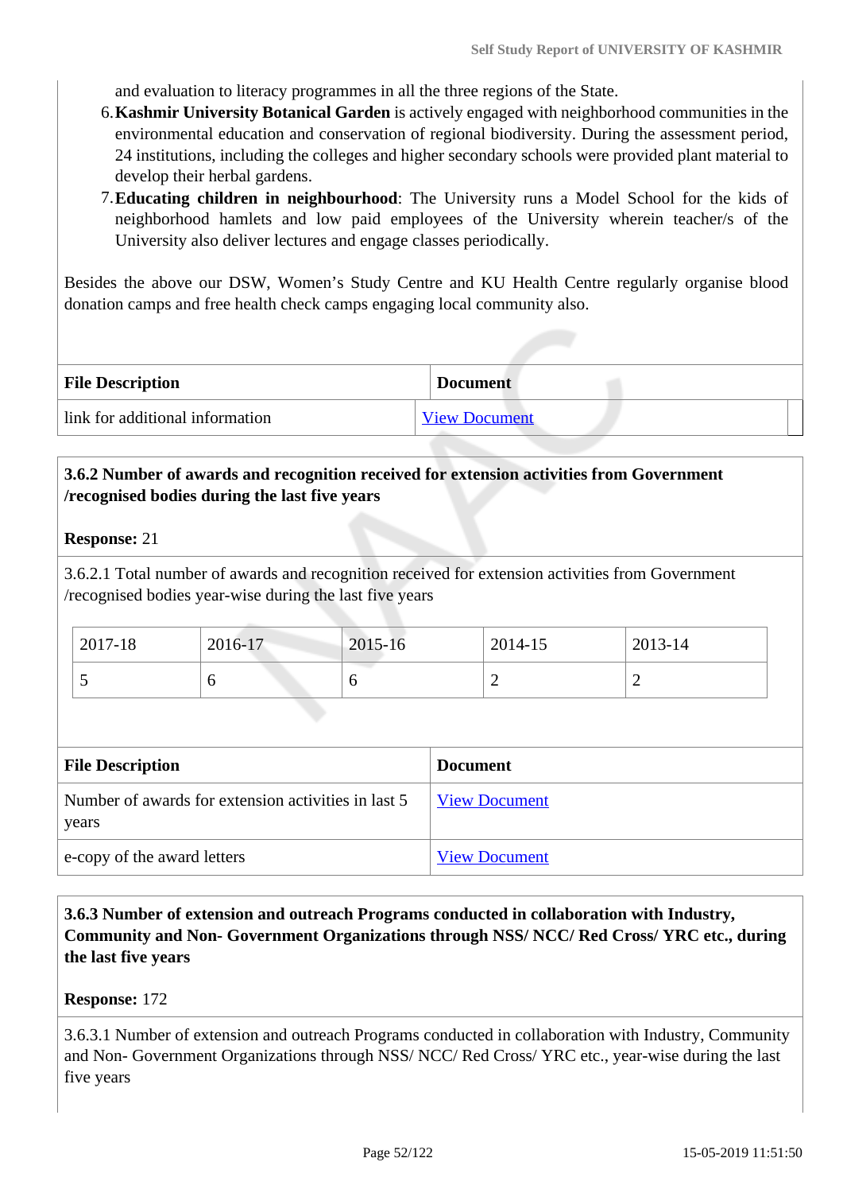and evaluation to literacy programmes in all the three regions of the State.

6. **Kashmir University Botanical Garden** is actively engaged with neighborhood communities in the environmental education and conservation of regional biodiversity. During the assessment period, 24 institutions, including the colleges and higher secondary schools were provided plant material to develop their herbal gardens.
7. **Educating children in neighbourhood**: The University runs a Model School for the kids of neighborhood hamlets and low paid employees of the University wherein teacher/s of the University also deliver lectures and engage classes periodically.

Besides the above our DSW, Women's Study Centre and KU Health Centre regularly organise blood donation camps and free health check camps engaging local community also.

| File Description | Document |
|---|---|
| link for additional information | View Document |

**3.6.2 Number of awards and recognition received for extension activities from Government /recognised bodies during the last five years**

**Response:** 21

3.6.2.1 Total number of awards and recognition received for extension activities from Government /recognised bodies year-wise during the last five years

| 2017-18 | 2016-17 | 2015-16 | 2014-15 | 2013-14 |
|---|---|---|---|---|
| 5 | 6 | 6 | 2 | 2 |

| File Description | Document |
|---|---|
| Number of awards for extension activities in last 5 years | View Document |
| e-copy of the award letters | View Document |

**3.6.3 Number of extension and outreach Programs conducted in collaboration with Industry, Community and Non- Government Organizations through NSS/ NCC/ Red Cross/ YRC etc., during the last five years**

**Response:** 172

3.6.3.1 Number of extension and outreach Programs conducted in collaboration with Industry, Community and Non- Government Organizations through NSS/ NCC/ Red Cross/ YRC etc., year-wise during the last five years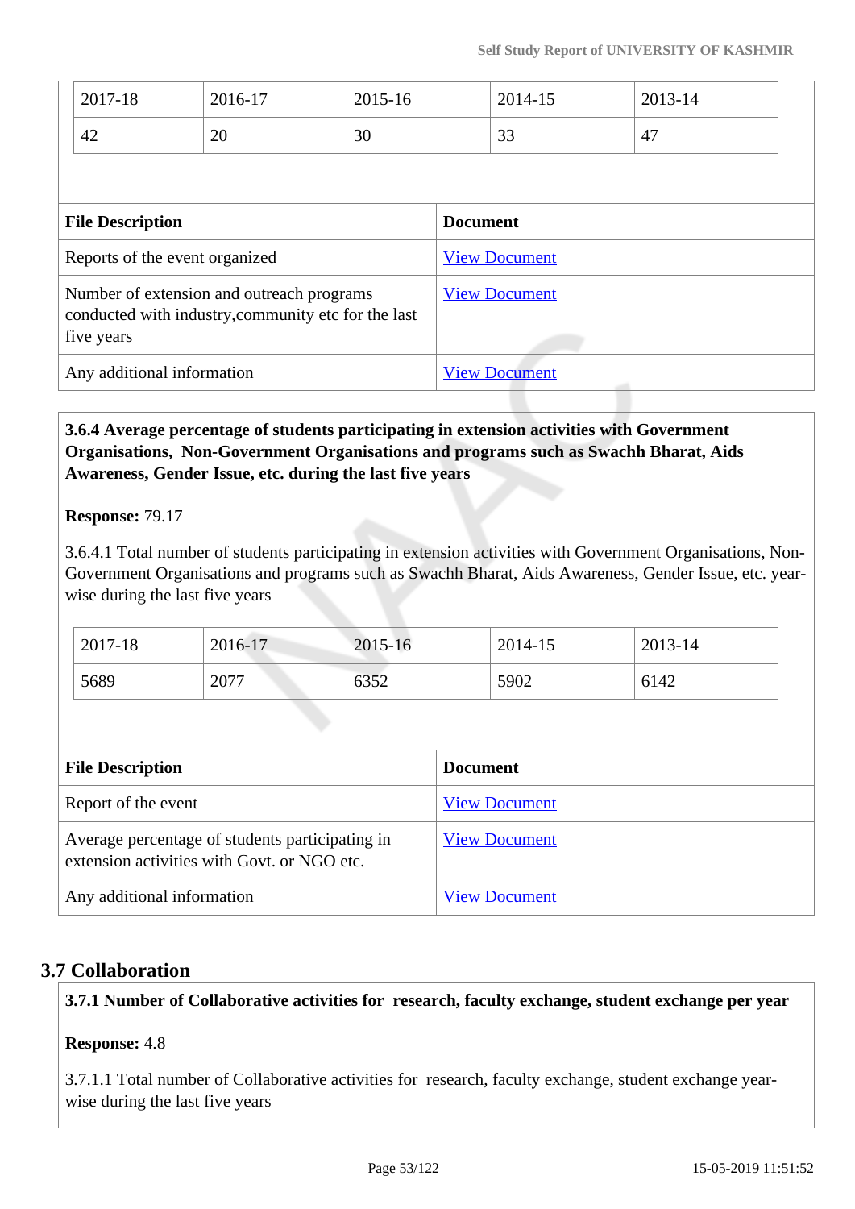| 2017-18 | 2016-17 | 2015-16 | 2014-15 | 2013-14 |
|---|---|---|---|---|
| 42 | 20 | 30 | 33 | 47 |

| File Description | Document |
|---|---|
| Reports of the event organized | View Document |
| Number of extension and outreach programs conducted with industry,community etc for the last five years | View Document |
| Any additional information | View Document |

**3.6.4 Average percentage of students participating in extension activities with Government Organisations, Non-Government Organisations and programs such as Swachh Bharat, Aids Awareness, Gender Issue, etc. during the last five years**

**Response:** 79.17

3.6.4.1 Total number of students participating in extension activities with Government Organisations, Non-Government Organisations and programs such as Swachh Bharat, Aids Awareness, Gender Issue, etc. year-wise during the last five years

| 2017-18 | 2016-17 | 2015-16 | 2014-15 | 2013-14 |
|---|---|---|---|---|
| 5689 | 2077 | 6352 | 5902 | 6142 |

| File Description | Document |
|---|---|
| Report of the event | View Document |
| Average percentage of students participating in extension activities with Govt. or NGO etc. | View Document |
| Any additional information | View Document |

## 3.7 Collaboration

**3.7.1 Number of Collaborative activities for research, faculty exchange, student exchange per year**

**Response:** 4.8

3.7.1.1 Total number of Collaborative activities for research, faculty exchange, student exchange year-wise during the last five years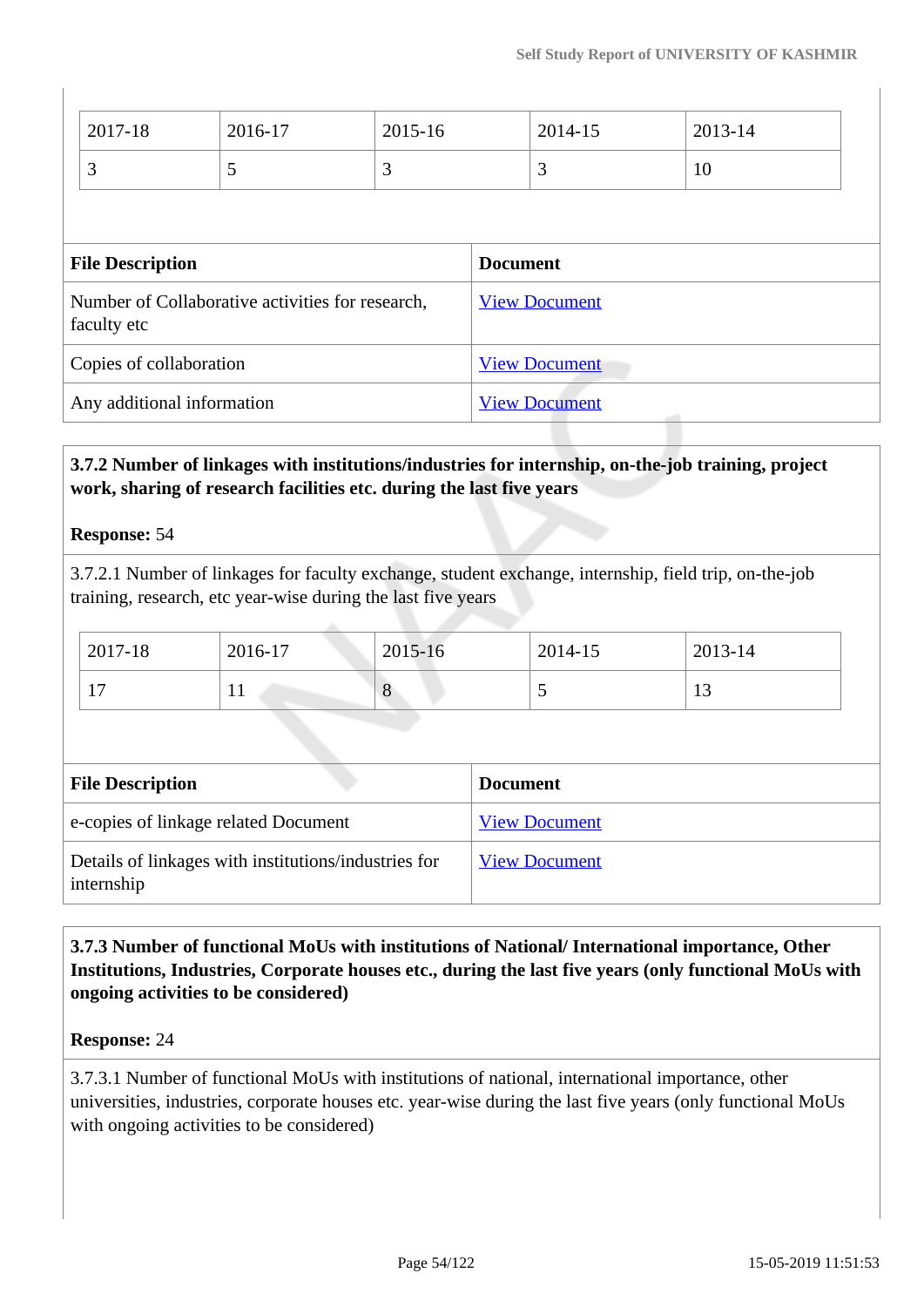| 2017-18 | 2016-17 | 2015-16 | 2014-15 | 2013-14 |
|---|---|---|---|---|
| 3 | 5 | 3 | 3 | 10 |

| File Description | Document |
|---|---|
| Number of Collaborative activities for research, faculty etc | View Document |
| Copies of collaboration | View Document |
| Any additional information | View Document |

**3.7.2 Number of linkages with institutions/industries for internship, on-the-job training, project work, sharing of research facilities etc. during the last five years**

**Response:** 54

3.7.2.1 Number of linkages for faculty exchange, student exchange, internship, field trip, on-the-job training, research, etc year-wise during the last five years

| 2017-18 | 2016-17 | 2015-16 | 2014-15 | 2013-14 |
|---|---|---|---|---|
| 17 | 11 | 8 | 5 | 13 |

| File Description | Document |
|---|---|
| e-copies of linkage related Document | View Document |
| Details of linkages with institutions/industries for internship | View Document |

**3.7.3 Number of functional MoUs with institutions of National/ International importance, Other Institutions, Industries, Corporate houses etc., during the last five years (only functional MoUs with ongoing activities to be considered)**

**Response:** 24

3.7.3.1 Number of functional MoUs with institutions of national, international importance, other universities, industries, corporate houses etc. year-wise during the last five years (only functional MoUs with ongoing activities to be considered)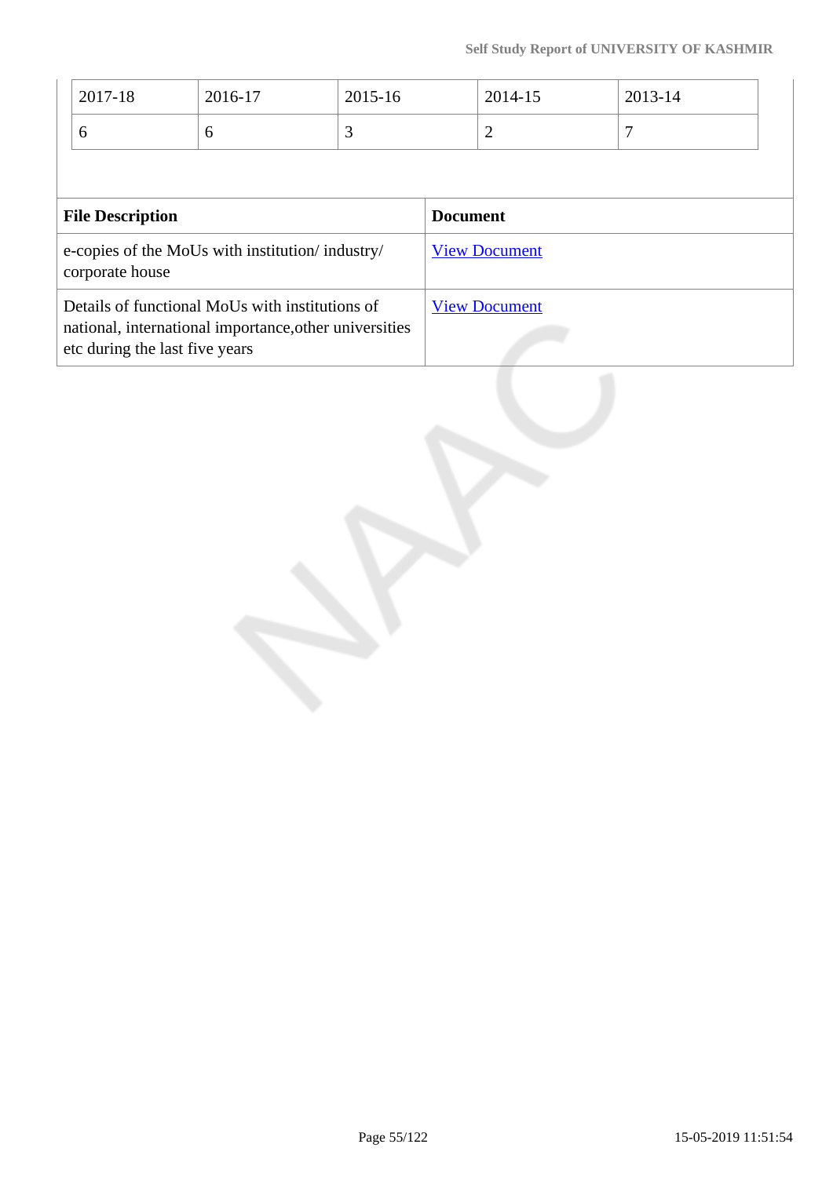| 2017-18 | 2016-17 | 2015-16 | 2014-15 | 2013-14 |
| --- | --- | --- | --- | --- |
| 6 | 6 | 3 | 2 | 7 |

| File Description | Document |
| --- | --- |
| e-copies of the MoUs with institution/ industry/ corporate house | View Document |
| Details of functional MoUs with institutions of national, international importance,other universities etc during the last five years | View Document |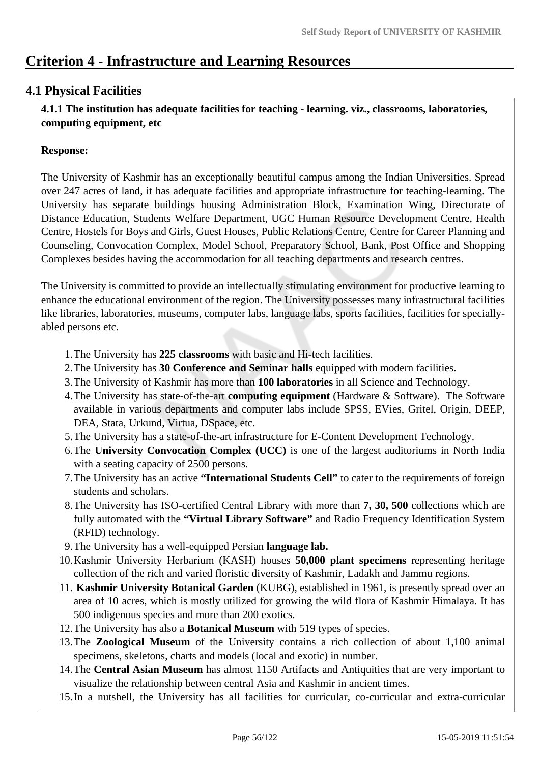# Criterion 4 - Infrastructure and Learning Resources

## 4.1 Physical Facilities

**4.1.1 The institution has adequate facilities for teaching - learning. viz., classrooms, laboratories, computing equipment, etc**

**Response:**

The University of Kashmir has an exceptionally beautiful campus among the Indian Universities. Spread over 247 acres of land, it has adequate facilities and appropriate infrastructure for teaching-learning. The University has separate buildings housing Administration Block, Examination Wing, Directorate of Distance Education, Students Welfare Department, UGC Human Resource Development Centre, Health Centre, Hostels for Boys and Girls, Guest Houses, Public Relations Centre, Centre for Career Planning and Counseling, Convocation Complex, Model School, Preparatory School, Bank, Post Office and Shopping Complexes besides having the accommodation for all teaching departments and research centres.

The University is committed to provide an intellectually stimulating environment for productive learning to enhance the educational environment of the region. The University possesses many infrastructural facilities like libraries, laboratories, museums, computer labs, language labs, sports facilities, facilities for specially-abled persons etc.

1. The University has **225 classrooms** with basic and Hi-tech facilities.
2. The University has **30 Conference and Seminar halls** equipped with modern facilities.
3. The University of Kashmir has more than **100 laboratories** in all Science and Technology.
4. The University has state-of-the-art **computing equipment** (Hardware & Software). The Software available in various departments and computer labs include SPSS, EVies, Gritel, Origin, DEEP, DEA, Stata, Urkund, Virtua, DSpace, etc.
5. The University has a state-of-the-art infrastructure for E-Content Development Technology.
6. The **University Convocation Complex (UCC)** is one of the largest auditoriums in North India with a seating capacity of 2500 persons.
7. The University has an active **"International Students Cell"** to cater to the requirements of foreign students and scholars.
8. The University has ISO-certified Central Library with more than **7, 30, 500** collections which are fully automated with the **"Virtual Library Software"** and Radio Frequency Identification System (RFID) technology.
9. The University has a well-equipped Persian **language lab.**
10. Kashmir University Herbarium (KASH) houses **50,000 plant specimens** representing heritage collection of the rich and varied floristic diversity of Kashmir, Ladakh and Jammu regions.
11. **Kashmir University Botanical Garden** (KUBG), established in 1961, is presently spread over an area of 10 acres, which is mostly utilized for growing the wild flora of Kashmir Himalaya. It has 500 indigenous species and more than 200 exotics.
12. The University has also a **Botanical Museum** with 519 types of species.
13. The **Zoological Museum** of the University contains a rich collection of about 1,100 animal specimens, skeletons, charts and models (local and exotic) in number.
14. The **Central Asian Museum** has almost 1150 Artifacts and Antiquities that are very important to visualize the relationship between central Asia and Kashmir in ancient times.
15. In a nutshell, the University has all facilities for curricular, co-curricular and extra-curricular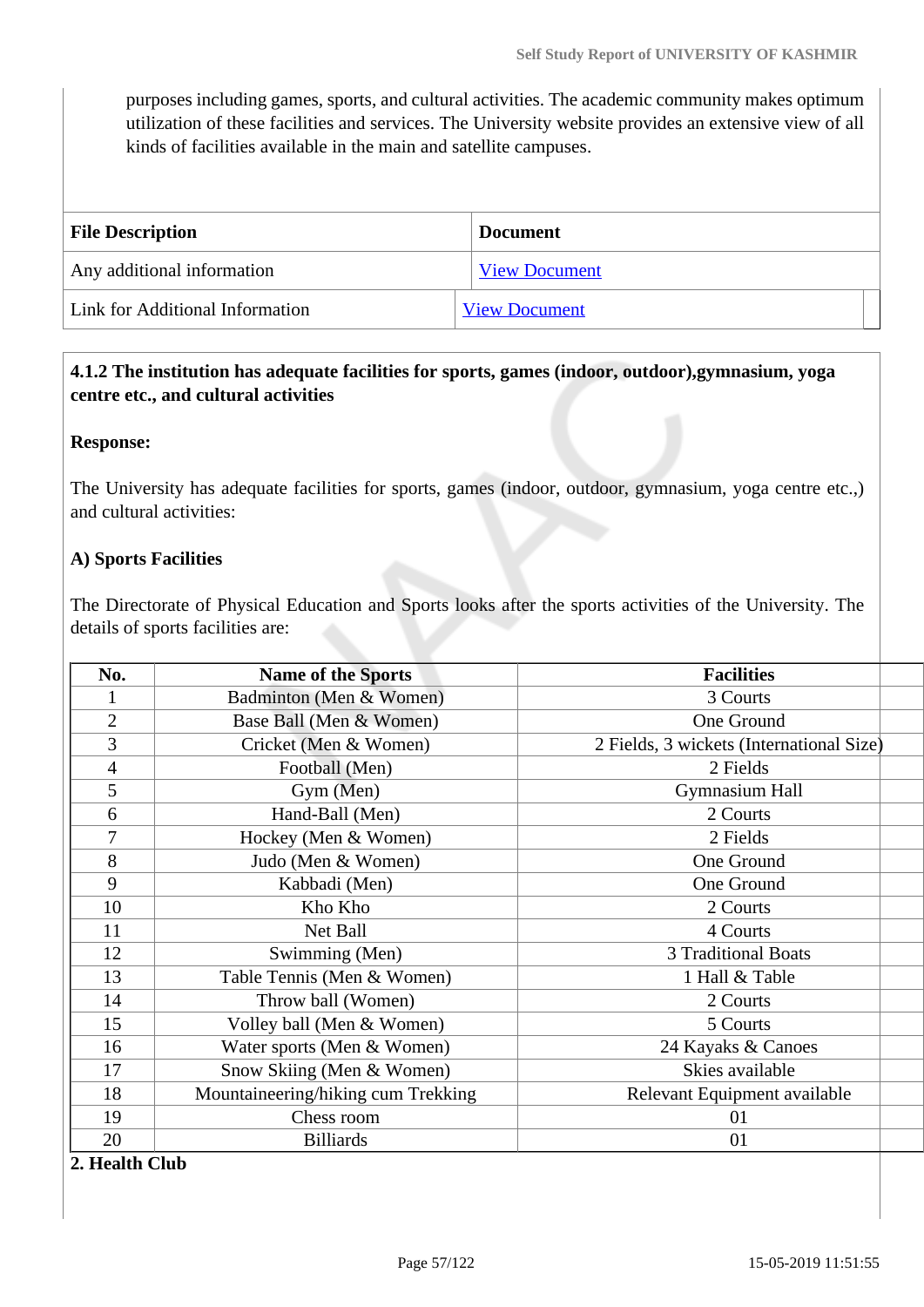purposes including games, sports, and cultural activities. The academic community makes optimum utilization of these facilities and services. The University website provides an extensive view of all kinds of facilities available in the main and satellite campuses.

| File Description | Document |
|---|---|
| Any additional information | View Document |
| Link for Additional Information | View Document |

**4.1.2 The institution has adequate facilities for sports, games (indoor, outdoor),gymnasium, yoga centre etc., and cultural activities**

**Response:**

The University has adequate facilities for sports, games (indoor, outdoor, gymnasium, yoga centre etc.,) and cultural activities:

**A) Sports Facilities**

The Directorate of Physical Education and Sports looks after the sports activities of the University. The details of sports facilities are:

| No. | Name of the Sports | Facilities |
|---|---|---|
| 1 | Badminton (Men & Women) | 3 Courts |
| 2 | Base Ball (Men & Women) | One Ground |
| 3 | Cricket (Men & Women) | 2 Fields, 3 wickets (International Size) |
| 4 | Football (Men) | 2 Fields |
| 5 | Gym (Men) | Gymnasium Hall |
| 6 | Hand-Ball (Men) | 2 Courts |
| 7 | Hockey (Men & Women) | 2 Fields |
| 8 | Judo (Men & Women) | One Ground |
| 9 | Kabbadi (Men) | One Ground |
| 10 | Kho Kho | 2 Courts |
| 11 | Net Ball | 4 Courts |
| 12 | Swimming (Men) | 3 Traditional Boats |
| 13 | Table Tennis (Men & Women) | 1 Hall & Table |
| 14 | Throw ball (Women) | 2 Courts |
| 15 | Volley ball (Men & Women) | 5 Courts |
| 16 | Water sports (Men & Women) | 24 Kayaks & Canoes |
| 17 | Snow Skiing (Men & Women) | Skies available |
| 18 | Mountaineering/hiking cum Trekking | Relevant Equipment available |
| 19 | Chess room | 01 |
| 20 | Billiards | 01 |

**2. Health Club**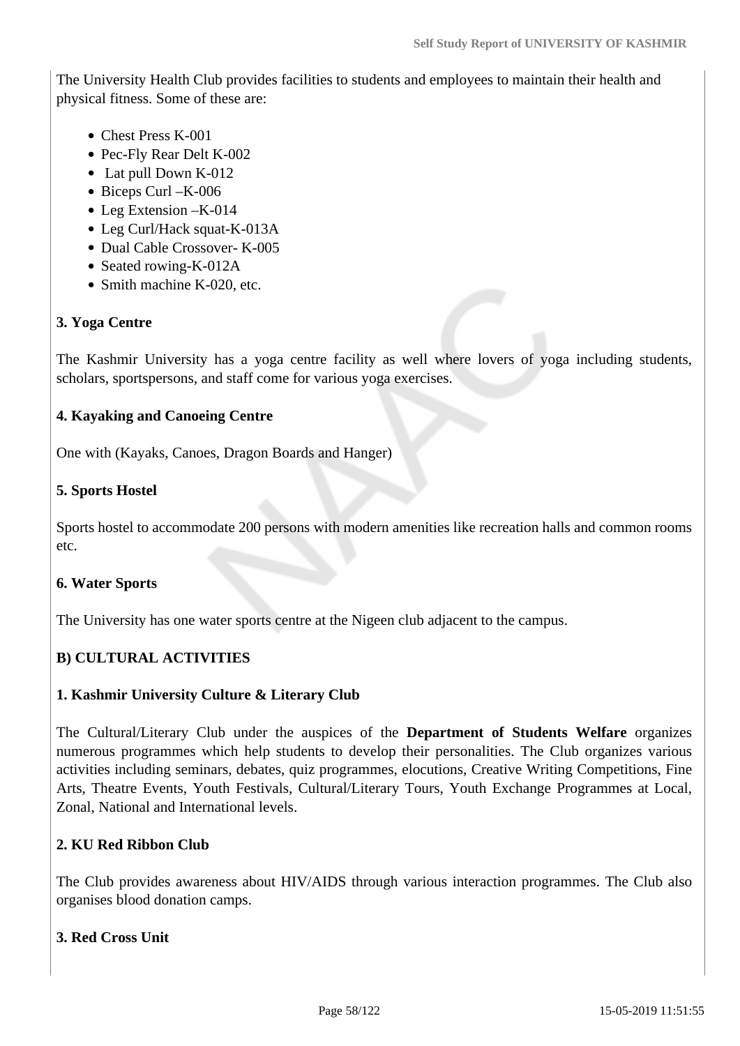The University Health Club provides facilities to students and employees to maintain their health and physical fitness. Some of these are:

- Chest Press K-001
- Pec-Fly Rear Delt K-002
- Lat pull Down K-012
- Biceps Curl –K-006
- Leg Extension –K-014
- Leg Curl/Hack squat-K-013A
- Dual Cable Crossover- K-005
- Seated rowing-K-012A
- Smith machine K-020, etc.

**3. Yoga Centre**

The Kashmir University has a yoga centre facility as well where lovers of yoga including students, scholars, sportspersons, and staff come for various yoga exercises.

**4. Kayaking and Canoeing Centre**

One with (Kayaks, Canoes, Dragon Boards and Hanger)

**5. Sports Hostel**

Sports hostel to accommodate 200 persons with modern amenities like recreation halls and common rooms etc.

**6. Water Sports**

The University has one water sports centre at the Nigeen club adjacent to the campus.

**B) CULTURAL ACTIVITIES**

**1. Kashmir University Culture & Literary Club**

The Cultural/Literary Club under the auspices of the **Department of Students Welfare** organizes numerous programmes which help students to develop their personalities. The Club organizes various activities including seminars, debates, quiz programmes, elocutions, Creative Writing Competitions, Fine Arts, Theatre Events, Youth Festivals, Cultural/Literary Tours, Youth Exchange Programmes at Local, Zonal, National and International levels.

**2. KU Red Ribbon Club**

The Club provides awareness about HIV/AIDS through various interaction programmes. The Club also organises blood donation camps.

**3. Red Cross Unit**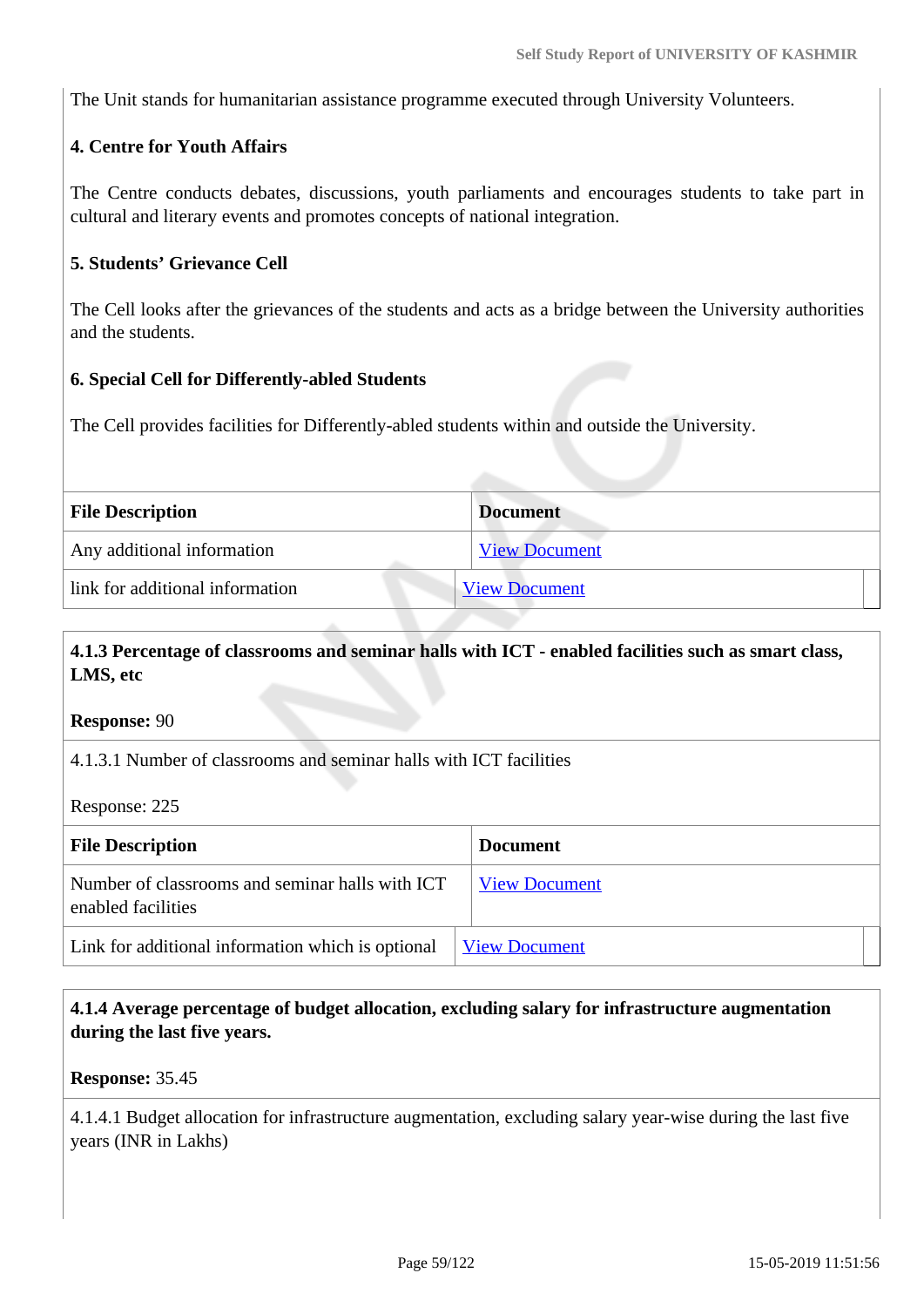The Unit stands for humanitarian assistance programme executed through University Volunteers.

**4. Centre for Youth Affairs**

The Centre conducts debates, discussions, youth parliaments and encourages students to take part in cultural and literary events and promotes concepts of national integration.

**5. Students' Grievance Cell**

The Cell looks after the grievances of the students and acts as a bridge between the University authorities and the students.

**6. Special Cell for Differently-abled Students**

The Cell provides facilities for Differently-abled students within and outside the University.

| File Description | Document |
|---|---|
| Any additional information | View Document |
| link for additional information | View Document |

**4.1.3 Percentage of classrooms and seminar halls with ICT - enabled facilities such as smart class, LMS, etc**

**Response:** 90

4.1.3.1 Number of classrooms and seminar halls with ICT facilities

Response: 225

| File Description | Document |
|---|---|
| Number of classrooms and seminar halls with ICT enabled facilities | View Document |
| Link for additional information which is optional | View Document |

**4.1.4 Average percentage of budget allocation, excluding salary for infrastructure augmentation during the last five years.**

**Response:** 35.45

4.1.4.1 Budget allocation for infrastructure augmentation, excluding salary year-wise during the last five years (INR in Lakhs)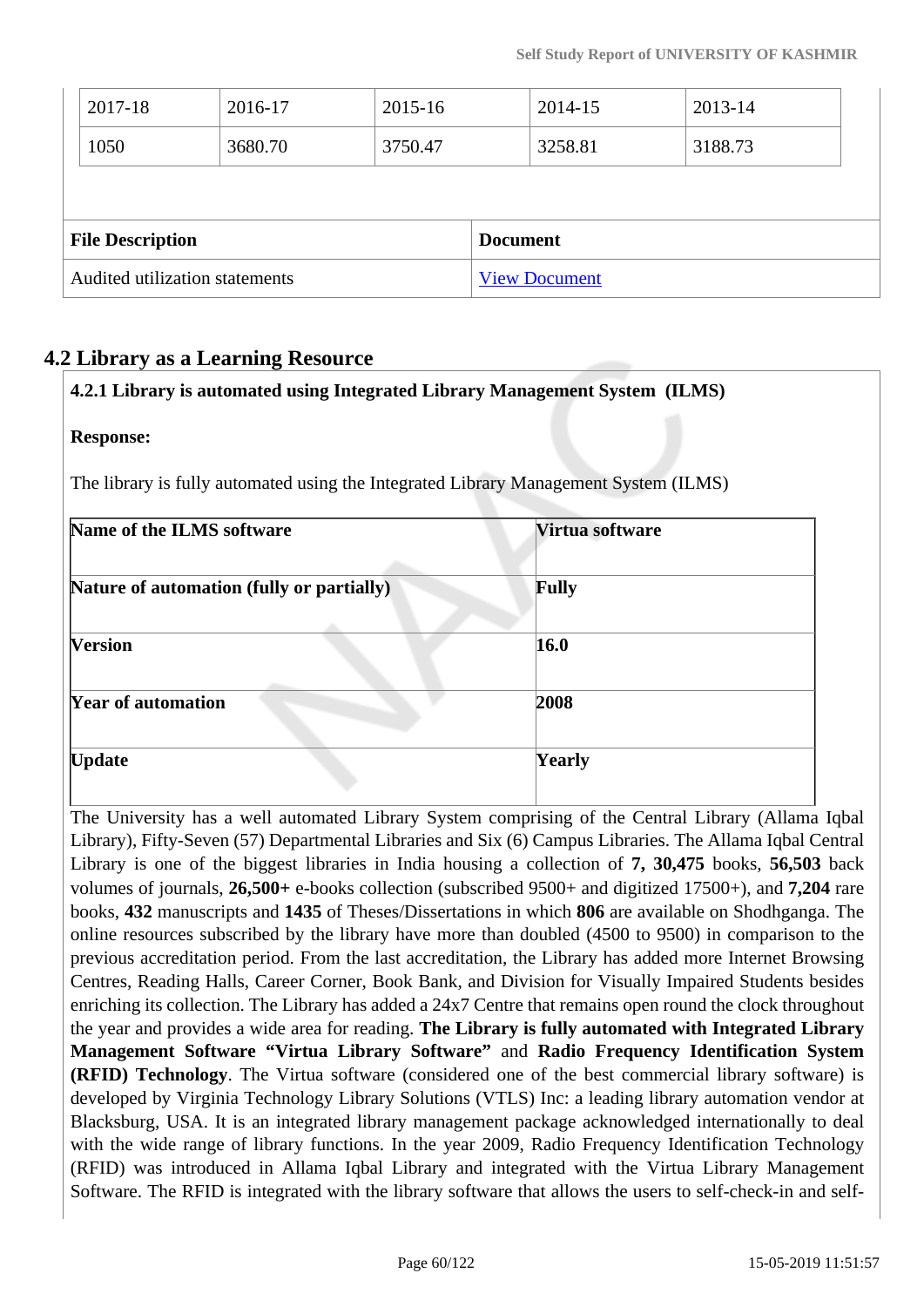| 2017-18 | 2016-17 | 2015-16 | 2014-15 | 2013-14 |
|---|---|---|---|---|
| 1050 | 3680.70 | 3750.47 | 3258.81 | 3188.73 |

| File Description | Document |
|---|---|
| Audited utilization statements | View Document |

## 4.2 Library as a Learning Resource

**4.2.1 Library is automated using Integrated Library Management System (ILMS)**

**Response:**

The library is fully automated using the Integrated Library Management System (ILMS)

| Name of the ILMS software | Virtua software |
|---|---|
| **Nature of automation (fully or partially)** | **Fully** |
| **Version** | **16.0** |
| **Year of automation** | **2008** |
| **Update** | **Yearly** |

The University has a well automated Library System comprising of the Central Library (Allama Iqbal Library), Fifty-Seven (57) Departmental Libraries and Six (6) Campus Libraries. The Allama Iqbal Central Library is one of the biggest libraries in India housing a collection of **7, 30,475** books, **56,503** back volumes of journals, **26,500+** e-books collection (subscribed 9500+ and digitized 17500+), and **7,204** rare books, **432** manuscripts and **1435** of Theses/Dissertations in which **806** are available on Shodhganga. The online resources subscribed by the library have more than doubled (4500 to 9500) in comparison to the previous accreditation period. From the last accreditation, the Library has added more Internet Browsing Centres, Reading Halls, Career Corner, Book Bank, and Division for Visually Impaired Students besides enriching its collection. The Library has added a 24x7 Centre that remains open round the clock throughout the year and provides a wide area for reading. **The Library is fully automated with Integrated Library Management Software "Virtua Library Software"** and **Radio Frequency Identification System (RFID) Technology**. The Virtua software (considered one of the best commercial library software) is developed by Virginia Technology Library Solutions (VTLS) Inc: a leading library automation vendor at Blacksburg, USA. It is an integrated library management package acknowledged internationally to deal with the wide range of library functions. In the year 2009, Radio Frequency Identification Technology (RFID) was introduced in Allama Iqbal Library and integrated with the Virtua Library Management Software. The RFID is integrated with the library software that allows the users to self-check-in and self-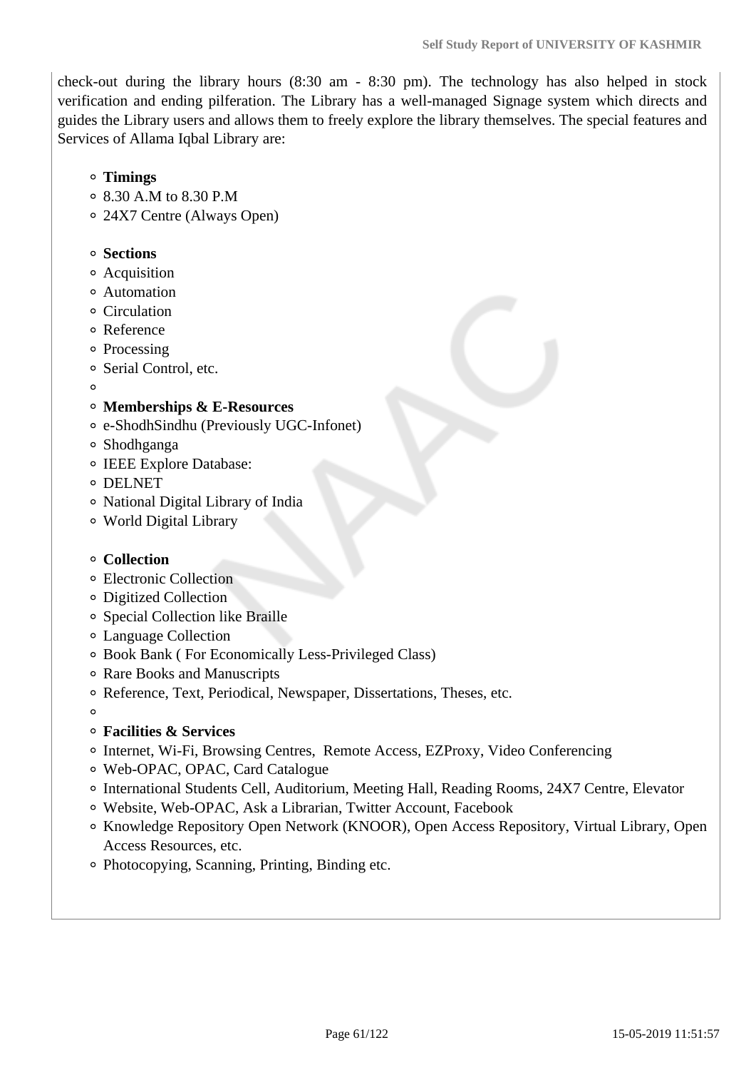check-out during the library hours (8:30 am - 8:30 pm). The technology has also helped in stock verification and ending pilferation. The Library has a well-managed Signage system which directs and guides the Library users and allows them to freely explore the library themselves. The special features and Services of Allama Iqbal Library are:

- **Timings**
- 8.30 A.M to 8.30 P.M
- 24X7 Centre (Always Open)

- **Sections**
- Acquisition
- Automation
- Circulation
- Reference
- Processing
- Serial Control, etc.
- 
- **Memberships & E-Resources**
- e-ShodhSindhu (Previously UGC-Infonet)
- Shodhganga
- IEEE Explore Database:
- DELNET
- National Digital Library of India
- World Digital Library

- **Collection**
- Electronic Collection
- Digitized Collection
- Special Collection like Braille
- Language Collection
- Book Bank ( For Economically Less-Privileged Class)
- Rare Books and Manuscripts
- Reference, Text, Periodical, Newspaper, Dissertations, Theses, etc.
- 
- **Facilities & Services**
- Internet, Wi-Fi, Browsing Centres, Remote Access, EZProxy, Video Conferencing
- Web-OPAC, OPAC, Card Catalogue
- International Students Cell, Auditorium, Meeting Hall, Reading Rooms, 24X7 Centre, Elevator
- Website, Web-OPAC, Ask a Librarian, Twitter Account, Facebook
- Knowledge Repository Open Network (KNOOR), Open Access Repository, Virtual Library, Open Access Resources, etc.
- Photocopying, Scanning, Printing, Binding etc.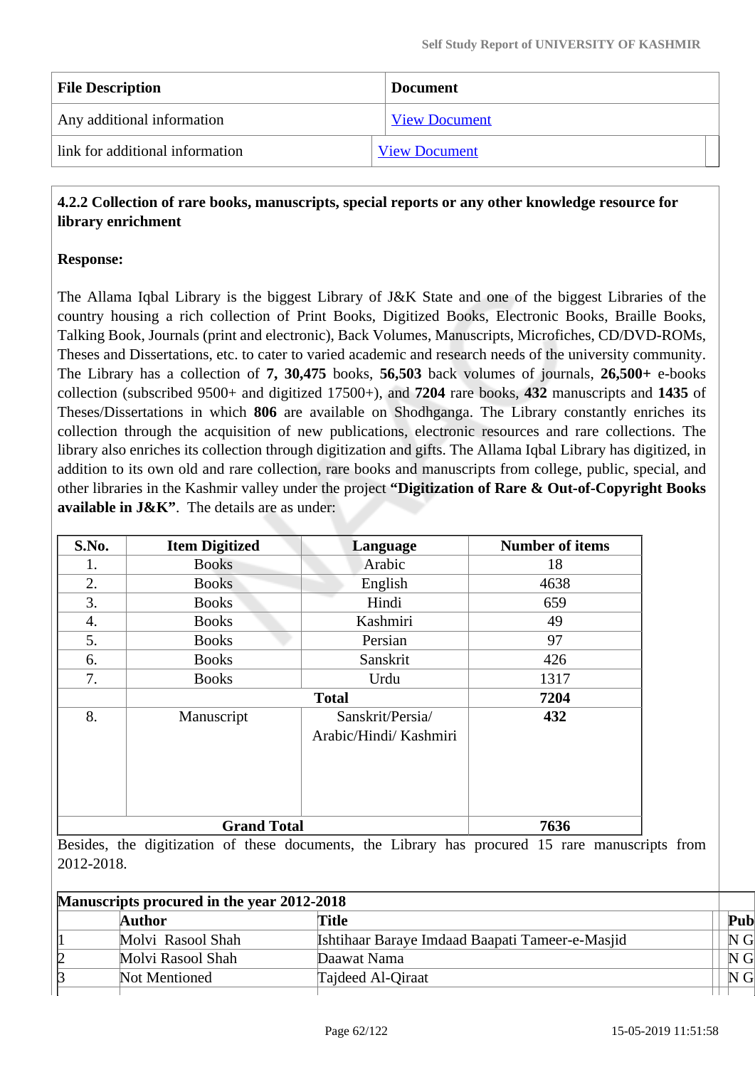| File Description | Document |
|---|---|
| Any additional information | View Document |
| link for additional information | View Document |

**4.2.2 Collection of rare books, manuscripts, special reports or any other knowledge resource for library enrichment**

**Response:**

The Allama Iqbal Library is the biggest Library of J&K State and one of the biggest Libraries of the country housing a rich collection of Print Books, Digitized Books, Electronic Books, Braille Books, Talking Book, Journals (print and electronic), Back Volumes, Manuscripts, Microfiches, CD/DVD-ROMs, Theses and Dissertations, etc. to cater to varied academic and research needs of the university community. The Library has a collection of **7, 30,475** books, **56,503** back volumes of journals, **26,500+** e-books collection (subscribed 9500+ and digitized 17500+), and **7204** rare books, **432** manuscripts and **1435** of Theses/Dissertations in which **806** are available on Shodhganga. The Library constantly enriches its collection through the acquisition of new publications, electronic resources and rare collections. The library also enriches its collection through digitization and gifts. The Allama Iqbal Library has digitized, in addition to its own old and rare collection, rare books and manuscripts from college, public, special, and other libraries in the Kashmir valley under the project **"Digitization of Rare & Out-of-Copyright Books available in J&K"**. The details are as under:

| S.No. | Item Digitized | Language | Number of items |
|---|---|---|---|
| 1. | Books | Arabic | 18 |
| 2. | Books | English | 4638 |
| 3. | Books | Hindi | 659 |
| 4. | Books | Kashmiri | 49 |
| 5. | Books | Persian | 97 |
| 6. | Books | Sanskrit | 426 |
| 7. | Books | Urdu | 1317 |
| | **Total** | | **7204** |
| 8. | Manuscript | Sanskrit/Persia/ Arabic/Hindi/ Kashmiri | **432** |
| **Grand Total** | | | **7636** |

Besides, the digitization of these documents, the Library has procured 15 rare manuscripts from 2012-2018.

| **Manuscripts procured in the year 2012-2018** | | | | |
|---|---|---|---|---|
| | **Author** | **Title** | | **Pub** |
| 1 | Molvi Rasool Shah | Ishtihaar Baraye Imdaad Baapati Tameer-e-Masjid | | N G |
| 2 | Molvi Rasool Shah | Daawat Nama | | N G |
| 3 | Not Mentioned | Tajdeed Al-Qiraat | | N G |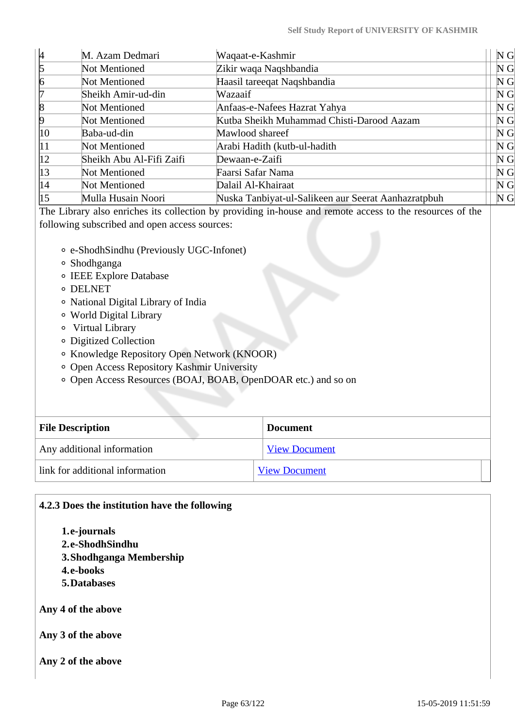| | | | |
|---|---|---|---|
| 4 | M. Azam Dedmari | Waqaat-e-Kashmir | N G |
| 5 | Not Mentioned | Zikir waqa Naqshbandia | N G |
| 6 | Not Mentioned | Haasil tareeqat Naqshbandia | N G |
| 7 | Sheikh Amir-ud-din | Wazaaif | N G |
| 8 | Not Mentioned | Anfaas-e-Nafees Hazrat Yahya | N G |
| 9 | Not Mentioned | Kutba Sheikh Muhammad Chisti-Darood Aazam | N G |
| 10 | Baba-ud-din | Mawlood shareef | N G |
| 11 | Not Mentioned | Arabi Hadith (kutb-ul-hadith | N G |
| 12 | Sheikh Abu Al-Fifi Zaifi | Dewaan-e-Zaifi | N G |
| 13 | Not Mentioned | Faarsi Safar Nama | N G |
| 14 | Not Mentioned | Dalail Al-Khairaat | N G |
| 15 | Mulla Husain Noori | Nuska Tanbiyat-ul-Salikeen aur Seerat Aanhazratpbuh | N G |

The Library also enriches its collection by providing in-house and remote access to the resources of the following subscribed and open access sources:

- e-ShodhSindhu (Previously UGC-Infonet)
- Shodhganga
- IEEE Explore Database
- DELNET
- National Digital Library of India
- World Digital Library
- Virtual Library
- Digitized Collection
- Knowledge Repository Open Network (KNOOR)
- Open Access Repository Kashmir University
- Open Access Resources (BOAJ, BOAB, OpenDOAR etc.) and so on

| File Description | Document |
|---|---|
| Any additional information | View Document |
| link for additional information | View Document |

**4.2.3 Does the institution have the following**

1. **e-journals**
2. **e-ShodhSindhu**
3. **Shodhganga Membership**
4. **e-books**
5. **Databases**

**Any 4 of the above**

**Any 3 of the above**

**Any 2 of the above**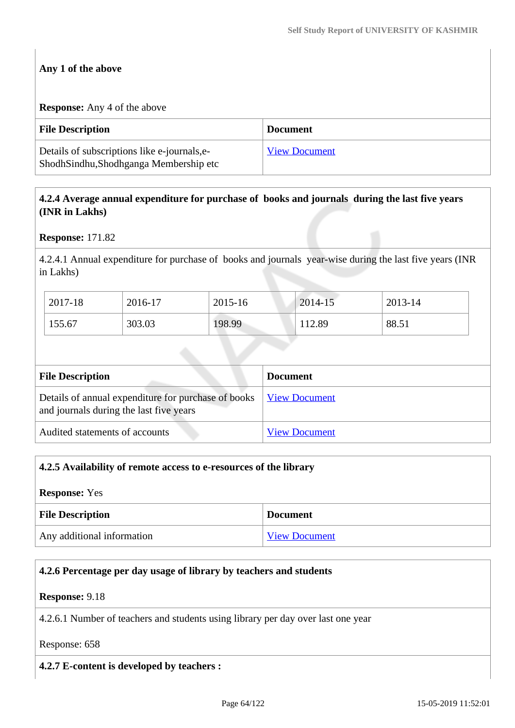**Any 1 of the above**

**Response:** Any 4 of the above

| File Description | Document |
|---|---|
| Details of subscriptions like e-journals,e-ShodhSindhu,Shodhganga Membership etc | View Document |

**4.2.4 Average annual expenditure for purchase of books and journals during the last five years (INR in Lakhs)**

**Response:** 171.82

4.2.4.1 Annual expenditure for purchase of books and journals year-wise during the last five years (INR in Lakhs)

| 2017-18 | 2016-17 | 2015-16 | 2014-15 | 2013-14 |
|---|---|---|---|---|
| 155.67 | 303.03 | 198.99 | 112.89 | 88.51 |

| File Description | Document |
|---|---|
| Details of annual expenditure for purchase of books and journals during the last five years | View Document |
| Audited statements of accounts | View Document |

**4.2.5 Availability of remote access to e-resources of the library**

**Response:** Yes

| File Description | Document |
|---|---|
| Any additional information | View Document |

**4.2.6 Percentage per day usage of library by teachers and students**

**Response:** 9.18

4.2.6.1 Number of teachers and students using library per day over last one year

Response: 658

**4.2.7 E-content is developed by teachers :**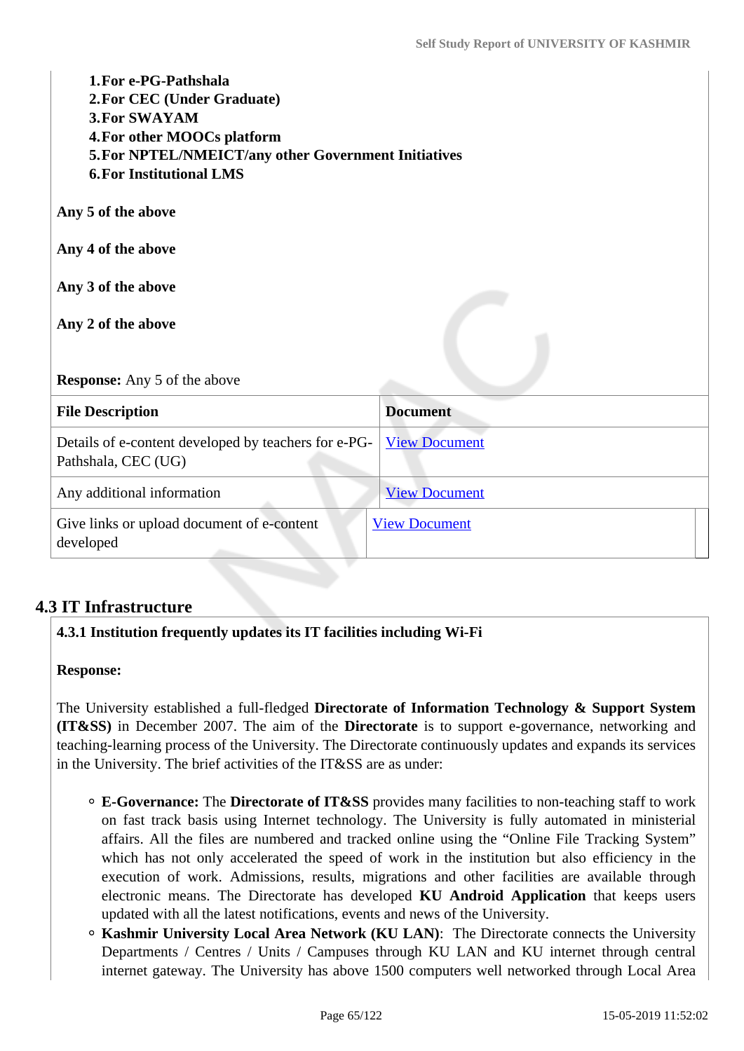1. **For e-PG-Pathshala**
2. **For CEC (Under Graduate)**
3. **For SWAYAM**
4. **For other MOOCs platform**
5. **For NPTEL/NMEICT/any other Government Initiatives**
6. **For Institutional LMS**

**Any 5 of the above**

**Any 4 of the above**

**Any 3 of the above**

**Any 2 of the above**

**Response:** Any 5 of the above

| File Description | Document |
|---|---|
| Details of e-content developed by teachers for e-PG-Pathshala, CEC (UG) | View Document |
| Any additional information | View Document |
| Give links or upload document of e-content developed | View Document |

## 4.3 IT Infrastructure

**4.3.1 Institution frequently updates its IT facilities including Wi-Fi**

**Response:**

The University established a full-fledged **Directorate of Information Technology & Support System (IT&SS)** in December 2007. The aim of the **Directorate** is to support e-governance, networking and teaching-learning process of the University. The Directorate continuously updates and expands its services in the University. The brief activities of the IT&SS are as under:

- **E-Governance:** The **Directorate of IT&SS** provides many facilities to non-teaching staff to work on fast track basis using Internet technology. The University is fully automated in ministerial affairs. All the files are numbered and tracked online using the "Online File Tracking System" which has not only accelerated the speed of work in the institution but also efficiency in the execution of work. Admissions, results, migrations and other facilities are available through electronic means. The Directorate has developed **KU Android Application** that keeps users updated with all the latest notifications, events and news of the University.
- **Kashmir University Local Area Network (KU LAN)**: The Directorate connects the University Departments / Centres / Units / Campuses through KU LAN and KU internet through central internet gateway. The University has above 1500 computers well networked through Local Area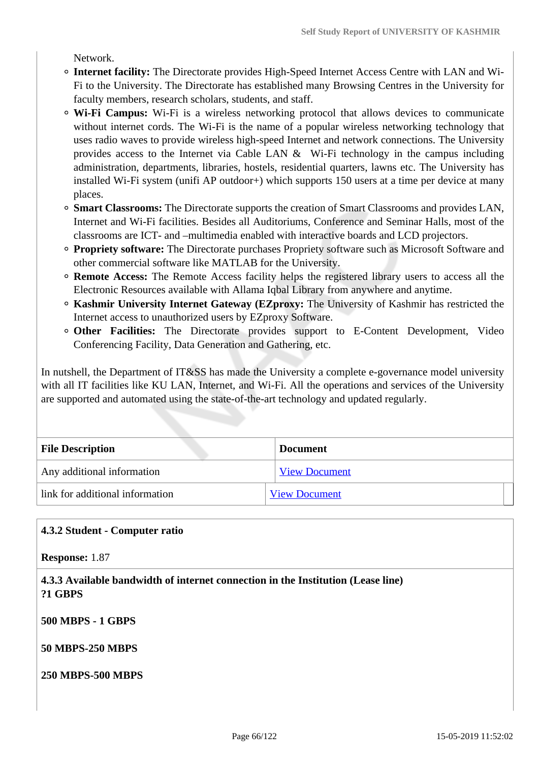Network.

- **Internet facility:** The Directorate provides High-Speed Internet Access Centre with LAN and Wi-Fi to the University. The Directorate has established many Browsing Centres in the University for faculty members, research scholars, students, and staff.
- **Wi-Fi Campus:** Wi-Fi is a wireless networking protocol that allows devices to communicate without internet cords. The Wi-Fi is the name of a popular wireless networking technology that uses radio waves to provide wireless high-speed Internet and network connections. The University provides access to the Internet via Cable LAN & Wi-Fi technology in the campus including administration, departments, libraries, hostels, residential quarters, lawns etc. The University has installed Wi-Fi system (unifi AP outdoor+) which supports 150 users at a time per device at many places.
- **Smart Classrooms:** The Directorate supports the creation of Smart Classrooms and provides LAN, Internet and Wi-Fi facilities. Besides all Auditoriums, Conference and Seminar Halls, most of the classrooms are ICT- and –multimedia enabled with interactive boards and LCD projectors.
- **Propriety software:** The Directorate purchases Propriety software such as Microsoft Software and other commercial software like MATLAB for the University.
- **Remote Access:** The Remote Access facility helps the registered library users to access all the Electronic Resources available with Allama Iqbal Library from anywhere and anytime.
- **Kashmir University Internet Gateway (EZproxy:** The University of Kashmir has restricted the Internet access to unauthorized users by EZproxy Software.
- **Other Facilities:** The Directorate provides support to E-Content Development, Video Conferencing Facility, Data Generation and Gathering, etc.

In nutshell, the Department of IT&SS has made the University a complete e-governance model university with all IT facilities like KU LAN, Internet, and Wi-Fi. All the operations and services of the University are supported and automated using the state-of-the-art technology and updated regularly.

| File Description | Document |
|---|---|
| Any additional information | View Document |
| link for additional information | View Document |

**4.3.2 Student - Computer ratio**

**Response:** 1.87

**4.3.3 Available bandwidth of internet connection in the Institution (Lease line)**
**?1 GBPS**

**500 MBPS - 1 GBPS**

**50 MBPS-250 MBPS**

**250 MBPS-500 MBPS**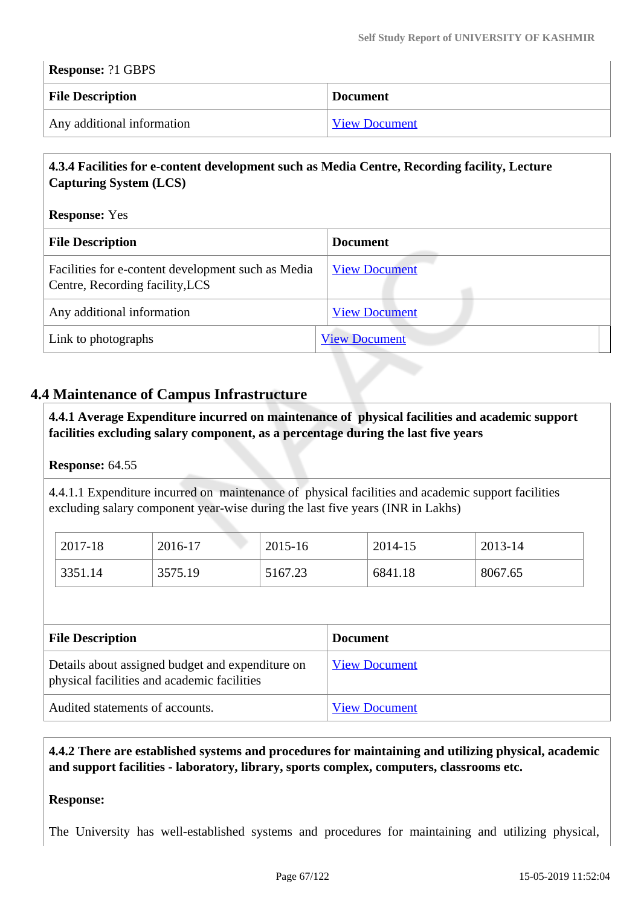**Response:** ?1 GBPS

| File Description | Document |
|---|---|
| Any additional information | View Document |

**4.3.4 Facilities for e-content development such as Media Centre, Recording facility, Lecture Capturing System (LCS)**

**Response:** Yes

| File Description | Document |
|---|---|
| Facilities for e-content development such as Media Centre, Recording facility,LCS | View Document |
| Any additional information | View Document |
| Link to photographs | View Document |

## 4.4 Maintenance of Campus Infrastructure

**4.4.1 Average Expenditure incurred on maintenance of physical facilities and academic support facilities excluding salary component, as a percentage during the last five years**

**Response:** 64.55

4.4.1.1 Expenditure incurred on maintenance of physical facilities and academic support facilities excluding salary component year-wise during the last five years (INR in Lakhs)

| 2017-18 | 2016-17 | 2015-16 | 2014-15 | 2013-14 |
|---|---|---|---|---|
| 3351.14 | 3575.19 | 5167.23 | 6841.18 | 8067.65 |

| File Description | Document |
|---|---|
| Details about assigned budget and expenditure on physical facilities and academic facilities | View Document |
| Audited statements of accounts. | View Document |

**4.4.2 There are established systems and procedures for maintaining and utilizing physical, academic and support facilities - laboratory, library, sports complex, computers, classrooms etc.**

**Response:**

The University has well-established systems and procedures for maintaining and utilizing physical,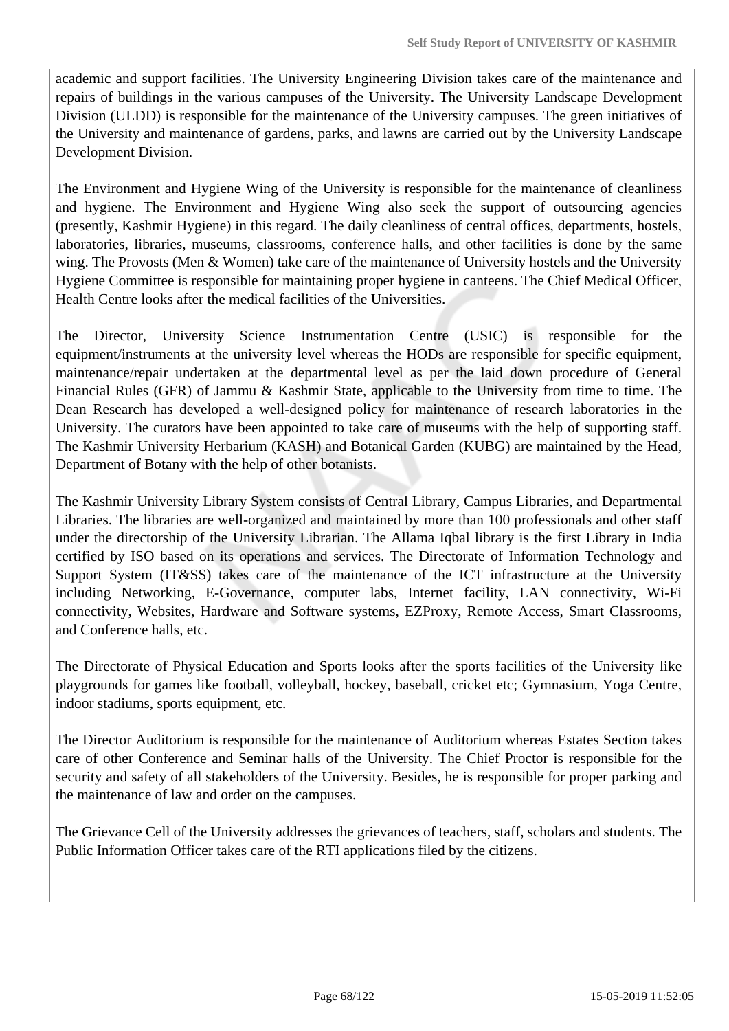academic and support facilities. The University Engineering Division takes care of the maintenance and repairs of buildings in the various campuses of the University. The University Landscape Development Division (ULDD) is responsible for the maintenance of the University campuses. The green initiatives of the University and maintenance of gardens, parks, and lawns are carried out by the University Landscape Development Division.

The Environment and Hygiene Wing of the University is responsible for the maintenance of cleanliness and hygiene. The Environment and Hygiene Wing also seek the support of outsourcing agencies (presently, Kashmir Hygiene) in this regard. The daily cleanliness of central offices, departments, hostels, laboratories, libraries, museums, classrooms, conference halls, and other facilities is done by the same wing. The Provosts (Men & Women) take care of the maintenance of University hostels and the University Hygiene Committee is responsible for maintaining proper hygiene in canteens. The Chief Medical Officer, Health Centre looks after the medical facilities of the Universities.

The Director, University Science Instrumentation Centre (USIC) is responsible for the equipment/instruments at the university level whereas the HODs are responsible for specific equipment, maintenance/repair undertaken at the departmental level as per the laid down procedure of General Financial Rules (GFR) of Jammu & Kashmir State, applicable to the University from time to time. The Dean Research has developed a well-designed policy for maintenance of research laboratories in the University. The curators have been appointed to take care of museums with the help of supporting staff. The Kashmir University Herbarium (KASH) and Botanical Garden (KUBG) are maintained by the Head, Department of Botany with the help of other botanists.

The Kashmir University Library System consists of Central Library, Campus Libraries, and Departmental Libraries. The libraries are well-organized and maintained by more than 100 professionals and other staff under the directorship of the University Librarian. The Allama Iqbal library is the first Library in India certified by ISO based on its operations and services. The Directorate of Information Technology and Support System (IT&SS) takes care of the maintenance of the ICT infrastructure at the University including Networking, E-Governance, computer labs, Internet facility, LAN connectivity, Wi-Fi connectivity, Websites, Hardware and Software systems, EZProxy, Remote Access, Smart Classrooms, and Conference halls, etc.

The Directorate of Physical Education and Sports looks after the sports facilities of the University like playgrounds for games like football, volleyball, hockey, baseball, cricket etc; Gymnasium, Yoga Centre, indoor stadiums, sports equipment, etc.

The Director Auditorium is responsible for the maintenance of Auditorium whereas Estates Section takes care of other Conference and Seminar halls of the University. The Chief Proctor is responsible for the security and safety of all stakeholders of the University. Besides, he is responsible for proper parking and the maintenance of law and order on the campuses.

The Grievance Cell of the University addresses the grievances of teachers, staff, scholars and students. The Public Information Officer takes care of the RTI applications filed by the citizens.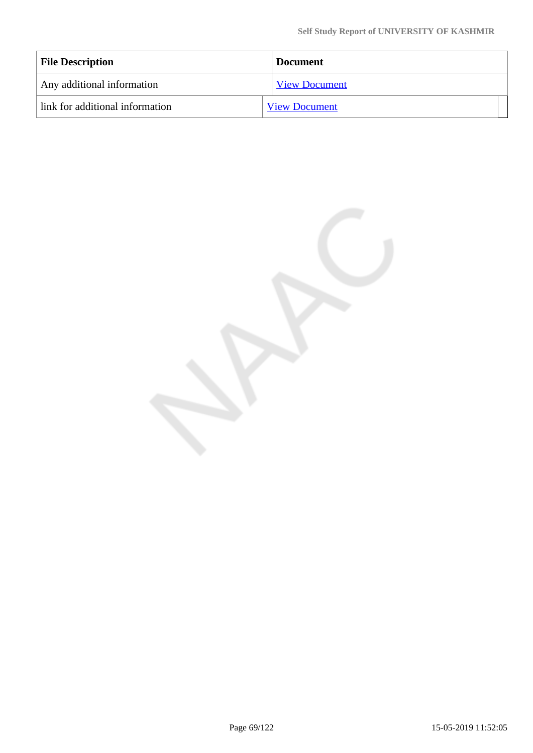| File Description | Document |
|---|---|
| Any additional information | View Document |
| link for additional information | View Document |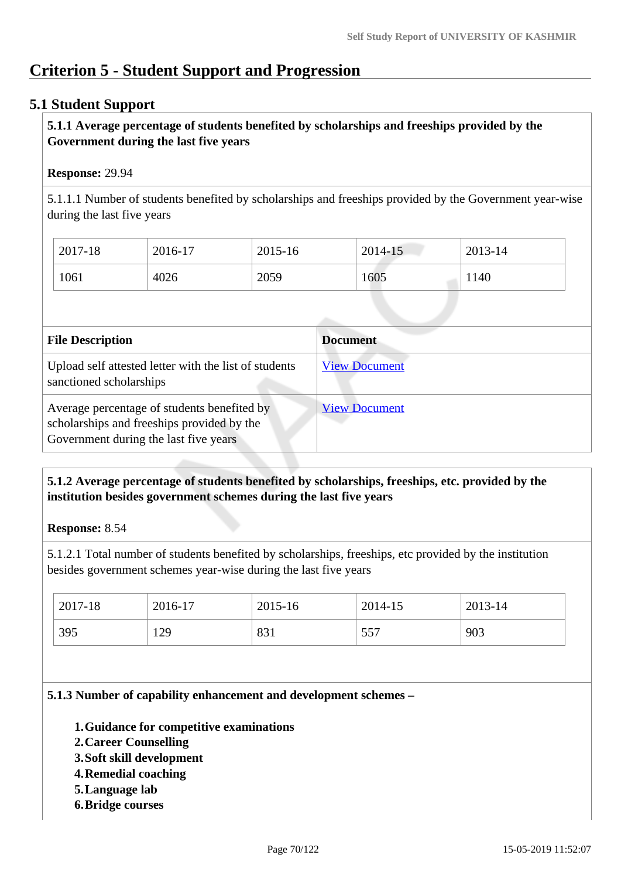# Criterion 5 - Student Support and Progression

## 5.1 Student Support

**5.1.1 Average percentage of students benefited by scholarships and freeships provided by the Government during the last five years**

**Response:** 29.94

5.1.1.1 Number of students benefited by scholarships and freeships provided by the Government year-wise during the last five years

| 2017-18 | 2016-17 | 2015-16 | 2014-15 | 2013-14 |
|---|---|---|---|---|
| 1061 | 4026 | 2059 | 1605 | 1140 |

| File Description | Document |
|---|---|
| Upload self attested letter with the list of students sanctioned scholarships | View Document |
| Average percentage of students benefited by scholarships and freeships provided by the Government during the last five years | View Document |

**5.1.2 Average percentage of students benefited by scholarships, freeships, etc. provided by the institution besides government schemes during the last five years**

**Response:** 8.54

5.1.2.1 Total number of students benefited by scholarships, freeships, etc provided by the institution besides government schemes year-wise during the last five years

| 2017-18 | 2016-17 | 2015-16 | 2014-15 | 2013-14 |
|---|---|---|---|---|
| 395 | 129 | 831 | 557 | 903 |

**5.1.3 Number of capability enhancement and development schemes –**

1. **Guidance for competitive examinations**
2. **Career Counselling**
3. **Soft skill development**
4. **Remedial coaching**
5. **Language lab**
6. **Bridge courses**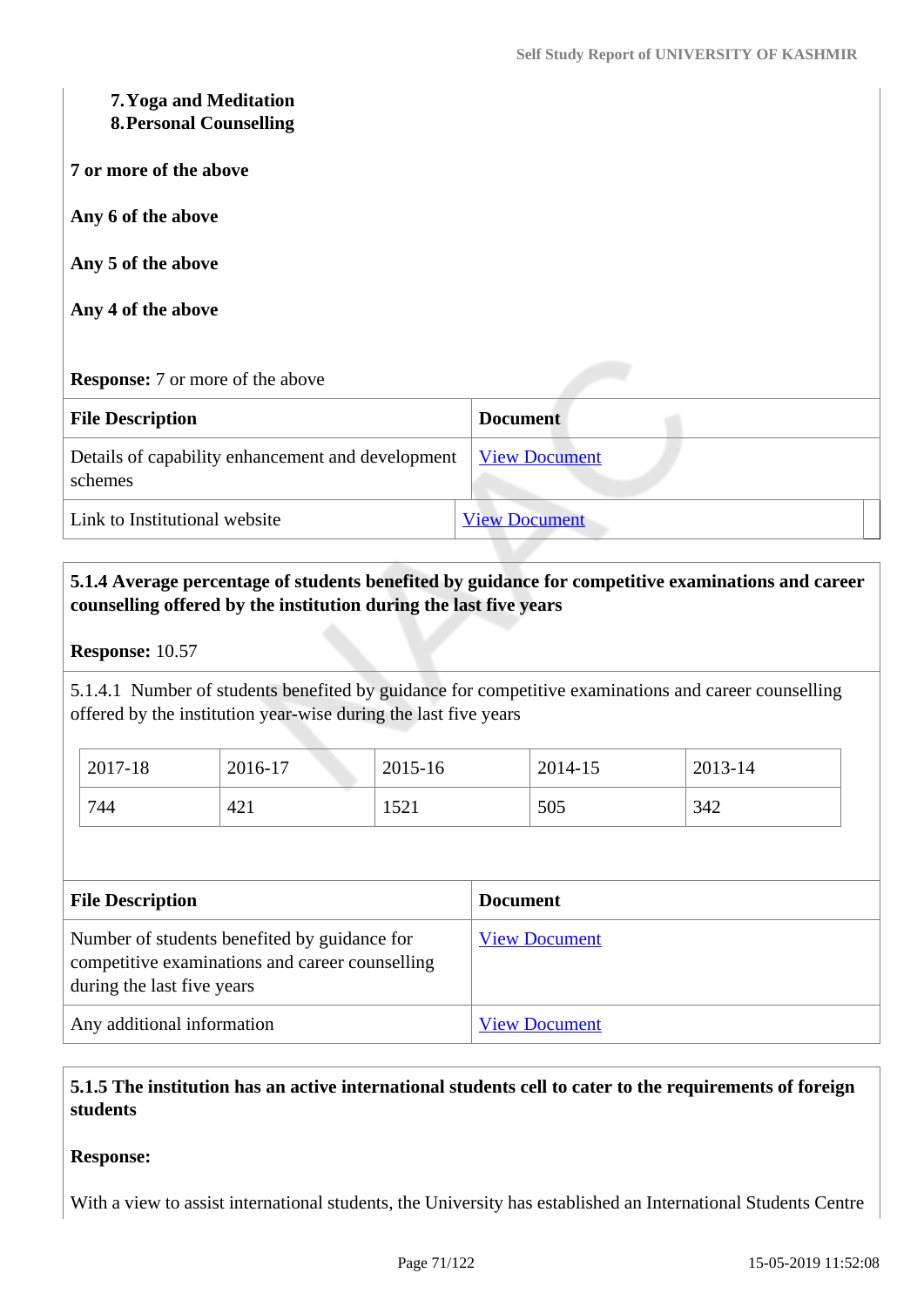7. **Yoga and Meditation**
8. **Personal Counselling**

**7 or more of the above**

**Any 6 of the above**

**Any 5 of the above**

**Any 4 of the above**

**Response:** 7 or more of the above

| File Description | Document |
|---|---|
| Details of capability enhancement and development schemes | View Document |
| Link to Institutional website | View Document |

**5.1.4 Average percentage of students benefited by guidance for competitive examinations and career counselling offered by the institution during the last five years**

**Response:** 10.57

5.1.4.1 Number of students benefited by guidance for competitive examinations and career counselling offered by the institution year-wise during the last five years

| 2017-18 | 2016-17 | 2015-16 | 2014-15 | 2013-14 |
|---|---|---|---|---|
| 744 | 421 | 1521 | 505 | 342 |

| File Description | Document |
|---|---|
| Number of students benefited by guidance for competitive examinations and career counselling during the last five years | View Document |
| Any additional information | View Document |

**5.1.5 The institution has an active international students cell to cater to the requirements of foreign students**

**Response:**

With a view to assist international students, the University has established an International Students Centre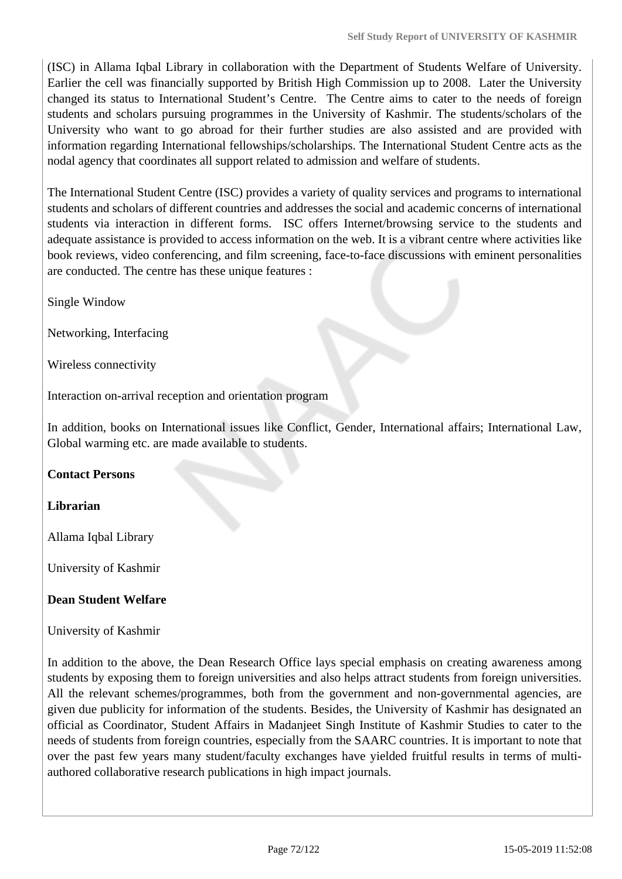(ISC) in Allama Iqbal Library in collaboration with the Department of Students Welfare of University. Earlier the cell was financially supported by British High Commission up to 2008. Later the University changed its status to International Student's Centre. The Centre aims to cater to the needs of foreign students and scholars pursuing programmes in the University of Kashmir. The students/scholars of the University who want to go abroad for their further studies are also assisted and are provided with information regarding International fellowships/scholarships. The International Student Centre acts as the nodal agency that coordinates all support related to admission and welfare of students.

The International Student Centre (ISC) provides a variety of quality services and programs to international students and scholars of different countries and addresses the social and academic concerns of international students via interaction in different forms. ISC offers Internet/browsing service to the students and adequate assistance is provided to access information on the web. It is a vibrant centre where activities like book reviews, video conferencing, and film screening, face-to-face discussions with eminent personalities are conducted. The centre has these unique features :

Single Window

Networking, Interfacing

Wireless connectivity

Interaction on-arrival reception and orientation program

In addition, books on International issues like Conflict, Gender, International affairs; International Law, Global warming etc. are made available to students.

**Contact Persons**

**Librarian**

Allama Iqbal Library

University of Kashmir

**Dean Student Welfare**

University of Kashmir

In addition to the above, the Dean Research Office lays special emphasis on creating awareness among students by exposing them to foreign universities and also helps attract students from foreign universities. All the relevant schemes/programmes, both from the government and non-governmental agencies, are given due publicity for information of the students. Besides, the University of Kashmir has designated an official as Coordinator, Student Affairs in Madanjeet Singh Institute of Kashmir Studies to cater to the needs of students from foreign countries, especially from the SAARC countries. It is important to note that over the past few years many student/faculty exchanges have yielded fruitful results in terms of multi-authored collaborative research publications in high impact journals.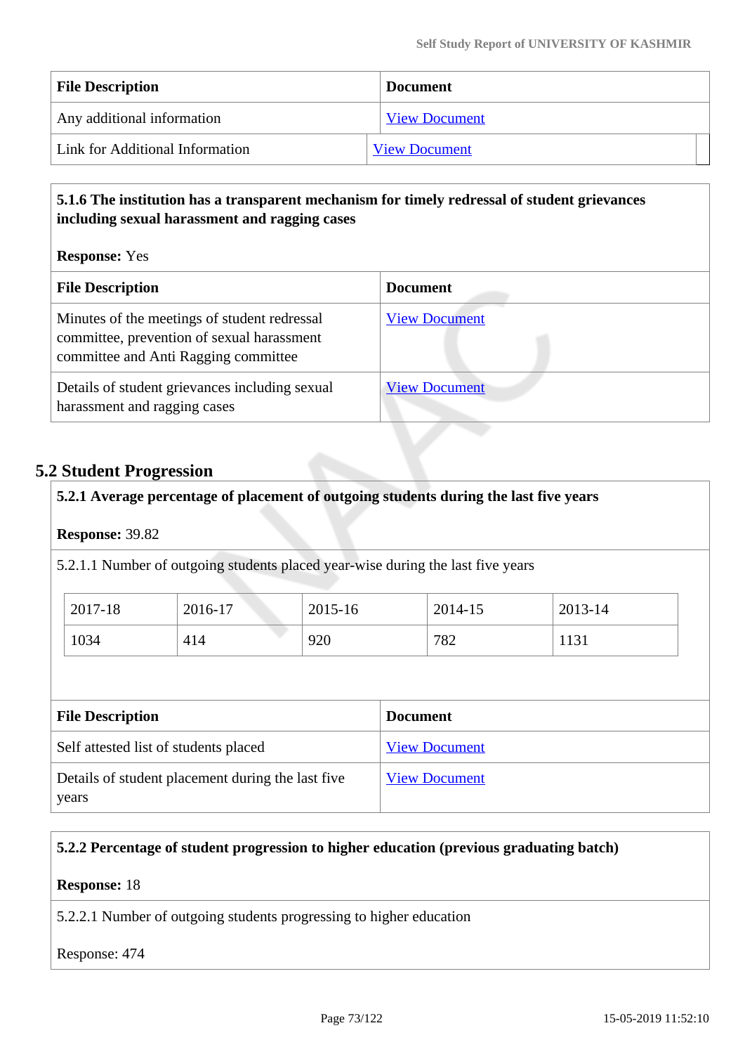| File Description | Document |
|---|---|
| Any additional information | View Document |
| Link for Additional Information | View Document |

**5.1.6 The institution has a transparent mechanism for timely redressal of student grievances including sexual harassment and ragging cases**

**Response:** Yes

| File Description | Document |
|---|---|
| Minutes of the meetings of student redressal committee, prevention of sexual harassment committee and Anti Ragging committee | View Document |
| Details of student grievances including sexual harassment and ragging cases | View Document |

## 5.2 Student Progression

**5.2.1 Average percentage of placement of outgoing students during the last five years**

**Response:** 39.82

5.2.1.1 Number of outgoing students placed year-wise during the last five years

| 2017-18 | 2016-17 | 2015-16 | 2014-15 | 2013-14 |
|---|---|---|---|---|
| 1034 | 414 | 920 | 782 | 1131 |

| File Description | Document |
|---|---|
| Self attested list of students placed | View Document |
| Details of student placement during the last five years | View Document |

**5.2.2 Percentage of student progression to higher education (previous graduating batch)**

**Response:** 18

5.2.2.1 Number of outgoing students progressing to higher education

Response: 474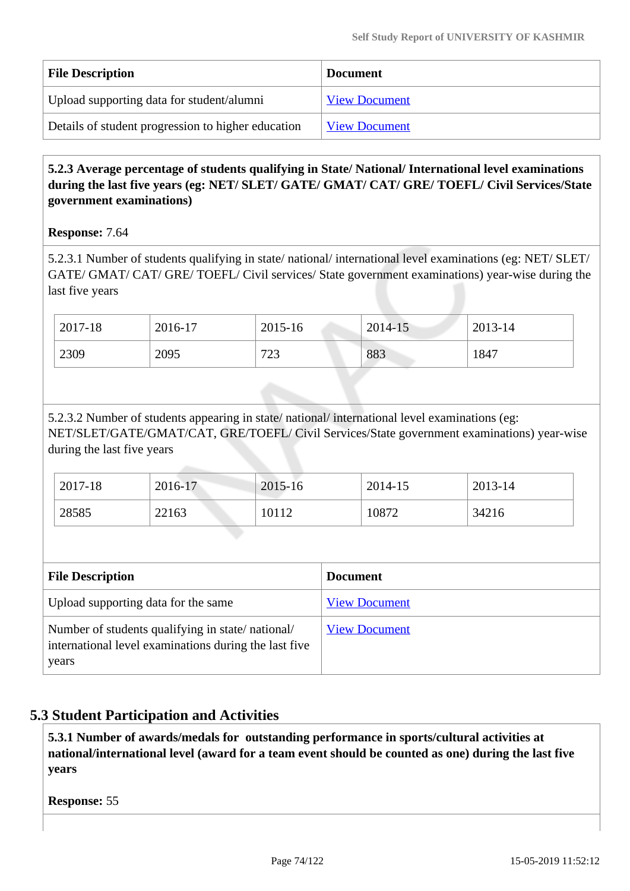| File Description | Document |
|---|---|
| Upload supporting data for student/alumni | View Document |
| Details of student progression to higher education | View Document |

**5.2.3 Average percentage of students qualifying in State/ National/ International level examinations during the last five years (eg: NET/ SLET/ GATE/ GMAT/ CAT/ GRE/ TOEFL/ Civil Services/State government examinations)**

**Response:** 7.64

5.2.3.1 Number of students qualifying in state/ national/ international level examinations (eg: NET/ SLET/ GATE/ GMAT/ CAT/ GRE/ TOEFL/ Civil services/ State government examinations) year-wise during the last five years

| 2017-18 | 2016-17 | 2015-16 | 2014-15 | 2013-14 |
|---|---|---|---|---|
| 2309 | 2095 | 723 | 883 | 1847 |

5.2.3.2 Number of students appearing in state/ national/ international level examinations (eg: NET/SLET/GATE/GMAT/CAT, GRE/TOEFL/ Civil Services/State government examinations) year-wise during the last five years

| 2017-18 | 2016-17 | 2015-16 | 2014-15 | 2013-14 |
|---|---|---|---|---|
| 28585 | 22163 | 10112 | 10872 | 34216 |

| File Description | Document |
|---|---|
| Upload supporting data for the same | View Document |
| Number of students qualifying in state/ national/ international level examinations during the last five years | View Document |

## 5.3 Student Participation and Activities

**5.3.1 Number of awards/medals for outstanding performance in sports/cultural activities at national/international level (award for a team event should be counted as one) during the last five years**

**Response:** 55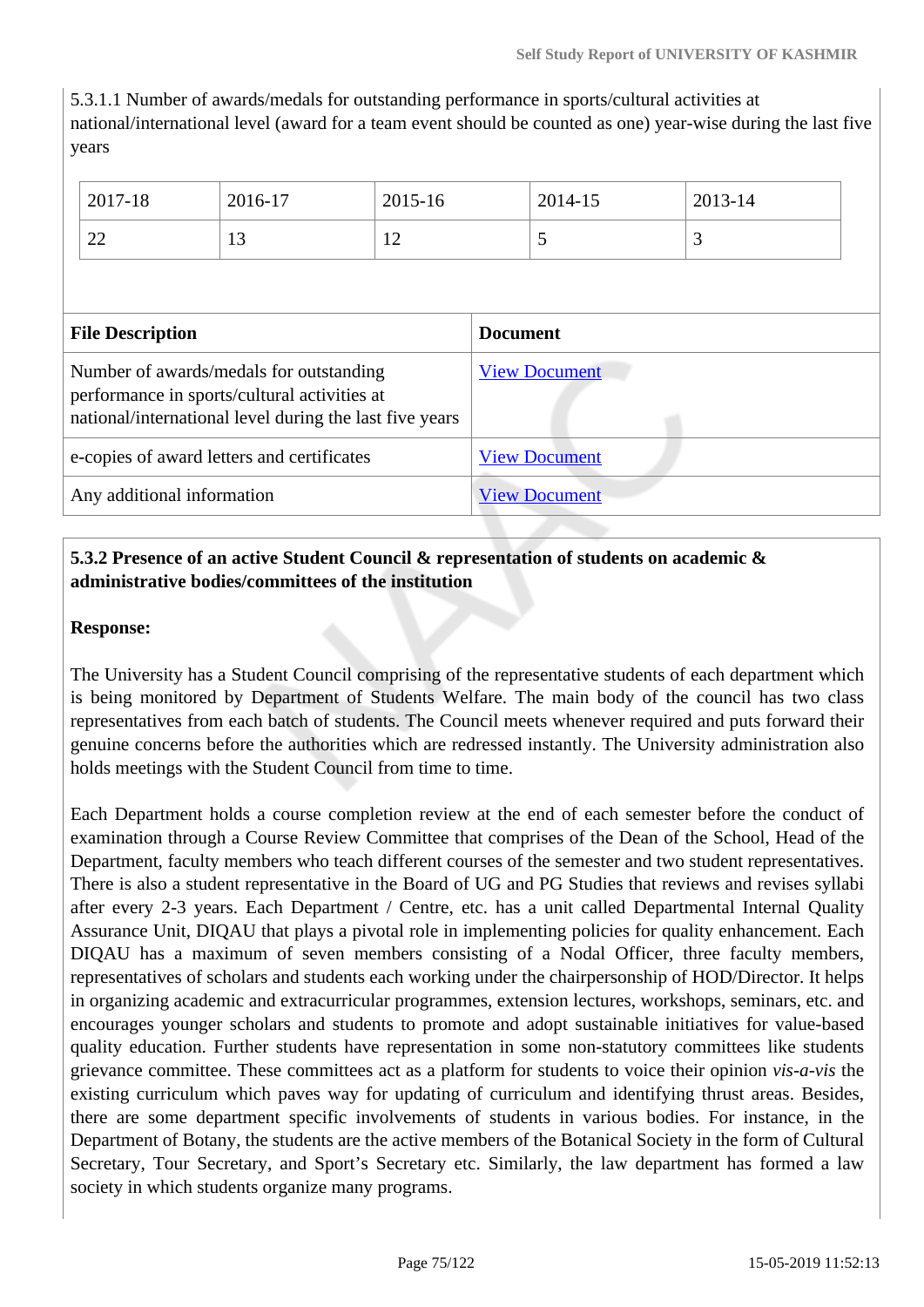5.3.1.1 Number of awards/medals for outstanding performance in sports/cultural activities at national/international level (award for a team event should be counted as one) year-wise during the last five years

| 2017-18 | 2016-17 | 2015-16 | 2014-15 | 2013-14 |
|---|---|---|---|---|
| 22 | 13 | 12 | 5 | 3 |

| File Description | Document |
|---|---|
| Number of awards/medals for outstanding performance in sports/cultural activities at national/international level during the last five years | View Document |
| e-copies of award letters and certificates | View Document |
| Any additional information | View Document |

**5.3.2 Presence of an active Student Council & representation of students on academic & administrative bodies/committees of the institution**

**Response:**

The University has a Student Council comprising of the representative students of each department which is being monitored by Department of Students Welfare. The main body of the council has two class representatives from each batch of students. The Council meets whenever required and puts forward their genuine concerns before the authorities which are redressed instantly. The University administration also holds meetings with the Student Council from time to time.

Each Department holds a course completion review at the end of each semester before the conduct of examination through a Course Review Committee that comprises of the Dean of the School, Head of the Department, faculty members who teach different courses of the semester and two student representatives. There is also a student representative in the Board of UG and PG Studies that reviews and revises syllabi after every 2-3 years. Each Department / Centre, etc. has a unit called Departmental Internal Quality Assurance Unit, DIQAU that plays a pivotal role in implementing policies for quality enhancement. Each DIQAU has a maximum of seven members consisting of a Nodal Officer, three faculty members, representatives of scholars and students each working under the chairpersonship of HOD/Director. It helps in organizing academic and extracurricular programmes, extension lectures, workshops, seminars, etc. and encourages younger scholars and students to promote and adopt sustainable initiatives for value-based quality education. Further students have representation in some non-statutory committees like students grievance committee. These committees act as a platform for students to voice their opinion *vis-a-vis* the existing curriculum which paves way for updating of curriculum and identifying thrust areas. Besides, there are some department specific involvements of students in various bodies. For instance, in the Department of Botany, the students are the active members of the Botanical Society in the form of Cultural Secretary, Tour Secretary, and Sport's Secretary etc. Similarly, the law department has formed a law society in which students organize many programs.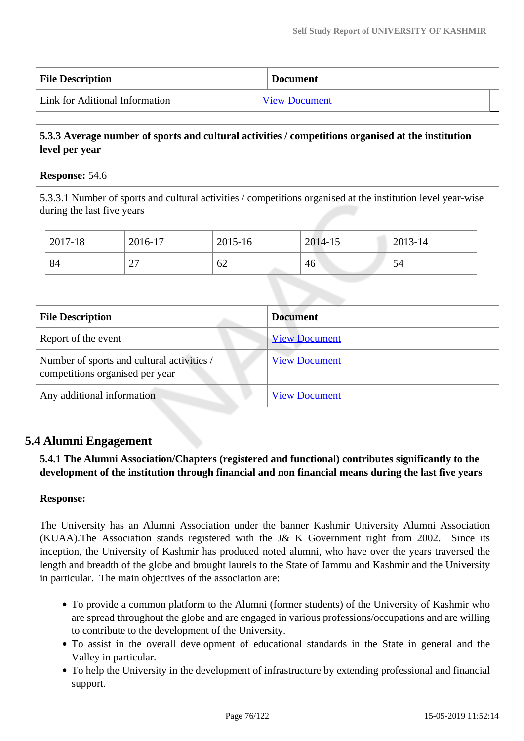| File Description | Document |
|---|---|
| Link for Aditional Information | View Document |

**5.3.3 Average number of sports and cultural activities / competitions organised at the institution level per year**

**Response:** 54.6

5.3.3.1 Number of sports and cultural activities / competitions organised at the institution level year-wise during the last five years

| 2017-18 | 2016-17 | 2015-16 | 2014-15 | 2013-14 |
|---|---|---|---|---|
| 84 | 27 | 62 | 46 | 54 |

| File Description | Document |
|---|---|
| Report of the event | View Document |
| Number of sports and cultural activities / competitions organised per year | View Document |
| Any additional information | View Document |

## 5.4 Alumni Engagement

**5.4.1 The Alumni Association/Chapters (registered and functional) contributes significantly to the development of the institution through financial and non financial means during the last five years**

**Response:**

The University has an Alumni Association under the banner Kashmir University Alumni Association (KUAA).The Association stands registered with the J& K Government right from 2002. Since its inception, the University of Kashmir has produced noted alumni, who have over the years traversed the length and breadth of the globe and brought laurels to the State of Jammu and Kashmir and the University in particular. The main objectives of the association are:

- To provide a common platform to the Alumni (former students) of the University of Kashmir who are spread throughout the globe and are engaged in various professions/occupations and are willing to contribute to the development of the University.
- To assist in the overall development of educational standards in the State in general and the Valley in particular.
- To help the University in the development of infrastructure by extending professional and financial support.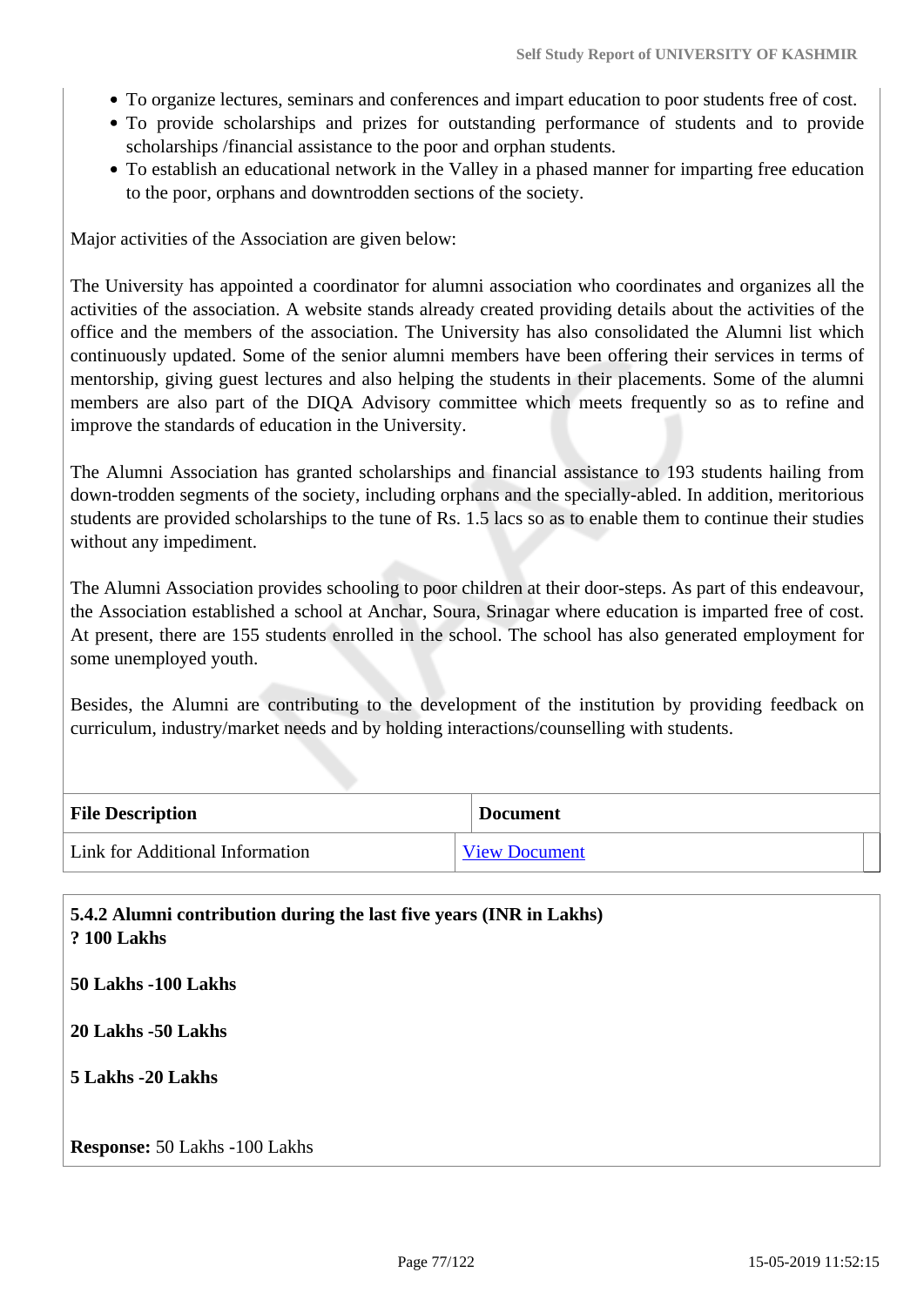- To organize lectures, seminars and conferences and impart education to poor students free of cost.
- To provide scholarships and prizes for outstanding performance of students and to provide scholarships /financial assistance to the poor and orphan students.
- To establish an educational network in the Valley in a phased manner for imparting free education to the poor, orphans and downtrodden sections of the society.

Major activities of the Association are given below:

The University has appointed a coordinator for alumni association who coordinates and organizes all the activities of the association. A website stands already created providing details about the activities of the office and the members of the association. The University has also consolidated the Alumni list which continuously updated. Some of the senior alumni members have been offering their services in terms of mentorship, giving guest lectures and also helping the students in their placements. Some of the alumni members are also part of the DIQA Advisory committee which meets frequently so as to refine and improve the standards of education in the University.

The Alumni Association has granted scholarships and financial assistance to 193 students hailing from down-trodden segments of the society, including orphans and the specially-abled. In addition, meritorious students are provided scholarships to the tune of Rs. 1.5 lacs so as to enable them to continue their studies without any impediment.

The Alumni Association provides schooling to poor children at their door-steps. As part of this endeavour, the Association established a school at Anchar, Soura, Srinagar where education is imparted free of cost. At present, there are 155 students enrolled in the school. The school has also generated employment for some unemployed youth.

Besides, the Alumni are contributing to the development of the institution by providing feedback on curriculum, industry/market needs and by holding interactions/counselling with students.

| File Description | Document |
|---|---|
| Link for Additional Information | View Document |

**5.4.2 Alumni contribution during the last five years (INR in Lakhs)**
**? 100 Lakhs**

**50 Lakhs -100 Lakhs**

**20 Lakhs -50 Lakhs**

**5 Lakhs -20 Lakhs**

**Response:** 50 Lakhs -100 Lakhs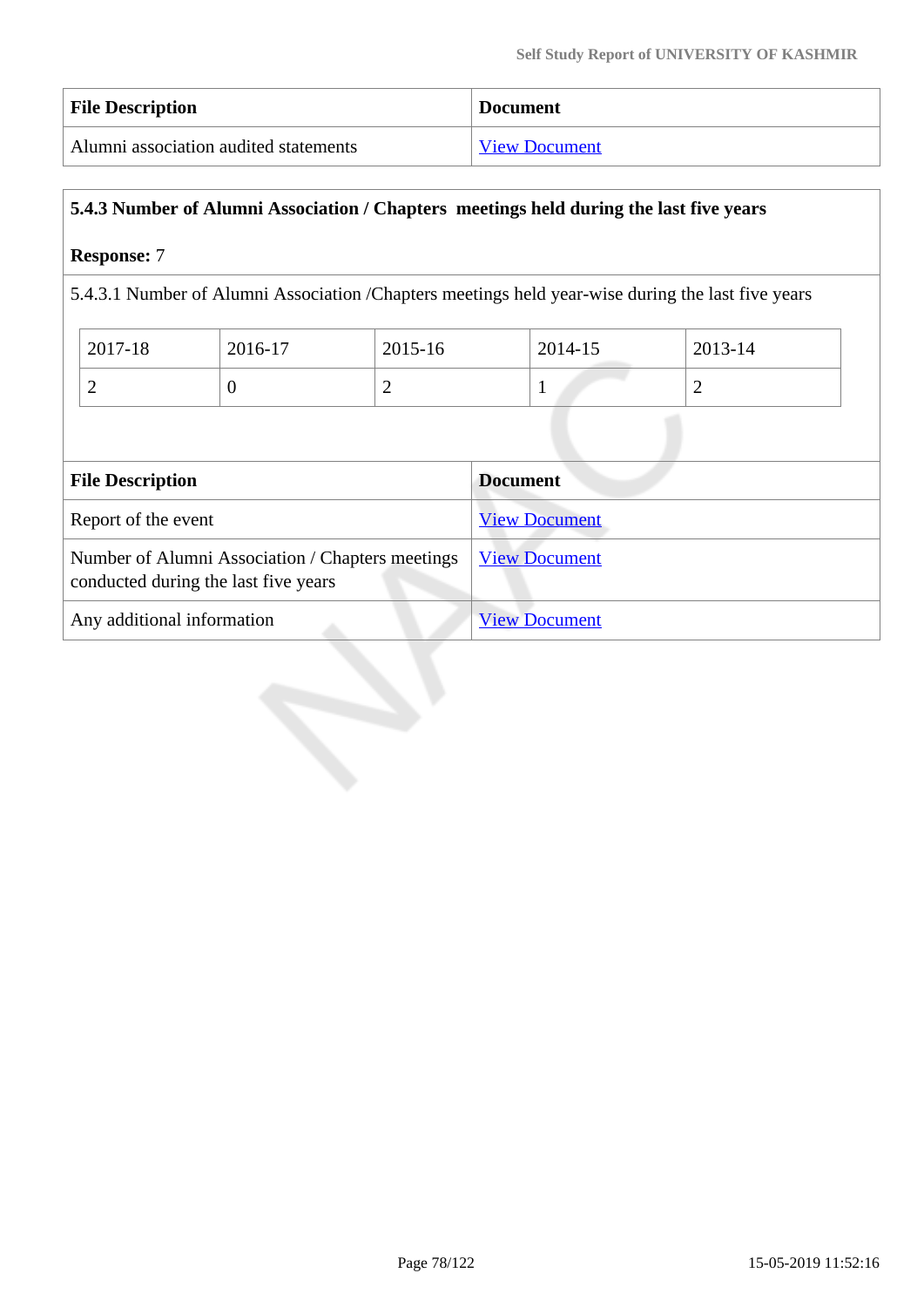| File Description | Document |
| --- | --- |
| Alumni association audited statements | View Document |

**5.4.3 Number of Alumni Association / Chapters meetings held during the last five years**

**Response:** 7

5.4.3.1 Number of Alumni Association /Chapters meetings held year-wise during the last five years

| 2017-18 | 2016-17 | 2015-16 | 2014-15 | 2013-14 |
| --- | --- | --- | --- | --- |
| 2 | 0 | 2 | 1 | 2 |

| File Description | Document |
| --- | --- |
| Report of the event | View Document |
| Number of Alumni Association / Chapters meetings conducted during the last five years | View Document |
| Any additional information | View Document |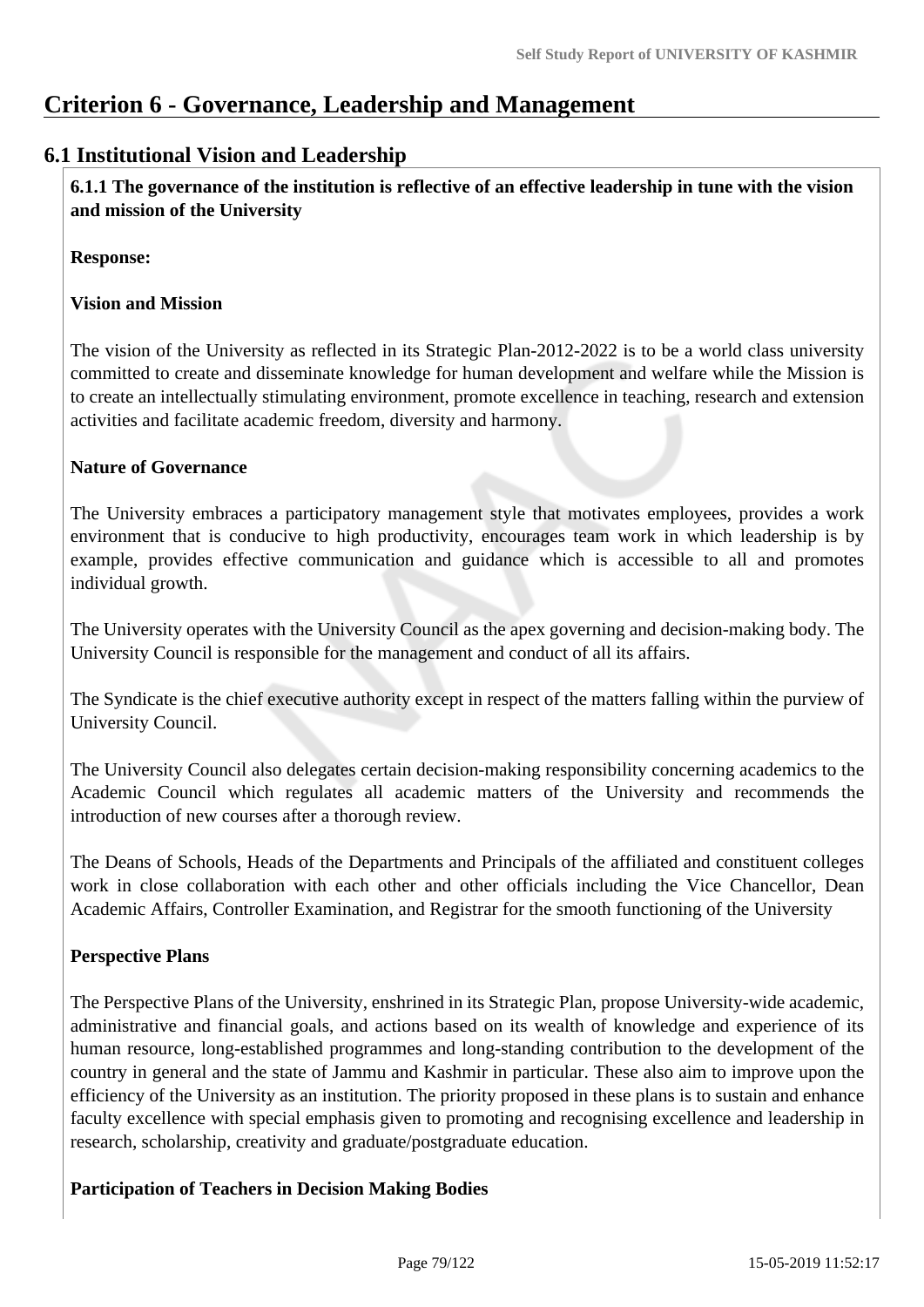# Criterion 6 - Governance, Leadership and Management

## 6.1 Institutional Vision and Leadership

**6.1.1 The governance of the institution is reflective of an effective leadership in tune with the vision and mission of the University**

**Response:**

**Vision and Mission**

The vision of the University as reflected in its Strategic Plan-2012-2022 is to be a world class university committed to create and disseminate knowledge for human development and welfare while the Mission is to create an intellectually stimulating environment, promote excellence in teaching, research and extension activities and facilitate academic freedom, diversity and harmony.

**Nature of Governance**

The University embraces a participatory management style that motivates employees, provides a work environment that is conducive to high productivity, encourages team work in which leadership is by example, provides effective communication and guidance which is accessible to all and promotes individual growth.

The University operates with the University Council as the apex governing and decision-making body. The University Council is responsible for the management and conduct of all its affairs.

The Syndicate is the chief executive authority except in respect of the matters falling within the purview of University Council.

The University Council also delegates certain decision-making responsibility concerning academics to the Academic Council which regulates all academic matters of the University and recommends the introduction of new courses after a thorough review.

The Deans of Schools, Heads of the Departments and Principals of the affiliated and constituent colleges work in close collaboration with each other and other officials including the Vice Chancellor, Dean Academic Affairs, Controller Examination, and Registrar for the smooth functioning of the University

**Perspective Plans**

The Perspective Plans of the University, enshrined in its Strategic Plan, propose University-wide academic, administrative and financial goals, and actions based on its wealth of knowledge and experience of its human resource, long-established programmes and long-standing contribution to the development of the country in general and the state of Jammu and Kashmir in particular. These also aim to improve upon the efficiency of the University as an institution. The priority proposed in these plans is to sustain and enhance faculty excellence with special emphasis given to promoting and recognising excellence and leadership in research, scholarship, creativity and graduate/postgraduate education.

**Participation of Teachers in Decision Making Bodies**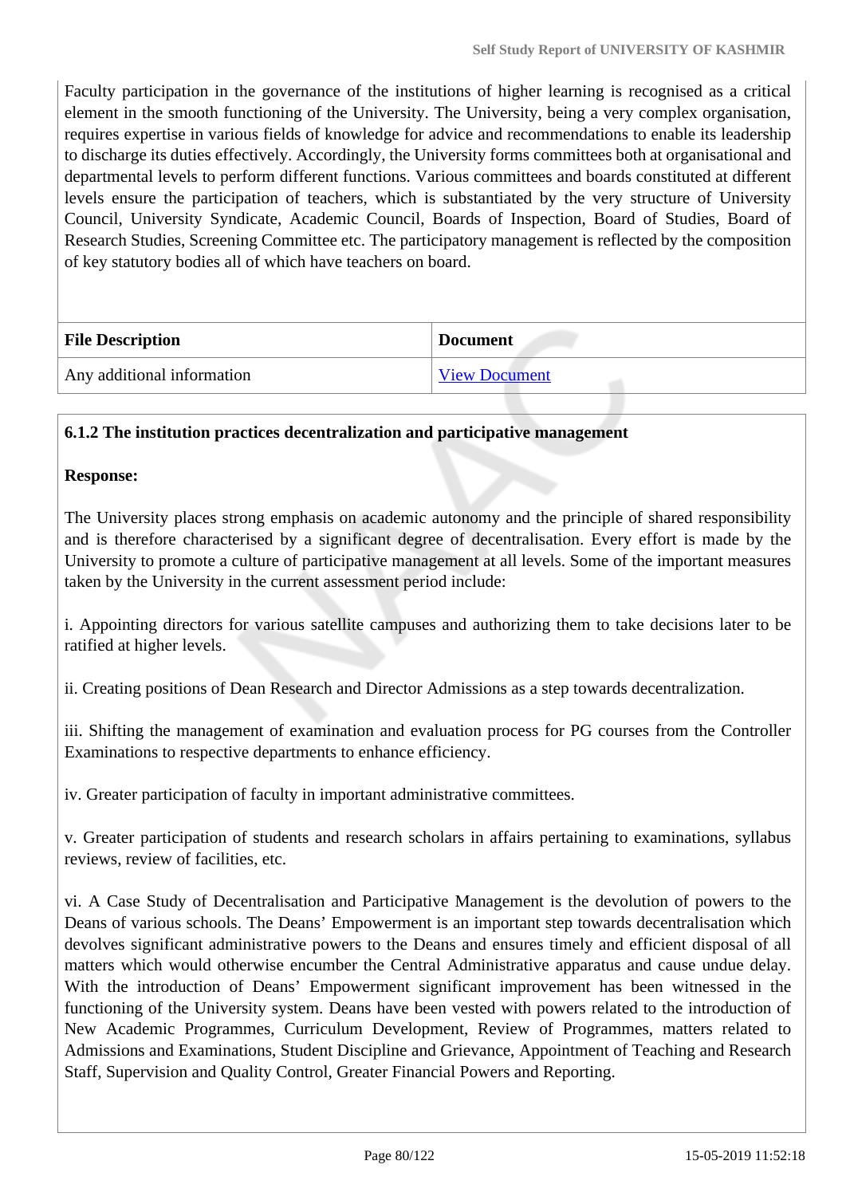Faculty participation in the governance of the institutions of higher learning is recognised as a critical element in the smooth functioning of the University. The University, being a very complex organisation, requires expertise in various fields of knowledge for advice and recommendations to enable its leadership to discharge its duties effectively. Accordingly, the University forms committees both at organisational and departmental levels to perform different functions. Various committees and boards constituted at different levels ensure the participation of teachers, which is substantiated by the very structure of University Council, University Syndicate, Academic Council, Boards of Inspection, Board of Studies, Board of Research Studies, Screening Committee etc. The participatory management is reflected by the composition of key statutory bodies all of which have teachers on board.

| File Description | Document |
| --- | --- |
| Any additional information | View Document |

**6.1.2 The institution practices decentralization and participative management**

**Response:**

The University places strong emphasis on academic autonomy and the principle of shared responsibility and is therefore characterised by a significant degree of decentralisation. Every effort is made by the University to promote a culture of participative management at all levels. Some of the important measures taken by the University in the current assessment period include:

i. Appointing directors for various satellite campuses and authorizing them to take decisions later to be ratified at higher levels.

ii. Creating positions of Dean Research and Director Admissions as a step towards decentralization.

iii. Shifting the management of examination and evaluation process for PG courses from the Controller Examinations to respective departments to enhance efficiency.

iv. Greater participation of faculty in important administrative committees.

v. Greater participation of students and research scholars in affairs pertaining to examinations, syllabus reviews, review of facilities, etc.

vi. A Case Study of Decentralisation and Participative Management is the devolution of powers to the Deans of various schools. The Deans' Empowerment is an important step towards decentralisation which devolves significant administrative powers to the Deans and ensures timely and efficient disposal of all matters which would otherwise encumber the Central Administrative apparatus and cause undue delay. With the introduction of Deans' Empowerment significant improvement has been witnessed in the functioning of the University system. Deans have been vested with powers related to the introduction of New Academic Programmes, Curriculum Development, Review of Programmes, matters related to Admissions and Examinations, Student Discipline and Grievance, Appointment of Teaching and Research Staff, Supervision and Quality Control, Greater Financial Powers and Reporting.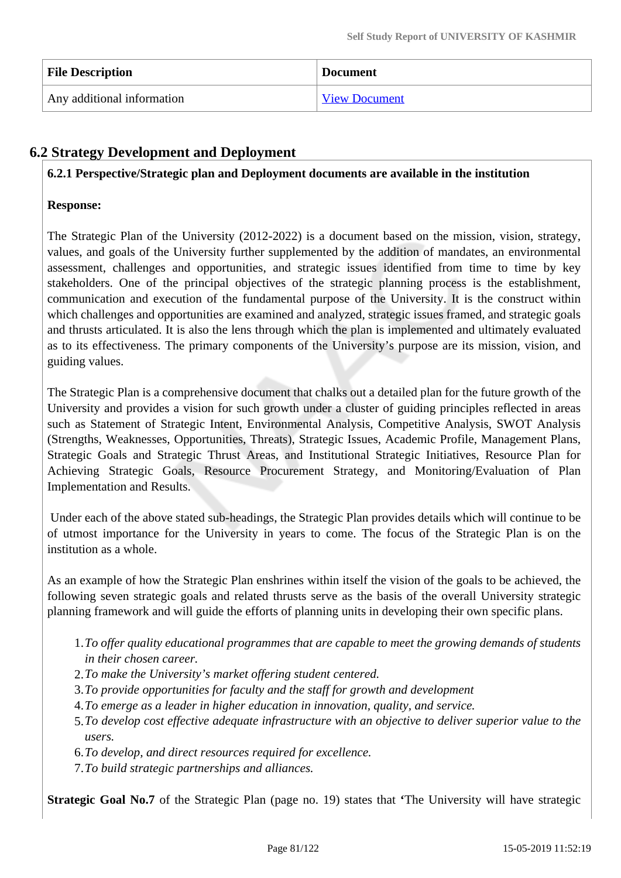| File Description | Document |
| --- | --- |
| Any additional information | View Document |

## 6.2 Strategy Development and Deployment

**6.2.1 Perspective/Strategic plan and Deployment documents are available in the institution**

**Response:**

The Strategic Plan of the University (2012-2022) is a document based on the mission, vision, strategy, values, and goals of the University further supplemented by the addition of mandates, an environmental assessment, challenges and opportunities, and strategic issues identified from time to time by key stakeholders. One of the principal objectives of the strategic planning process is the establishment, communication and execution of the fundamental purpose of the University. It is the construct within which challenges and opportunities are examined and analyzed, strategic issues framed, and strategic goals and thrusts articulated. It is also the lens through which the plan is implemented and ultimately evaluated as to its effectiveness. The primary components of the University's purpose are its mission, vision, and guiding values.

The Strategic Plan is a comprehensive document that chalks out a detailed plan for the future growth of the University and provides a vision for such growth under a cluster of guiding principles reflected in areas such as Statement of Strategic Intent, Environmental Analysis, Competitive Analysis, SWOT Analysis (Strengths, Weaknesses, Opportunities, Threats), Strategic Issues, Academic Profile, Management Plans, Strategic Goals and Strategic Thrust Areas, and Institutional Strategic Initiatives, Resource Plan for Achieving Strategic Goals, Resource Procurement Strategy, and Monitoring/Evaluation of Plan Implementation and Results.

Under each of the above stated sub-headings, the Strategic Plan provides details which will continue to be of utmost importance for the University in years to come. The focus of the Strategic Plan is on the institution as a whole.

As an example of how the Strategic Plan enshrines within itself the vision of the goals to be achieved, the following seven strategic goals and related thrusts serve as the basis of the overall University strategic planning framework and will guide the efforts of planning units in developing their own specific plans.

1. *To offer quality educational programmes that are capable to meet the growing demands of students in their chosen career.*
2. *To make the University's market offering student centered.*
3. *To provide opportunities for faculty and the staff for growth and development*
4. *To emerge as a leader in higher education in innovation, quality, and service.*
5. *To develop cost effective adequate infrastructure with an objective to deliver superior value to the users.*
6. *To develop, and direct resources required for excellence.*
7. *To build strategic partnerships and alliances.*

**Strategic Goal No.7** of the Strategic Plan (page no. 19) states that **'**The University will have strategic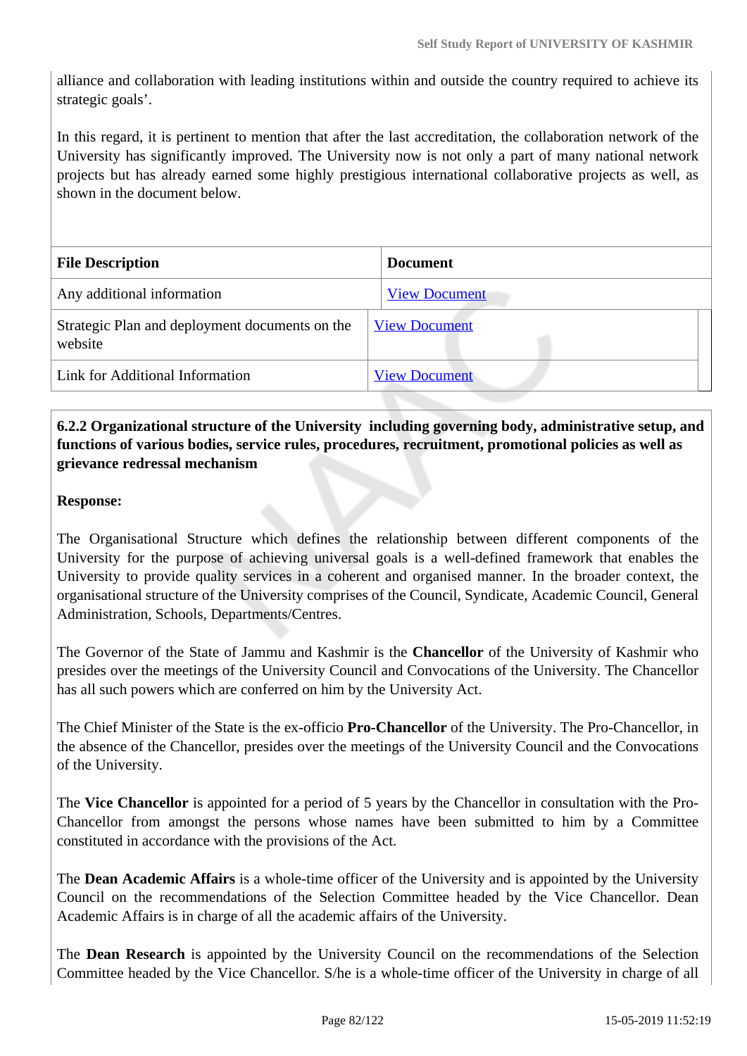alliance and collaboration with leading institutions within and outside the country required to achieve its strategic goals'.

In this regard, it is pertinent to mention that after the last accreditation, the collaboration network of the University has significantly improved. The University now is not only a part of many national network projects but has already earned some highly prestigious international collaborative projects as well, as shown in the document below.

| File Description | Document |
|---|---|
| Any additional information | View Document |
| Strategic Plan and deployment documents on the website | View Document |
| Link for Additional Information | View Document |

**6.2.2 Organizational structure of the University including governing body, administrative setup, and functions of various bodies, service rules, procedures, recruitment, promotional policies as well as grievance redressal mechanism**

**Response:**

The Organisational Structure which defines the relationship between different components of the University for the purpose of achieving universal goals is a well-defined framework that enables the University to provide quality services in a coherent and organised manner. In the broader context, the organisational structure of the University comprises of the Council, Syndicate, Academic Council, General Administration, Schools, Departments/Centres.

The Governor of the State of Jammu and Kashmir is the **Chancellor** of the University of Kashmir who presides over the meetings of the University Council and Convocations of the University. The Chancellor has all such powers which are conferred on him by the University Act.

The Chief Minister of the State is the ex-officio **Pro-Chancellor** of the University. The Pro-Chancellor, in the absence of the Chancellor, presides over the meetings of the University Council and the Convocations of the University.

The **Vice Chancellor** is appointed for a period of 5 years by the Chancellor in consultation with the Pro-Chancellor from amongst the persons whose names have been submitted to him by a Committee constituted in accordance with the provisions of the Act.

The **Dean Academic Affairs** is a whole-time officer of the University and is appointed by the University Council on the recommendations of the Selection Committee headed by the Vice Chancellor. Dean Academic Affairs is in charge of all the academic affairs of the University.

The **Dean Research** is appointed by the University Council on the recommendations of the Selection Committee headed by the Vice Chancellor. S/he is a whole-time officer of the University in charge of all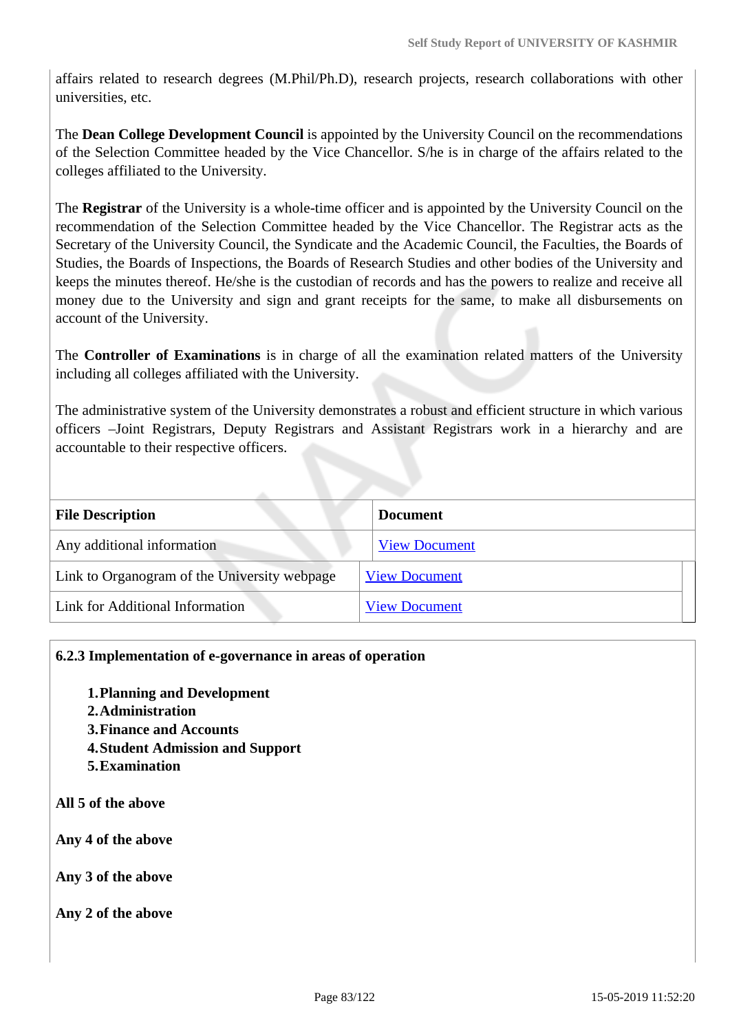affairs related to research degrees (M.Phil/Ph.D), research projects, research collaborations with other universities, etc.

The **Dean College Development Council** is appointed by the University Council on the recommendations of the Selection Committee headed by the Vice Chancellor. S/he is in charge of the affairs related to the colleges affiliated to the University.

The **Registrar** of the University is a whole-time officer and is appointed by the University Council on the recommendation of the Selection Committee headed by the Vice Chancellor. The Registrar acts as the Secretary of the University Council, the Syndicate and the Academic Council, the Faculties, the Boards of Studies, the Boards of Inspections, the Boards of Research Studies and other bodies of the University and keeps the minutes thereof. He/she is the custodian of records and has the powers to realize and receive all money due to the University and sign and grant receipts for the same, to make all disbursements on account of the University.

The **Controller of Examinations** is in charge of all the examination related matters of the University including all colleges affiliated with the University.

The administrative system of the University demonstrates a robust and efficient structure in which various officers –Joint Registrars, Deputy Registrars and Assistant Registrars work in a hierarchy and are accountable to their respective officers.

| File Description | Document |
|---|---|
| Any additional information | View Document |
| Link to Organogram of the University webpage | View Document |
| Link for Additional Information | View Document |

**6.2.3 Implementation of e-governance in areas of operation**

1. **Planning and Development**
2. **Administration**
3. **Finance and Accounts**
4. **Student Admission and Support**
5. **Examination**

**All 5 of the above**

**Any 4 of the above**

**Any 3 of the above**

**Any 2 of the above**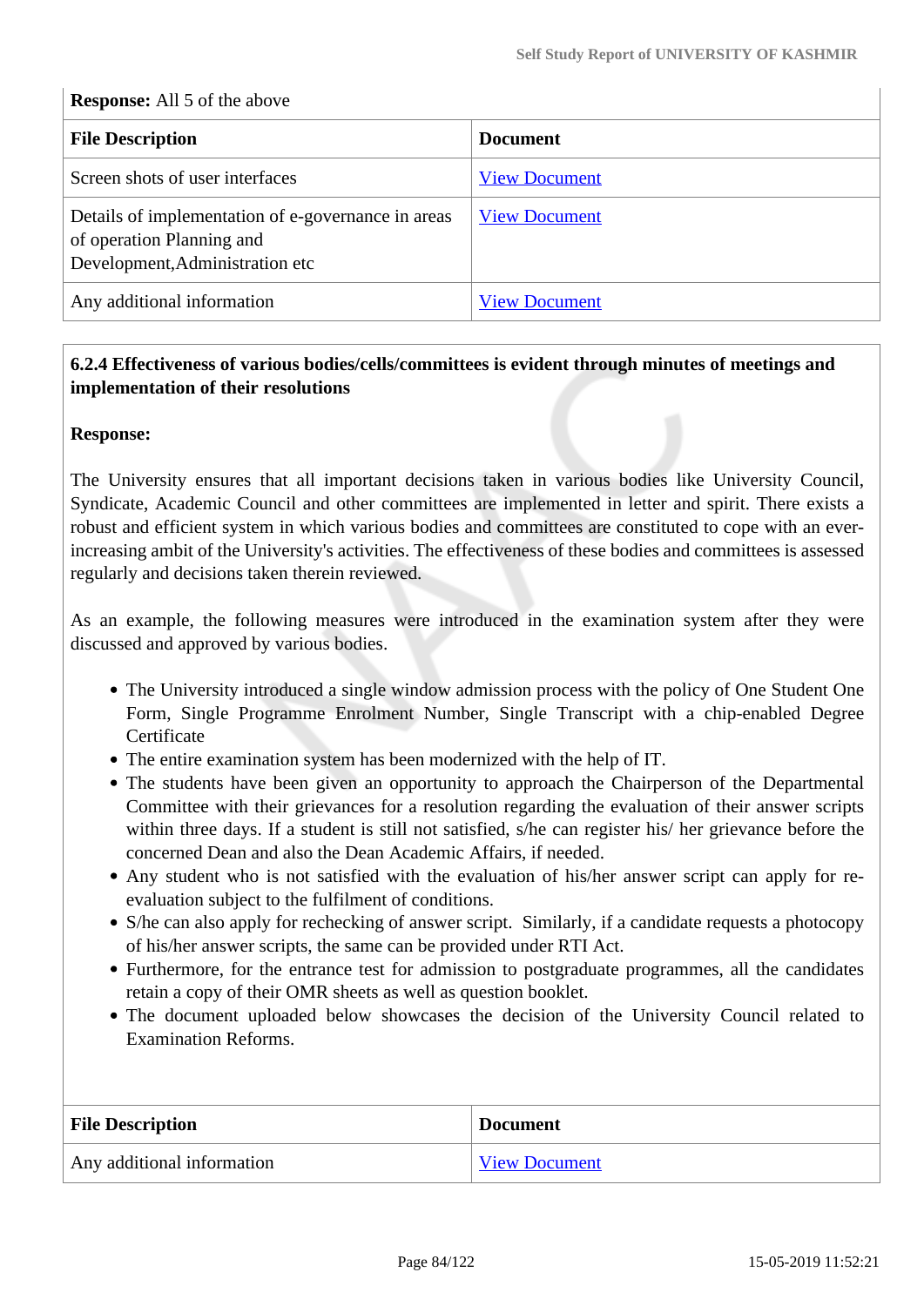**Response:** All 5 of the above

| File Description | Document |
| --- | --- |
| Screen shots of user interfaces | View Document |
| Details of implementation of e-governance in areas of operation Planning and Development,Administration etc | View Document |
| Any additional information | View Document |

**6.2.4 Effectiveness of various bodies/cells/committees is evident through minutes of meetings and implementation of their resolutions**

**Response:**

The University ensures that all important decisions taken in various bodies like University Council, Syndicate, Academic Council and other committees are implemented in letter and spirit. There exists a robust and efficient system in which various bodies and committees are constituted to cope with an ever-increasing ambit of the University's activities. The effectiveness of these bodies and committees is assessed regularly and decisions taken therein reviewed.

As an example, the following measures were introduced in the examination system after they were discussed and approved by various bodies.

- The University introduced a single window admission process with the policy of One Student One Form, Single Programme Enrolment Number, Single Transcript with a chip-enabled Degree Certificate
- The entire examination system has been modernized with the help of IT.
- The students have been given an opportunity to approach the Chairperson of the Departmental Committee with their grievances for a resolution regarding the evaluation of their answer scripts within three days. If a student is still not satisfied, s/he can register his/ her grievance before the concerned Dean and also the Dean Academic Affairs, if needed.
- Any student who is not satisfied with the evaluation of his/her answer script can apply for re-evaluation subject to the fulfilment of conditions.
- S/he can also apply for rechecking of answer script. Similarly, if a candidate requests a photocopy of his/her answer scripts, the same can be provided under RTI Act.
- Furthermore, for the entrance test for admission to postgraduate programmes, all the candidates retain a copy of their OMR sheets as well as question booklet.
- The document uploaded below showcases the decision of the University Council related to Examination Reforms.

| File Description | Document |
| --- | --- |
| Any additional information | View Document |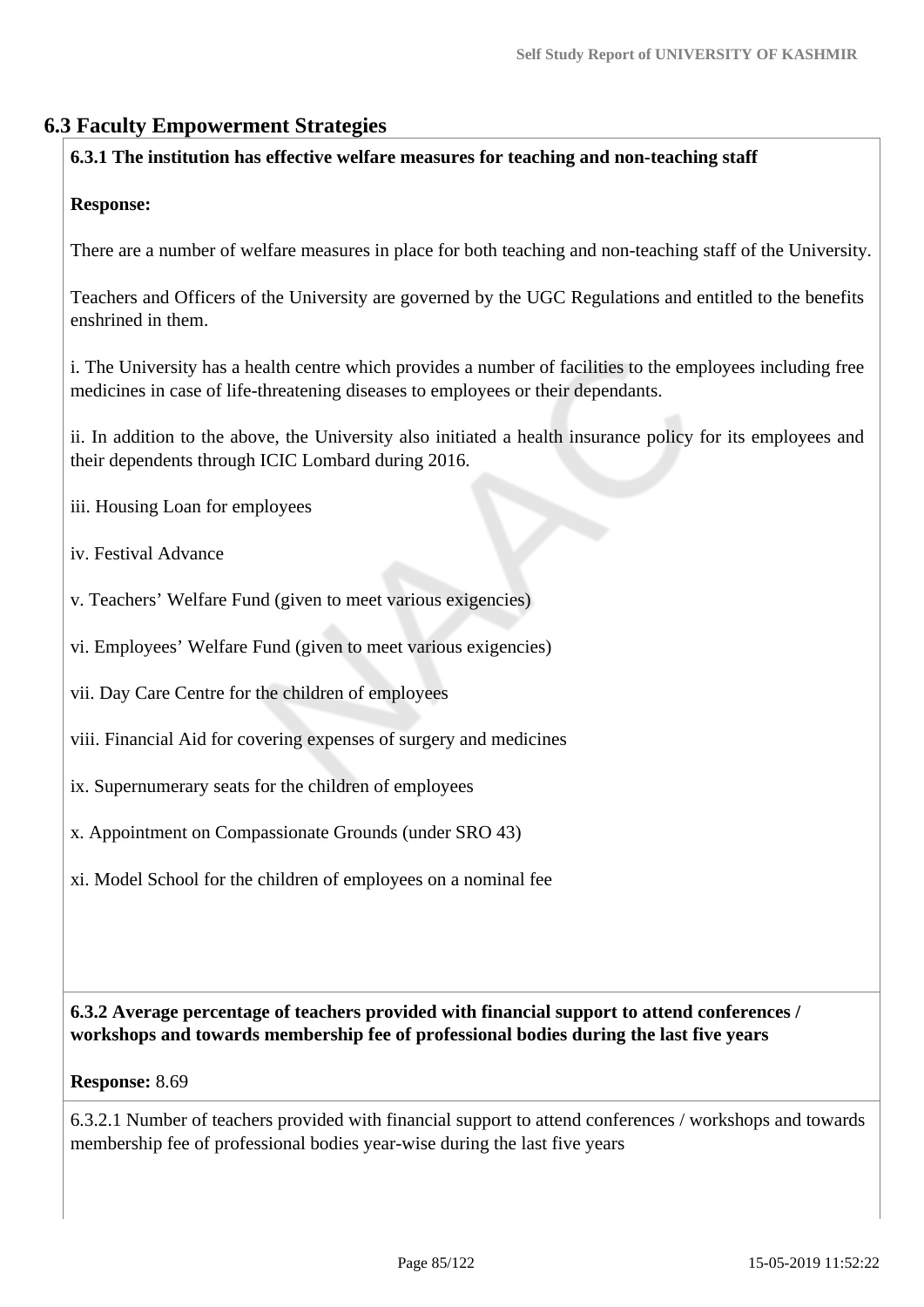## 6.3 Faculty Empowerment Strategies

**6.3.1 The institution has effective welfare measures for teaching and non-teaching staff**

**Response:**

There are a number of welfare measures in place for both teaching and non-teaching staff of the University.

Teachers and Officers of the University are governed by the UGC Regulations and entitled to the benefits enshrined in them.

i. The University has a health centre which provides a number of facilities to the employees including free medicines in case of life-threatening diseases to employees or their dependants.

ii. In addition to the above, the University also initiated a health insurance policy for its employees and their dependents through ICIC Lombard during 2016.

iii. Housing Loan for employees

iv. Festival Advance

v. Teachers' Welfare Fund (given to meet various exigencies)

vi. Employees' Welfare Fund (given to meet various exigencies)

vii. Day Care Centre for the children of employees

viii. Financial Aid for covering expenses of surgery and medicines

ix. Supernumerary seats for the children of employees

x. Appointment on Compassionate Grounds (under SRO 43)

xi. Model School for the children of employees on a nominal fee

**6.3.2 Average percentage of teachers provided with financial support to attend conferences / workshops and towards membership fee of professional bodies during the last five years**

**Response:** 8.69

6.3.2.1 Number of teachers provided with financial support to attend conferences / workshops and towards membership fee of professional bodies year-wise during the last five years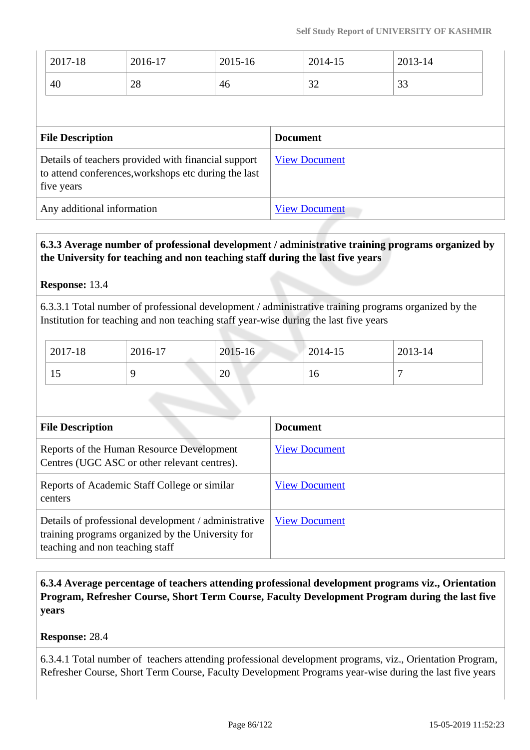| 2017-18 | 2016-17 | 2015-16 | 2014-15 | 2013-14 |
|---|---|---|---|---|
| 40 | 28 | 46 | 32 | 33 |

| File Description | Document |
|---|---|
| Details of teachers provided with financial support to attend conferences,workshops etc during the last five years | View Document |
| Any additional information | View Document |

**6.3.3 Average number of professional development / administrative training programs organized by the University for teaching and non teaching staff during the last five years**

**Response:** 13.4

6.3.3.1 Total number of professional development / administrative training programs organized by the Institution for teaching and non teaching staff year-wise during the last five years

| 2017-18 | 2016-17 | 2015-16 | 2014-15 | 2013-14 |
|---|---|---|---|---|
| 15 | 9 | 20 | 16 | 7 |

| File Description | Document |
|---|---|
| Reports of the Human Resource Development Centres (UGC ASC or other relevant centres). | View Document |
| Reports of Academic Staff College or similar centers | View Document |
| Details of professional development / administrative training programs organized by the University for teaching and non teaching staff | View Document |

**6.3.4 Average percentage of teachers attending professional development programs viz., Orientation Program, Refresher Course, Short Term Course, Faculty Development Program during the last five years**

**Response:** 28.4

6.3.4.1 Total number of teachers attending professional development programs, viz., Orientation Program, Refresher Course, Short Term Course, Faculty Development Programs year-wise during the last five years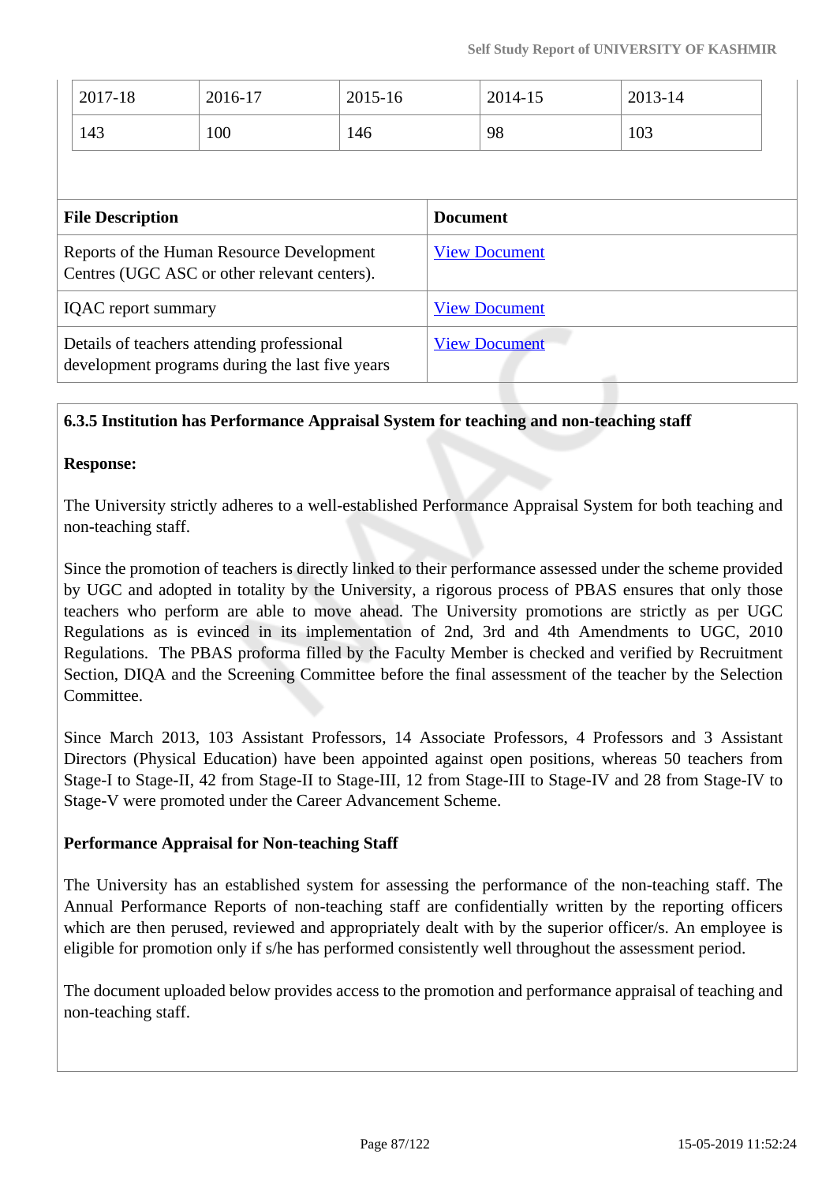| 2017-18 | 2016-17 | 2015-16 | 2014-15 | 2013-14 |
|---|---|---|---|---|
| 143 | 100 | 146 | 98 | 103 |

| File Description | Document |
|---|---|
| Reports of the Human Resource Development Centres (UGC ASC or other relevant centers). | View Document |
| IQAC report summary | View Document |
| Details of teachers attending professional development programs during the last five years | View Document |

**6.3.5 Institution has Performance Appraisal System for teaching and non-teaching staff**

**Response:**

The University strictly adheres to a well-established Performance Appraisal System for both teaching and non-teaching staff.

Since the promotion of teachers is directly linked to their performance assessed under the scheme provided by UGC and adopted in totality by the University, a rigorous process of PBAS ensures that only those teachers who perform are able to move ahead. The University promotions are strictly as per UGC Regulations as is evinced in its implementation of 2nd, 3rd and 4th Amendments to UGC, 2010 Regulations. The PBAS proforma filled by the Faculty Member is checked and verified by Recruitment Section, DIQA and the Screening Committee before the final assessment of the teacher by the Selection Committee.

Since March 2013, 103 Assistant Professors, 14 Associate Professors, 4 Professors and 3 Assistant Directors (Physical Education) have been appointed against open positions, whereas 50 teachers from Stage-I to Stage-II, 42 from Stage-II to Stage-III, 12 from Stage-III to Stage-IV and 28 from Stage-IV to Stage-V were promoted under the Career Advancement Scheme.

**Performance Appraisal for Non-teaching Staff**

The University has an established system for assessing the performance of the non-teaching staff. The Annual Performance Reports of non-teaching staff are confidentially written by the reporting officers which are then perused, reviewed and appropriately dealt with by the superior officer/s. An employee is eligible for promotion only if s/he has performed consistently well throughout the assessment period.

The document uploaded below provides access to the promotion and performance appraisal of teaching and non-teaching staff.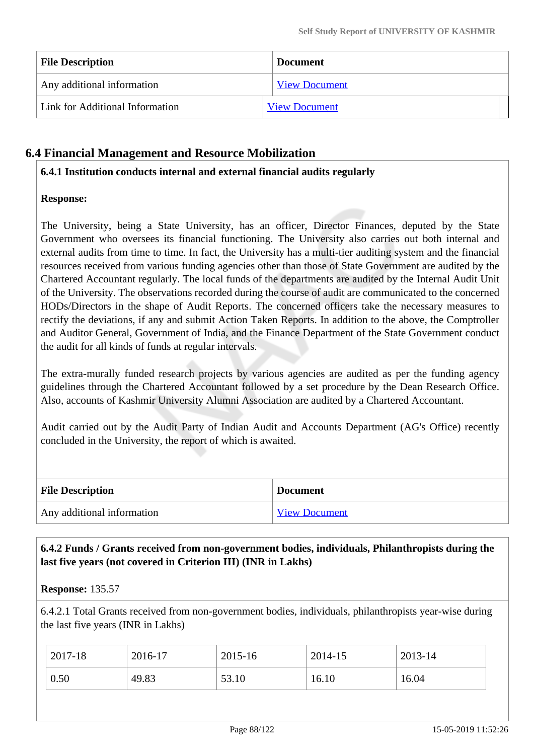| File Description | Document |
|---|---|
| Any additional information | View Document |
| Link for Additional Information | View Document |

## 6.4 Financial Management and Resource Mobilization

**6.4.1 Institution conducts internal and external financial audits regularly**

**Response:**

The University, being a State University, has an officer, Director Finances, deputed by the State Government who oversees its financial functioning. The University also carries out both internal and external audits from time to time. In fact, the University has a multi-tier auditing system and the financial resources received from various funding agencies other than those of State Government are audited by the Chartered Accountant regularly. The local funds of the departments are audited by the Internal Audit Unit of the University. The observations recorded during the course of audit are communicated to the concerned HODs/Directors in the shape of Audit Reports. The concerned officers take the necessary measures to rectify the deviations, if any and submit Action Taken Reports. In addition to the above, the Comptroller and Auditor General, Government of India, and the Finance Department of the State Government conduct the audit for all kinds of funds at regular intervals.

The extra-murally funded research projects by various agencies are audited as per the funding agency guidelines through the Chartered Accountant followed by a set procedure by the Dean Research Office. Also, accounts of Kashmir University Alumni Association are audited by a Chartered Accountant.

Audit carried out by the Audit Party of Indian Audit and Accounts Department (AG's Office) recently concluded in the University, the report of which is awaited.

| File Description | Document |
|---|---|
| Any additional information | View Document |

**6.4.2 Funds / Grants received from non-government bodies, individuals, Philanthropists during the last five years (not covered in Criterion III) (INR in Lakhs)**

**Response:** 135.57

6.4.2.1 Total Grants received from non-government bodies, individuals, philanthropists year-wise during the last five years (INR in Lakhs)

| 2017-18 | 2016-17 | 2015-16 | 2014-15 | 2013-14 |
|---|---|---|---|---|
| 0.50 | 49.83 | 53.10 | 16.10 | 16.04 |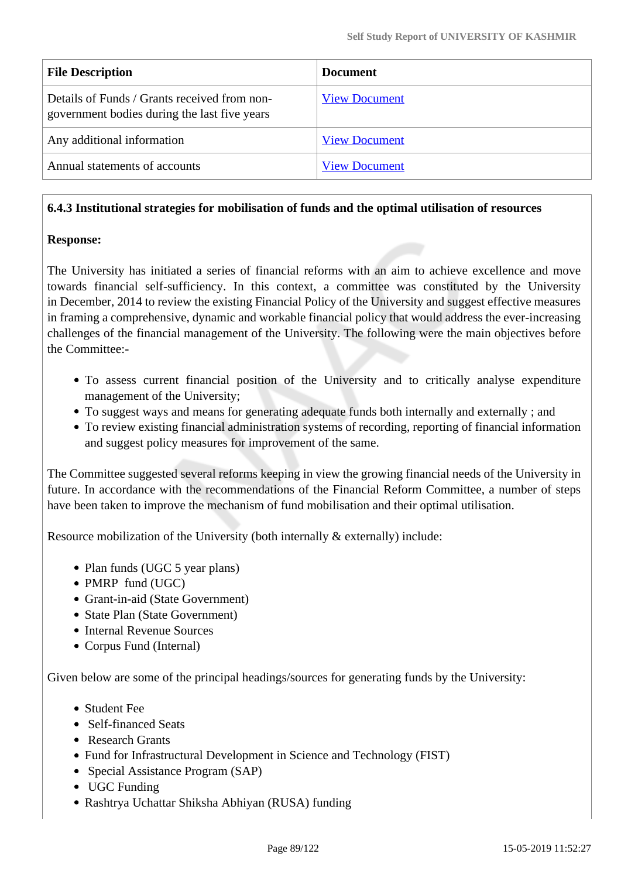| File Description | Document |
|---|---|
| Details of Funds / Grants received from non-government bodies during the last five years | View Document |
| Any additional information | View Document |
| Annual statements of accounts | View Document |

**6.4.3 Institutional strategies for mobilisation of funds and the optimal utilisation of resources**

**Response:**

The University has initiated a series of financial reforms with an aim to achieve excellence and move towards financial self-sufficiency. In this context, a committee was constituted by the University in December, 2014 to review the existing Financial Policy of the University and suggest effective measures in framing a comprehensive, dynamic and workable financial policy that would address the ever-increasing challenges of the financial management of the University. The following were the main objectives before the Committee:-

- To assess current financial position of the University and to critically analyse expenditure management of the University;
- To suggest ways and means for generating adequate funds both internally and externally ; and
- To review existing financial administration systems of recording, reporting of financial information and suggest policy measures for improvement of the same.

The Committee suggested several reforms keeping in view the growing financial needs of the University in future. In accordance with the recommendations of the Financial Reform Committee, a number of steps have been taken to improve the mechanism of fund mobilisation and their optimal utilisation.

Resource mobilization of the University (both internally & externally) include:

- Plan funds (UGC 5 year plans)
- PMRP fund (UGC)
- Grant-in-aid (State Government)
- State Plan (State Government)
- Internal Revenue Sources
- Corpus Fund (Internal)

Given below are some of the principal headings/sources for generating funds by the University:

- Student Fee
- Self-financed Seats
- Research Grants
- Fund for Infrastructural Development in Science and Technology (FIST)
- Special Assistance Program (SAP)
- UGC Funding
- Rashtrya Uchattar Shiksha Abhiyan (RUSA) funding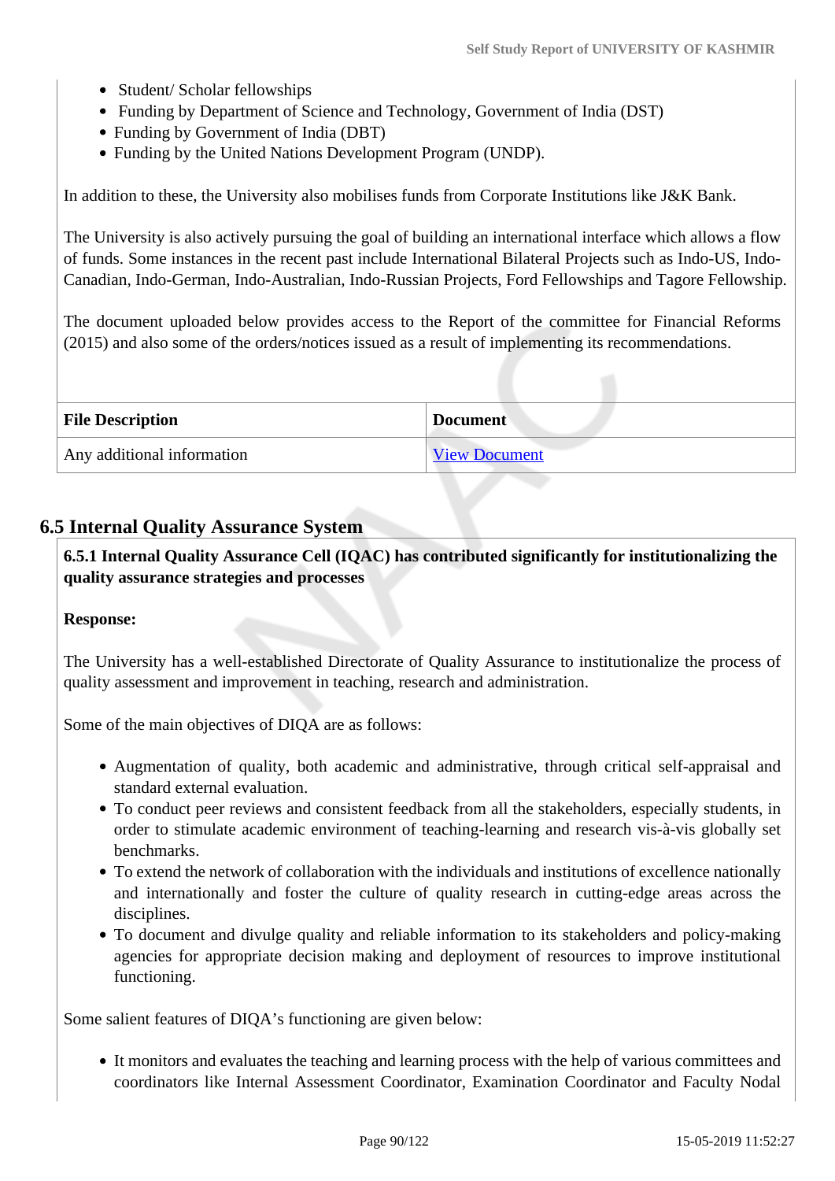- Student/ Scholar fellowships
- Funding by Department of Science and Technology, Government of India (DST)
- Funding by Government of India (DBT)
- Funding by the United Nations Development Program (UNDP).

In addition to these, the University also mobilises funds from Corporate Institutions like J&K Bank.

The University is also actively pursuing the goal of building an international interface which allows a flow of funds. Some instances in the recent past include International Bilateral Projects such as Indo-US, Indo-Canadian, Indo-German, Indo-Australian, Indo-Russian Projects, Ford Fellowships and Tagore Fellowship.

The document uploaded below provides access to the Report of the committee for Financial Reforms (2015) and also some of the orders/notices issued as a result of implementing its recommendations.

| File Description | Document |
| --- | --- |
| Any additional information | View Document |

## 6.5 Internal Quality Assurance System

**6.5.1 Internal Quality Assurance Cell (IQAC) has contributed significantly for institutionalizing the quality assurance strategies and processes**

**Response:**

The University has a well-established Directorate of Quality Assurance to institutionalize the process of quality assessment and improvement in teaching, research and administration.

Some of the main objectives of DIQA are as follows:

- Augmentation of quality, both academic and administrative, through critical self-appraisal and standard external evaluation.
- To conduct peer reviews and consistent feedback from all the stakeholders, especially students, in order to stimulate academic environment of teaching-learning and research vis-à-vis globally set benchmarks.
- To extend the network of collaboration with the individuals and institutions of excellence nationally and internationally and foster the culture of quality research in cutting-edge areas across the disciplines.
- To document and divulge quality and reliable information to its stakeholders and policy-making agencies for appropriate decision making and deployment of resources to improve institutional functioning.

Some salient features of DIQA's functioning are given below:

- It monitors and evaluates the teaching and learning process with the help of various committees and coordinators like Internal Assessment Coordinator, Examination Coordinator and Faculty Nodal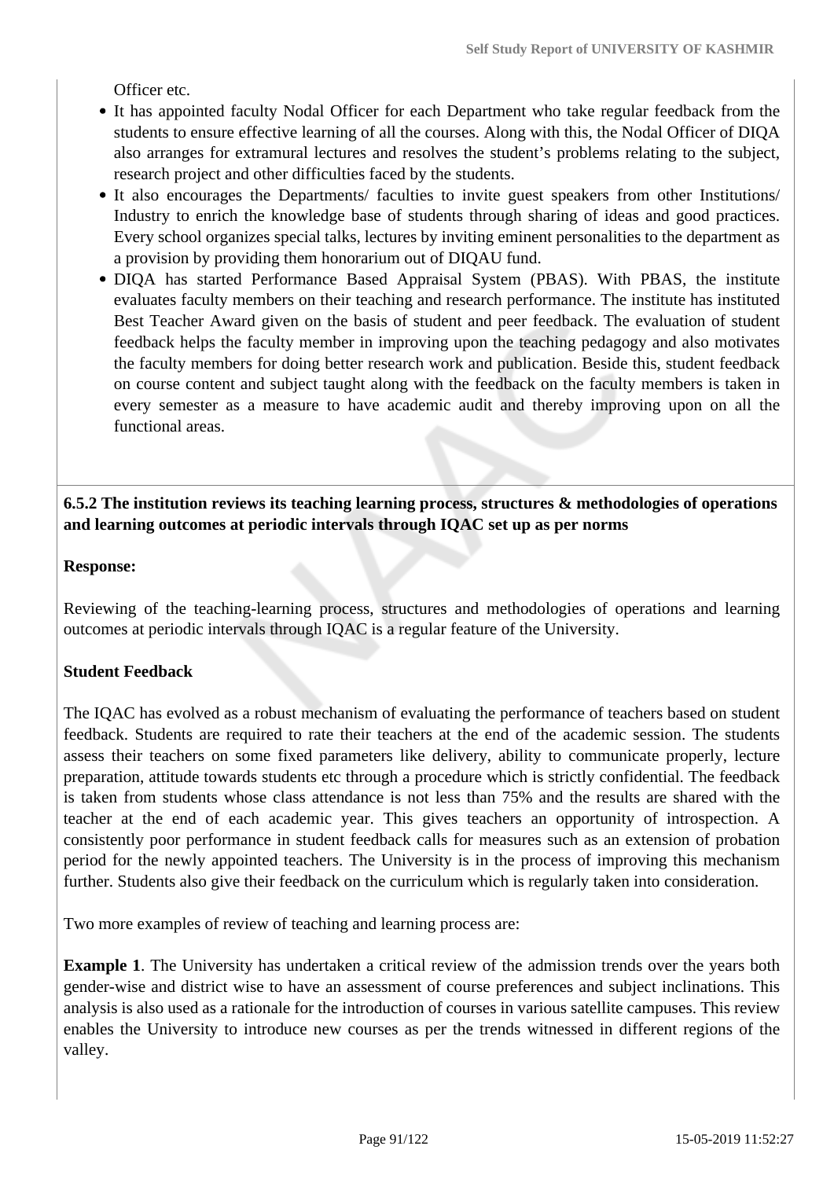Officer etc.

- It has appointed faculty Nodal Officer for each Department who take regular feedback from the students to ensure effective learning of all the courses. Along with this, the Nodal Officer of DIQA also arranges for extramural lectures and resolves the student's problems relating to the subject, research project and other difficulties faced by the students.
- It also encourages the Departments/ faculties to invite guest speakers from other Institutions/ Industry to enrich the knowledge base of students through sharing of ideas and good practices. Every school organizes special talks, lectures by inviting eminent personalities to the department as a provision by providing them honorarium out of DIQAU fund.
- DIQA has started Performance Based Appraisal System (PBAS). With PBAS, the institute evaluates faculty members on their teaching and research performance. The institute has instituted Best Teacher Award given on the basis of student and peer feedback. The evaluation of student feedback helps the faculty member in improving upon the teaching pedagogy and also motivates the faculty members for doing better research work and publication. Beside this, student feedback on course content and subject taught along with the feedback on the faculty members is taken in every semester as a measure to have academic audit and thereby improving upon on all the functional areas.

**6.5.2 The institution reviews its teaching learning process, structures & methodologies of operations and learning outcomes at periodic intervals through IQAC set up as per norms**

**Response:**

Reviewing of the teaching-learning process, structures and methodologies of operations and learning outcomes at periodic intervals through IQAC is a regular feature of the University.

**Student Feedback**

The IQAC has evolved as a robust mechanism of evaluating the performance of teachers based on student feedback. Students are required to rate their teachers at the end of the academic session. The students assess their teachers on some fixed parameters like delivery, ability to communicate properly, lecture preparation, attitude towards students etc through a procedure which is strictly confidential. The feedback is taken from students whose class attendance is not less than 75% and the results are shared with the teacher at the end of each academic year. This gives teachers an opportunity of introspection. A consistently poor performance in student feedback calls for measures such as an extension of probation period for the newly appointed teachers. The University is in the process of improving this mechanism further. Students also give their feedback on the curriculum which is regularly taken into consideration.

Two more examples of review of teaching and learning process are:

**Example 1**. The University has undertaken a critical review of the admission trends over the years both gender-wise and district wise to have an assessment of course preferences and subject inclinations. This analysis is also used as a rationale for the introduction of courses in various satellite campuses. This review enables the University to introduce new courses as per the trends witnessed in different regions of the valley.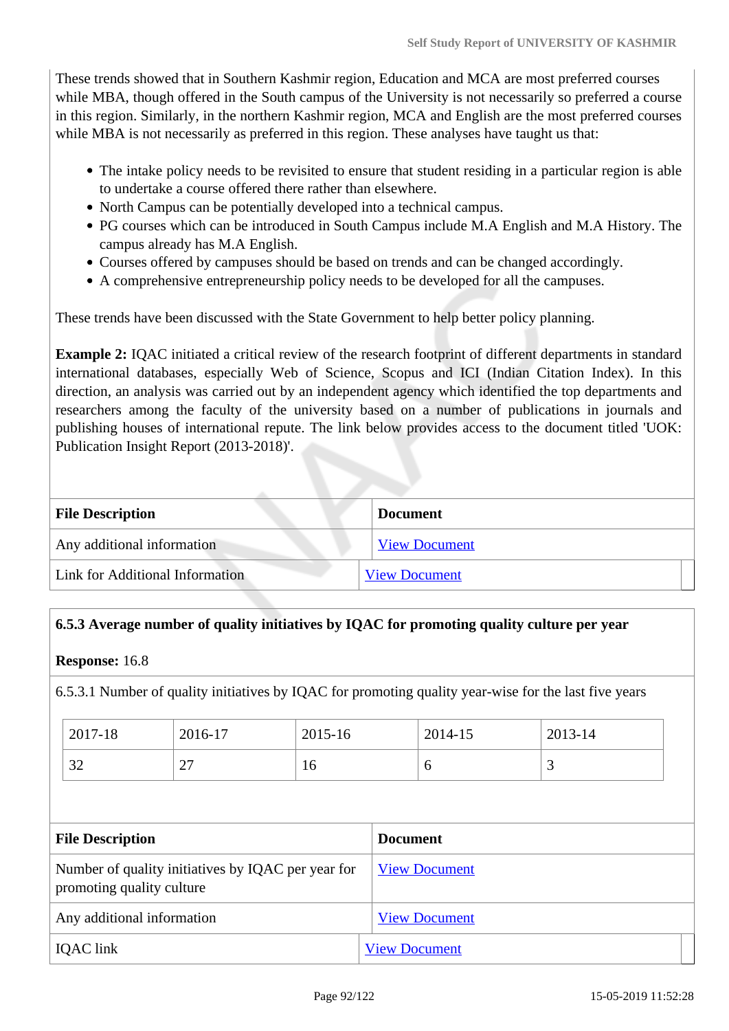These trends showed that in Southern Kashmir region, Education and MCA are most preferred courses while MBA, though offered in the South campus of the University is not necessarily so preferred a course in this region. Similarly, in the northern Kashmir region, MCA and English are the most preferred courses while MBA is not necessarily as preferred in this region. These analyses have taught us that:

- The intake policy needs to be revisited to ensure that student residing in a particular region is able to undertake a course offered there rather than elsewhere.
- North Campus can be potentially developed into a technical campus.
- PG courses which can be introduced in South Campus include M.A English and M.A History. The campus already has M.A English.
- Courses offered by campuses should be based on trends and can be changed accordingly.
- A comprehensive entrepreneurship policy needs to be developed for all the campuses.

These trends have been discussed with the State Government to help better policy planning.

**Example 2:** IQAC initiated a critical review of the research footprint of different departments in standard international databases, especially Web of Science, Scopus and ICI (Indian Citation Index). In this direction, an analysis was carried out by an independent agency which identified the top departments and researchers among the faculty of the university based on a number of publications in journals and publishing houses of international repute. The link below provides access to the document titled 'UOK: Publication Insight Report (2013-2018)'.

| **File Description** | **Document** |
|---|---|
| Any additional information | View Document |
| Link for Additional Information | View Document |

**6.5.3 Average number of quality initiatives by IQAC for promoting quality culture per year**

**Response:** 16.8

6.5.3.1 Number of quality initiatives by IQAC for promoting quality year-wise for the last five years

| 2017-18 | 2016-17 | 2015-16 | 2014-15 | 2013-14 |
|---|---|---|---|---|
| 32 | 27 | 16 | 6 | 3 |

| **File Description** | **Document** |
|---|---|
| Number of quality initiatives by IQAC per year for promoting quality culture | View Document |
| Any additional information | View Document |
| IQAC link | View Document |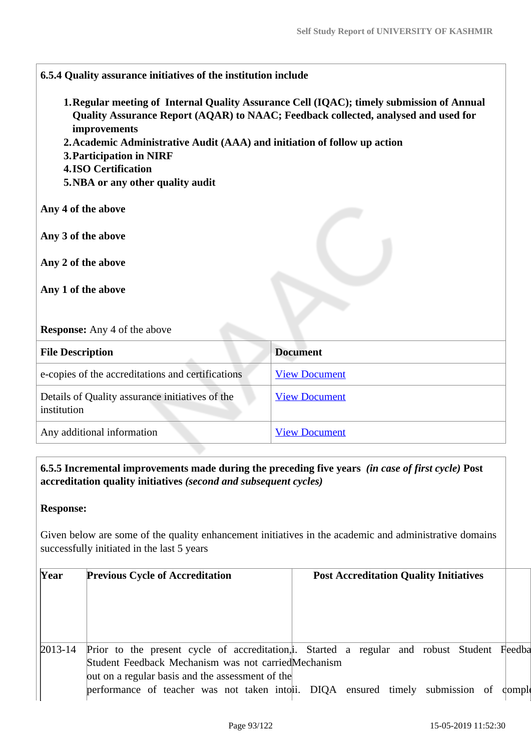**6.5.4 Quality assurance initiatives of the institution include**

1. **Regular meeting of Internal Quality Assurance Cell (IQAC); timely submission of Annual Quality Assurance Report (AQAR) to NAAC; Feedback collected, analysed and used for improvements**
2. **Academic Administrative Audit (AAA) and initiation of follow up action**
3. **Participation in NIRF**
4. **ISO Certification**
5. **NBA or any other quality audit**

**Any 4 of the above**

**Any 3 of the above**

**Any 2 of the above**

**Any 1 of the above**

**Response:** Any 4 of the above

| File Description | Document |
|---|---|
| e-copies of the accreditations and certifications | View Document |
| Details of Quality assurance initiatives of the institution | View Document |
| Any additional information | View Document |

**6.5.5 Incremental improvements made during the preceding five years** ***(in case of first cycle)*** **Post accreditation quality initiatives** ***(second and subsequent cycles)***

**Response:**

Given below are some of the quality enhancement initiatives in the academic and administrative domains successfully initiated in the last 5 years

| Year | Previous Cycle of Accreditation | Post Accreditation Quality Initiatives |
|---|---|---|
| 2013-14 | Prior to the present cycle of accreditation, Student Feedback Mechanism was not carried out on a regular basis and the assessment of the performance of teacher was not taken into | i. Started a regular and robust Student Feedba Mechanism<br>ii. DIQA ensured timely submission of comple |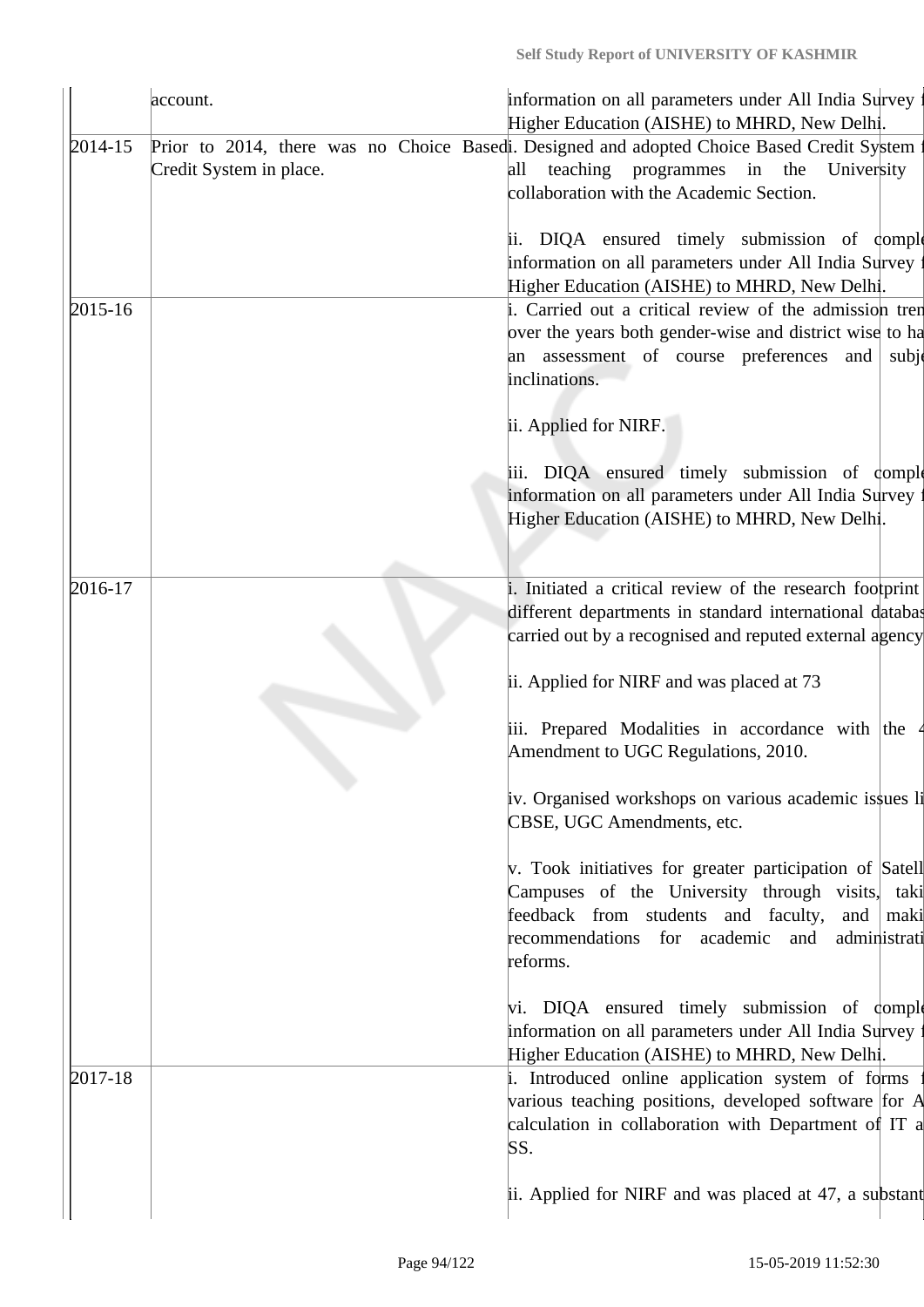| | account. | information on all parameters under All India Survey f Higher Education (AISHE) to MHRD, New Delhi. |
|---|---|---|
| 2014-15 | Prior to 2014, there was no Choice Based Credit System in place. | i. Designed and adopted Choice Based Credit System f all teaching programmes in the University collaboration with the Academic Section.<br><br>ii. DIQA ensured timely submission of comple information on all parameters under All India Survey f Higher Education (AISHE) to MHRD, New Delhi. |
| 2015-16 | | i. Carried out a critical review of the admission tren over the years both gender-wise and district wise to ha an assessment of course preferences and subje inclinations.<br><br>ii. Applied for NIRF.<br><br>iii. DIQA ensured timely submission of comple information on all parameters under All India Survey f Higher Education (AISHE) to MHRD, New Delhi. |
| 2016-17 | | i. Initiated a critical review of the research footprint different departments in standard international databas carried out by a recognised and reputed external agency<br><br>ii. Applied for NIRF and was placed at 73<br><br>iii. Prepared Modalities in accordance with the 4 Amendment to UGC Regulations, 2010.<br><br>iv. Organised workshops on various academic issues li CBSE, UGC Amendments, etc.<br><br>v. Took initiatives for greater participation of Satell Campuses of the University through visits, taki feedback from students and faculty, and maki recommendations for academic and administrati reforms.<br><br>vi. DIQA ensured timely submission of comple information on all parameters under All India Survey f Higher Education (AISHE) to MHRD, New Delhi. |
| 2017-18 | | i. Introduced online application system of forms f various teaching positions, developed software for A calculation in collaboration with Department of IT a SS.<br><br>ii. Applied for NIRF and was placed at 47, a substant |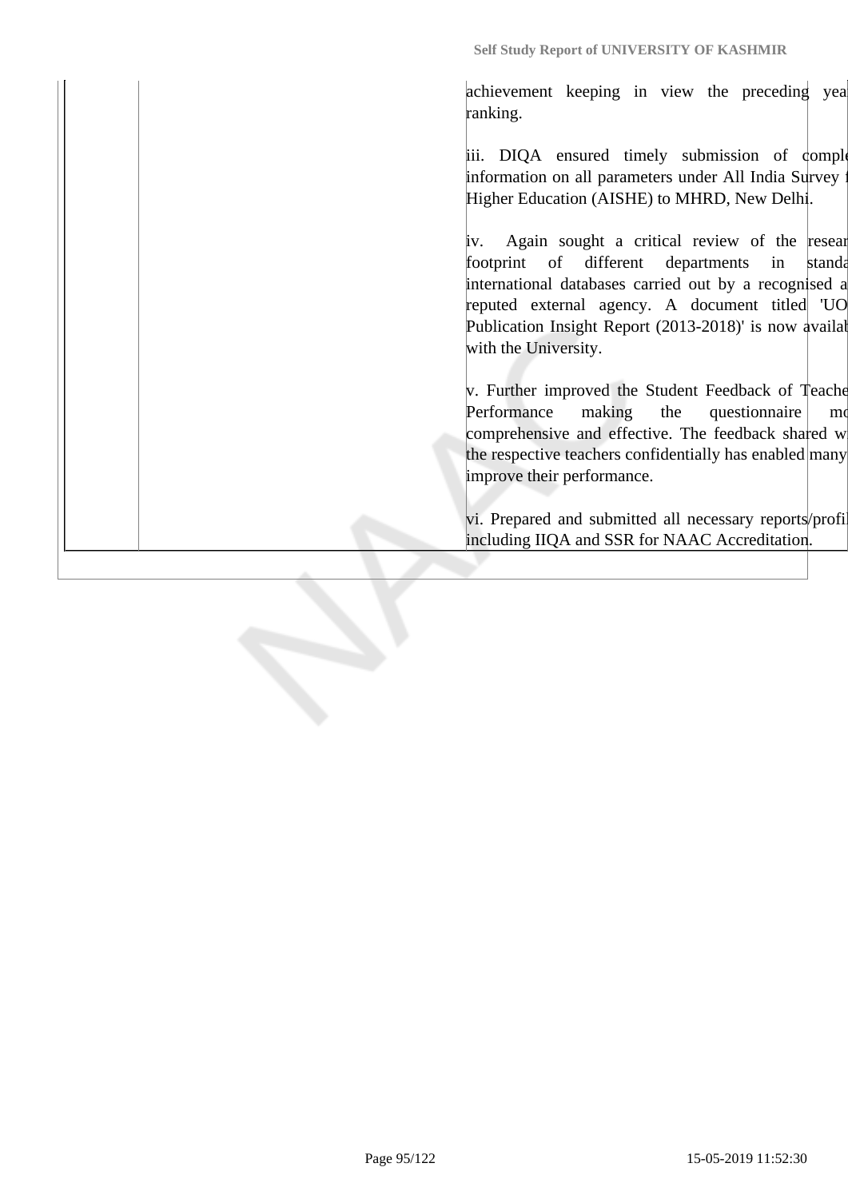| | | |
|---|---|---|
| | | achievement keeping in view the preceding yea ranking.<br><br>iii. DIQA ensured timely submission of comple information on all parameters under All India Survey f Higher Education (AISHE) to MHRD, New Delhi.<br><br>iv. Again sought a critical review of the resear footprint of different departments in standa international databases carried out by a recognised a reputed external agency. A document titled 'UO Publication Insight Report (2013-2018)' is now availab with the University.<br><br>v. Further improved the Student Feedback of Teache Performance making the questionnaire mo comprehensive and effective. The feedback shared w the respective teachers confidentially has enabled many improve their performance.<br><br>vi. Prepared and submitted all necessary reports/profil including IIQA and SSR for NAAC Accreditation. |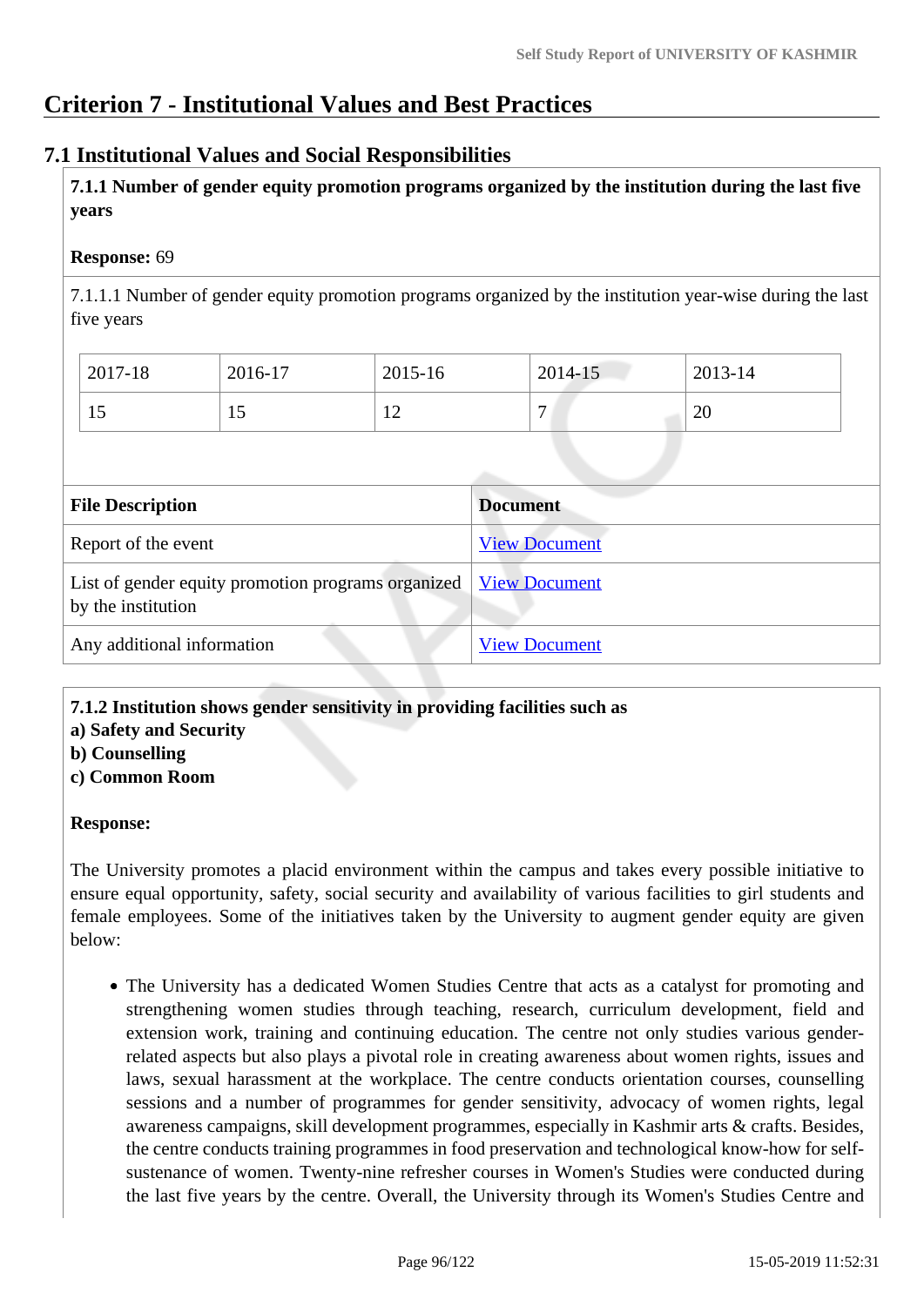# Criterion 7 - Institutional Values and Best Practices

## 7.1 Institutional Values and Social Responsibilities

**7.1.1 Number of gender equity promotion programs organized by the institution during the last five years**

**Response:** 69

7.1.1.1 Number of gender equity promotion programs organized by the institution year-wise during the last five years

| 2017-18 | 2016-17 | 2015-16 | 2014-15 | 2013-14 |
|---|---|---|---|---|
| 15 | 15 | 12 | 7 | 20 |

| File Description | Document |
|---|---|
| Report of the event | View Document |
| List of gender equity promotion programs organized by the institution | View Document |
| Any additional information | View Document |

**7.1.2 Institution shows gender sensitivity in providing facilities such as**
**a) Safety and Security**
**b) Counselling**
**c) Common Room**

**Response:**

The University promotes a placid environment within the campus and takes every possible initiative to ensure equal opportunity, safety, social security and availability of various facilities to girl students and female employees. Some of the initiatives taken by the University to augment gender equity are given below:

- The University has a dedicated Women Studies Centre that acts as a catalyst for promoting and strengthening women studies through teaching, research, curriculum development, field and extension work, training and continuing education. The centre not only studies various gender-related aspects but also plays a pivotal role in creating awareness about women rights, issues and laws, sexual harassment at the workplace. The centre conducts orientation courses, counselling sessions and a number of programmes for gender sensitivity, advocacy of women rights, legal awareness campaigns, skill development programmes, especially in Kashmir arts & crafts. Besides, the centre conducts training programmes in food preservation and technological know-how for self-sustenance of women. Twenty-nine refresher courses in Women's Studies were conducted during the last five years by the centre. Overall, the University through its Women's Studies Centre and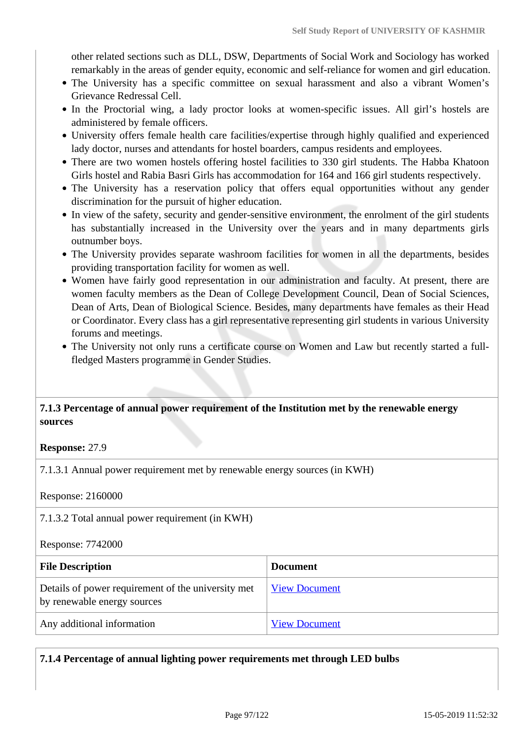other related sections such as DLL, DSW, Departments of Social Work and Sociology has worked remarkably in the areas of gender equity, economic and self-reliance for women and girl education.

- The University has a specific committee on sexual harassment and also a vibrant Women's Grievance Redressal Cell.
- In the Proctorial wing, a lady proctor looks at women-specific issues. All girl's hostels are administered by female officers.
- University offers female health care facilities/expertise through highly qualified and experienced lady doctor, nurses and attendants for hostel boarders, campus residents and employees.
- There are two women hostels offering hostel facilities to 330 girl students. The Habba Khatoon Girls hostel and Rabia Basri Girls has accommodation for 164 and 166 girl students respectively.
- The University has a reservation policy that offers equal opportunities without any gender discrimination for the pursuit of higher education.
- In view of the safety, security and gender-sensitive environment, the enrolment of the girl students has substantially increased in the University over the years and in many departments girls outnumber boys.
- The University provides separate washroom facilities for women in all the departments, besides providing transportation facility for women as well.
- Women have fairly good representation in our administration and faculty. At present, there are women faculty members as the Dean of College Development Council, Dean of Social Sciences, Dean of Arts, Dean of Biological Science. Besides, many departments have females as their Head or Coordinator. Every class has a girl representative representing girl students in various University forums and meetings.
- The University not only runs a certificate course on Women and Law but recently started a full-fledged Masters programme in Gender Studies.

**7.1.3 Percentage of annual power requirement of the Institution met by the renewable energy sources**

**Response:** 27.9

7.1.3.1 Annual power requirement met by renewable energy sources (in KWH)

Response: 2160000

7.1.3.2 Total annual power requirement (in KWH)

Response: 7742000

| File Description | Document |
|---|---|
| Details of power requirement of the university met by renewable energy sources | View Document |
| Any additional information | View Document |

**7.1.4 Percentage of annual lighting power requirements met through LED bulbs**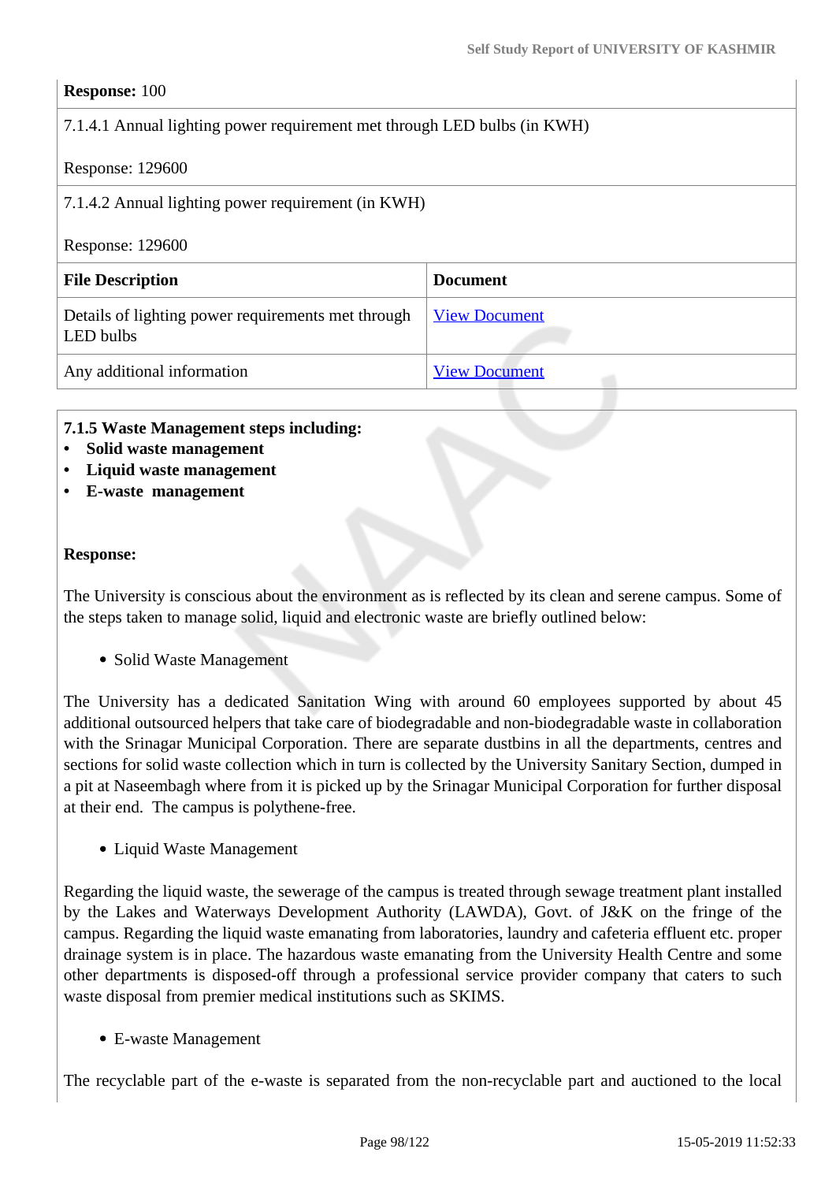**Response:** 100

7.1.4.1 Annual lighting power requirement met through LED bulbs (in KWH)

Response: 129600

7.1.4.2 Annual lighting power requirement (in KWH)

Response: 129600

| File Description | Document |
|---|---|
| Details of lighting power requirements met through LED bulbs | View Document |
| Any additional information | View Document |

**7.1.5 Waste Management steps including:**

- **Solid waste management**
- **Liquid waste management**
- **E-waste management**

**Response:**

The University is conscious about the environment as is reflected by its clean and serene campus. Some of the steps taken to manage solid, liquid and electronic waste are briefly outlined below:

- Solid Waste Management

The University has a dedicated Sanitation Wing with around 60 employees supported by about 45 additional outsourced helpers that take care of biodegradable and non-biodegradable waste in collaboration with the Srinagar Municipal Corporation. There are separate dustbins in all the departments, centres and sections for solid waste collection which in turn is collected by the University Sanitary Section, dumped in a pit at Naseembagh where from it is picked up by the Srinagar Municipal Corporation for further disposal at their end. The campus is polythene-free.

- Liquid Waste Management

Regarding the liquid waste, the sewerage of the campus is treated through sewage treatment plant installed by the Lakes and Waterways Development Authority (LAWDA), Govt. of J&K on the fringe of the campus. Regarding the liquid waste emanating from laboratories, laundry and cafeteria effluent etc. proper drainage system is in place. The hazardous waste emanating from the University Health Centre and some other departments is disposed-off through a professional service provider company that caters to such waste disposal from premier medical institutions such as SKIMS.

- E-waste Management

The recyclable part of the e-waste is separated from the non-recyclable part and auctioned to the local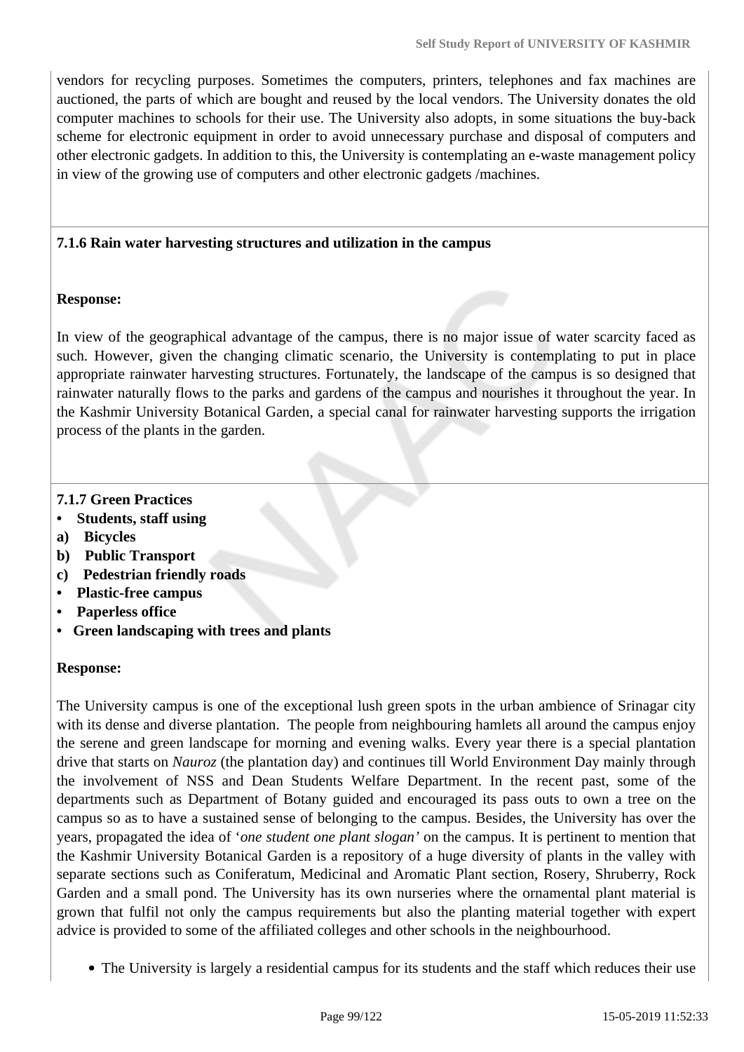vendors for recycling purposes. Sometimes the computers, printers, telephones and fax machines are auctioned, the parts of which are bought and reused by the local vendors. The University donates the old computer machines to schools for their use. The University also adopts, in some situations the buy-back scheme for electronic equipment in order to avoid unnecessary purchase and disposal of computers and other electronic gadgets. In addition to this, the University is contemplating an e-waste management policy in view of the growing use of computers and other electronic gadgets /machines.

**7.1.6 Rain water harvesting structures and utilization in the campus**

**Response:**

In view of the geographical advantage of the campus, there is no major issue of water scarcity faced as such. However, given the changing climatic scenario, the University is contemplating to put in place appropriate rainwater harvesting structures. Fortunately, the landscape of the campus is so designed that rainwater naturally flows to the parks and gardens of the campus and nourishes it throughout the year. In the Kashmir University Botanical Garden, a special canal for rainwater harvesting supports the irrigation process of the plants in the garden.

**7.1.7 Green Practices**

- **Students, staff using**

**a) Bicycles**

**b) Public Transport**

**c) Pedestrian friendly roads**

- **Plastic-free campus**
- **Paperless office**
- **Green landscaping with trees and plants**

**Response:**

The University campus is one of the exceptional lush green spots in the urban ambience of Srinagar city with its dense and diverse plantation. The people from neighbouring hamlets all around the campus enjoy the serene and green landscape for morning and evening walks. Every year there is a special plantation drive that starts on *Nauroz* (the plantation day) and continues till World Environment Day mainly through the involvement of NSS and Dean Students Welfare Department. In the recent past, some of the departments such as Department of Botany guided and encouraged its pass outs to own a tree on the campus so as to have a sustained sense of belonging to the campus. Besides, the University has over the years, propagated the idea of '*one student one plant slogan'* on the campus. It is pertinent to mention that the Kashmir University Botanical Garden is a repository of a huge diversity of plants in the valley with separate sections such as Coniferatum, Medicinal and Aromatic Plant section, Rosery, Shruberry, Rock Garden and a small pond. The University has its own nurseries where the ornamental plant material is grown that fulfil not only the campus requirements but also the planting material together with expert advice is provided to some of the affiliated colleges and other schools in the neighbourhood.

- The University is largely a residential campus for its students and the staff which reduces their use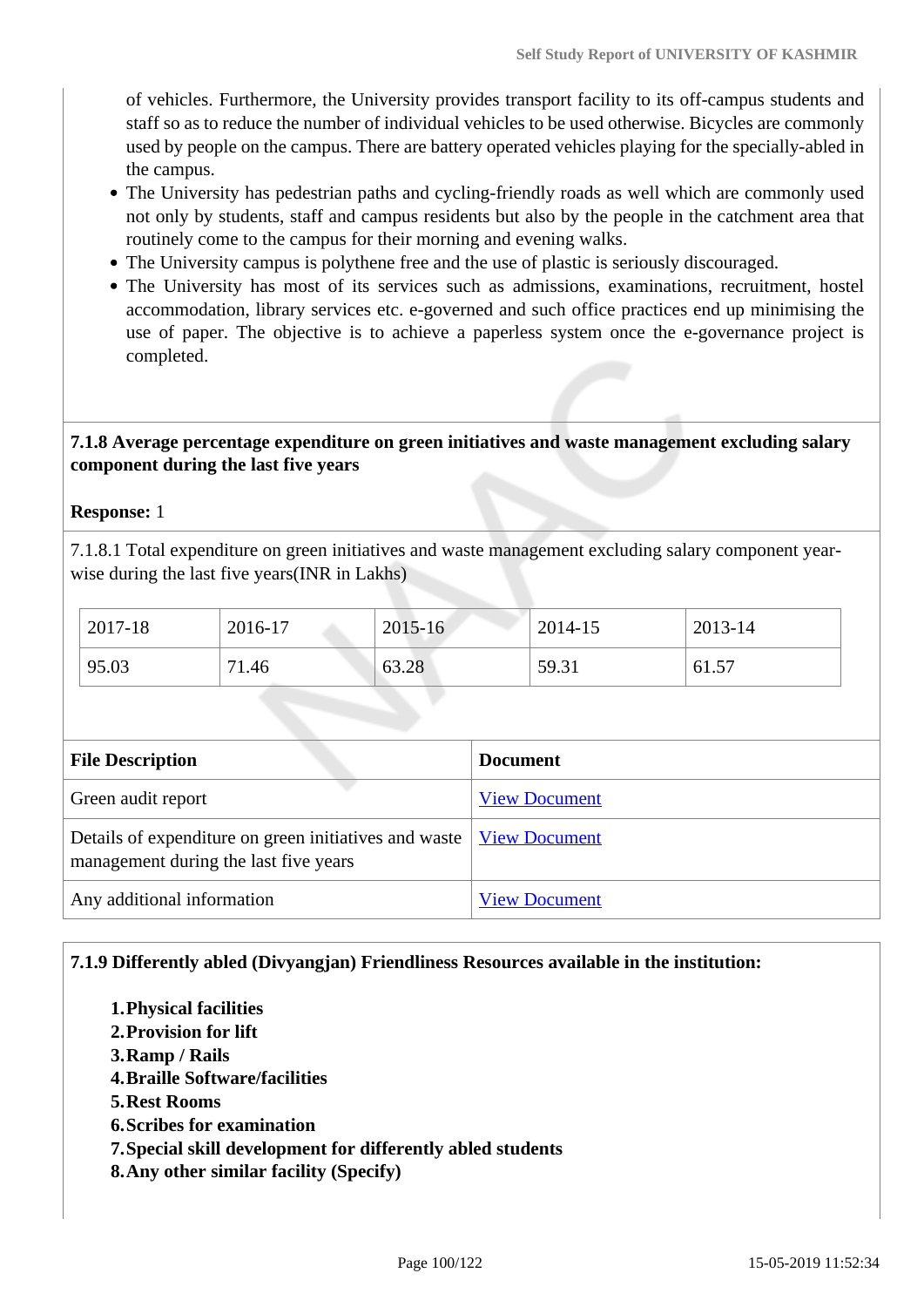of vehicles. Furthermore, the University provides transport facility to its off-campus students and staff so as to reduce the number of individual vehicles to be used otherwise. Bicycles are commonly used by people on the campus. There are battery operated vehicles playing for the specially-abled in the campus.

- The University has pedestrian paths and cycling-friendly roads as well which are commonly used not only by students, staff and campus residents but also by the people in the catchment area that routinely come to the campus for their morning and evening walks.
- The University campus is polythene free and the use of plastic is seriously discouraged.
- The University has most of its services such as admissions, examinations, recruitment, hostel accommodation, library services etc. e-governed and such office practices end up minimising the use of paper. The objective is to achieve a paperless system once the e-governance project is completed.

**7.1.8 Average percentage expenditure on green initiatives and waste management excluding salary component during the last five years**

**Response:** 1

7.1.8.1 Total expenditure on green initiatives and waste management excluding salary component year-wise during the last five years(INR in Lakhs)

| 2017-18 | 2016-17 | 2015-16 | 2014-15 | 2013-14 |
|---|---|---|---|---|
| 95.03 | 71.46 | 63.28 | 59.31 | 61.57 |

| File Description | Document |
|---|---|
| Green audit report | View Document |
| Details of expenditure on green initiatives and waste management during the last five years | View Document |
| Any additional information | View Document |

**7.1.9 Differently abled (Divyangjan) Friendliness Resources available in the institution:**

1. **Physical facilities**
2. **Provision for lift**
3. **Ramp / Rails**
4. **Braille Software/facilities**
5. **Rest Rooms**
6. **Scribes for examination**
7. **Special skill development for differently abled students**
8. **Any other similar facility (Specify)**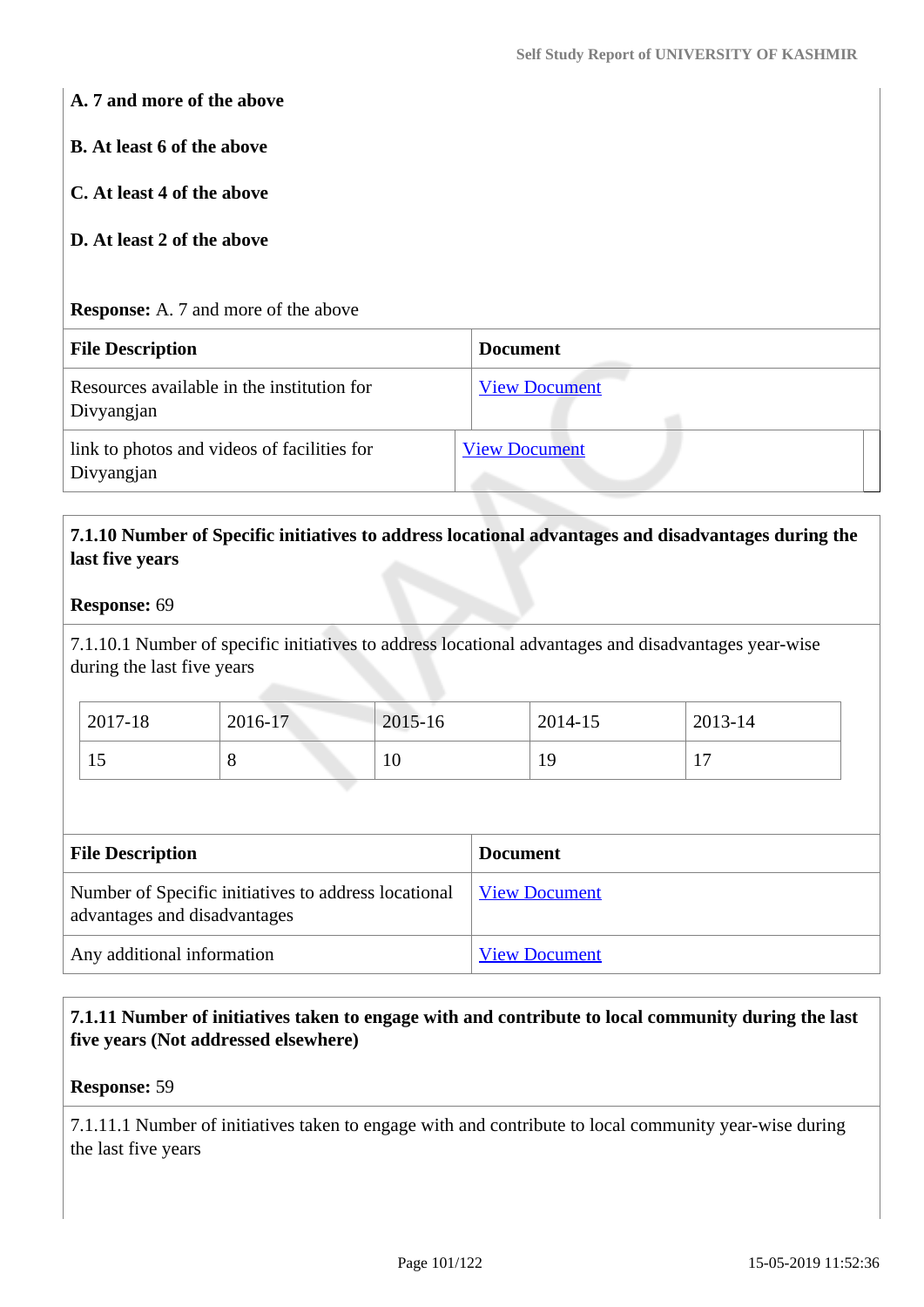**A. 7 and more of the above**

**B. At least 6 of the above**

**C. At least 4 of the above**

**D. At least 2 of the above**

**Response:** A. 7 and more of the above

| File Description | Document |
|---|---|
| Resources available in the institution for Divyangjan | View Document |
| link to photos and videos of facilities for Divyangjan | View Document |

**7.1.10 Number of Specific initiatives to address locational advantages and disadvantages during the last five years**

**Response:** 69

7.1.10.1 Number of specific initiatives to address locational advantages and disadvantages year-wise during the last five years

| 2017-18 | 2016-17 | 2015-16 | 2014-15 | 2013-14 |
|---|---|---|---|---|
| 15 | 8 | 10 | 19 | 17 |

| File Description | Document |
|---|---|
| Number of Specific initiatives to address locational advantages and disadvantages | View Document |
| Any additional information | View Document |

**7.1.11 Number of initiatives taken to engage with and contribute to local community during the last five years (Not addressed elsewhere)**

**Response:** 59

7.1.11.1 Number of initiatives taken to engage with and contribute to local community year-wise during the last five years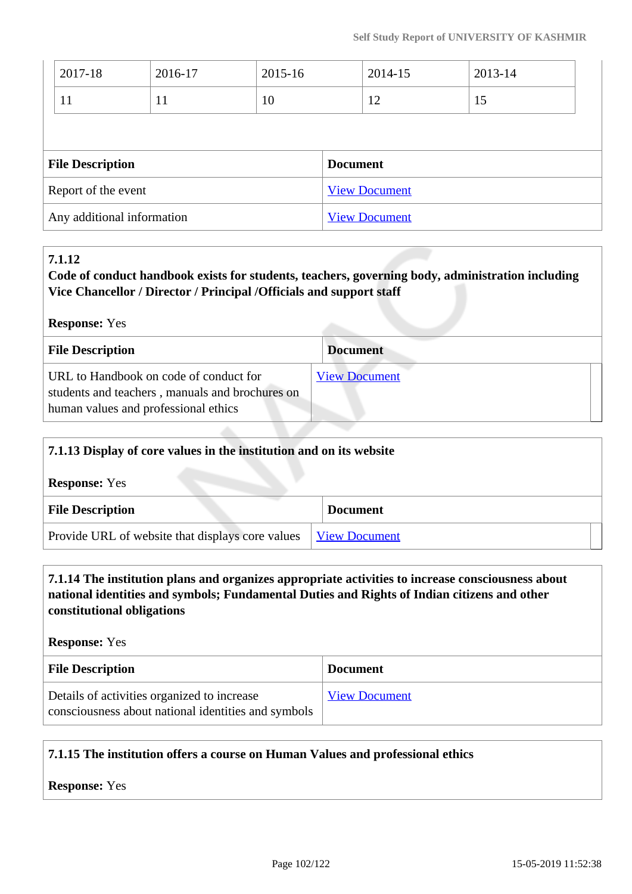| 2017-18 | 2016-17 | 2015-16 | 2014-15 | 2013-14 |
|---|---|---|---|---|
| 11 | 11 | 10 | 12 | 15 |

| File Description | Document |
|---|---|
| Report of the event | View Document |
| Any additional information | View Document |

**7.1.12**
**Code of conduct handbook exists for students, teachers, governing body, administration including Vice Chancellor / Director / Principal /Officials and support staff**

**Response:** Yes

| File Description | Document |
|---|---|
| URL to Handbook on code of conduct for students and teachers , manuals and brochures on human values and professional ethics | View Document |

**7.1.13 Display of core values in the institution and on its website**

**Response:** Yes

| File Description | Document |
|---|---|
| Provide URL of website that displays core values | View Document |

**7.1.14 The institution plans and organizes appropriate activities to increase consciousness about national identities and symbols; Fundamental Duties and Rights of Indian citizens and other constitutional obligations**

**Response:** Yes

| File Description | Document |
|---|---|
| Details of activities organized to increase consciousness about national identities and symbols | View Document |

**7.1.15 The institution offers a course on Human Values and professional ethics**

**Response:** Yes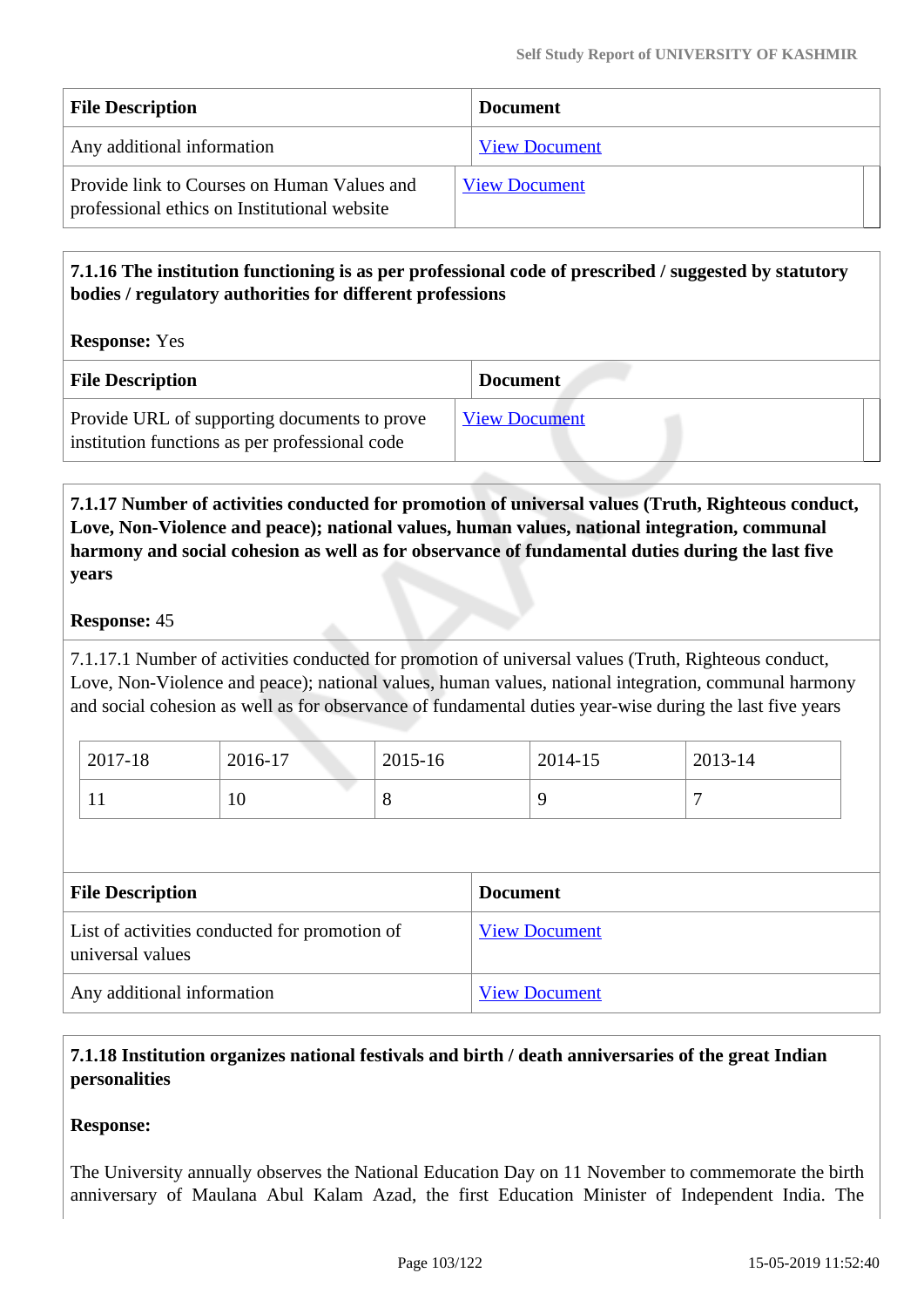| File Description | Document |
| --- | --- |
| Any additional information | View Document |
| Provide link to Courses on Human Values and professional ethics on Institutional website | View Document |

**7.1.16 The institution functioning is as per professional code of prescribed / suggested by statutory bodies / regulatory authorities for different professions**

**Response:** Yes

| File Description | Document |
| --- | --- |
| Provide URL of supporting documents to prove institution functions as per professional code | View Document |

**7.1.17 Number of activities conducted for promotion of universal values (Truth, Righteous conduct, Love, Non-Violence and peace); national values, human values, national integration, communal harmony and social cohesion as well as for observance of fundamental duties during the last five years**

**Response:** 45

7.1.17.1 Number of activities conducted for promotion of universal values (Truth, Righteous conduct, Love, Non-Violence and peace); national values, human values, national integration, communal harmony and social cohesion as well as for observance of fundamental duties year-wise during the last five years

| 2017-18 | 2016-17 | 2015-16 | 2014-15 | 2013-14 |
| --- | --- | --- | --- | --- |
| 11 | 10 | 8 | 9 | 7 |

| File Description | Document |
| --- | --- |
| List of activities conducted for promotion of universal values | View Document |
| Any additional information | View Document |

**7.1.18 Institution organizes national festivals and birth / death anniversaries of the great Indian personalities**

**Response:**

The University annually observes the National Education Day on 11 November to commemorate the birth anniversary of Maulana Abul Kalam Azad, the first Education Minister of Independent India. The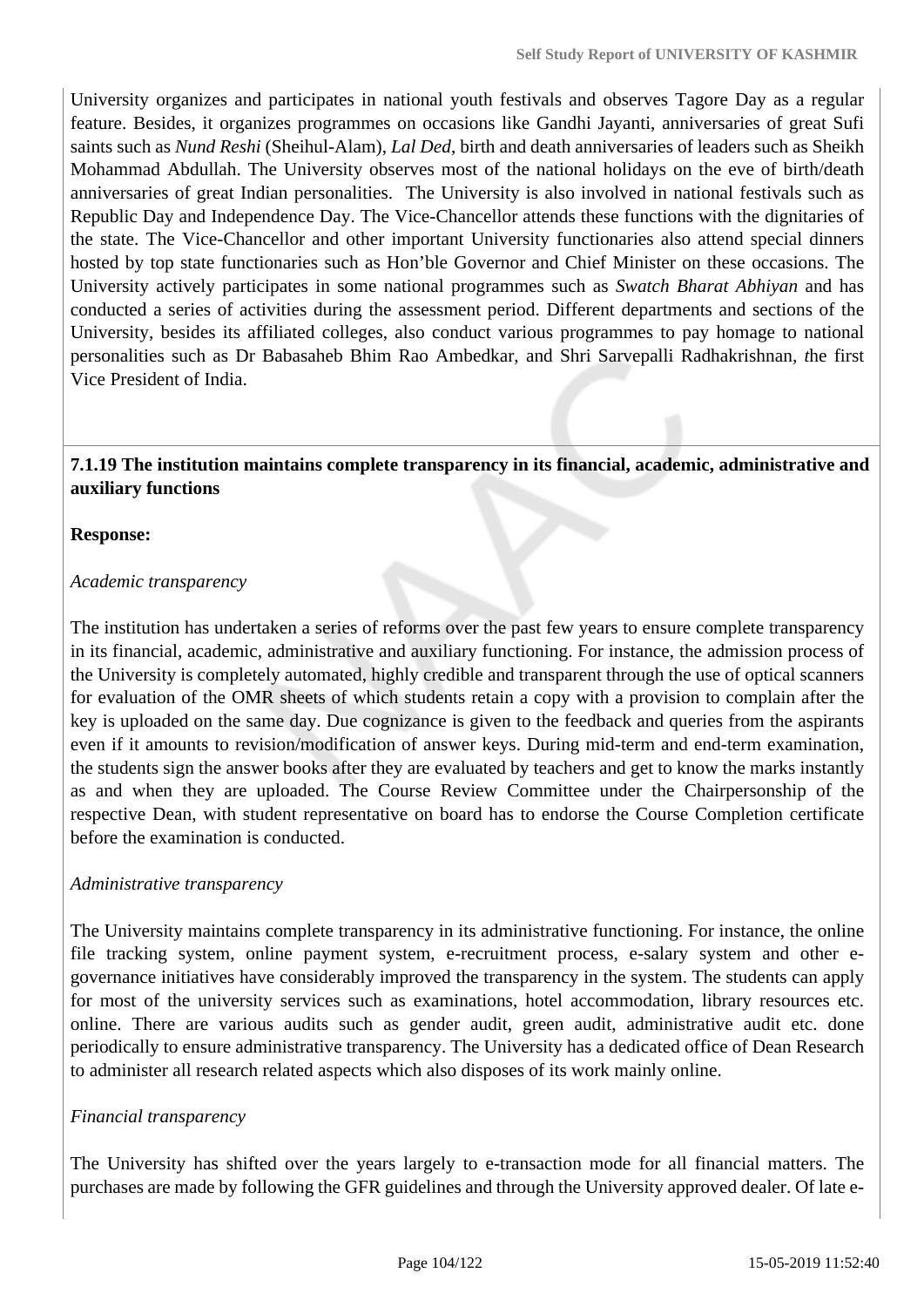University organizes and participates in national youth festivals and observes Tagore Day as a regular feature. Besides, it organizes programmes on occasions like Gandhi Jayanti, anniversaries of great Sufi saints such as *Nund Reshi* (Sheihul-Alam), *Lal Ded*, birth and death anniversaries of leaders such as Sheikh Mohammad Abdullah. The University observes most of the national holidays on the eve of birth/death anniversaries of great Indian personalities. The University is also involved in national festivals such as Republic Day and Independence Day. The Vice-Chancellor attends these functions with the dignitaries of the state. The Vice-Chancellor and other important University functionaries also attend special dinners hosted by top state functionaries such as Hon'ble Governor and Chief Minister on these occasions. The University actively participates in some national programmes such as *Swatch Bharat Abhiyan* and has conducted a series of activities during the assessment period. Different departments and sections of the University, besides its affiliated colleges, also conduct various programmes to pay homage to national personalities such as Dr Babasaheb Bhim Rao Ambedkar, and Shri Sarvepalli Radhakrishnan, *t*he first Vice President of India.

**7.1.19 The institution maintains complete transparency in its financial, academic, administrative and auxiliary functions**

**Response:**

*Academic transparency*

The institution has undertaken a series of reforms over the past few years to ensure complete transparency in its financial, academic, administrative and auxiliary functioning. For instance, the admission process of the University is completely automated, highly credible and transparent through the use of optical scanners for evaluation of the OMR sheets of which students retain a copy with a provision to complain after the key is uploaded on the same day. Due cognizance is given to the feedback and queries from the aspirants even if it amounts to revision/modification of answer keys. During mid-term and end-term examination, the students sign the answer books after they are evaluated by teachers and get to know the marks instantly as and when they are uploaded. The Course Review Committee under the Chairpersonship of the respective Dean, with student representative on board has to endorse the Course Completion certificate before the examination is conducted.

*Administrative transparency*

The University maintains complete transparency in its administrative functioning. For instance, the online file tracking system, online payment system, e-recruitment process, e-salary system and other e-governance initiatives have considerably improved the transparency in the system. The students can apply for most of the university services such as examinations, hotel accommodation, library resources etc. online. There are various audits such as gender audit, green audit, administrative audit etc. done periodically to ensure administrative transparency. The University has a dedicated office of Dean Research to administer all research related aspects which also disposes of its work mainly online.

*Financial transparency*

The University has shifted over the years largely to e-transaction mode for all financial matters. The purchases are made by following the GFR guidelines and through the University approved dealer. Of late e-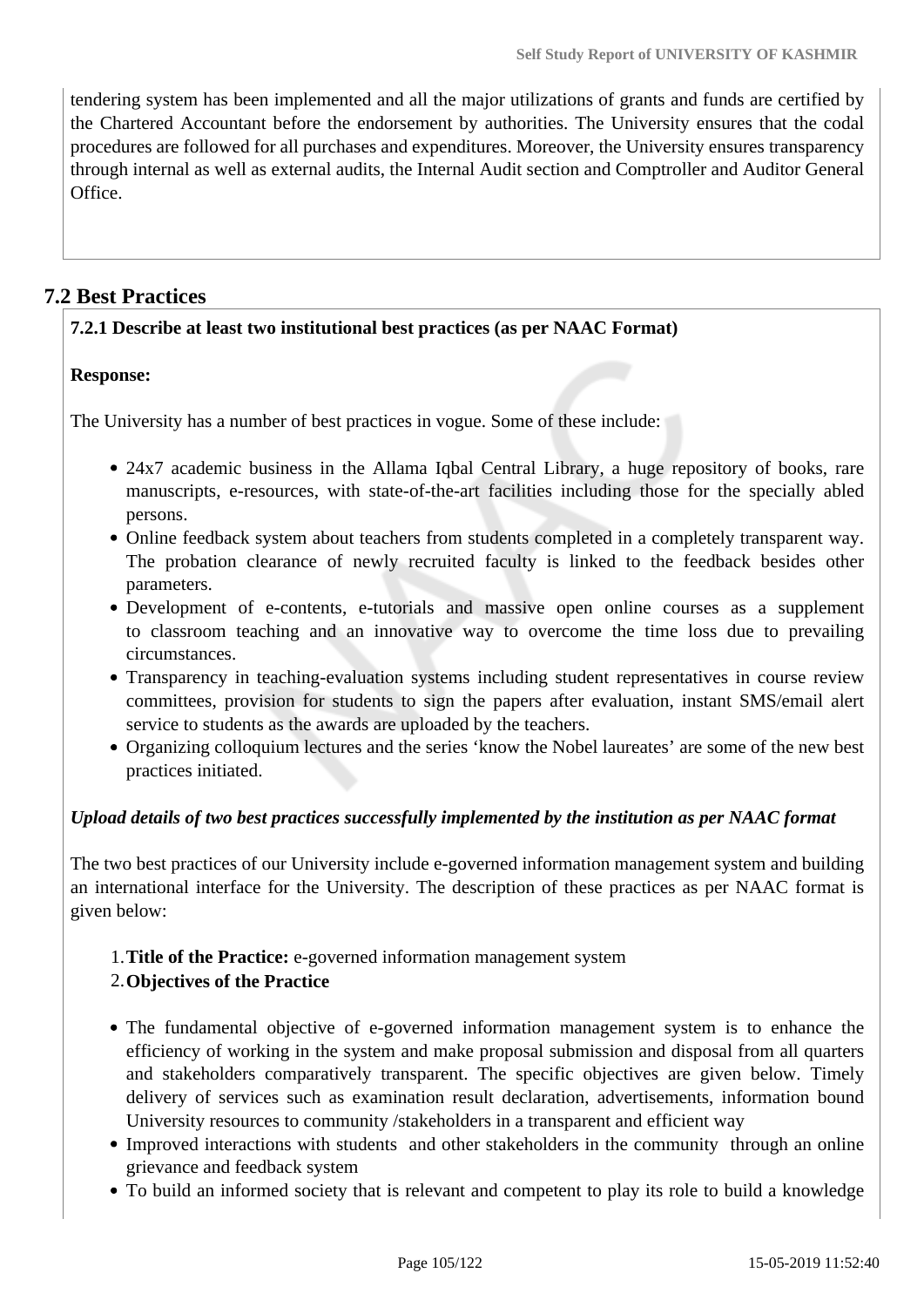tendering system has been implemented and all the major utilizations of grants and funds are certified by the Chartered Accountant before the endorsement by authorities. The University ensures that the codal procedures are followed for all purchases and expenditures. Moreover, the University ensures transparency through internal as well as external audits, the Internal Audit section and Comptroller and Auditor General Office.

## 7.2 Best Practices

**7.2.1 Describe at least two institutional best practices (as per NAAC Format)**

**Response:**

The University has a number of best practices in vogue. Some of these include:

- 24x7 academic business in the Allama Iqbal Central Library, a huge repository of books, rare manuscripts, e-resources, with state-of-the-art facilities including those for the specially abled persons.
- Online feedback system about teachers from students completed in a completely transparent way. The probation clearance of newly recruited faculty is linked to the feedback besides other parameters.
- Development of e-contents, e-tutorials and massive open online courses as a supplement to classroom teaching and an innovative way to overcome the time loss due to prevailing circumstances.
- Transparency in teaching-evaluation systems including student representatives in course review committees, provision for students to sign the papers after evaluation, instant SMS/email alert service to students as the awards are uploaded by the teachers.
- Organizing colloquium lectures and the series 'know the Nobel laureates' are some of the new best practices initiated.

***Upload details of two best practices successfully implemented by the institution as per NAAC format***

The two best practices of our University include e-governed information management system and building an international interface for the University. The description of these practices as per NAAC format is given below:

1. **Title of the Practice:** e-governed information management system
2. **Objectives of the Practice**

- The fundamental objective of e-governed information management system is to enhance the efficiency of working in the system and make proposal submission and disposal from all quarters and stakeholders comparatively transparent. The specific objectives are given below. Timely delivery of services such as examination result declaration, advertisements, information bound University resources to community /stakeholders in a transparent and efficient way
- Improved interactions with students and other stakeholders in the community through an online grievance and feedback system
- To build an informed society that is relevant and competent to play its role to build a knowledge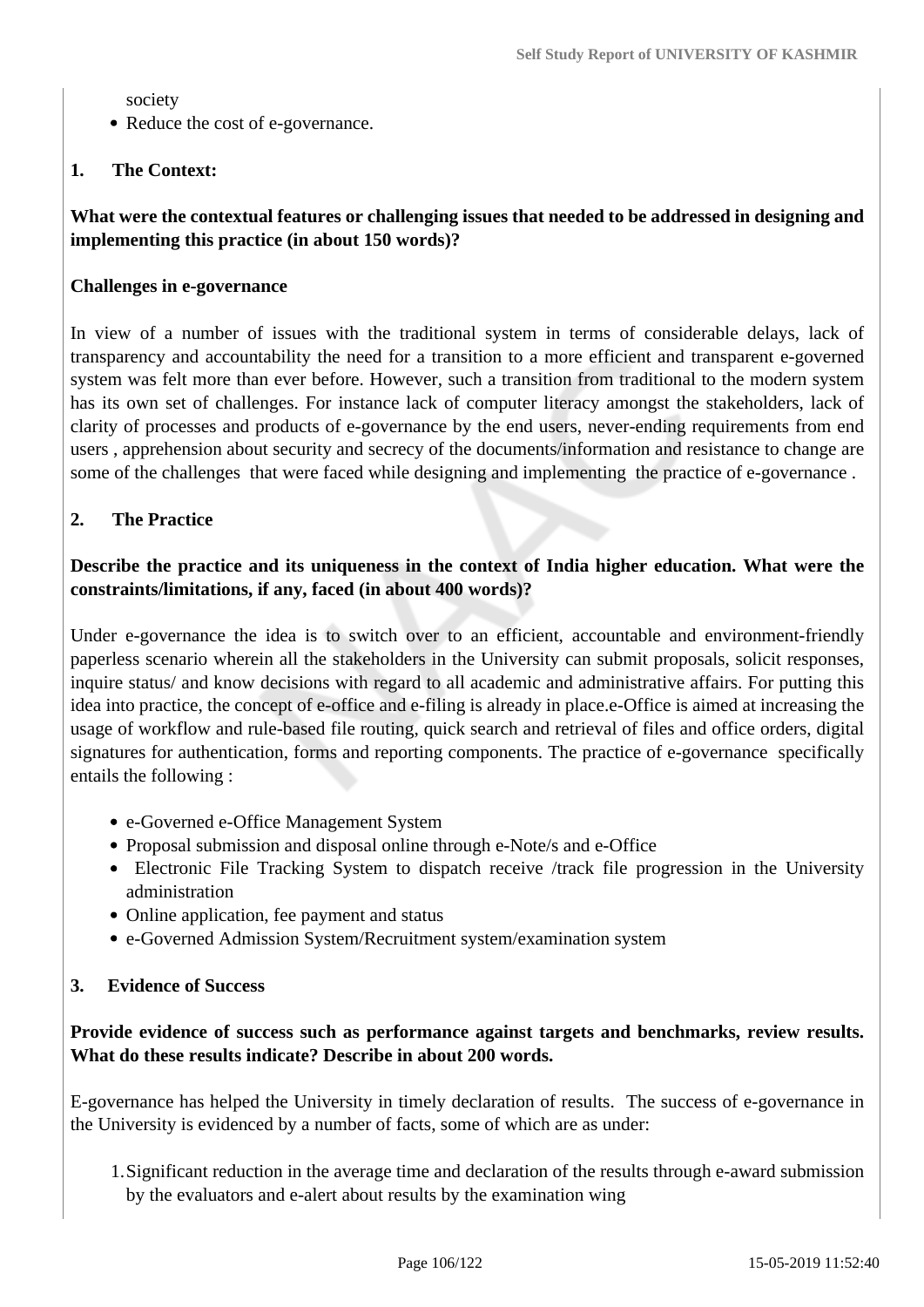society

- Reduce the cost of e-governance.

**1. The Context:**

**What were the contextual features or challenging issues that needed to be addressed in designing and implementing this practice (in about 150 words)?**

**Challenges in e-governance**

In view of a number of issues with the traditional system in terms of considerable delays, lack of transparency and accountability the need for a transition to a more efficient and transparent e-governed system was felt more than ever before. However, such a transition from traditional to the modern system has its own set of challenges. For instance lack of computer literacy amongst the stakeholders, lack of clarity of processes and products of e-governance by the end users, never-ending requirements from end users , apprehension about security and secrecy of the documents/information and resistance to change are some of the challenges that were faced while designing and implementing the practice of e-governance .

**2. The Practice**

**Describe the practice and its uniqueness in the context of India higher education. What were the constraints/limitations, if any, faced (in about 400 words)?**

Under e-governance the idea is to switch over to an efficient, accountable and environment-friendly paperless scenario wherein all the stakeholders in the University can submit proposals, solicit responses, inquire status/ and know decisions with regard to all academic and administrative affairs. For putting this idea into practice, the concept of e-office and e-filing is already in place.e-Office is aimed at increasing the usage of workflow and rule-based file routing, quick search and retrieval of files and office orders, digital signatures for authentication, forms and reporting components. The practice of e-governance specifically entails the following :

- e-Governed e-Office Management System
- Proposal submission and disposal online through e-Note/s and e-Office
- Electronic File Tracking System to dispatch receive /track file progression in the University administration
- Online application, fee payment and status
- e-Governed Admission System/Recruitment system/examination system

**3. Evidence of Success**

**Provide evidence of success such as performance against targets and benchmarks, review results. What do these results indicate? Describe in about 200 words.**

E-governance has helped the University in timely declaration of results. The success of e-governance in the University is evidenced by a number of facts, some of which are as under:

1. Significant reduction in the average time and declaration of the results through e-award submission by the evaluators and e-alert about results by the examination wing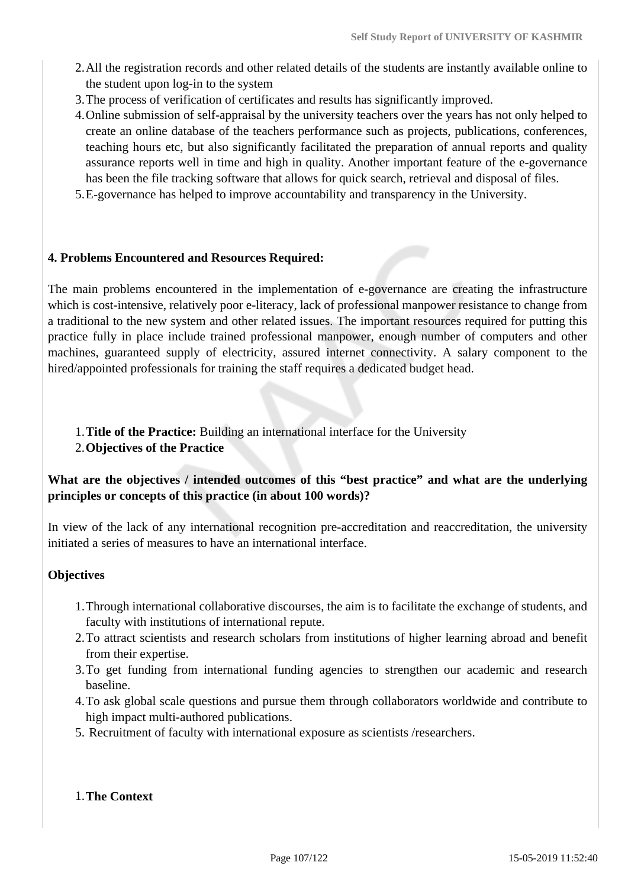2. All the registration records and other related details of the students are instantly available online to the student upon log-in to the system
3. The process of verification of certificates and results has significantly improved.
4. Online submission of self-appraisal by the university teachers over the years has not only helped to create an online database of the teachers performance such as projects, publications, conferences, teaching hours etc, but also significantly facilitated the preparation of annual reports and quality assurance reports well in time and high in quality. Another important feature of the e-governance has been the file tracking software that allows for quick search, retrieval and disposal of files.
5. E-governance has helped to improve accountability and transparency in the University.

**4. Problems Encountered and Resources Required:**

The main problems encountered in the implementation of e-governance are creating the infrastructure which is cost-intensive, relatively poor e-literacy, lack of professional manpower resistance to change from a traditional to the new system and other related issues. The important resources required for putting this practice fully in place include trained professional manpower, enough number of computers and other machines, guaranteed supply of electricity, assured internet connectivity. A salary component to the hired/appointed professionals for training the staff requires a dedicated budget head.

1. **Title of the Practice:** Building an international interface for the University
2. **Objectives of the Practice**

**What are the objectives / intended outcomes of this "best practice" and what are the underlying principles or concepts of this practice (in about 100 words)?**

In view of the lack of any international recognition pre-accreditation and reaccreditation, the university initiated a series of measures to have an international interface.

**Objectives**

1. Through international collaborative discourses, the aim is to facilitate the exchange of students, and faculty with institutions of international repute.
2. To attract scientists and research scholars from institutions of higher learning abroad and benefit from their expertise.
3. To get funding from international funding agencies to strengthen our academic and research baseline.
4. To ask global scale questions and pursue them through collaborators worldwide and contribute to high impact multi-authored publications.
5. Recruitment of faculty with international exposure as scientists /researchers.

1. **The Context**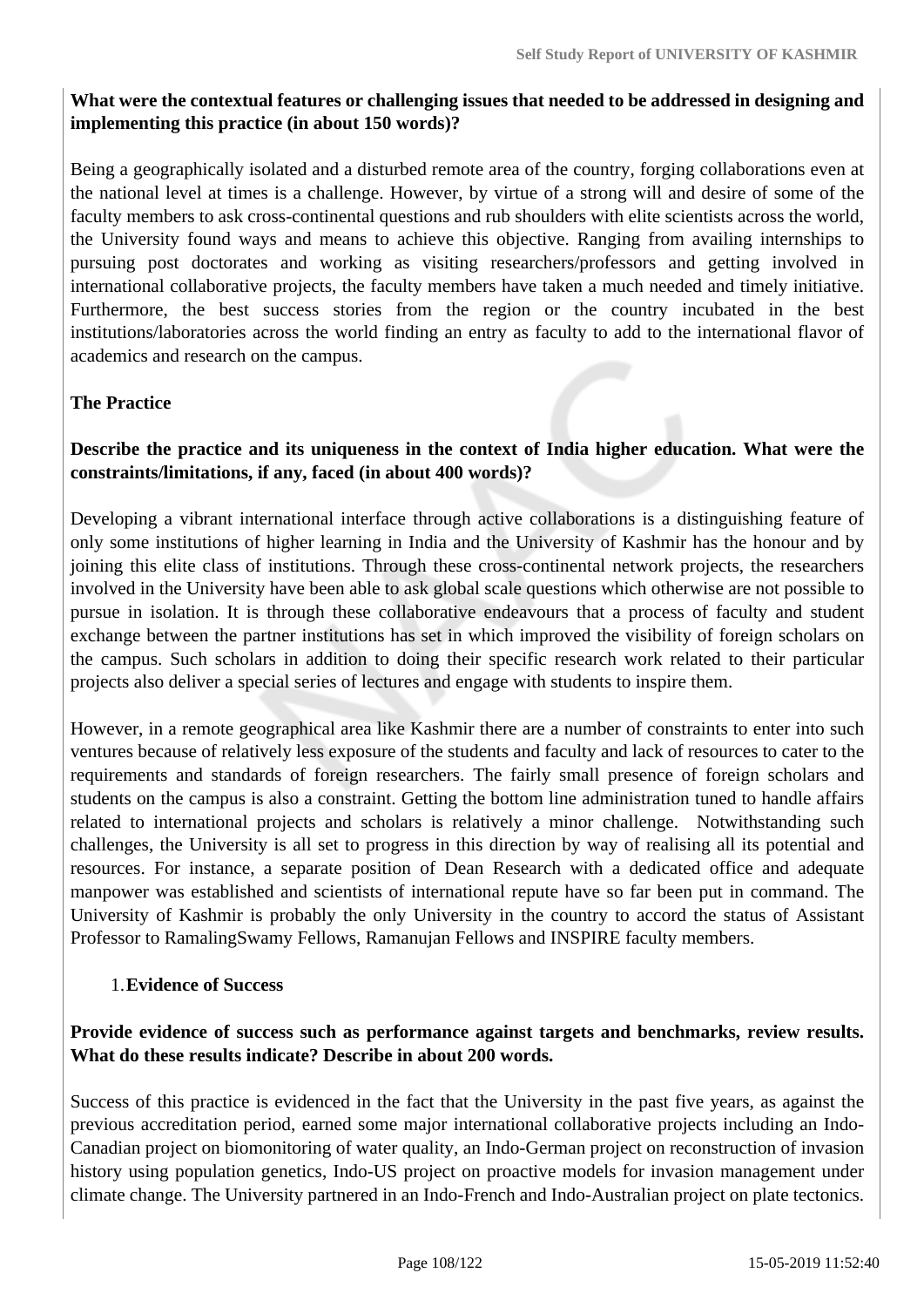**What were the contextual features or challenging issues that needed to be addressed in designing and implementing this practice (in about 150 words)?**

Being a geographically isolated and a disturbed remote area of the country, forging collaborations even at the national level at times is a challenge. However, by virtue of a strong will and desire of some of the faculty members to ask cross-continental questions and rub shoulders with elite scientists across the world, the University found ways and means to achieve this objective. Ranging from availing internships to pursuing post doctorates and working as visiting researchers/professors and getting involved in international collaborative projects, the faculty members have taken a much needed and timely initiative. Furthermore, the best success stories from the region or the country incubated in the best institutions/laboratories across the world finding an entry as faculty to add to the international flavor of academics and research on the campus.

**The Practice**

**Describe the practice and its uniqueness in the context of India higher education. What were the constraints/limitations, if any, faced (in about 400 words)?**

Developing a vibrant international interface through active collaborations is a distinguishing feature of only some institutions of higher learning in India and the University of Kashmir has the honour and by joining this elite class of institutions. Through these cross-continental network projects, the researchers involved in the University have been able to ask global scale questions which otherwise are not possible to pursue in isolation. It is through these collaborative endeavours that a process of faculty and student exchange between the partner institutions has set in which improved the visibility of foreign scholars on the campus. Such scholars in addition to doing their specific research work related to their particular projects also deliver a special series of lectures and engage with students to inspire them.

However, in a remote geographical area like Kashmir there are a number of constraints to enter into such ventures because of relatively less exposure of the students and faculty and lack of resources to cater to the requirements and standards of foreign researchers. The fairly small presence of foreign scholars and students on the campus is also a constraint. Getting the bottom line administration tuned to handle affairs related to international projects and scholars is relatively a minor challenge. Notwithstanding such challenges, the University is all set to progress in this direction by way of realising all its potential and resources. For instance, a separate position of Dean Research with a dedicated office and adequate manpower was established and scientists of international repute have so far been put in command. The University of Kashmir is probably the only University in the country to accord the status of Assistant Professor to RamalingSwamy Fellows, Ramanujan Fellows and INSPIRE faculty members.

1. **Evidence of Success**

**Provide evidence of success such as performance against targets and benchmarks, review results. What do these results indicate? Describe in about 200 words.**

Success of this practice is evidenced in the fact that the University in the past five years, as against the previous accreditation period, earned some major international collaborative projects including an Indo-Canadian project on biomonitoring of water quality, an Indo-German project on reconstruction of invasion history using population genetics, Indo-US project on proactive models for invasion management under climate change. The University partnered in an Indo-French and Indo-Australian project on plate tectonics.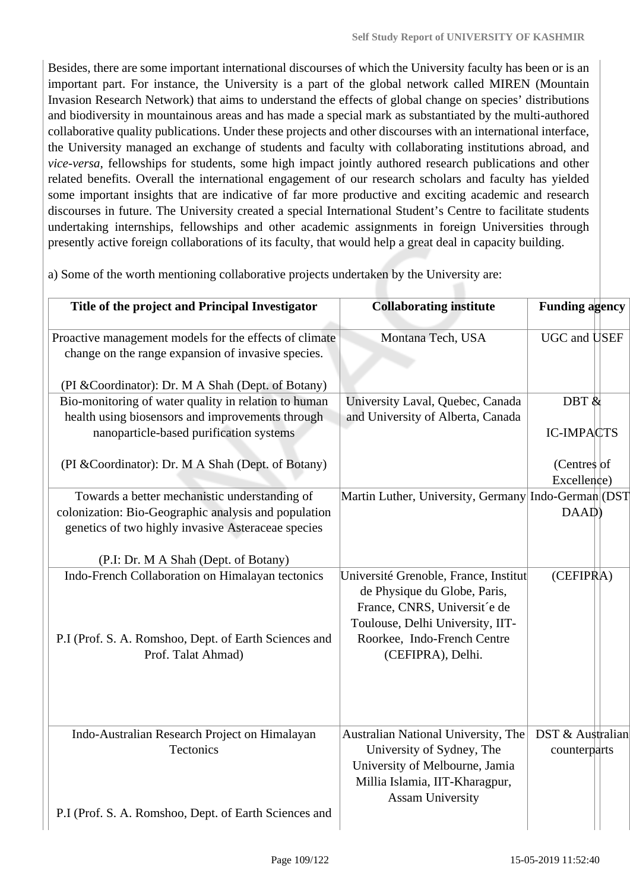Besides, there are some important international discourses of which the University faculty has been or is an important part. For instance, the University is a part of the global network called MIREN (Mountain Invasion Research Network) that aims to understand the effects of global change on species' distributions and biodiversity in mountainous areas and has made a special mark as substantiated by the multi-authored collaborative quality publications. Under these projects and other discourses with an international interface, the University managed an exchange of students and faculty with collaborating institutions abroad, and *vice-versa*, fellowships for students, some high impact jointly authored research publications and other related benefits. Overall the international engagement of our research scholars and faculty has yielded some important insights that are indicative of far more productive and exciting academic and research discourses in future. The University created a special International Student's Centre to facilitate students undertaking internships, fellowships and other academic assignments in foreign Universities through presently active foreign collaborations of its faculty, that would help a great deal in capacity building.

a) Some of the worth mentioning collaborative projects undertaken by the University are:

| Title of the project and Principal Investigator | Collaborating institute | Funding agency |
|---|---|---|
| Proactive management models for the effects of climate change on the range expansion of invasive species.<br><br>(PI &Coordinator): Dr. M A Shah (Dept. of Botany) | Montana Tech, USA | UGC and USEF |
| Bio-monitoring of water quality in relation to human health using biosensors and improvements through nanoparticle-based purification systems<br><br>(PI &Coordinator): Dr. M A Shah (Dept. of Botany) | University Laval, Quebec, Canada and University of Alberta, Canada | DBT &<br><br>IC-IMPACTS<br><br>(Centres of Excellence) |
| Towards a better mechanistic understanding of colonization: Bio-Geographic analysis and population genetics of two highly invasive Asteraceae species<br><br>(P.I: Dr. M A Shah (Dept. of Botany) | Martin Luther, University, Germany | Indo-German (DST DAAD) |
| Indo-French Collaboration on Himalayan tectonics<br><br>P.I (Prof. S. A. Romshoo, Dept. of Earth Sciences and Prof. Talat Ahmad) | Université Grenoble, France, Institut de Physique du Globe, Paris, France, CNRS, Universit´e de Toulouse, Delhi University, IIT-Roorkee, Indo-French Centre (CEFIPRA), Delhi. | (CEFIPRA) |
| Indo-Australian Research Project on Himalayan Tectonics<br><br>P.I (Prof. S. A. Romshoo, Dept. of Earth Sciences and | Australian National University, The University of Sydney, The University of Melbourne, Jamia Millia Islamia, IIT-Kharagpur, Assam University | DST & Australian counterparts |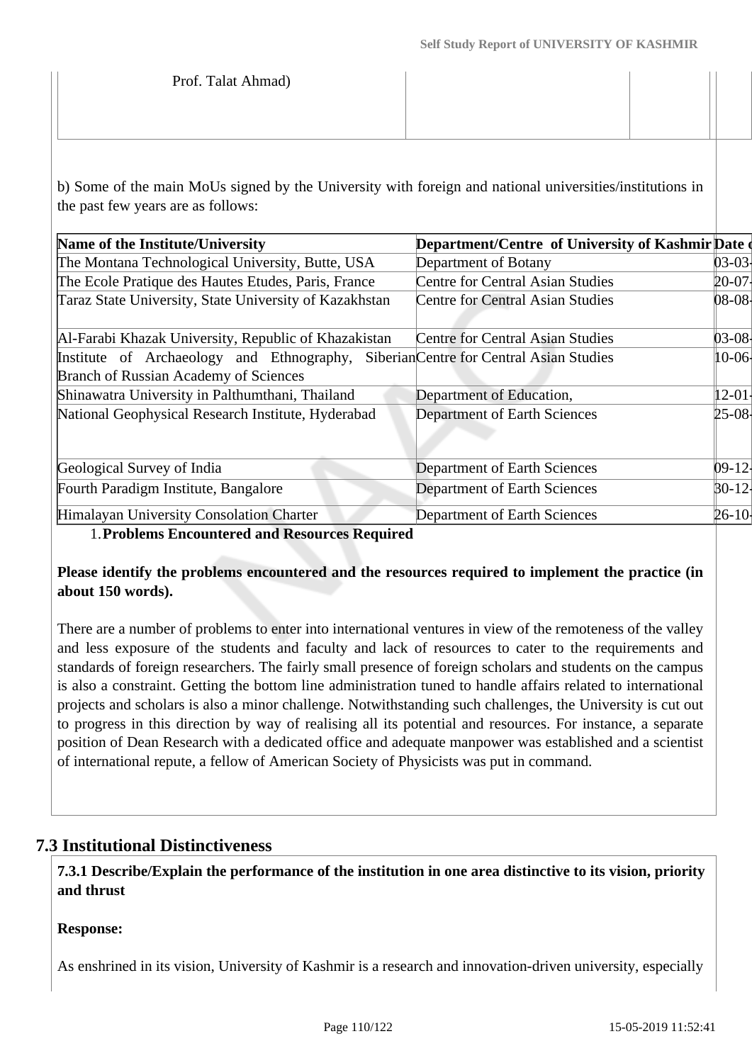| Prof. Talat Ahmad) | | | |
|---|---|---|---|

b) Some of the main MoUs signed by the University with foreign and national universities/institutions in the past few years are as follows:

| Name of the Institute/University | Department/Centre of University of Kashmir | Date o |
|---|---|---|
| The Montana Technological University, Butte, USA | Department of Botany | 03-03- |
| The Ecole Pratique des Hautes Etudes, Paris, France | Centre for Central Asian Studies | 20-07- |
| Taraz State University, State University of Kazakhstan | Centre for Central Asian Studies | 08-08- |
| Al-Farabi Khazak University, Republic of Khazakistan | Centre for Central Asian Studies | 03-08- |
| Institute of Archaeology and Ethnography, Siberian Branch of Russian Academy of Sciences | Centre for Central Asian Studies | 10-06- |
| Shinawatra University in Palthumthani, Thailand | Department of Education, | 12-01- |
| National Geophysical Research Institute, Hyderabad | Department of Earth Sciences | 25-08- |
| Geological Survey of India | Department of Earth Sciences | 09-12- |
| Fourth Paradigm Institute, Bangalore | Department of Earth Sciences | 30-12- |
| Himalayan University Consolation Charter | Department of Earth Sciences | 26-10- |

1. **Problems Encountered and Resources Required**

**Please identify the problems encountered and the resources required to implement the practice (in about 150 words).**

There are a number of problems to enter into international ventures in view of the remoteness of the valley and less exposure of the students and faculty and lack of resources to cater to the requirements and standards of foreign researchers. The fairly small presence of foreign scholars and students on the campus is also a constraint. Getting the bottom line administration tuned to handle affairs related to international projects and scholars is also a minor challenge. Notwithstanding such challenges, the University is cut out to progress in this direction by way of realising all its potential and resources. For instance, a separate position of Dean Research with a dedicated office and adequate manpower was established and a scientist of international repute, a fellow of American Society of Physicists was put in command.

## 7.3 Institutional Distinctiveness

**7.3.1 Describe/Explain the performance of the institution in one area distinctive to its vision, priority and thrust**

**Response:**

As enshrined in its vision, University of Kashmir is a research and innovation-driven university, especially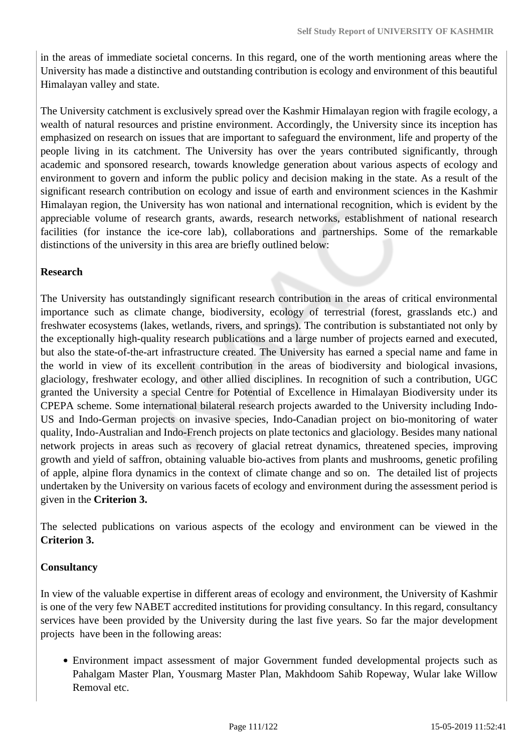in the areas of immediate societal concerns. In this regard, one of the worth mentioning areas where the University has made a distinctive and outstanding contribution is ecology and environment of this beautiful Himalayan valley and state.

The University catchment is exclusively spread over the Kashmir Himalayan region with fragile ecology, a wealth of natural resources and pristine environment. Accordingly, the University since its inception has emphasized on research on issues that are important to safeguard the environment, life and property of the people living in its catchment. The University has over the years contributed significantly, through academic and sponsored research, towards knowledge generation about various aspects of ecology and environment to govern and inform the public policy and decision making in the state. As a result of the significant research contribution on ecology and issue of earth and environment sciences in the Kashmir Himalayan region, the University has won national and international recognition, which is evident by the appreciable volume of research grants, awards, research networks, establishment of national research facilities (for instance the ice-core lab), collaborations and partnerships. Some of the remarkable distinctions of the university in this area are briefly outlined below:

**Research**

The University has outstandingly significant research contribution in the areas of critical environmental importance such as climate change, biodiversity, ecology of terrestrial (forest, grasslands etc.) and freshwater ecosystems (lakes, wetlands, rivers, and springs). The contribution is substantiated not only by the exceptionally high-quality research publications and a large number of projects earned and executed, but also the state-of-the-art infrastructure created. The University has earned a special name and fame in the world in view of its excellent contribution in the areas of biodiversity and biological invasions, glaciology, freshwater ecology, and other allied disciplines. In recognition of such a contribution, UGC granted the University a special Centre for Potential of Excellence in Himalayan Biodiversity under its CPEPA scheme. Some international bilateral research projects awarded to the University including Indo-US and Indo-German projects on invasive species, Indo-Canadian project on bio-monitoring of water quality, Indo-Australian and Indo-French projects on plate tectonics and glaciology. Besides many national network projects in areas such as recovery of glacial retreat dynamics, threatened species, improving growth and yield of saffron, obtaining valuable bio-actives from plants and mushrooms, genetic profiling of apple, alpine flora dynamics in the context of climate change and so on. The detailed list of projects undertaken by the University on various facets of ecology and environment during the assessment period is given in the **Criterion 3.**

The selected publications on various aspects of the ecology and environment can be viewed in the **Criterion 3.**

**Consultancy**

In view of the valuable expertise in different areas of ecology and environment, the University of Kashmir is one of the very few NABET accredited institutions for providing consultancy. In this regard, consultancy services have been provided by the University during the last five years. So far the major development projects have been in the following areas:

- Environment impact assessment of major Government funded developmental projects such as Pahalgam Master Plan, Yousmarg Master Plan, Makhdoom Sahib Ropeway, Wular lake Willow Removal etc.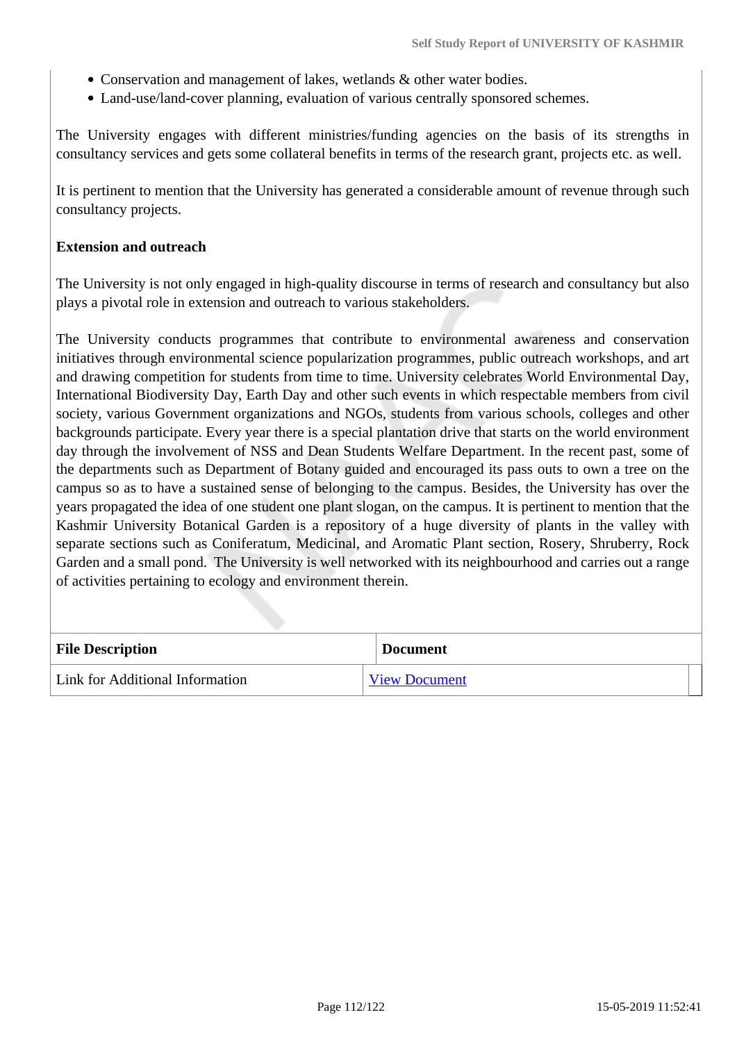- Conservation and management of lakes, wetlands & other water bodies.
- Land-use/land-cover planning, evaluation of various centrally sponsored schemes.

The University engages with different ministries/funding agencies on the basis of its strengths in consultancy services and gets some collateral benefits in terms of the research grant, projects etc. as well.

It is pertinent to mention that the University has generated a considerable amount of revenue through such consultancy projects.

**Extension and outreach**

The University is not only engaged in high-quality discourse in terms of research and consultancy but also plays a pivotal role in extension and outreach to various stakeholders.

The University conducts programmes that contribute to environmental awareness and conservation initiatives through environmental science popularization programmes, public outreach workshops, and art and drawing competition for students from time to time. University celebrates World Environmental Day, International Biodiversity Day, Earth Day and other such events in which respectable members from civil society, various Government organizations and NGOs, students from various schools, colleges and other backgrounds participate. Every year there is a special plantation drive that starts on the world environment day through the involvement of NSS and Dean Students Welfare Department. In the recent past, some of the departments such as Department of Botany guided and encouraged its pass outs to own a tree on the campus so as to have a sustained sense of belonging to the campus. Besides, the University has over the years propagated the idea of one student one plant slogan, on the campus. It is pertinent to mention that the Kashmir University Botanical Garden is a repository of a huge diversity of plants in the valley with separate sections such as Coniferatum, Medicinal, and Aromatic Plant section, Rosery, Shruberry, Rock Garden and a small pond. The University is well networked with its neighbourhood and carries out a range of activities pertaining to ecology and environment therein.

| File Description | Document |
|---|---|
| Link for Additional Information | View Document |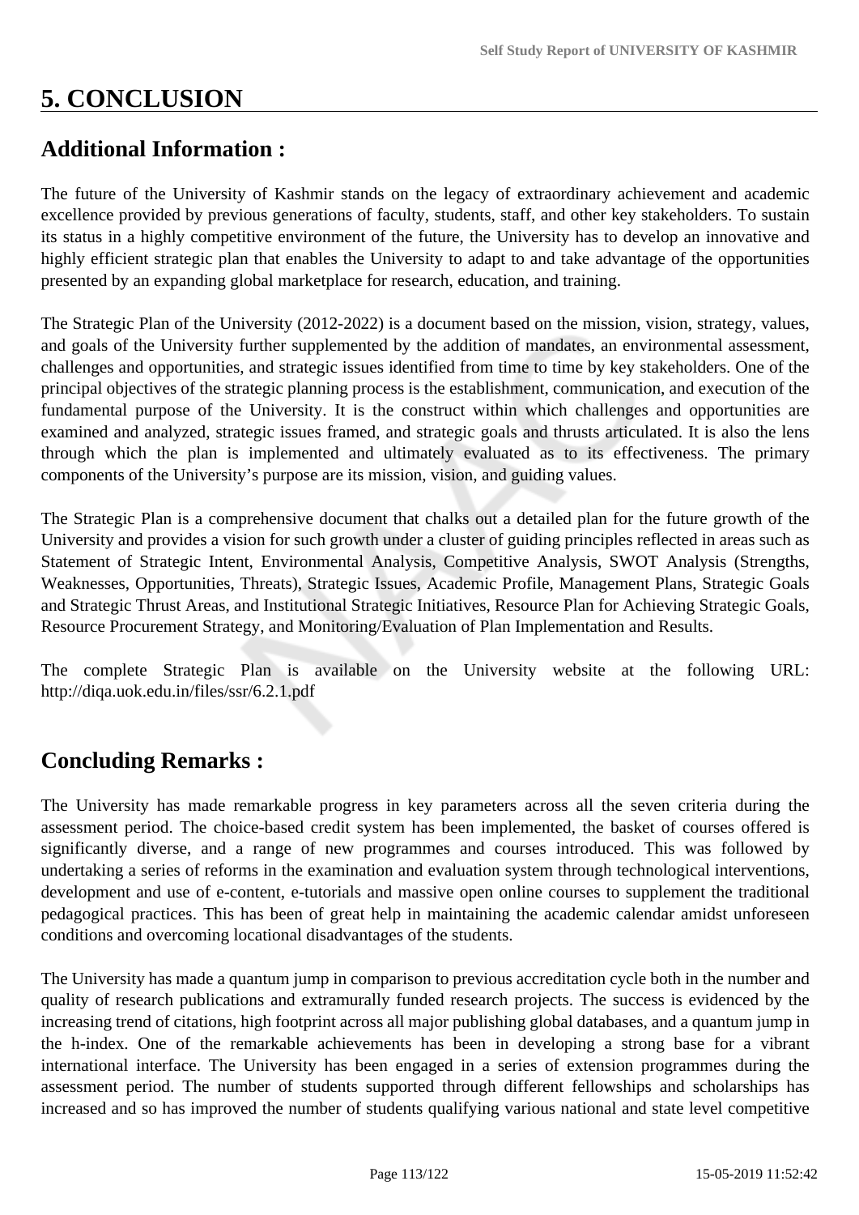# 5. CONCLUSION

## Additional Information :

The future of the University of Kashmir stands on the legacy of extraordinary achievement and academic excellence provided by previous generations of faculty, students, staff, and other key stakeholders. To sustain its status in a highly competitive environment of the future, the University has to develop an innovative and highly efficient strategic plan that enables the University to adapt to and take advantage of the opportunities presented by an expanding global marketplace for research, education, and training.

The Strategic Plan of the University (2012-2022) is a document based on the mission, vision, strategy, values, and goals of the University further supplemented by the addition of mandates, an environmental assessment, challenges and opportunities, and strategic issues identified from time to time by key stakeholders. One of the principal objectives of the strategic planning process is the establishment, communication, and execution of the fundamental purpose of the University. It is the construct within which challenges and opportunities are examined and analyzed, strategic issues framed, and strategic goals and thrusts articulated. It is also the lens through which the plan is implemented and ultimately evaluated as to its effectiveness. The primary components of the University's purpose are its mission, vision, and guiding values.

The Strategic Plan is a comprehensive document that chalks out a detailed plan for the future growth of the University and provides a vision for such growth under a cluster of guiding principles reflected in areas such as Statement of Strategic Intent, Environmental Analysis, Competitive Analysis, SWOT Analysis (Strengths, Weaknesses, Opportunities, Threats), Strategic Issues, Academic Profile, Management Plans, Strategic Goals and Strategic Thrust Areas, and Institutional Strategic Initiatives, Resource Plan for Achieving Strategic Goals, Resource Procurement Strategy, and Monitoring/Evaluation of Plan Implementation and Results.

The complete Strategic Plan is available on the University website at the following URL: http://diqa.uok.edu.in/files/ssr/6.2.1.pdf

## Concluding Remarks :

The University has made remarkable progress in key parameters across all the seven criteria during the assessment period. The choice-based credit system has been implemented, the basket of courses offered is significantly diverse, and a range of new programmes and courses introduced. This was followed by undertaking a series of reforms in the examination and evaluation system through technological interventions, development and use of e-content, e-tutorials and massive open online courses to supplement the traditional pedagogical practices. This has been of great help in maintaining the academic calendar amidst unforeseen conditions and overcoming locational disadvantages of the students.

The University has made a quantum jump in comparison to previous accreditation cycle both in the number and quality of research publications and extramurally funded research projects. The success is evidenced by the increasing trend of citations, high footprint across all major publishing global databases, and a quantum jump in the h-index. One of the remarkable achievements has been in developing a strong base for a vibrant international interface. The University has been engaged in a series of extension programmes during the assessment period. The number of students supported through different fellowships and scholarships has increased and so has improved the number of students qualifying various national and state level competitive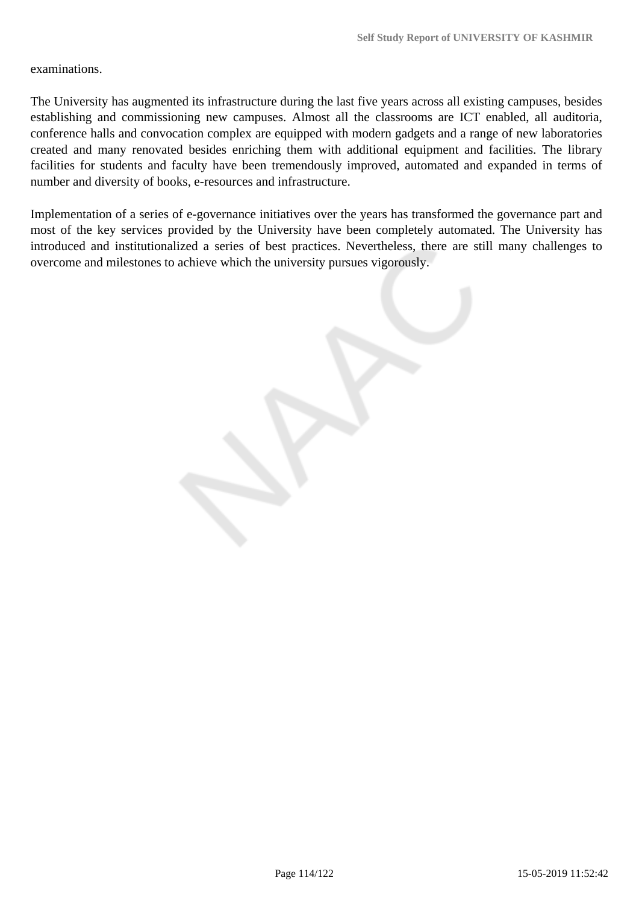examinations.

The University has augmented its infrastructure during the last five years across all existing campuses, besides establishing and commissioning new campuses. Almost all the classrooms are ICT enabled, all auditoria, conference halls and convocation complex are equipped with modern gadgets and a range of new laboratories created and many renovated besides enriching them with additional equipment and facilities. The library facilities for students and faculty have been tremendously improved, automated and expanded in terms of number and diversity of books, e-resources and infrastructure.

Implementation of a series of e-governance initiatives over the years has transformed the governance part and most of the key services provided by the University have been completely automated. The University has introduced and institutionalized a series of best practices. Nevertheless, there are still many challenges to overcome and milestones to achieve which the university pursues vigorously.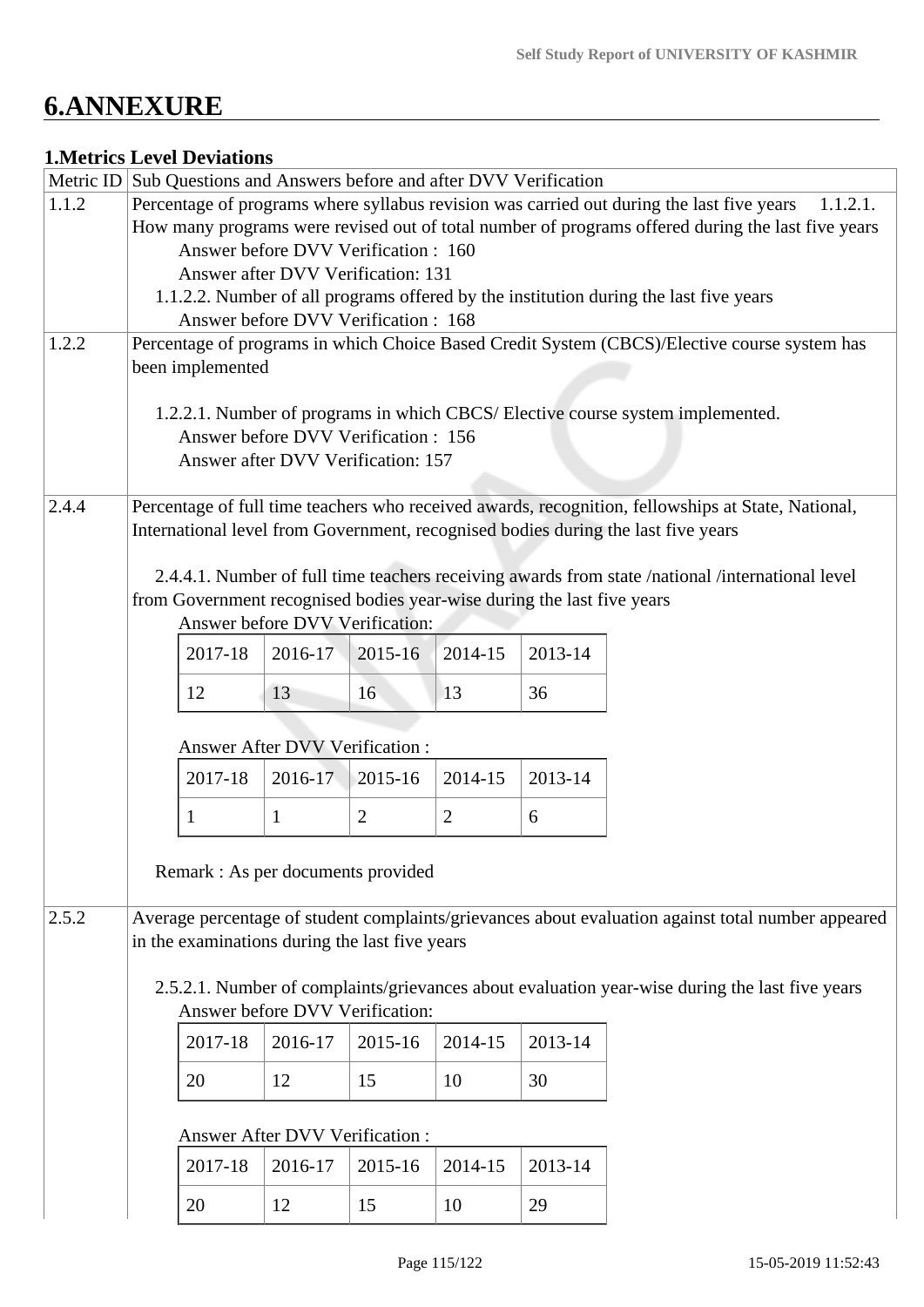# 6.ANNEXURE

## 1.Metrics Level Deviations

| Metric ID | Sub Questions and Answers before and after DVV Verification |
|---|---|
| 1.1.2 | Percentage of programs where syllabus revision was carried out during the last five years 1.1.2.1. How many programs were revised out of total number of programs offered during the last five years<br>Answer before DVV Verification : 160<br>Answer after DVV Verification: 131<br>1.1.2.2. Number of all programs offered by the institution during the last five years<br>Answer before DVV Verification : 168 |
| 1.2.2 | Percentage of programs in which Choice Based Credit System (CBCS)/Elective course system has been implemented<br><br>1.2.2.1. Number of programs in which CBCS/ Elective course system implemented.<br>Answer before DVV Verification : 156<br>Answer after DVV Verification: 157 |
| 2.4.4 | Percentage of full time teachers who received awards, recognition, fellowships at State, National, International level from Government, recognised bodies during the last five years<br><br>2.4.4.1. Number of full time teachers receiving awards from state /national /international level from Government recognised bodies year-wise during the last five years<br>Answer before DVV Verification:<br>2017-18: 12, 2016-17: 13, 2015-16: 16, 2014-15: 13, 2013-14: 36<br><br>Answer After DVV Verification :<br>2017-18: 1, 2016-17: 1, 2015-16: 2, 2014-15: 2, 2013-14: 6<br><br>Remark : As per documents provided |
| 2.5.2 | Average percentage of student complaints/grievances about evaluation against total number appeared in the examinations during the last five years<br><br>2.5.2.1. Number of complaints/grievances about evaluation year-wise during the last five years<br>Answer before DVV Verification:<br>2017-18: 20, 2016-17: 12, 2015-16: 15, 2014-15: 10, 2013-14: 30<br><br>Answer After DVV Verification :<br>2017-18: 20, 2016-17: 12, 2015-16: 15, 2014-15: 10, 2013-14: 29 |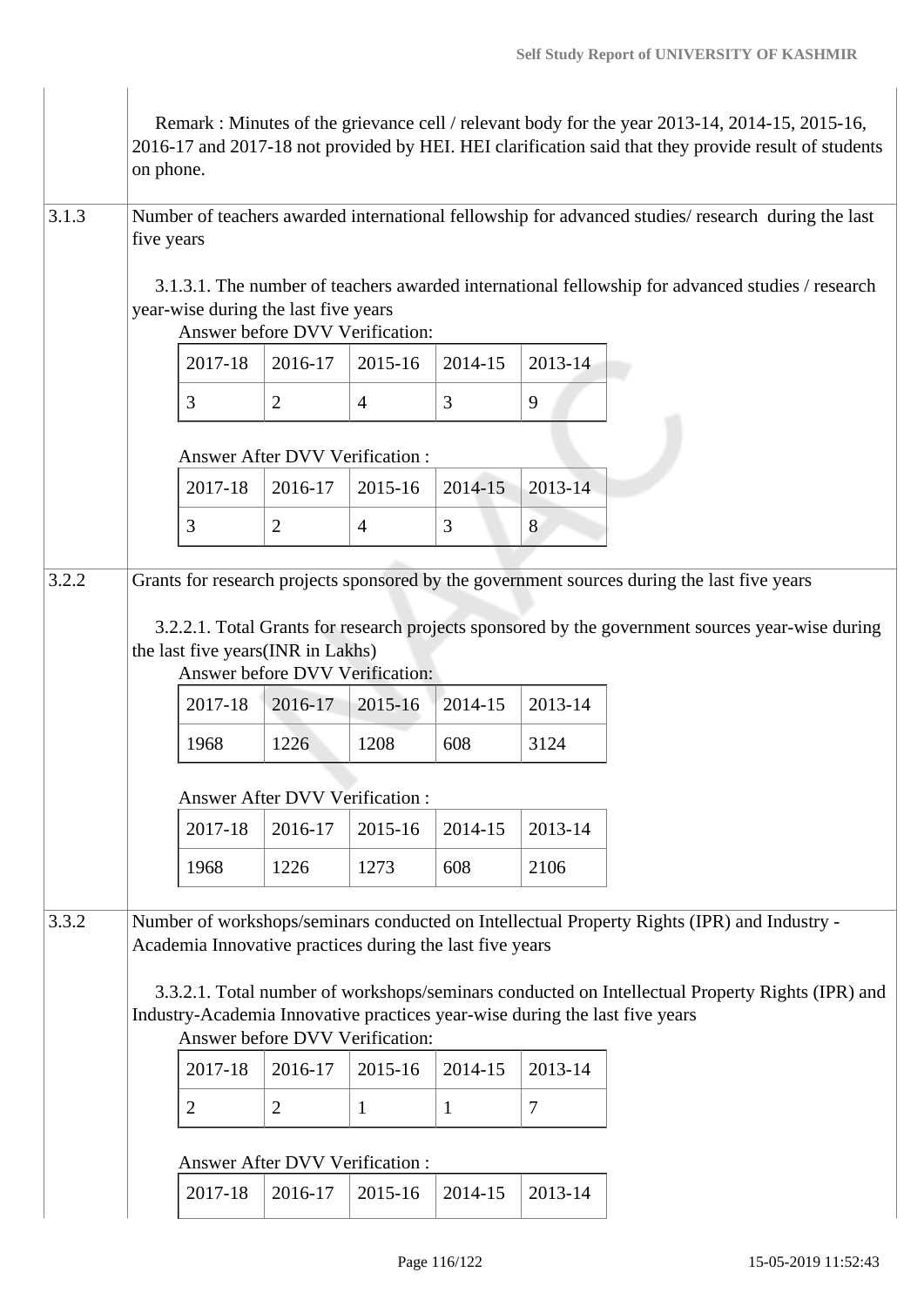Remark : Minutes of the grievance cell / relevant body for the year 2013-14, 2014-15, 2015-16, 2016-17 and 2017-18 not provided by HEI. HEI clarification said that they provide result of students on phone.

**3.1.3** Number of teachers awarded international fellowship for advanced studies/ research during the last five years

3.1.3.1. The number of teachers awarded international fellowship for advanced studies / research year-wise during the last five years

Answer before DVV Verification:

| 2017-18 | 2016-17 | 2015-16 | 2014-15 | 2013-14 |
|---|---|---|---|---|
| 3 | 2 | 4 | 3 | 9 |

Answer After DVV Verification :

| 2017-18 | 2016-17 | 2015-16 | 2014-15 | 2013-14 |
|---|---|---|---|---|
| 3 | 2 | 4 | 3 | 8 |

**3.2.2** Grants for research projects sponsored by the government sources during the last five years

3.2.2.1. Total Grants for research projects sponsored by the government sources year-wise during the last five years(INR in Lakhs)

Answer before DVV Verification:

| 2017-18 | 2016-17 | 2015-16 | 2014-15 | 2013-14 |
|---|---|---|---|---|
| 1968 | 1226 | 1208 | 608 | 3124 |

Answer After DVV Verification :

| 2017-18 | 2016-17 | 2015-16 | 2014-15 | 2013-14 |
|---|---|---|---|---|
| 1968 | 1226 | 1273 | 608 | 2106 |

**3.3.2** Number of workshops/seminars conducted on Intellectual Property Rights (IPR) and Industry - Academia Innovative practices during the last five years

3.3.2.1. Total number of workshops/seminars conducted on Intellectual Property Rights (IPR) and Industry-Academia Innovative practices year-wise during the last five years

Answer before DVV Verification:

| 2017-18 | 2016-17 | 2015-16 | 2014-15 | 2013-14 |
|---|---|---|---|---|
| 2 | 2 | 1 | 1 | 7 |

Answer After DVV Verification :

| 2017-18 | 2016-17 | 2015-16 | 2014-15 | 2013-14 |
|---|---|---|---|---|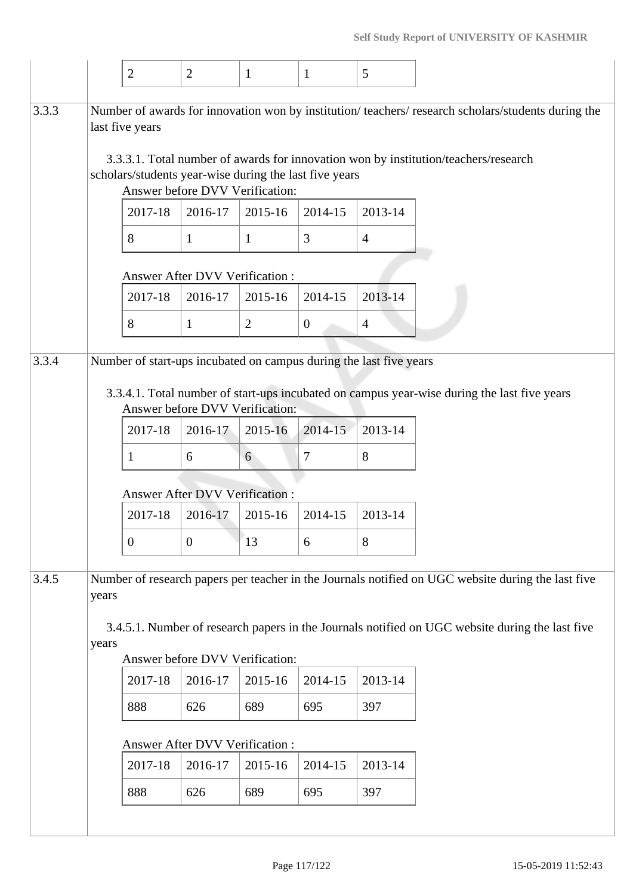| 2 | 2 | 1 | 1 | 5 |
|---|---|---|---|---|

**3.3.3** Number of awards for innovation won by institution/ teachers/ research scholars/students during the last five years

3.3.3.1. Total number of awards for innovation won by institution/teachers/research scholars/students year-wise during the last five years

Answer before DVV Verification:

| 2017-18 | 2016-17 | 2015-16 | 2014-15 | 2013-14 |
|---|---|---|---|---|
| 8 | 1 | 1 | 3 | 4 |

Answer After DVV Verification :

| 2017-18 | 2016-17 | 2015-16 | 2014-15 | 2013-14 |
|---|---|---|---|---|
| 8 | 1 | 2 | 0 | 4 |

**3.3.4** Number of start-ups incubated on campus during the last five years

3.3.4.1. Total number of start-ups incubated on campus year-wise during the last five years

Answer before DVV Verification:

| 2017-18 | 2016-17 | 2015-16 | 2014-15 | 2013-14 |
|---|---|---|---|---|
| 1 | 6 | 6 | 7 | 8 |

Answer After DVV Verification :

| 2017-18 | 2016-17 | 2015-16 | 2014-15 | 2013-14 |
|---|---|---|---|---|
| 0 | 0 | 13 | 6 | 8 |

**3.4.5** Number of research papers per teacher in the Journals notified on UGC website during the last five years

3.4.5.1. Number of research papers in the Journals notified on UGC website during the last five years

Answer before DVV Verification:

| 2017-18 | 2016-17 | 2015-16 | 2014-15 | 2013-14 |
|---|---|---|---|---|
| 888 | 626 | 689 | 695 | 397 |

Answer After DVV Verification :

| 2017-18 | 2016-17 | 2015-16 | 2014-15 | 2013-14 |
|---|---|---|---|---|
| 888 | 626 | 689 | 695 | 397 |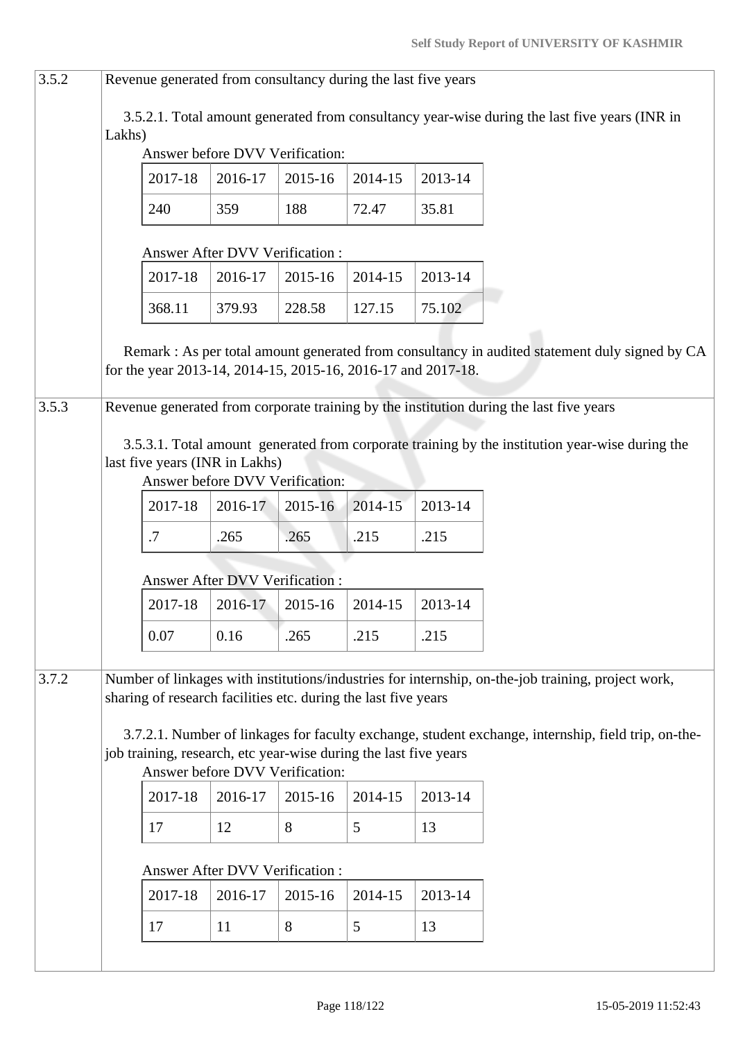| | |
|---|---|
| 3.5.2 | Revenue generated from consultancy during the last five years |

3.5.2.1. Total amount generated from consultancy year-wise during the last five years (INR in Lakhs)

Answer before DVV Verification:

| 2017-18 | 2016-17 | 2015-16 | 2014-15 | 2013-14 |
|---|---|---|---|---|
| 240 | 359 | 188 | 72.47 | 35.81 |

Answer After DVV Verification :

| 2017-18 | 2016-17 | 2015-16 | 2014-15 | 2013-14 |
|---|---|---|---|---|
| 368.11 | 379.93 | 228.58 | 127.15 | 75.102 |

Remark : As per total amount generated from consultancy in audited statement duly signed by CA for the year 2013-14, 2014-15, 2015-16, 2016-17 and 2017-18.

| | |
|---|---|
| 3.5.3 | Revenue generated from corporate training by the institution during the last five years |

3.5.3.1. Total amount generated from corporate training by the institution year-wise during the last five years (INR in Lakhs)

Answer before DVV Verification:

| 2017-18 | 2016-17 | 2015-16 | 2014-15 | 2013-14 |
|---|---|---|---|---|
| .7 | .265 | .265 | .215 | .215 |

Answer After DVV Verification :

| 2017-18 | 2016-17 | 2015-16 | 2014-15 | 2013-14 |
|---|---|---|---|---|
| 0.07 | 0.16 | .265 | .215 | .215 |

| | |
|---|---|
| 3.7.2 | Number of linkages with institutions/industries for internship, on-the-job training, project work, sharing of research facilities etc. during the last five years |

3.7.2.1. Number of linkages for faculty exchange, student exchange, internship, field trip, on-the-job training, research, etc year-wise during the last five years

Answer before DVV Verification:

| 2017-18 | 2016-17 | 2015-16 | 2014-15 | 2013-14 |
|---|---|---|---|---|
| 17 | 12 | 8 | 5 | 13 |

Answer After DVV Verification :

| 2017-18 | 2016-17 | 2015-16 | 2014-15 | 2013-14 |
|---|---|---|---|---|
| 17 | 11 | 8 | 5 | 13 |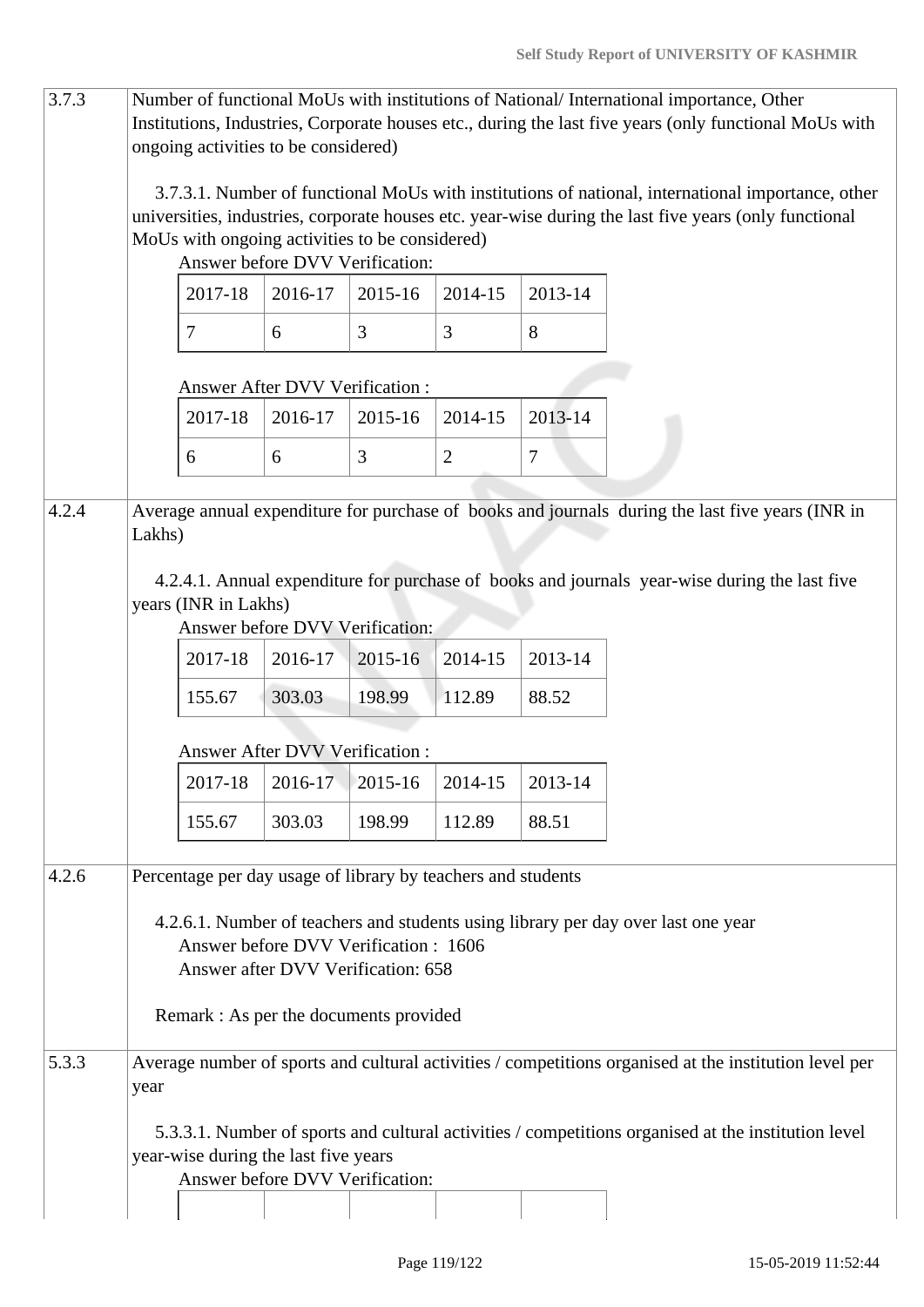| 3.7.3 | Number of functional MoUs with institutions of National/ International importance, Other Institutions, Industries, Corporate houses etc., during the last five years (only functional MoUs with ongoing activities to be considered) |
|---|---|

3.7.3.1. Number of functional MoUs with institutions of national, international importance, other universities, industries, corporate houses etc. year-wise during the last five years (only functional MoUs with ongoing activities to be considered)

Answer before DVV Verification:

| 2017-18 | 2016-17 | 2015-16 | 2014-15 | 2013-14 |
|---|---|---|---|---|
| 7 | 6 | 3 | 3 | 8 |

Answer After DVV Verification :

| 2017-18 | 2016-17 | 2015-16 | 2014-15 | 2013-14 |
|---|---|---|---|---|
| 6 | 6 | 3 | 2 | 7 |

| 4.2.4 | Average annual expenditure for purchase of books and journals during the last five years (INR in Lakhs) |
|---|---|

4.2.4.1. Annual expenditure for purchase of books and journals year-wise during the last five years (INR in Lakhs)

Answer before DVV Verification:

| 2017-18 | 2016-17 | 2015-16 | 2014-15 | 2013-14 |
|---|---|---|---|---|
| 155.67 | 303.03 | 198.99 | 112.89 | 88.52 |

Answer After DVV Verification :

| 2017-18 | 2016-17 | 2015-16 | 2014-15 | 2013-14 |
|---|---|---|---|---|
| 155.67 | 303.03 | 198.99 | 112.89 | 88.51 |

| 4.2.6 | Percentage per day usage of library by teachers and students |
|---|---|

4.2.6.1. Number of teachers and students using library per day over last one year

Answer before DVV Verification : 1606

Answer after DVV Verification: 658

Remark : As per the documents provided

| 5.3.3 | Average number of sports and cultural activities / competitions organised at the institution level per year |
|---|---|

5.3.3.1. Number of sports and cultural activities / competitions organised at the institution level year-wise during the last five years

Answer before DVV Verification: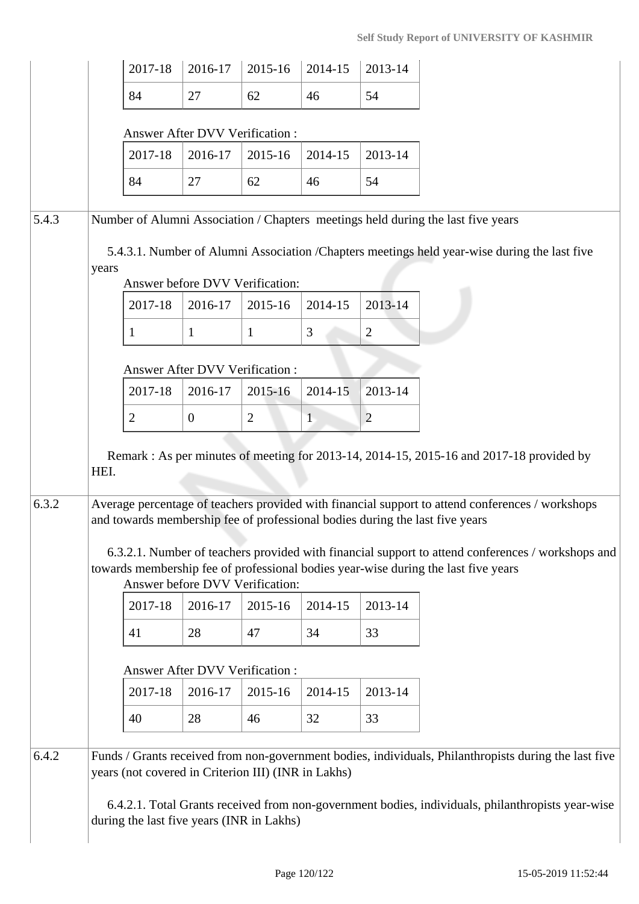| 2017-18 | 2016-17 | 2015-16 | 2014-15 | 2013-14 |
|---|---|---|---|---|
| 84 | 27 | 62 | 46 | 54 |

Answer After DVV Verification :

| 2017-18 | 2016-17 | 2015-16 | 2014-15 | 2013-14 |
|---|---|---|---|---|
| 84 | 27 | 62 | 46 | 54 |

**5.4.3** Number of Alumni Association / Chapters meetings held during the last five years

5.4.3.1. Number of Alumni Association /Chapters meetings held year-wise during the last five years

Answer before DVV Verification:

| 2017-18 | 2016-17 | 2015-16 | 2014-15 | 2013-14 |
|---|---|---|---|---|
| 1 | 1 | 1 | 3 | 2 |

Answer After DVV Verification :

| 2017-18 | 2016-17 | 2015-16 | 2014-15 | 2013-14 |
|---|---|---|---|---|
| 2 | 0 | 2 | 1 | 2 |

Remark : As per minutes of meeting for 2013-14, 2014-15, 2015-16 and 2017-18 provided by HEI.

**6.3.2** Average percentage of teachers provided with financial support to attend conferences / workshops and towards membership fee of professional bodies during the last five years

6.3.2.1. Number of teachers provided with financial support to attend conferences / workshops and towards membership fee of professional bodies year-wise during the last five years

Answer before DVV Verification:

| 2017-18 | 2016-17 | 2015-16 | 2014-15 | 2013-14 |
|---|---|---|---|---|
| 41 | 28 | 47 | 34 | 33 |

Answer After DVV Verification :

| 2017-18 | 2016-17 | 2015-16 | 2014-15 | 2013-14 |
|---|---|---|---|---|
| 40 | 28 | 46 | 32 | 33 |

**6.4.2** Funds / Grants received from non-government bodies, individuals, Philanthropists during the last five years (not covered in Criterion III) (INR in Lakhs)

6.4.2.1. Total Grants received from non-government bodies, individuals, philanthropists year-wise during the last five years (INR in Lakhs)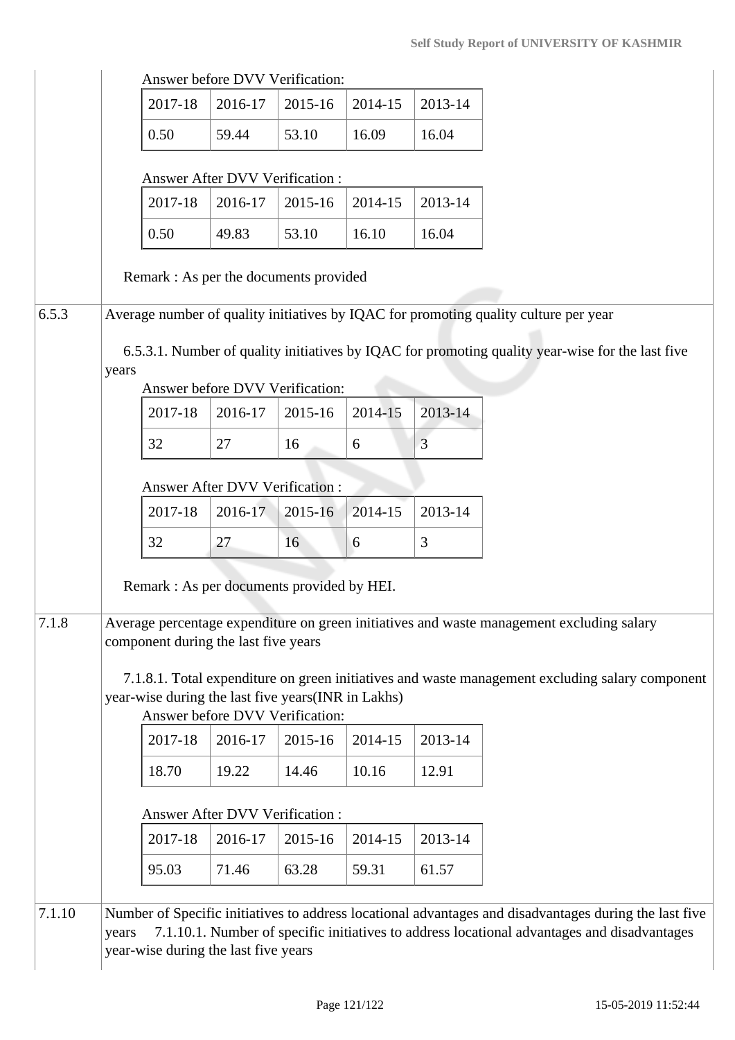Answer before DVV Verification:

| 2017-18 | 2016-17 | 2015-16 | 2014-15 | 2013-14 |
|---|---|---|---|---|
| 0.50 | 59.44 | 53.10 | 16.09 | 16.04 |

Answer After DVV Verification :

| 2017-18 | 2016-17 | 2015-16 | 2014-15 | 2013-14 |
|---|---|---|---|---|
| 0.50 | 49.83 | 53.10 | 16.10 | 16.04 |

Remark : As per the documents provided

**6.5.3** Average number of quality initiatives by IQAC for promoting quality culture per year

6.5.3.1. Number of quality initiatives by IQAC for promoting quality year-wise for the last five years

Answer before DVV Verification:

| 2017-18 | 2016-17 | 2015-16 | 2014-15 | 2013-14 |
|---|---|---|---|---|
| 32 | 27 | 16 | 6 | 3 |

Answer After DVV Verification :

| 2017-18 | 2016-17 | 2015-16 | 2014-15 | 2013-14 |
|---|---|---|---|---|
| 32 | 27 | 16 | 6 | 3 |

Remark : As per documents provided by HEI.

**7.1.8** Average percentage expenditure on green initiatives and waste management excluding salary component during the last five years

7.1.8.1. Total expenditure on green initiatives and waste management excluding salary component year-wise during the last five years(INR in Lakhs)

Answer before DVV Verification:

| 2017-18 | 2016-17 | 2015-16 | 2014-15 | 2013-14 |
|---|---|---|---|---|
| 18.70 | 19.22 | 14.46 | 10.16 | 12.91 |

Answer After DVV Verification :

| 2017-18 | 2016-17 | 2015-16 | 2014-15 | 2013-14 |
|---|---|---|---|---|
| 95.03 | 71.46 | 63.28 | 59.31 | 61.57 |

**7.1.10** Number of Specific initiatives to address locational advantages and disadvantages during the last five years 7.1.10.1. Number of specific initiatives to address locational advantages and disadvantages year-wise during the last five years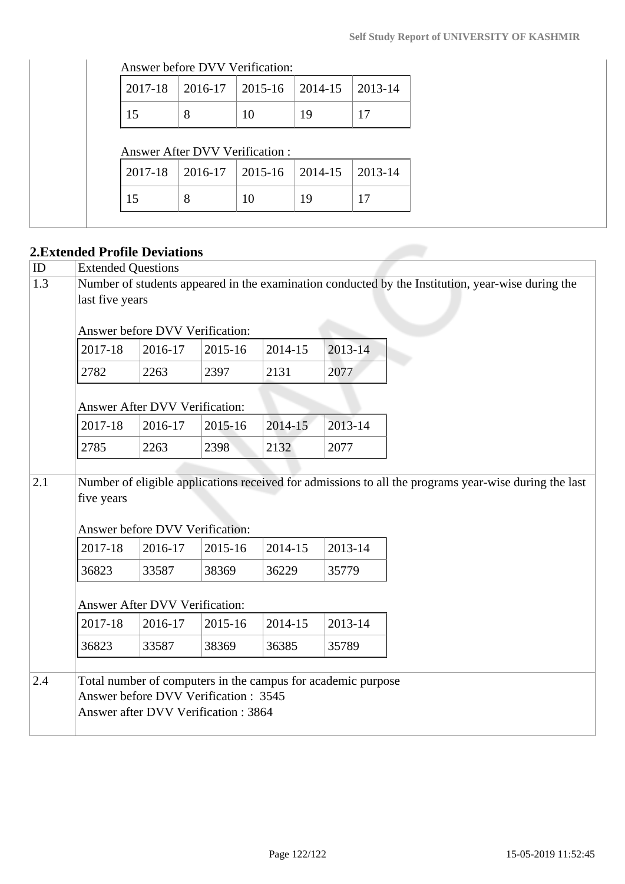Answer before DVV Verification:

| 2017-18 | 2016-17 | 2015-16 | 2014-15 | 2013-14 |
|---|---|---|---|---|
| 15 | 8 | 10 | 19 | 17 |

Answer After DVV Verification :

| 2017-18 | 2016-17 | 2015-16 | 2014-15 | 2013-14 |
|---|---|---|---|---|
| 15 | 8 | 10 | 19 | 17 |

## 2.Extended Profile Deviations

| ID | Extended Questions |
|---|---|
| 1.3 | Number of students appeared in the examination conducted by the Institution, year-wise during the last five years |

Answer before DVV Verification:

| 2017-18 | 2016-17 | 2015-16 | 2014-15 | 2013-14 |
|---|---|---|---|---|
| 2782 | 2263 | 2397 | 2131 | 2077 |

Answer After DVV Verification:

| 2017-18 | 2016-17 | 2015-16 | 2014-15 | 2013-14 |
|---|---|---|---|---|
| 2785 | 2263 | 2398 | 2132 | 2077 |

| ID | Extended Questions |
|---|---|
| 2.1 | Number of eligible applications received for admissions to all the programs year-wise during the last five years |

Answer before DVV Verification:

| 2017-18 | 2016-17 | 2015-16 | 2014-15 | 2013-14 |
|---|---|---|---|---|
| 36823 | 33587 | 38369 | 36229 | 35779 |

Answer After DVV Verification:

| 2017-18 | 2016-17 | 2015-16 | 2014-15 | 2013-14 |
|---|---|---|---|---|
| 36823 | 33587 | 38369 | 36385 | 35789 |

| ID | Extended Questions |
|---|---|
| 2.4 | Total number of computers in the campus for academic purpose |

Answer before DVV Verification : 3545

Answer after DVV Verification : 3864